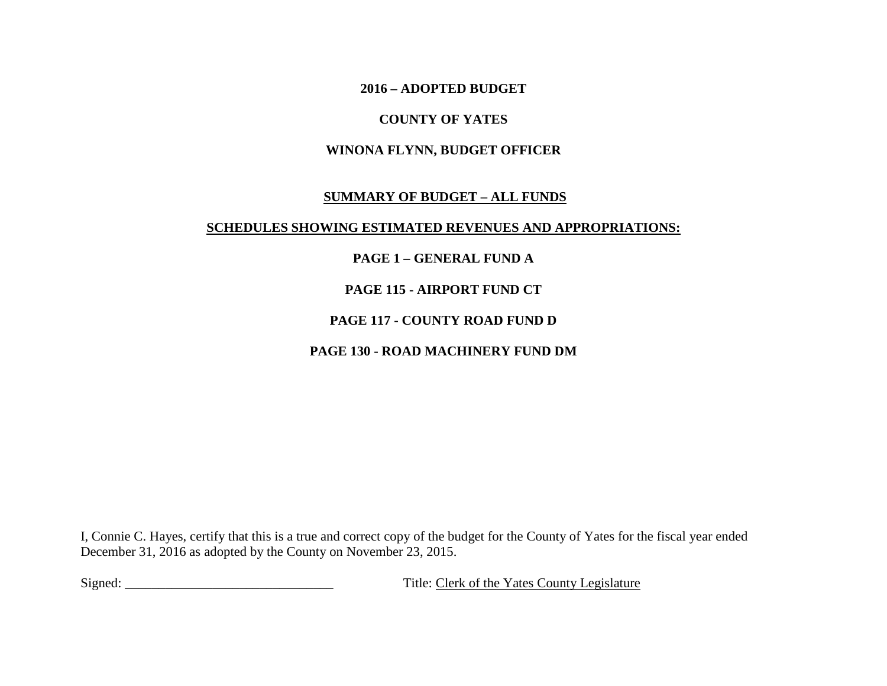# 2016 – ADOPTED BUDGET

## COUNTY OF YATES

## WINONA FLYNN, BUDGET OFFICER

**SUMMARY OF BUDGET – ALL FUNDS**

**SCHEDULES SHOWING ESTIMATED REVENUES AND APPROPRIATIONS:**

**PAGE 1 – GENERAL FUND A**

**PAGE 115 - AIRPORT FUND CT**

**PAGE 117 - COUNTY ROAD FUND D**

**PAGE 130 - ROAD MACHINERY FUND DM**

I, Connie C. Hayes, certify that this is a true and correct copy of the budget for the County of Yates for the fiscal year ended December 31, 2016 as adopted by the County on November 23, 2015.

Signed: _______________________________ Title: Clerk of the Yates County Legislature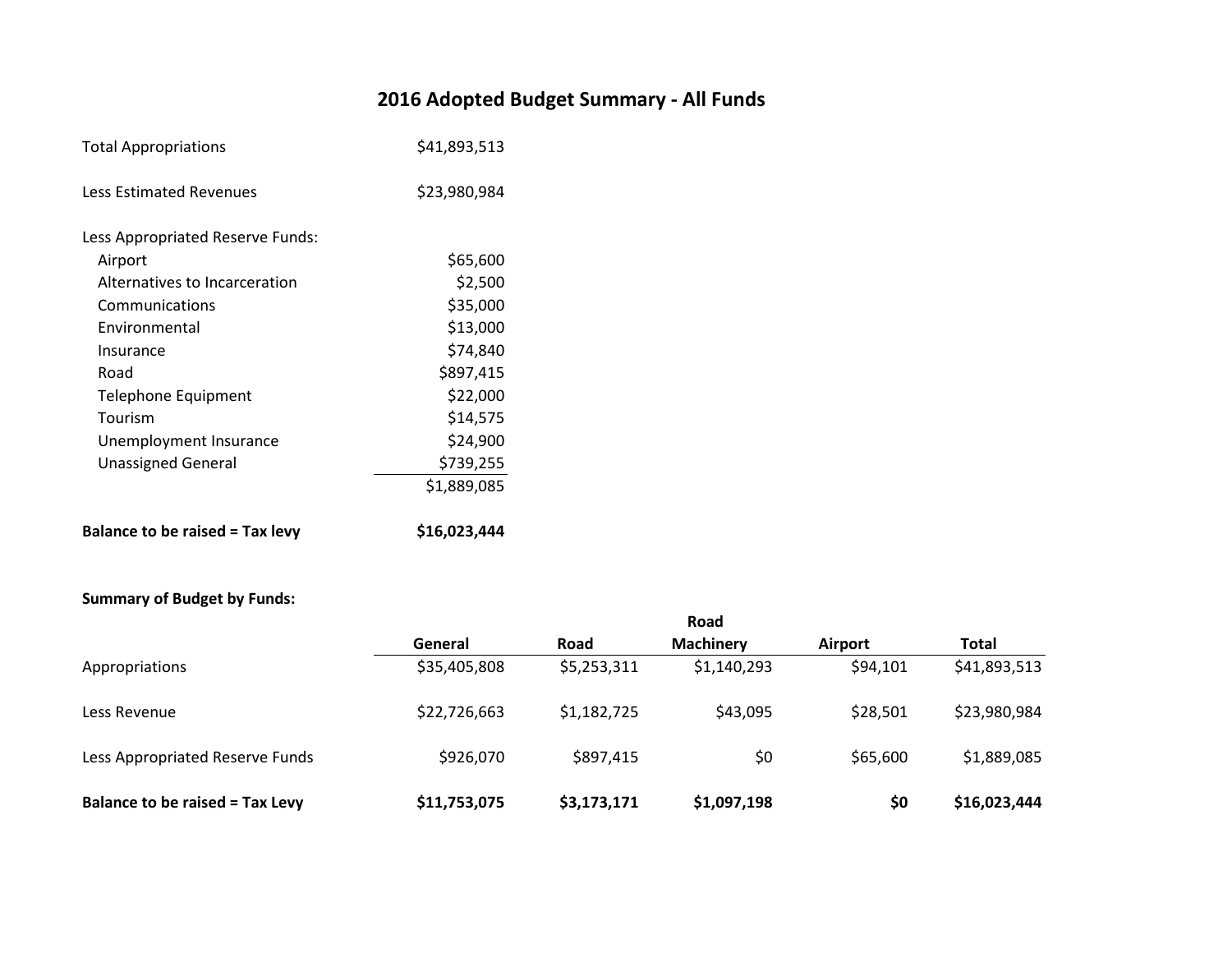# 2016 Adopted Budget Summary - All Funds

| | |
|---|---:|
| Total Appropriations | $41,893,513 |
| Less Estimated Revenues | $23,980,984 |
| Less Appropriated Reserve Funds: | |
| Airport | $65,600 |
| Alternatives to Incarceration | $2,500 |
| Communications | $35,000 |
| Environmental | $13,000 |
| Insurance | $74,840 |
| Road | $897,415 |
| Telephone Equipment | $22,000 |
| Tourism | $14,575 |
| Unemployment Insurance | $24,900 |
| Unassigned General | $739,255 |
| | $1,889,085 |
| **Balance to be raised = Tax levy** | **$16,023,444** |

**Summary of Budget by Funds:**

| | General | Road | Road Machinery | Airport | Total |
|---|---:|---:|---:|---:|---:|
| Appropriations | $35,405,808 | $5,253,311 | $1,140,293 | $94,101 | $41,893,513 |
| Less Revenue | $22,726,663 | $1,182,725 | $43,095 | $28,501 | $23,980,984 |
| Less Appropriated Reserve Funds | $926,070 | $897,415 | $0 | $65,600 | $1,889,085 |
| **Balance to be raised = Tax Levy** | **$11,753,075** | **$3,173,171** | **$1,097,198** | **$0** | **$16,023,444** |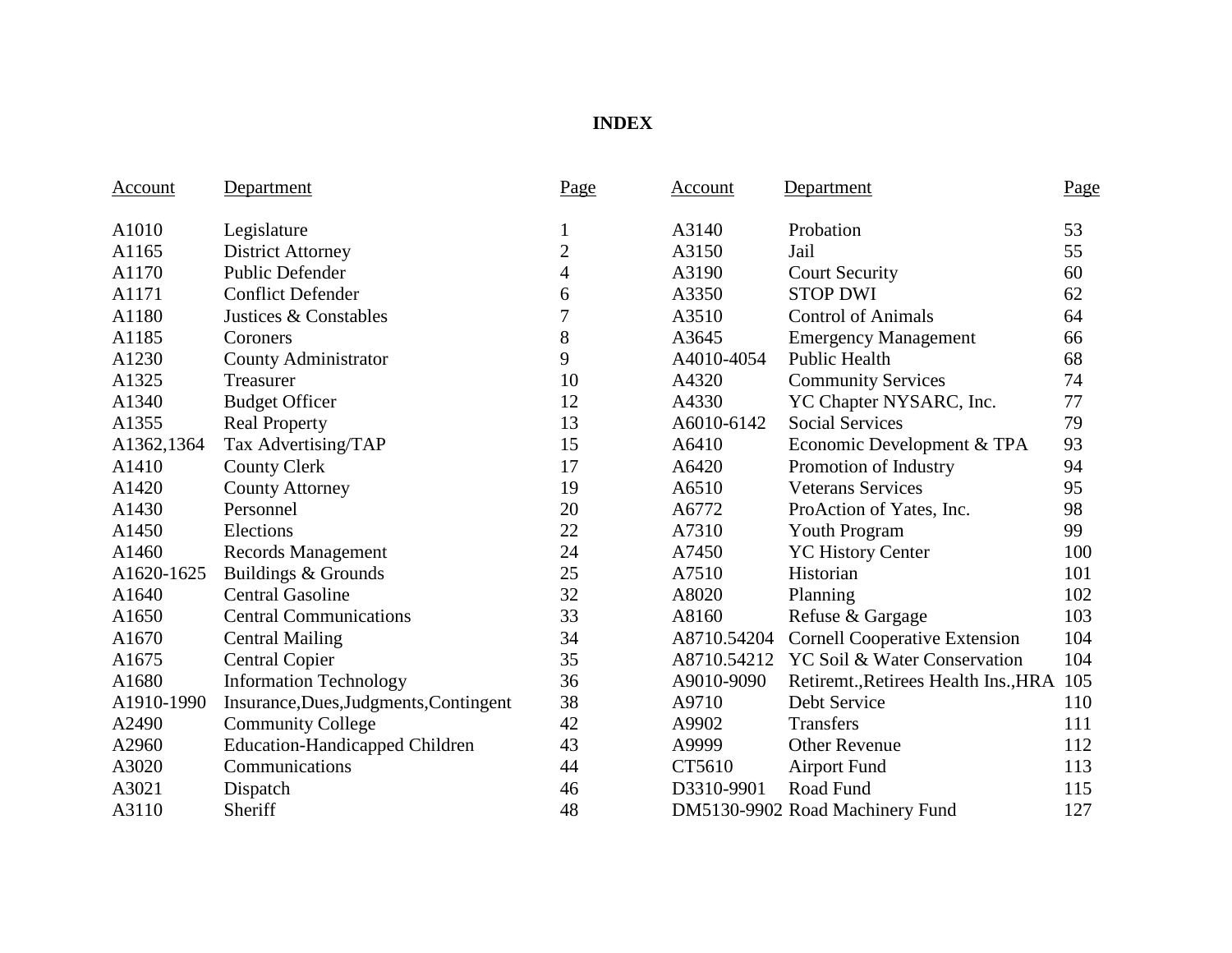# INDEX

| Account | Department | Page | Account | Department | Page |
|---|---|---|---|---|---|
| A1010 | Legislature | 1 | A3140 | Probation | 53 |
| A1165 | District Attorney | 2 | A3150 | Jail | 55 |
| A1170 | Public Defender | 4 | A3190 | Court Security | 60 |
| A1171 | Conflict Defender | 6 | A3350 | STOP DWI | 62 |
| A1180 | Justices & Constables | 7 | A3510 | Control of Animals | 64 |
| A1185 | Coroners | 8 | A3645 | Emergency Management | 66 |
| A1230 | County Administrator | 9 | A4010-4054 | Public Health | 68 |
| A1325 | Treasurer | 10 | A4320 | Community Services | 74 |
| A1340 | Budget Officer | 12 | A4330 | YC Chapter NYSARC, Inc. | 77 |
| A1355 | Real Property | 13 | A6010-6142 | Social Services | 79 |
| A1362,1364 | Tax Advertising/TAP | 15 | A6410 | Economic Development & TPA | 93 |
| A1410 | County Clerk | 17 | A6420 | Promotion of Industry | 94 |
| A1420 | County Attorney | 19 | A6510 | Veterans Services | 95 |
| A1430 | Personnel | 20 | A6772 | ProAction of Yates, Inc. | 98 |
| A1450 | Elections | 22 | A7310 | Youth Program | 99 |
| A1460 | Records Management | 24 | A7450 | YC History Center | 100 |
| A1620-1625 | Buildings & Grounds | 25 | A7510 | Historian | 101 |
| A1640 | Central Gasoline | 32 | A8020 | Planning | 102 |
| A1650 | Central Communications | 33 | A8160 | Refuse & Gargage | 103 |
| A1670 | Central Mailing | 34 | A8710.54204 | Cornell Cooperative Extension | 104 |
| A1675 | Central Copier | 35 | A8710.54212 | YC Soil & Water Conservation | 104 |
| A1680 | Information Technology | 36 | A9010-9090 | Retiremt.,Retirees Health Ins.,HRA | 105 |
| A1910-1990 | Insurance,Dues,Judgments,Contingent | 38 | A9710 | Debt Service | 110 |
| A2490 | Community College | 42 | A9902 | Transfers | 111 |
| A2960 | Education-Handicapped Children | 43 | A9999 | Other Revenue | 112 |
| A3020 | Communications | 44 | CT5610 | Airport Fund | 113 |
| A3021 | Dispatch | 46 | D3310-9901 | Road Fund | 115 |
| A3110 | Sheriff | 48 | DM5130-9902 | Road Machinery Fund | 127 |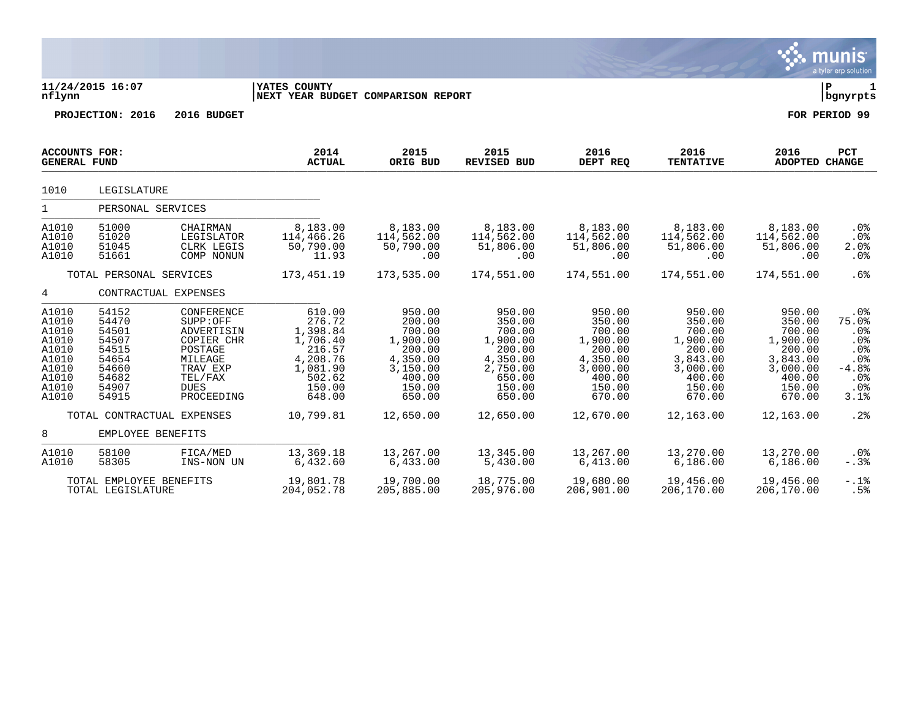**11/24/2015 16:07** | **YATES COUNTY** | **P 1**
**nflynn** | **NEXT YEAR BUDGET COMPARISON REPORT** | **bgnyrpts**

**PROJECTION: 2016 2016 BUDGET** — **FOR PERIOD 99**

| ACCOUNTS FOR: GENERAL FUND | | | 2014 ACTUAL | 2015 ORIG BUD | 2015 REVISED BUD | 2016 DEPT REQ | 2016 TENTATIVE | 2016 ADOPTED | PCT CHANGE |
|---|---|---|---|---|---|---|---|---|---|
| 1010 | LEGISLATURE | | | | | | | | |
| 1 | PERSONAL SERVICES | | | | | | | | |
| A1010 | 51000 | CHAIRMAN | 8,183.00 | 8,183.00 | 8,183.00 | 8,183.00 | 8,183.00 | 8,183.00 | .0% |
| A1010 | 51020 | LEGISLATOR | 114,466.26 | 114,562.00 | 114,562.00 | 114,562.00 | 114,562.00 | 114,562.00 | .0% |
| A1010 | 51045 | CLRK LEGIS | 50,790.00 | 50,790.00 | 51,806.00 | 51,806.00 | 51,806.00 | 51,806.00 | 2.0% |
| A1010 | 51661 | COMP NONUN | 11.93 | .00 | .00 | .00 | .00 | .00 | .0% |
| TOTAL PERSONAL SERVICES | | | 173,451.19 | 173,535.00 | 174,551.00 | 174,551.00 | 174,551.00 | 174,551.00 | .6% |
| 4 | CONTRACTUAL EXPENSES | | | | | | | | |
| A1010 | 54152 | CONFERENCE | 610.00 | 950.00 | 950.00 | 950.00 | 950.00 | 950.00 | .0% |
| A1010 | 54470 | SUPP:OFF | 276.72 | 200.00 | 350.00 | 350.00 | 350.00 | 350.00 | 75.0% |
| A1010 | 54501 | ADVERTISIN | 1,398.84 | 700.00 | 700.00 | 700.00 | 700.00 | 700.00 | .0% |
| A1010 | 54507 | COPIER CHR | 1,706.40 | 1,900.00 | 1,900.00 | 1,900.00 | 1,900.00 | 1,900.00 | .0% |
| A1010 | 54515 | POSTAGE | 216.57 | 200.00 | 200.00 | 200.00 | 200.00 | 200.00 | .0% |
| A1010 | 54654 | MILEAGE | 4,208.76 | 4,350.00 | 4,350.00 | 4,350.00 | 3,843.00 | 3,843.00 | .0% |
| A1010 | 54660 | TRAV EXP | 1,081.90 | 3,150.00 | 2,750.00 | 3,000.00 | 3,000.00 | 3,000.00 | -4.8% |
| A1010 | 54682 | TEL/FAX | 502.62 | 400.00 | 400.00 | 400.00 | 400.00 | 400.00 | .0% |
| A1010 | 54907 | DUES | 150.00 | 150.00 | 150.00 | 150.00 | 150.00 | 150.00 | .0% |
| A1010 | 54915 | PROCEEDING | 648.00 | 650.00 | 650.00 | 670.00 | 670.00 | 670.00 | 3.1% |
| TOTAL CONTRACTUAL EXPENSES | | | 10,799.81 | 12,650.00 | 12,650.00 | 12,670.00 | 12,163.00 | 12,163.00 | .2% |
| 8 | EMPLOYEE BENEFITS | | | | | | | | |
| A1010 | 58100 | FICA/MED | 13,369.18 | 13,267.00 | 13,345.00 | 13,267.00 | 13,270.00 | 13,270.00 | .0% |
| A1010 | 58305 | INS-NON UN | 6,432.60 | 6,433.00 | 5,430.00 | 6,413.00 | 6,186.00 | 6,186.00 | -.3% |
| TOTAL EMPLOYEE BENEFITS | | | 19,801.78 | 19,700.00 | 18,775.00 | 19,680.00 | 19,456.00 | 19,456.00 | -.1% |
| TOTAL LEGISLATURE | | | 204,052.78 | 205,885.00 | 205,976.00 | 206,901.00 | 206,170.00 | 206,170.00 | .5% |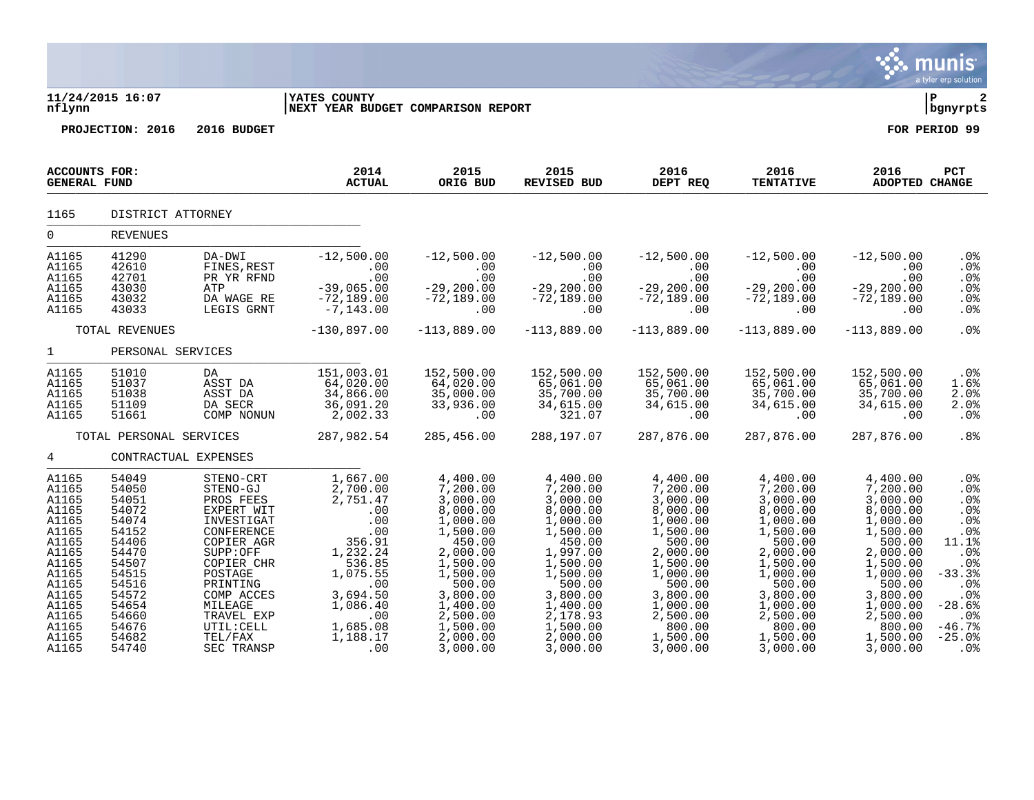11/24/2015 16:07 | YATES COUNTY | P 2
nflynn | NEXT YEAR BUDGET COMPARISON REPORT | bgnyrpts

**PROJECTION: 2016 2016 BUDGET** **FOR PERIOD 99**

| ACCOUNTS FOR: GENERAL FUND | | | 2014 ACTUAL | 2015 ORIG BUD | 2015 REVISED BUD | 2016 DEPT REQ | 2016 TENTATIVE | 2016 ADOPTED | PCT CHANGE |
|---|---|---|---|---|---|---|---|---|---|
| 1165 | DISTRICT ATTORNEY | | | | | | | | |
| 0 | REVENUES | | | | | | | | |
| A1165 | 41290 | DA-DWI | -12,500.00 | -12,500.00 | -12,500.00 | -12,500.00 | -12,500.00 | -12,500.00 | .0% |
| A1165 | 42610 | FINES,REST | .00 | .00 | .00 | .00 | .00 | .00 | .0% |
| A1165 | 42701 | PR YR RFND | .00 | .00 | .00 | .00 | .00 | .00 | .0% |
| A1165 | 43030 | ATP | -39,065.00 | -29,200.00 | -29,200.00 | -29,200.00 | -29,200.00 | -29,200.00 | .0% |
| A1165 | 43032 | DA WAGE RE | -72,189.00 | -72,189.00 | -72,189.00 | -72,189.00 | -72,189.00 | -72,189.00 | .0% |
| A1165 | 43033 | LEGIS GRNT | -7,143.00 | .00 | .00 | .00 | .00 | .00 | .0% |
| | TOTAL REVENUES | | -130,897.00 | -113,889.00 | -113,889.00 | -113,889.00 | -113,889.00 | -113,889.00 | .0% |
| 1 | PERSONAL SERVICES | | | | | | | | |
| A1165 | 51010 | DA | 151,003.01 | 152,500.00 | 152,500.00 | 152,500.00 | 152,500.00 | 152,500.00 | .0% |
| A1165 | 51037 | ASST DA | 64,020.00 | 64,020.00 | 65,061.00 | 65,061.00 | 65,061.00 | 65,061.00 | 1.6% |
| A1165 | 51038 | ASST DA | 34,866.00 | 35,000.00 | 35,700.00 | 35,700.00 | 35,700.00 | 35,700.00 | 2.0% |
| A1165 | 51109 | DA SECR | 36,091.20 | 33,936.00 | 34,615.00 | 34,615.00 | 34,615.00 | 34,615.00 | 2.0% |
| A1165 | 51661 | COMP NONUN | 2,002.33 | .00 | 321.07 | .00 | .00 | .00 | .0% |
| | TOTAL PERSONAL SERVICES | | 287,982.54 | 285,456.00 | 288,197.07 | 287,876.00 | 287,876.00 | 287,876.00 | .8% |
| 4 | CONTRACTUAL EXPENSES | | | | | | | | |
| A1165 | 54049 | STENO-CRT | 1,667.00 | 4,400.00 | 4,400.00 | 4,400.00 | 4,400.00 | 4,400.00 | .0% |
| A1165 | 54050 | STENO-GJ | 2,700.00 | 7,200.00 | 7,200.00 | 7,200.00 | 7,200.00 | 7,200.00 | .0% |
| A1165 | 54051 | PROS FEES | 2,751.47 | 3,000.00 | 3,000.00 | 3,000.00 | 3,000.00 | 3,000.00 | .0% |
| A1165 | 54072 | EXPERT WIT | .00 | 8,000.00 | 8,000.00 | 8,000.00 | 8,000.00 | 8,000.00 | .0% |
| A1165 | 54074 | INVESTIGAT | .00 | 1,000.00 | 1,000.00 | 1,000.00 | 1,000.00 | 1,000.00 | .0% |
| A1165 | 54152 | CONFERENCE | .00 | 1,500.00 | 1,500.00 | 1,500.00 | 1,500.00 | 1,500.00 | .0% |
| A1165 | 54406 | COPIER AGR | 356.91 | 450.00 | 450.00 | 500.00 | 500.00 | 500.00 | 11.1% |
| A1165 | 54470 | SUPP:OFF | 1,232.24 | 2,000.00 | 1,997.00 | 2,000.00 | 2,000.00 | 2,000.00 | .0% |
| A1165 | 54507 | COPIER CHR | 536.85 | 1,500.00 | 1,500.00 | 1,500.00 | 1,500.00 | 1,500.00 | .0% |
| A1165 | 54515 | POSTAGE | 1,075.55 | 1,500.00 | 1,500.00 | 1,000.00 | 1,000.00 | 1,000.00 | -33.3% |
| A1165 | 54516 | PRINTING | .00 | 500.00 | 500.00 | 500.00 | 500.00 | 500.00 | .0% |
| A1165 | 54572 | COMP ACCES | 3,694.50 | 3,800.00 | 3,800.00 | 3,800.00 | 3,800.00 | 3,800.00 | .0% |
| A1165 | 54654 | MILEAGE | 1,086.40 | 1,400.00 | 1,400.00 | 1,000.00 | 1,000.00 | 1,000.00 | -28.6% |
| A1165 | 54660 | TRAVEL EXP | .00 | 2,500.00 | 2,178.93 | 2,500.00 | 2,500.00 | 2,500.00 | .0% |
| A1165 | 54676 | UTIL:CELL | 1,685.08 | 1,500.00 | 1,500.00 | 800.00 | 800.00 | 800.00 | -46.7% |
| A1165 | 54682 | TEL/FAX | 1,188.17 | 2,000.00 | 2,000.00 | 1,500.00 | 1,500.00 | 1,500.00 | -25.0% |
| A1165 | 54740 | SEC TRANSP | .00 | 3,000.00 | 3,000.00 | 3,000.00 | 3,000.00 | 3,000.00 | .0% |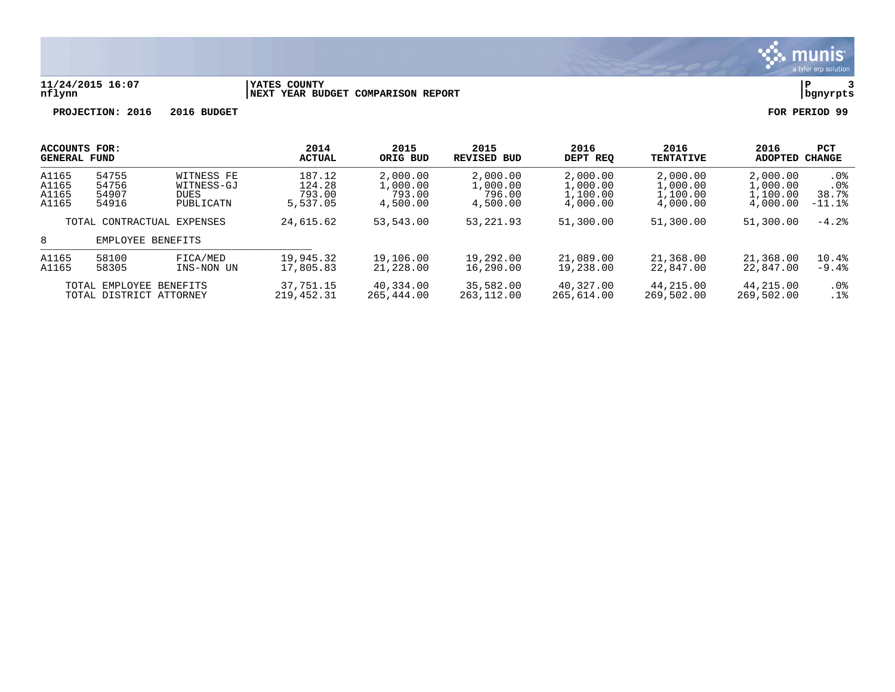11/24/2015 16:07 | YATES COUNTY | P 3
nflynn | NEXT YEAR BUDGET COMPARISON REPORT | bgnyrpts

**PROJECTION: 2016 2016 BUDGET** **FOR PERIOD 99**

| ACCOUNTS FOR: GENERAL FUND | | | 2014 ACTUAL | 2015 ORIG BUD | 2015 REVISED BUD | 2016 DEPT REQ | 2016 TENTATIVE | 2016 ADOPTED | PCT CHANGE |
|---|---|---|---|---|---|---|---|---|---|
| A1165 | 54755 | WITNESS FE | 187.12 | 2,000.00 | 2,000.00 | 2,000.00 | 2,000.00 | 2,000.00 | .0% |
| A1165 | 54756 | WITNESS-GJ | 124.28 | 1,000.00 | 1,000.00 | 1,000.00 | 1,000.00 | 1,000.00 | .0% |
| A1165 | 54907 | DUES | 793.00 | 793.00 | 796.00 | 1,100.00 | 1,100.00 | 1,100.00 | 38.7% |
| A1165 | 54916 | PUBLICATN | 5,537.05 | 4,500.00 | 4,500.00 | 4,000.00 | 4,000.00 | 4,000.00 | -11.1% |
| | TOTAL CONTRACTUAL EXPENSES | | 24,615.62 | 53,543.00 | 53,221.93 | 51,300.00 | 51,300.00 | 51,300.00 | -4.2% |
| 8 | EMPLOYEE BENEFITS | | | | | | | | |
| A1165 | 58100 | FICA/MED | 19,945.32 | 19,106.00 | 19,292.00 | 21,089.00 | 21,368.00 | 21,368.00 | 10.4% |
| A1165 | 58305 | INS-NON UN | 17,805.83 | 21,228.00 | 16,290.00 | 19,238.00 | 22,847.00 | 22,847.00 | -9.4% |
| | TOTAL EMPLOYEE BENEFITS | | 37,751.15 | 40,334.00 | 35,582.00 | 40,327.00 | 44,215.00 | 44,215.00 | .0% |
| | TOTAL DISTRICT ATTORNEY | | 219,452.31 | 265,444.00 | 263,112.00 | 265,614.00 | 269,502.00 | 269,502.00 | .1% |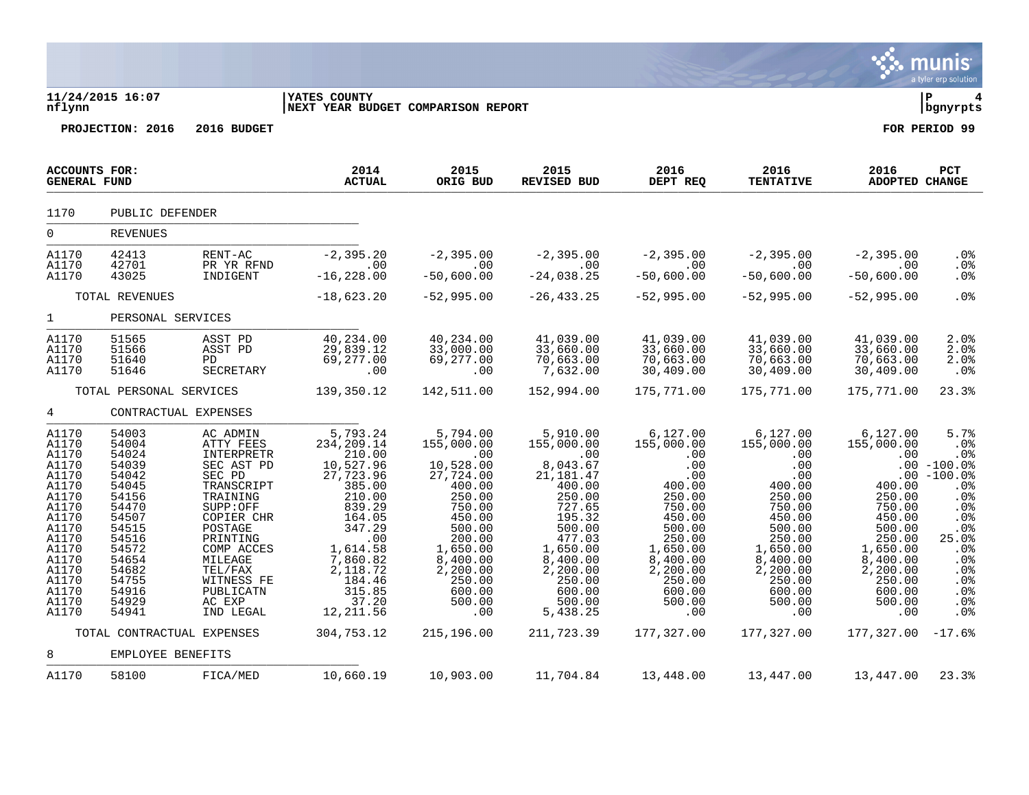11/24/2015 16:07 | YATES COUNTY | P 4
nflynn | NEXT YEAR BUDGET COMPARISON REPORT | bgnyrpts

**PROJECTION: 2016 2016 BUDGET** **FOR PERIOD 99**

| ACCOUNTS FOR: GENERAL FUND | | | 2014 ACTUAL | 2015 ORIG BUD | 2015 REVISED BUD | 2016 DEPT REQ | 2016 TENTATIVE | 2016 ADOPTED | PCT CHANGE |
|---|---|---|---|---|---|---|---|---|---|
| 1170 | PUBLIC DEFENDER | | | | | | | | |
| 0 | REVENUES | | | | | | | | |
| A1170 | 42413 | RENT-AC | -2,395.20 | -2,395.00 | -2,395.00 | -2,395.00 | -2,395.00 | -2,395.00 | .0% |
| A1170 | 42701 | PR YR RFND | .00 | .00 | .00 | .00 | .00 | .00 | .0% |
| A1170 | 43025 | INDIGENT | -16,228.00 | -50,600.00 | -24,038.25 | -50,600.00 | -50,600.00 | -50,600.00 | .0% |
| | TOTAL REVENUES | | -18,623.20 | -52,995.00 | -26,433.25 | -52,995.00 | -52,995.00 | -52,995.00 | .0% |
| 1 | PERSONAL SERVICES | | | | | | | | |
| A1170 | 51565 | ASST PD | 40,234.00 | 40,234.00 | 41,039.00 | 41,039.00 | 41,039.00 | 41,039.00 | 2.0% |
| A1170 | 51566 | ASST PD | 29,839.12 | 33,000.00 | 33,660.00 | 33,660.00 | 33,660.00 | 33,660.00 | 2.0% |
| A1170 | 51640 | PD | 69,277.00 | 69,277.00 | 70,663.00 | 70,663.00 | 70,663.00 | 70,663.00 | 2.0% |
| A1170 | 51646 | SECRETARY | .00 | .00 | 7,632.00 | 30,409.00 | 30,409.00 | 30,409.00 | .0% |
| | TOTAL PERSONAL SERVICES | | 139,350.12 | 142,511.00 | 152,994.00 | 175,771.00 | 175,771.00 | 175,771.00 | 23.3% |
| 4 | CONTRACTUAL EXPENSES | | | | | | | | |
| A1170 | 54003 | AC ADMIN | 5,793.24 | 5,794.00 | 5,910.00 | 6,127.00 | 6,127.00 | 6,127.00 | 5.7% |
| A1170 | 54004 | ATTY FEES | 234,209.14 | 155,000.00 | 155,000.00 | 155,000.00 | 155,000.00 | 155,000.00 | .0% |
| A1170 | 54024 | INTERPRETR | 210.00 | .00 | .00 | .00 | .00 | .00 | .0% |
| A1170 | 54039 | SEC AST PD | 10,527.96 | 10,528.00 | 8,043.67 | .00 | .00 | .00 | -100.0% |
| A1170 | 54042 | SEC PD | 27,723.96 | 27,724.00 | 21,181.47 | .00 | .00 | .00 | -100.0% |
| A1170 | 54045 | TRANSCRIPT | 385.00 | 400.00 | 400.00 | 400.00 | 400.00 | 400.00 | .0% |
| A1170 | 54156 | TRAINING | 210.00 | 250.00 | 250.00 | 250.00 | 250.00 | 250.00 | .0% |
| A1170 | 54470 | SUPP:OFF | 839.29 | 750.00 | 727.65 | 750.00 | 750.00 | 750.00 | .0% |
| A1170 | 54507 | COPIER CHR | 164.05 | 450.00 | 195.32 | 450.00 | 450.00 | 450.00 | .0% |
| A1170 | 54515 | POSTAGE | 347.29 | 500.00 | 500.00 | 500.00 | 500.00 | 500.00 | .0% |
| A1170 | 54516 | PRINTING | .00 | 200.00 | 477.03 | 250.00 | 250.00 | 250.00 | 25.0% |
| A1170 | 54572 | COMP ACCES | 1,614.58 | 1,650.00 | 1,650.00 | 1,650.00 | 1,650.00 | 1,650.00 | .0% |
| A1170 | 54654 | MILEAGE | 7,860.82 | 8,400.00 | 8,400.00 | 8,400.00 | 8,400.00 | 8,400.00 | .0% |
| A1170 | 54682 | TEL/FAX | 2,118.72 | 2,200.00 | 2,200.00 | 2,200.00 | 2,200.00 | 2,200.00 | .0% |
| A1170 | 54755 | WITNESS FE | 184.46 | 250.00 | 250.00 | 250.00 | 250.00 | 250.00 | .0% |
| A1170 | 54916 | PUBLICATN | 315.85 | 600.00 | 600.00 | 600.00 | 600.00 | 600.00 | .0% |
| A1170 | 54929 | AC EXP | 37.20 | 500.00 | 500.00 | 500.00 | 500.00 | 500.00 | .0% |
| A1170 | 54941 | IND LEGAL | 12,211.56 | .00 | 5,438.25 | .00 | .00 | .00 | .0% |
| | TOTAL CONTRACTUAL EXPENSES | | 304,753.12 | 215,196.00 | 211,723.39 | 177,327.00 | 177,327.00 | 177,327.00 | -17.6% |
| 8 | EMPLOYEE BENEFITS | | | | | | | | |
| A1170 | 58100 | FICA/MED | 10,660.19 | 10,903.00 | 11,704.84 | 13,448.00 | 13,447.00 | 13,447.00 | 23.3% |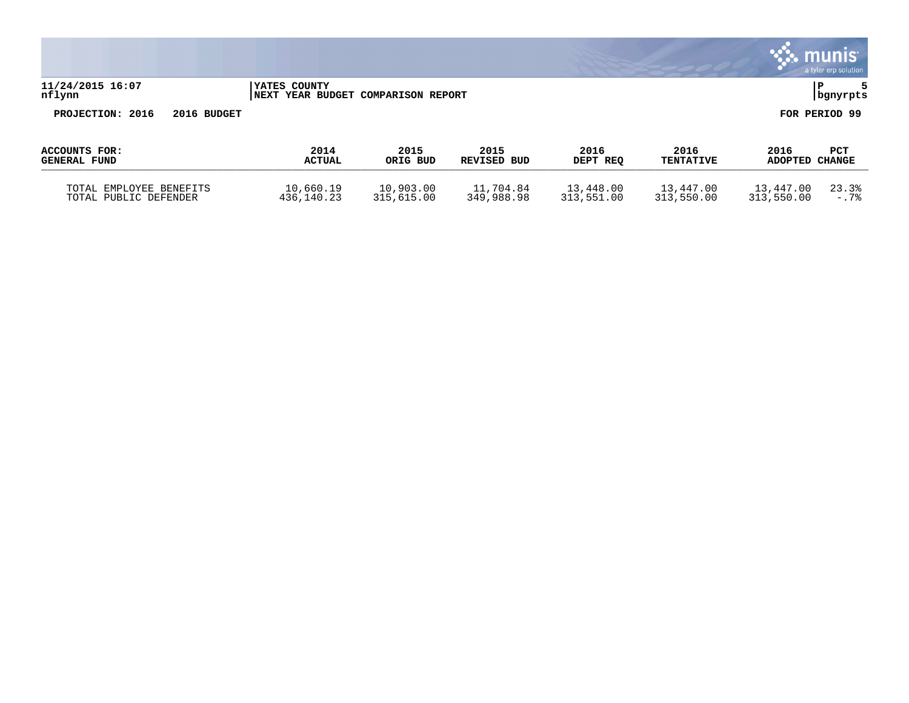**YATES COUNTY**
**NEXT YEAR BUDGET COMPARISON REPORT**

**PROJECTION: 2016 2016 BUDGET** **FOR PERIOD 99**

| ACCOUNTS FOR: GENERAL FUND | 2014 ACTUAL | 2015 ORIG BUD | 2015 REVISED BUD | 2016 DEPT REQ | 2016 TENTATIVE | 2016 ADOPTED | PCT CHANGE |
|---|---|---|---|---|---|---|---|
| TOTAL EMPLOYEE BENEFITS | 10,660.19 | 10,903.00 | 11,704.84 | 13,448.00 | 13,447.00 | 13,447.00 | 23.3% |
| TOTAL PUBLIC DEFENDER | 436,140.23 | 315,615.00 | 349,988.98 | 313,551.00 | 313,550.00 | 313,550.00 | -.7% |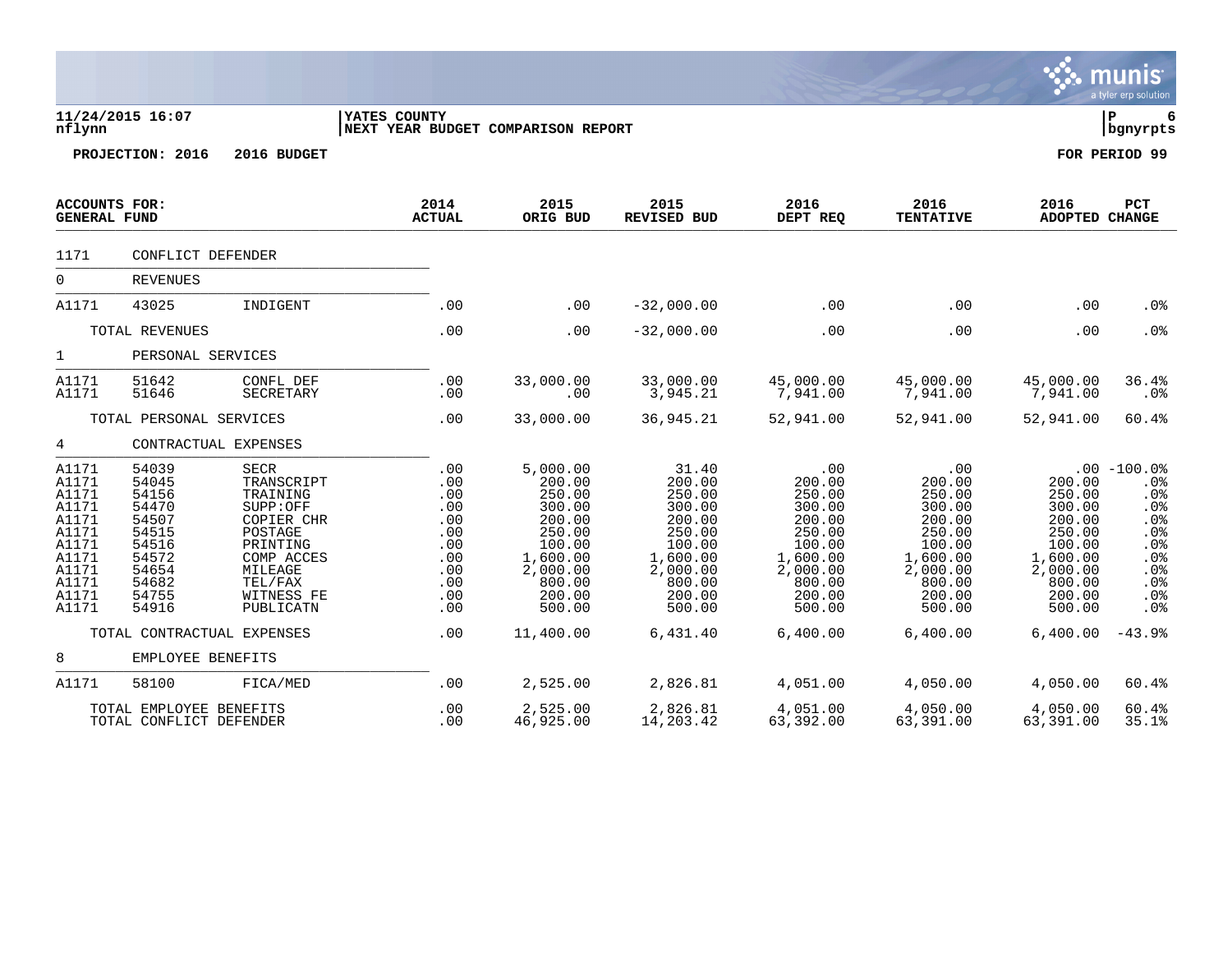11/24/2015 16:07
nflynn

YATES COUNTY
NEXT YEAR BUDGET COMPARISON REPORT

P 6
bgnyrpts

PROJECTION: 2016 2016 BUDGET

FOR PERIOD 99

| ACCOUNTS FOR: GENERAL FUND | | | 2014 ACTUAL | 2015 ORIG BUD | 2015 REVISED BUD | 2016 DEPT REQ | 2016 TENTATIVE | 2016 ADOPTED | PCT CHANGE |
|---|---|---|---|---|---|---|---|---|---|
| 1171 | CONFLICT DEFENDER | | | | | | | | |
| 0 | REVENUES | | | | | | | | |
| A1171 | 43025 | INDIGENT | .00 | .00 | -32,000.00 | .00 | .00 | .00 | .0% |
| | TOTAL REVENUES | | .00 | .00 | -32,000.00 | .00 | .00 | .00 | .0% |
| 1 | PERSONAL SERVICES | | | | | | | | |
| A1171 | 51642 | CONFL DEF | .00 | 33,000.00 | 33,000.00 | 45,000.00 | 45,000.00 | 45,000.00 | 36.4% |
| A1171 | 51646 | SECRETARY | .00 | .00 | 3,945.21 | 7,941.00 | 7,941.00 | 7,941.00 | .0% |
| | TOTAL PERSONAL SERVICES | | .00 | 33,000.00 | 36,945.21 | 52,941.00 | 52,941.00 | 52,941.00 | 60.4% |
| 4 | CONTRACTUAL EXPENSES | | | | | | | | |
| A1171 | 54039 | SECR | .00 | 5,000.00 | 31.40 | .00 | .00 | .00 | -100.0% |
| A1171 | 54045 | TRANSCRIPT | .00 | 200.00 | 200.00 | 200.00 | 200.00 | 200.00 | .0% |
| A1171 | 54156 | TRAINING | .00 | 250.00 | 250.00 | 250.00 | 250.00 | 250.00 | .0% |
| A1171 | 54470 | SUPP:OFF | .00 | 300.00 | 300.00 | 300.00 | 300.00 | 300.00 | .0% |
| A1171 | 54507 | COPIER CHR | .00 | 200.00 | 200.00 | 200.00 | 200.00 | 200.00 | .0% |
| A1171 | 54515 | POSTAGE | .00 | 250.00 | 250.00 | 250.00 | 250.00 | 250.00 | .0% |
| A1171 | 54516 | PRINTING | .00 | 100.00 | 100.00 | 100.00 | 100.00 | 100.00 | .0% |
| A1171 | 54572 | COMP ACCES | .00 | 1,600.00 | 1,600.00 | 1,600.00 | 1,600.00 | 1,600.00 | .0% |
| A1171 | 54654 | MILEAGE | .00 | 2,000.00 | 2,000.00 | 2,000.00 | 2,000.00 | 2,000.00 | .0% |
| A1171 | 54682 | TEL/FAX | .00 | 800.00 | 800.00 | 800.00 | 800.00 | 800.00 | .0% |
| A1171 | 54755 | WITNESS FE | .00 | 200.00 | 200.00 | 200.00 | 200.00 | 200.00 | .0% |
| A1171 | 54916 | PUBLICATN | .00 | 500.00 | 500.00 | 500.00 | 500.00 | 500.00 | .0% |
| | TOTAL CONTRACTUAL EXPENSES | | .00 | 11,400.00 | 6,431.40 | 6,400.00 | 6,400.00 | 6,400.00 | -43.9% |
| 8 | EMPLOYEE BENEFITS | | | | | | | | |
| A1171 | 58100 | FICA/MED | .00 | 2,525.00 | 2,826.81 | 4,051.00 | 4,050.00 | 4,050.00 | 60.4% |
| | TOTAL EMPLOYEE BENEFITS | | .00 | 2,525.00 | 2,826.81 | 4,051.00 | 4,050.00 | 4,050.00 | 60.4% |
| | TOTAL CONFLICT DEFENDER | | .00 | 46,925.00 | 14,203.42 | 63,392.00 | 63,391.00 | 63,391.00 | 35.1% |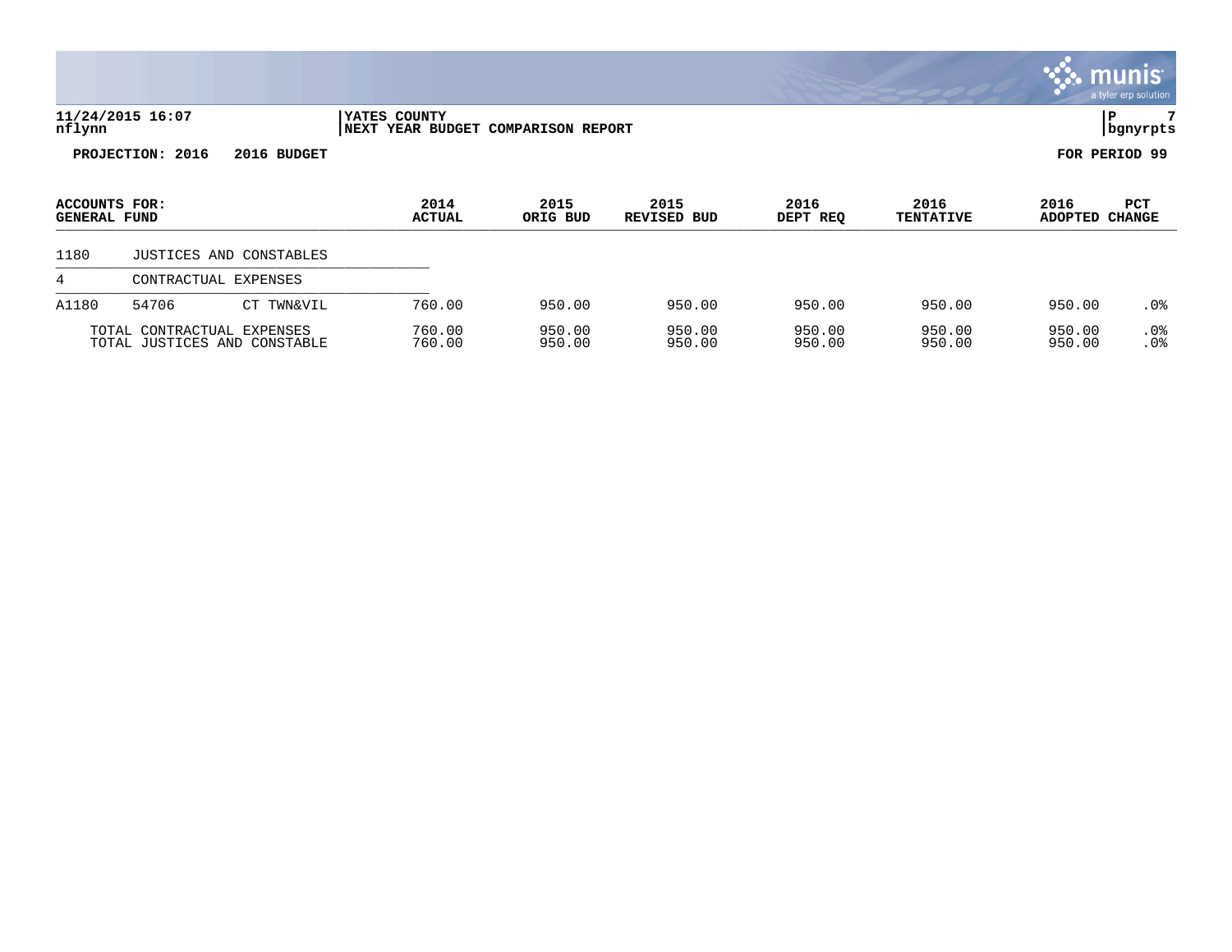**11/24/2015 16:07**
**nflynn**

**YATES COUNTY**
**NEXT YEAR BUDGET COMPARISON REPORT**

**PROJECTION: 2016 2016 BUDGET**

**FOR PERIOD 99**

| ACCOUNTS FOR: GENERAL FUND | | | 2014 ACTUAL | 2015 ORIG BUD | 2015 REVISED BUD | 2016 DEPT REQ | 2016 TENTATIVE | 2016 ADOPTED | PCT CHANGE |
|---|---|---|---|---|---|---|---|---|---|
| 1180 | JUSTICES AND CONSTABLES | | | | | | | | |
| 4 | CONTRACTUAL EXPENSES | | | | | | | | |
| A1180 | 54706 | CT TWN&VIL | 760.00 | 950.00 | 950.00 | 950.00 | 950.00 | 950.00 | .0% |
| | TOTAL CONTRACTUAL EXPENSES | | 760.00 | 950.00 | 950.00 | 950.00 | 950.00 | 950.00 | .0% |
| | TOTAL JUSTICES AND CONSTABLE | | 760.00 | 950.00 | 950.00 | 950.00 | 950.00 | 950.00 | .0% |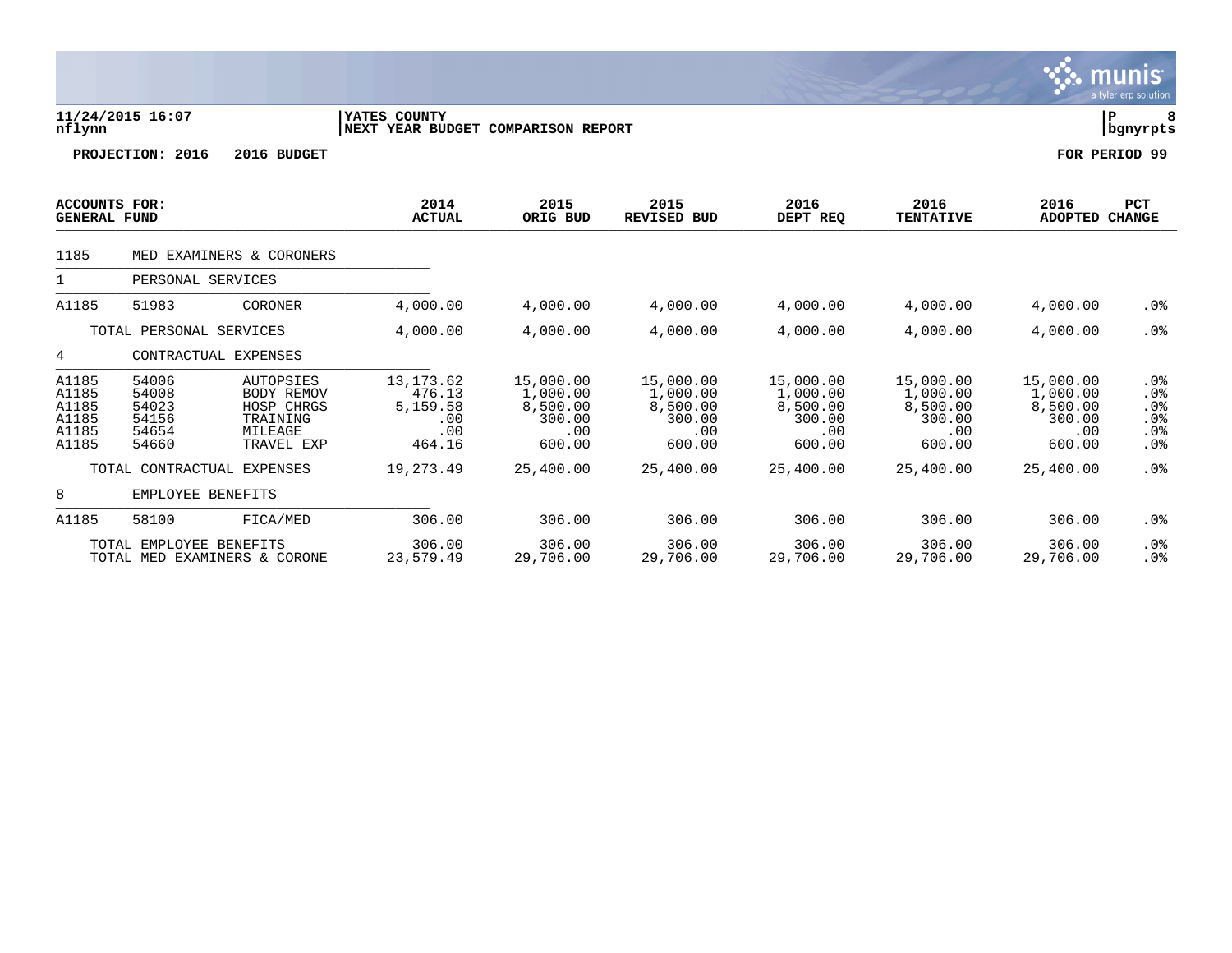**11/24/2015 16:07** | **YATES COUNTY** | **P 8**
**nflynn** | **NEXT YEAR BUDGET COMPARISON REPORT** | **bgnyrpts**

**PROJECTION: 2016 2016 BUDGET** **FOR PERIOD 99**

| ACCOUNTS FOR: GENERAL FUND | | | 2014 ACTUAL | 2015 ORIG BUD | 2015 REVISED BUD | 2016 DEPT REQ | 2016 TENTATIVE | 2016 ADOPTED | PCT CHANGE |
|---|---|---|---|---|---|---|---|---|---|
| 1185 | MED EXAMINERS & CORONERS | | | | | | | | |
| 1 | PERSONAL SERVICES | | | | | | | | |
| A1185 | 51983 | CORONER | 4,000.00 | 4,000.00 | 4,000.00 | 4,000.00 | 4,000.00 | 4,000.00 | .0% |
| TOTAL PERSONAL SERVICES | | | 4,000.00 | 4,000.00 | 4,000.00 | 4,000.00 | 4,000.00 | 4,000.00 | .0% |
| 4 | CONTRACTUAL EXPENSES | | | | | | | | |
| A1185 | 54006 | AUTOPSIES | 13,173.62 | 15,000.00 | 15,000.00 | 15,000.00 | 15,000.00 | 15,000.00 | .0% |
| A1185 | 54008 | BODY REMOV | 476.13 | 1,000.00 | 1,000.00 | 1,000.00 | 1,000.00 | 1,000.00 | .0% |
| A1185 | 54023 | HOSP CHRGS | 5,159.58 | 8,500.00 | 8,500.00 | 8,500.00 | 8,500.00 | 8,500.00 | .0% |
| A1185 | 54156 | TRAINING | .00 | 300.00 | 300.00 | 300.00 | 300.00 | 300.00 | .0% |
| A1185 | 54654 | MILEAGE | .00 | .00 | .00 | .00 | .00 | .00 | .0% |
| A1185 | 54660 | TRAVEL EXP | 464.16 | 600.00 | 600.00 | 600.00 | 600.00 | 600.00 | .0% |
| TOTAL CONTRACTUAL EXPENSES | | | 19,273.49 | 25,400.00 | 25,400.00 | 25,400.00 | 25,400.00 | 25,400.00 | .0% |
| 8 | EMPLOYEE BENEFITS | | | | | | | | |
| A1185 | 58100 | FICA/MED | 306.00 | 306.00 | 306.00 | 306.00 | 306.00 | 306.00 | .0% |
| TOTAL EMPLOYEE BENEFITS | | | 306.00 | 306.00 | 306.00 | 306.00 | 306.00 | 306.00 | .0% |
| TOTAL MED EXAMINERS & CORONE | | | 23,579.49 | 29,706.00 | 29,706.00 | 29,706.00 | 29,706.00 | 29,706.00 | .0% |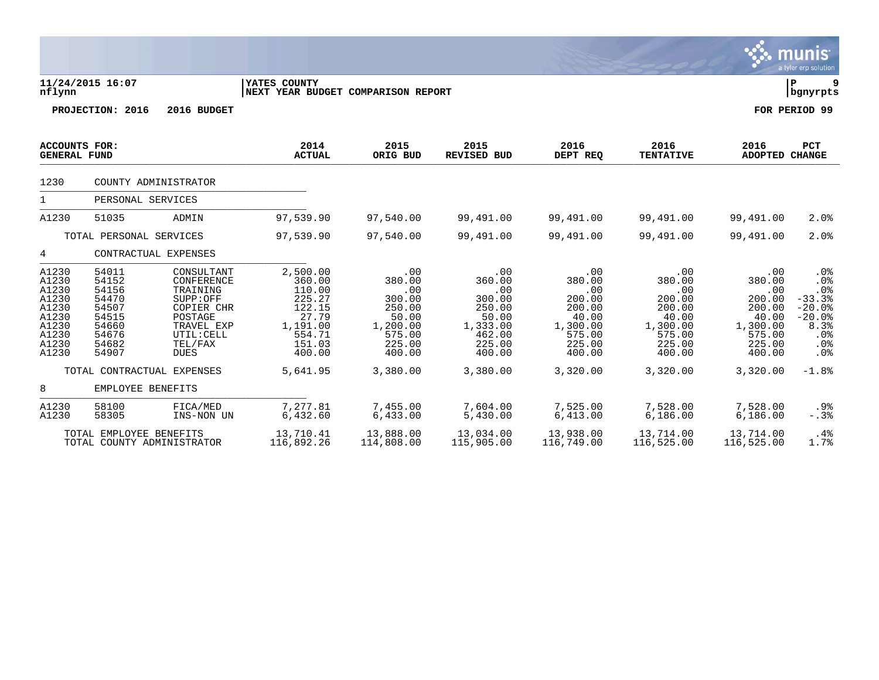**11/24/2015 16:07** | **YATES COUNTY** | **P 9**
**nflynn** | **NEXT YEAR BUDGET COMPARISON REPORT** | **bgnyrpts**

**PROJECTION: 2016 2016 BUDGET** **FOR PERIOD 99**

| ACCOUNTS FOR: GENERAL FUND | | | 2014 ACTUAL | 2015 ORIG BUD | 2015 REVISED BUD | 2016 DEPT REQ | 2016 TENTATIVE | 2016 ADOPTED | PCT CHANGE |
|---|---|---|---|---|---|---|---|---|---|
| 1230 | COUNTY ADMINISTRATOR | | | | | | | | |
| 1 | PERSONAL SERVICES | | | | | | | | |
| A1230 | 51035 | ADMIN | 97,539.90 | 97,540.00 | 99,491.00 | 99,491.00 | 99,491.00 | 99,491.00 | 2.0% |
| | TOTAL PERSONAL SERVICES | | 97,539.90 | 97,540.00 | 99,491.00 | 99,491.00 | 99,491.00 | 99,491.00 | 2.0% |
| 4 | CONTRACTUAL EXPENSES | | | | | | | | |
| A1230 | 54011 | CONSULTANT | 2,500.00 | .00 | .00 | .00 | .00 | .00 | .0% |
| A1230 | 54152 | CONFERENCE | 360.00 | 380.00 | 360.00 | 380.00 | 380.00 | 380.00 | .0% |
| A1230 | 54156 | TRAINING | 110.00 | .00 | .00 | .00 | .00 | .00 | .0% |
| A1230 | 54470 | SUPP:OFF | 225.27 | 300.00 | 300.00 | 200.00 | 200.00 | 200.00 | -33.3% |
| A1230 | 54507 | COPIER CHR | 122.15 | 250.00 | 250.00 | 200.00 | 200.00 | 200.00 | -20.0% |
| A1230 | 54515 | POSTAGE | 27.79 | 50.00 | 50.00 | 40.00 | 40.00 | 40.00 | -20.0% |
| A1230 | 54660 | TRAVEL EXP | 1,191.00 | 1,200.00 | 1,333.00 | 1,300.00 | 1,300.00 | 1,300.00 | 8.3% |
| A1230 | 54676 | UTIL:CELL | 554.71 | 575.00 | 462.00 | 575.00 | 575.00 | 575.00 | .0% |
| A1230 | 54682 | TEL/FAX | 151.03 | 225.00 | 225.00 | 225.00 | 225.00 | 225.00 | .0% |
| A1230 | 54907 | DUES | 400.00 | 400.00 | 400.00 | 400.00 | 400.00 | 400.00 | .0% |
| | TOTAL CONTRACTUAL EXPENSES | | 5,641.95 | 3,380.00 | 3,380.00 | 3,320.00 | 3,320.00 | 3,320.00 | -1.8% |
| 8 | EMPLOYEE BENEFITS | | | | | | | | |
| A1230 | 58100 | FICA/MED | 7,277.81 | 7,455.00 | 7,604.00 | 7,525.00 | 7,528.00 | 7,528.00 | .9% |
| A1230 | 58305 | INS-NON UN | 6,432.60 | 6,433.00 | 5,430.00 | 6,413.00 | 6,186.00 | 6,186.00 | -.3% |
| | TOTAL EMPLOYEE BENEFITS | | 13,710.41 | 13,888.00 | 13,034.00 | 13,938.00 | 13,714.00 | 13,714.00 | .4% |
| | TOTAL COUNTY ADMINISTRATOR | | 116,892.26 | 114,808.00 | 115,905.00 | 116,749.00 | 116,525.00 | 116,525.00 | 1.7% |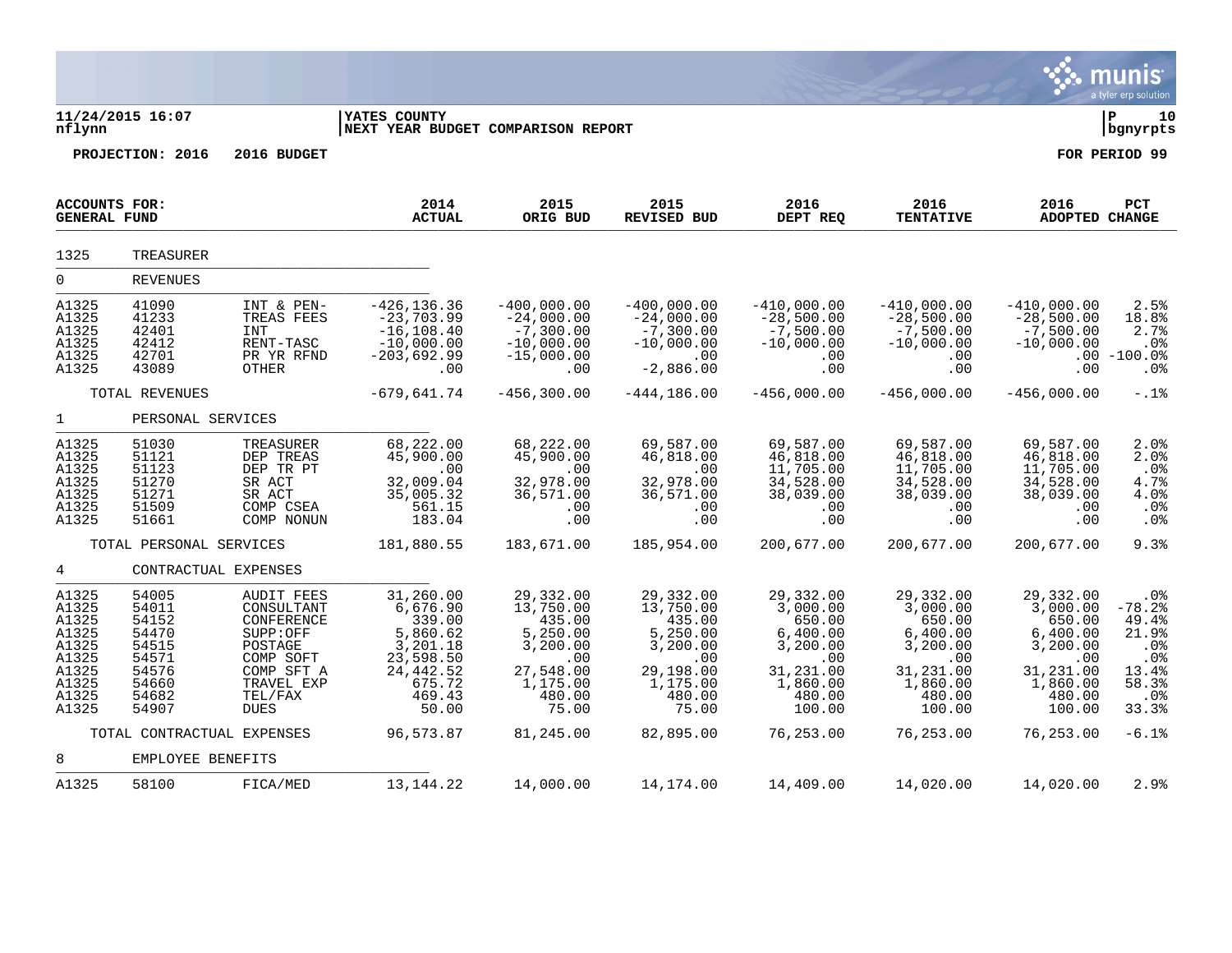**11/24/2015 16:07** | **YATES COUNTY** | **P 10**
**nflynn** | **NEXT YEAR BUDGET COMPARISON REPORT** | **bgnyrpts**

**PROJECTION: 2016 2016 BUDGET** **FOR PERIOD 99**

| ACCOUNTS FOR: GENERAL FUND | | | 2014 ACTUAL | 2015 ORIG BUD | 2015 REVISED BUD | 2016 DEPT REQ | 2016 TENTATIVE | 2016 ADOPTED | PCT CHANGE |
|---|---|---|---|---|---|---|---|---|---|
| 1325 | TREASURER | | | | | | | | |
| 0 | REVENUES | | | | | | | | |
| A1325 | 41090 | INT & PEN- | -426,136.36 | -400,000.00 | -400,000.00 | -410,000.00 | -410,000.00 | -410,000.00 | 2.5% |
| A1325 | 41233 | TREAS FEES | -23,703.99 | -24,000.00 | -24,000.00 | -28,500.00 | -28,500.00 | -28,500.00 | 18.8% |
| A1325 | 42401 | INT | -16,108.40 | -7,300.00 | -7,300.00 | -7,500.00 | -7,500.00 | -7,500.00 | 2.7% |
| A1325 | 42412 | RENT-TASC | -10,000.00 | -10,000.00 | -10,000.00 | -10,000.00 | -10,000.00 | -10,000.00 | .0% |
| A1325 | 42701 | PR YR RFND | -203,692.99 | -15,000.00 | .00 | .00 | .00 | .00 | -100.0% |
| A1325 | 43089 | OTHER | .00 | .00 | -2,886.00 | .00 | .00 | .00 | .0% |
| | TOTAL REVENUES | | -679,641.74 | -456,300.00 | -444,186.00 | -456,000.00 | -456,000.00 | -456,000.00 | -.1% |
| 1 | PERSONAL SERVICES | | | | | | | | |
| A1325 | 51030 | TREASURER | 68,222.00 | 68,222.00 | 69,587.00 | 69,587.00 | 69,587.00 | 69,587.00 | 2.0% |
| A1325 | 51121 | DEP TREAS | 45,900.00 | 45,900.00 | 46,818.00 | 46,818.00 | 46,818.00 | 46,818.00 | 2.0% |
| A1325 | 51123 | DEP TR PT | .00 | .00 | .00 | 11,705.00 | 11,705.00 | 11,705.00 | .0% |
| A1325 | 51270 | SR ACT | 32,009.04 | 32,978.00 | 32,978.00 | 34,528.00 | 34,528.00 | 34,528.00 | 4.7% |
| A1325 | 51271 | SR ACT | 35,005.32 | 36,571.00 | 36,571.00 | 38,039.00 | 38,039.00 | 38,039.00 | 4.0% |
| A1325 | 51509 | COMP CSEA | 561.15 | .00 | .00 | .00 | .00 | .00 | .0% |
| A1325 | 51661 | COMP NONUN | 183.04 | .00 | .00 | .00 | .00 | .00 | .0% |
| | TOTAL PERSONAL SERVICES | | 181,880.55 | 183,671.00 | 185,954.00 | 200,677.00 | 200,677.00 | 200,677.00 | 9.3% |
| 4 | CONTRACTUAL EXPENSES | | | | | | | | |
| A1325 | 54005 | AUDIT FEES | 31,260.00 | 29,332.00 | 29,332.00 | 29,332.00 | 29,332.00 | 29,332.00 | .0% |
| A1325 | 54011 | CONSULTANT | 6,676.90 | 13,750.00 | 13,750.00 | 3,000.00 | 3,000.00 | 3,000.00 | -78.2% |
| A1325 | 54152 | CONFERENCE | 339.00 | 435.00 | 435.00 | 650.00 | 650.00 | 650.00 | 49.4% |
| A1325 | 54470 | SUPP:OFF | 5,860.62 | 5,250.00 | 5,250.00 | 6,400.00 | 6,400.00 | 6,400.00 | 21.9% |
| A1325 | 54515 | POSTAGE | 3,201.18 | 3,200.00 | 3,200.00 | 3,200.00 | 3,200.00 | 3,200.00 | .0% |
| A1325 | 54571 | COMP SOFT | 23,598.50 | .00 | .00 | .00 | .00 | .00 | .0% |
| A1325 | 54576 | COMP SFT A | 24,442.52 | 27,548.00 | 29,198.00 | 31,231.00 | 31,231.00 | 31,231.00 | 13.4% |
| A1325 | 54660 | TRAVEL EXP | 675.72 | 1,175.00 | 1,175.00 | 1,860.00 | 1,860.00 | 1,860.00 | 58.3% |
| A1325 | 54682 | TEL/FAX | 469.43 | 480.00 | 480.00 | 480.00 | 480.00 | 480.00 | .0% |
| A1325 | 54907 | DUES | 50.00 | 75.00 | 75.00 | 100.00 | 100.00 | 100.00 | 33.3% |
| | TOTAL CONTRACTUAL EXPENSES | | 96,573.87 | 81,245.00 | 82,895.00 | 76,253.00 | 76,253.00 | 76,253.00 | -6.1% |
| 8 | EMPLOYEE BENEFITS | | | | | | | | |
| A1325 | 58100 | FICA/MED | 13,144.22 | 14,000.00 | 14,174.00 | 14,409.00 | 14,020.00 | 14,020.00 | 2.9% |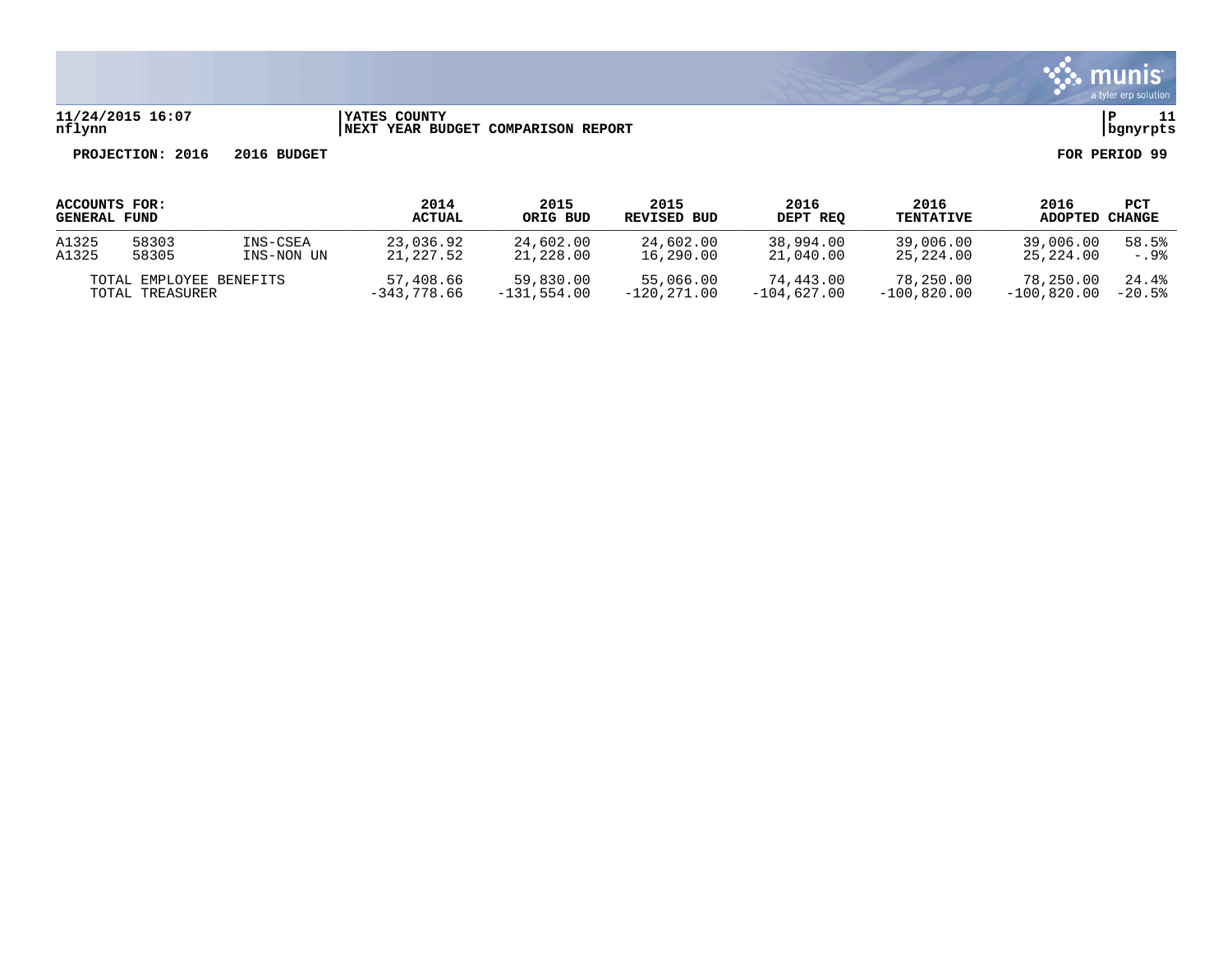**11/24/2015 16:07** | **YATES COUNTY** | **P 11**
**nflynn** | **NEXT YEAR BUDGET COMPARISON REPORT** | **bgnyrpts**

**PROJECTION: 2016 2016 BUDGET** | **FOR PERIOD 99**

| ACCOUNTS FOR: GENERAL FUND | | | 2014 ACTUAL | 2015 ORIG BUD | 2015 REVISED BUD | 2016 DEPT REQ | 2016 TENTATIVE | 2016 ADOPTED | PCT CHANGE |
|---|---|---|---|---|---|---|---|---|---|
| A1325 | 58303 | INS-CSEA | 23,036.92 | 24,602.00 | 24,602.00 | 38,994.00 | 39,006.00 | 39,006.00 | 58.5% |
| A1325 | 58305 | INS-NON UN | 21,227.52 | 21,228.00 | 16,290.00 | 21,040.00 | 25,224.00 | 25,224.00 | -.9% |
| TOTAL EMPLOYEE BENEFITS | | | 57,408.66 | 59,830.00 | 55,066.00 | 74,443.00 | 78,250.00 | 78,250.00 | 24.4% |
| TOTAL TREASURER | | | -343,778.66 | -131,554.00 | -120,271.00 | -104,627.00 | -100,820.00 | -100,820.00 | -20.5% |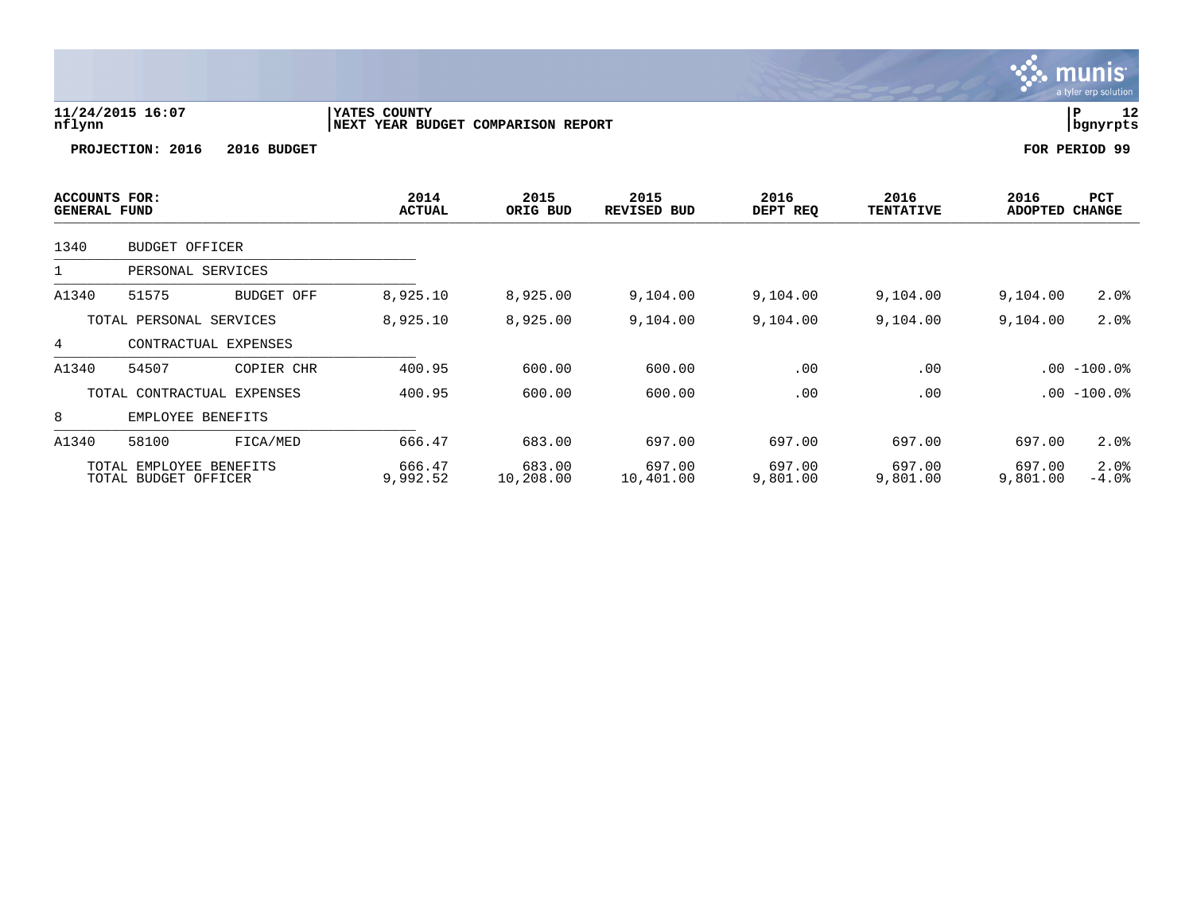YATES COUNTY
NEXT YEAR BUDGET COMPARISON REPORT

PROJECTION: 2016 2016 BUDGET

FOR PERIOD 99

| ACCOUNTS FOR: GENERAL FUND | | | 2014 ACTUAL | 2015 ORIG BUD | 2015 REVISED BUD | 2016 DEPT REQ | 2016 TENTATIVE | 2016 ADOPTED | PCT CHANGE |
|---|---|---|---|---|---|---|---|---|---|
| 1340 | BUDGET OFFICER | | | | | | | | |
| 1 | PERSONAL SERVICES | | | | | | | | |
| A1340 | 51575 | BUDGET OFF | 8,925.10 | 8,925.00 | 9,104.00 | 9,104.00 | 9,104.00 | 9,104.00 | 2.0% |
| TOTAL PERSONAL SERVICES | | | 8,925.10 | 8,925.00 | 9,104.00 | 9,104.00 | 9,104.00 | 9,104.00 | 2.0% |
| 4 | CONTRACTUAL EXPENSES | | | | | | | | |
| A1340 | 54507 | COPIER CHR | 400.95 | 600.00 | 600.00 | .00 | .00 | .00 | -100.0% |
| TOTAL CONTRACTUAL EXPENSES | | | 400.95 | 600.00 | 600.00 | .00 | .00 | .00 | -100.0% |
| 8 | EMPLOYEE BENEFITS | | | | | | | | |
| A1340 | 58100 | FICA/MED | 666.47 | 683.00 | 697.00 | 697.00 | 697.00 | 697.00 | 2.0% |
| TOTAL EMPLOYEE BENEFITS | | | 666.47 | 683.00 | 697.00 | 697.00 | 697.00 | 697.00 | 2.0% |
| TOTAL BUDGET OFFICER | | | 9,992.52 | 10,208.00 | 10,401.00 | 9,801.00 | 9,801.00 | 9,801.00 | -4.0% |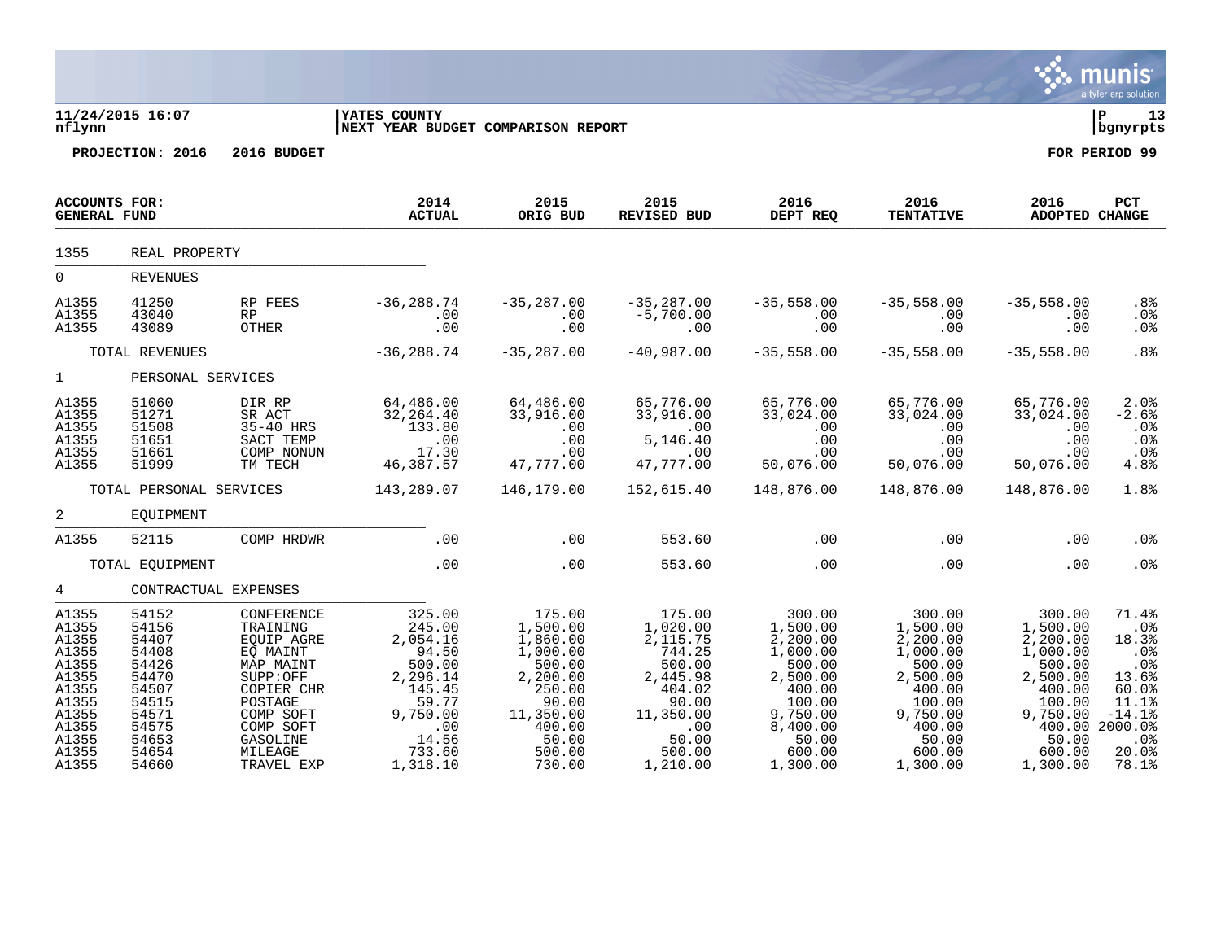**11/24/2015 16:07** | **YATES COUNTY** | **P 13**
**nflynn** | **NEXT YEAR BUDGET COMPARISON REPORT** | **bgnyrpts**

**PROJECTION: 2016   2016 BUDGET**   **FOR PERIOD 99**

| ACCOUNTS FOR: GENERAL FUND | | | 2014 ACTUAL | 2015 ORIG BUD | 2015 REVISED BUD | 2016 DEPT REQ | 2016 TENTATIVE | 2016 ADOPTED | PCT CHANGE |
|---|---|---|---|---|---|---|---|---|---|
| 1355 | REAL PROPERTY | | | | | | | | |
| 0 | REVENUES | | | | | | | | |
| A1355 | 41250 | RP FEES | -36,288.74 | -35,287.00 | -35,287.00 | -35,558.00 | -35,558.00 | -35,558.00 | .8% |
| A1355 | 43040 | RP | .00 | .00 | -5,700.00 | .00 | .00 | .00 | .0% |
| A1355 | 43089 | OTHER | .00 | .00 | .00 | .00 | .00 | .00 | .0% |
| | TOTAL REVENUES | | -36,288.74 | -35,287.00 | -40,987.00 | -35,558.00 | -35,558.00 | -35,558.00 | .8% |
| 1 | PERSONAL SERVICES | | | | | | | | |
| A1355 | 51060 | DIR RP | 64,486.00 | 64,486.00 | 65,776.00 | 65,776.00 | 65,776.00 | 65,776.00 | 2.0% |
| A1355 | 51271 | SR ACT | 32,264.40 | 33,916.00 | 33,916.00 | 33,024.00 | 33,024.00 | 33,024.00 | -2.6% |
| A1355 | 51508 | 35-40 HRS | 133.80 | .00 | .00 | .00 | .00 | .00 | .0% |
| A1355 | 51651 | SACT TEMP | .00 | .00 | 5,146.40 | .00 | .00 | .00 | .0% |
| A1355 | 51661 | COMP NONUN | 17.30 | .00 | .00 | .00 | .00 | .00 | .0% |
| A1355 | 51999 | TM TECH | 46,387.57 | 47,777.00 | 47,777.00 | 50,076.00 | 50,076.00 | 50,076.00 | 4.8% |
| | TOTAL PERSONAL SERVICES | | 143,289.07 | 146,179.00 | 152,615.40 | 148,876.00 | 148,876.00 | 148,876.00 | 1.8% |
| 2 | EQUIPMENT | | | | | | | | |
| A1355 | 52115 | COMP HRDWR | .00 | .00 | 553.60 | .00 | .00 | .00 | .0% |
| | TOTAL EQUIPMENT | | .00 | .00 | 553.60 | .00 | .00 | .00 | .0% |
| 4 | CONTRACTUAL EXPENSES | | | | | | | | |
| A1355 | 54152 | CONFERENCE | 325.00 | 175.00 | 175.00 | 300.00 | 300.00 | 300.00 | 71.4% |
| A1355 | 54156 | TRAINING | 245.00 | 1,500.00 | 1,020.00 | 1,500.00 | 1,500.00 | 1,500.00 | .0% |
| A1355 | 54407 | EQUIP AGRE | 2,054.16 | 1,860.00 | 2,115.75 | 2,200.00 | 2,200.00 | 2,200.00 | 18.3% |
| A1355 | 54408 | EQ MAINT | 94.50 | 1,000.00 | 744.25 | 1,000.00 | 1,000.00 | 1,000.00 | .0% |
| A1355 | 54426 | MAP MAINT | 500.00 | 500.00 | 500.00 | 500.00 | 500.00 | 500.00 | .0% |
| A1355 | 54470 | SUPP:OFF | 2,296.14 | 2,200.00 | 2,445.98 | 2,500.00 | 2,500.00 | 2,500.00 | 13.6% |
| A1355 | 54507 | COPIER CHR | 145.45 | 250.00 | 404.02 | 400.00 | 400.00 | 400.00 | 60.0% |
| A1355 | 54515 | POSTAGE | 59.77 | 90.00 | 90.00 | 100.00 | 100.00 | 100.00 | 11.1% |
| A1355 | 54571 | COMP SOFT | 9,750.00 | 11,350.00 | 11,350.00 | 9,750.00 | 9,750.00 | 9,750.00 | -14.1% |
| A1355 | 54575 | COMP SOFT | .00 | 400.00 | .00 | 8,400.00 | 400.00 | 400.00 | 2000.0% |
| A1355 | 54653 | GASOLINE | 14.56 | 50.00 | 50.00 | 50.00 | 50.00 | 50.00 | .0% |
| A1355 | 54654 | MILEAGE | 733.60 | 500.00 | 500.00 | 600.00 | 600.00 | 600.00 | 20.0% |
| A1355 | 54660 | TRAVEL EXP | 1,318.10 | 730.00 | 1,210.00 | 1,300.00 | 1,300.00 | 1,300.00 | 78.1% |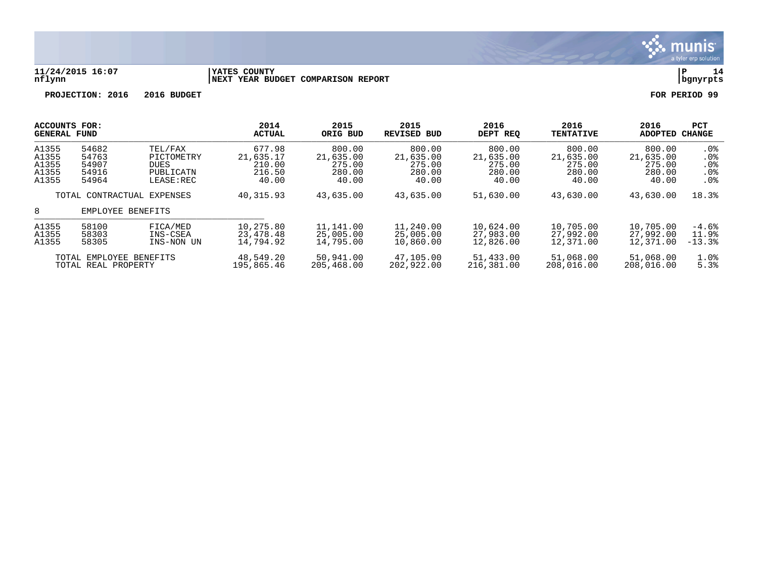**11/24/2015 16:07**
**nflynn**

**YATES COUNTY**
**NEXT YEAR BUDGET COMPARISON REPORT**

**P 14**
**bgnyrpts**

**PROJECTION: 2016 2016 BUDGET**

**FOR PERIOD 99**

| ACCOUNTS FOR: GENERAL FUND | | | 2014 ACTUAL | 2015 ORIG BUD | 2015 REVISED BUD | 2016 DEPT REQ | 2016 TENTATIVE | 2016 ADOPTED | PCT CHANGE |
|---|---|---|---|---|---|---|---|---|---|
| A1355 | 54682 | TEL/FAX | 677.98 | 800.00 | 800.00 | 800.00 | 800.00 | 800.00 | .0% |
| A1355 | 54763 | PICTOMETRY | 21,635.17 | 21,635.00 | 21,635.00 | 21,635.00 | 21,635.00 | 21,635.00 | .0% |
| A1355 | 54907 | DUES | 210.00 | 275.00 | 275.00 | 275.00 | 275.00 | 275.00 | .0% |
| A1355 | 54916 | PUBLICATN | 216.50 | 280.00 | 280.00 | 280.00 | 280.00 | 280.00 | .0% |
| A1355 | 54964 | LEASE:REC | 40.00 | 40.00 | 40.00 | 40.00 | 40.00 | 40.00 | .0% |
| TOTAL CONTRACTUAL EXPENSES | | | 40,315.93 | 43,635.00 | 43,635.00 | 51,630.00 | 43,630.00 | 43,630.00 | 18.3% |
| 8 | EMPLOYEE BENEFITS | | | | | | | | |
| A1355 | 58100 | FICA/MED | 10,275.80 | 11,141.00 | 11,240.00 | 10,624.00 | 10,705.00 | 10,705.00 | -4.6% |
| A1355 | 58303 | INS-CSEA | 23,478.48 | 25,005.00 | 25,005.00 | 27,983.00 | 27,992.00 | 27,992.00 | 11.9% |
| A1355 | 58305 | INS-NON UN | 14,794.92 | 14,795.00 | 10,860.00 | 12,826.00 | 12,371.00 | 12,371.00 | -13.3% |
| TOTAL EMPLOYEE BENEFITS | | | 48,549.20 | 50,941.00 | 47,105.00 | 51,433.00 | 51,068.00 | 51,068.00 | 1.0% |
| TOTAL REAL PROPERTY | | | 195,865.46 | 205,468.00 | 202,922.00 | 216,381.00 | 208,016.00 | 208,016.00 | 5.3% |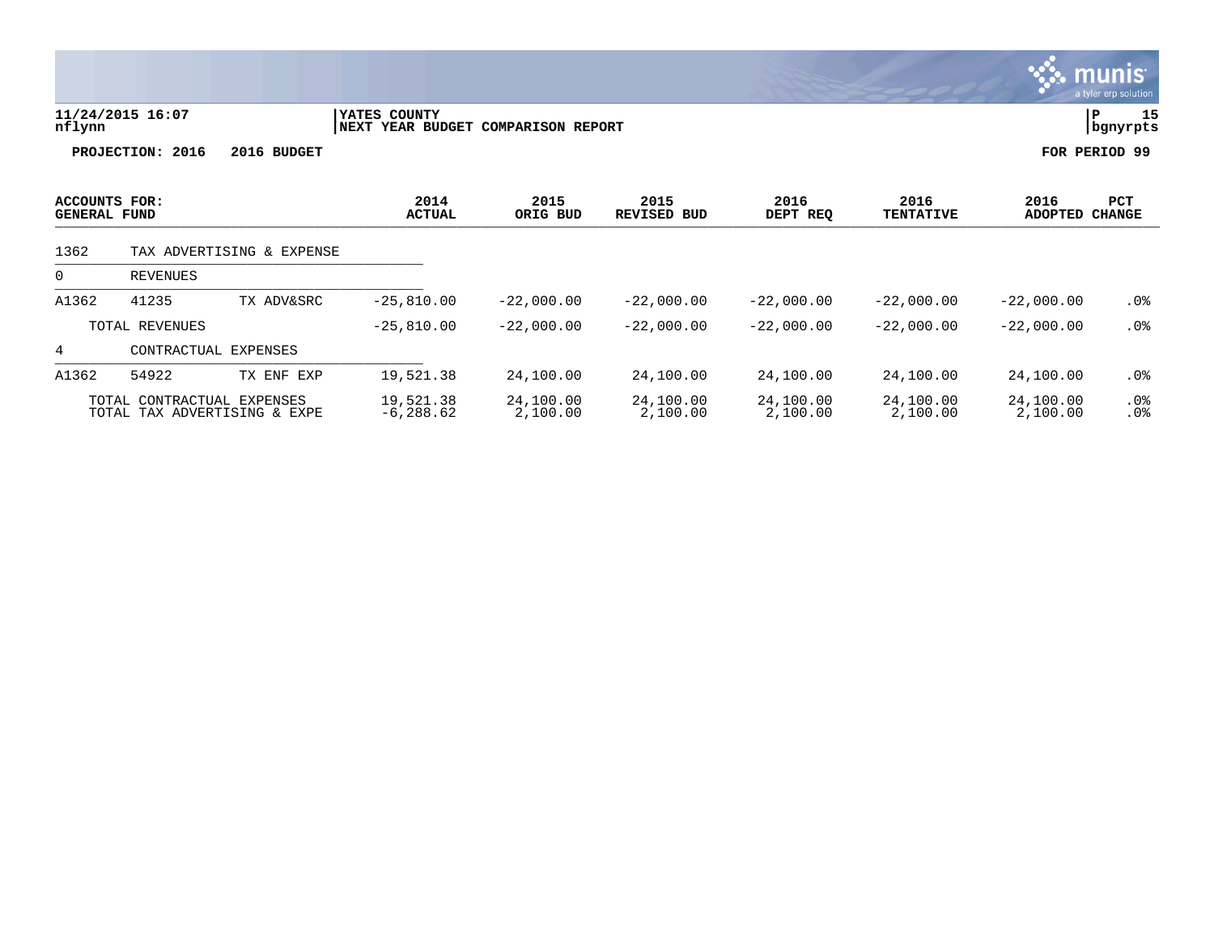**YATES COUNTY**
**NEXT YEAR BUDGET COMPARISON REPORT**

11/24/2015 16:07
nflynn

PROJECTION: 2016 2016 BUDGET

FOR PERIOD 99

| ACCOUNTS FOR: GENERAL FUND | | | 2014 ACTUAL | 2015 ORIG BUD | 2015 REVISED BUD | 2016 DEPT REQ | 2016 TENTATIVE | 2016 ADOPTED | PCT CHANGE |
|---|---|---|---|---|---|---|---|---|---|
| 1362 | TAX ADVERTISING & EXPENSE | | | | | | | | |
| 0 | REVENUES | | | | | | | | |
| A1362 | 41235 | TX ADV&SRC | -25,810.00 | -22,000.00 | -22,000.00 | -22,000.00 | -22,000.00 | -22,000.00 | .0% |
| | TOTAL REVENUES | | -25,810.00 | -22,000.00 | -22,000.00 | -22,000.00 | -22,000.00 | -22,000.00 | .0% |
| 4 | CONTRACTUAL EXPENSES | | | | | | | | |
| A1362 | 54922 | TX ENF EXP | 19,521.38 | 24,100.00 | 24,100.00 | 24,100.00 | 24,100.00 | 24,100.00 | .0% |
| | TOTAL CONTRACTUAL EXPENSES | | 19,521.38 | 24,100.00 | 24,100.00 | 24,100.00 | 24,100.00 | 24,100.00 | .0% |
| | TOTAL TAX ADVERTISING & EXPE | | -6,288.62 | 2,100.00 | 2,100.00 | 2,100.00 | 2,100.00 | 2,100.00 | .0% |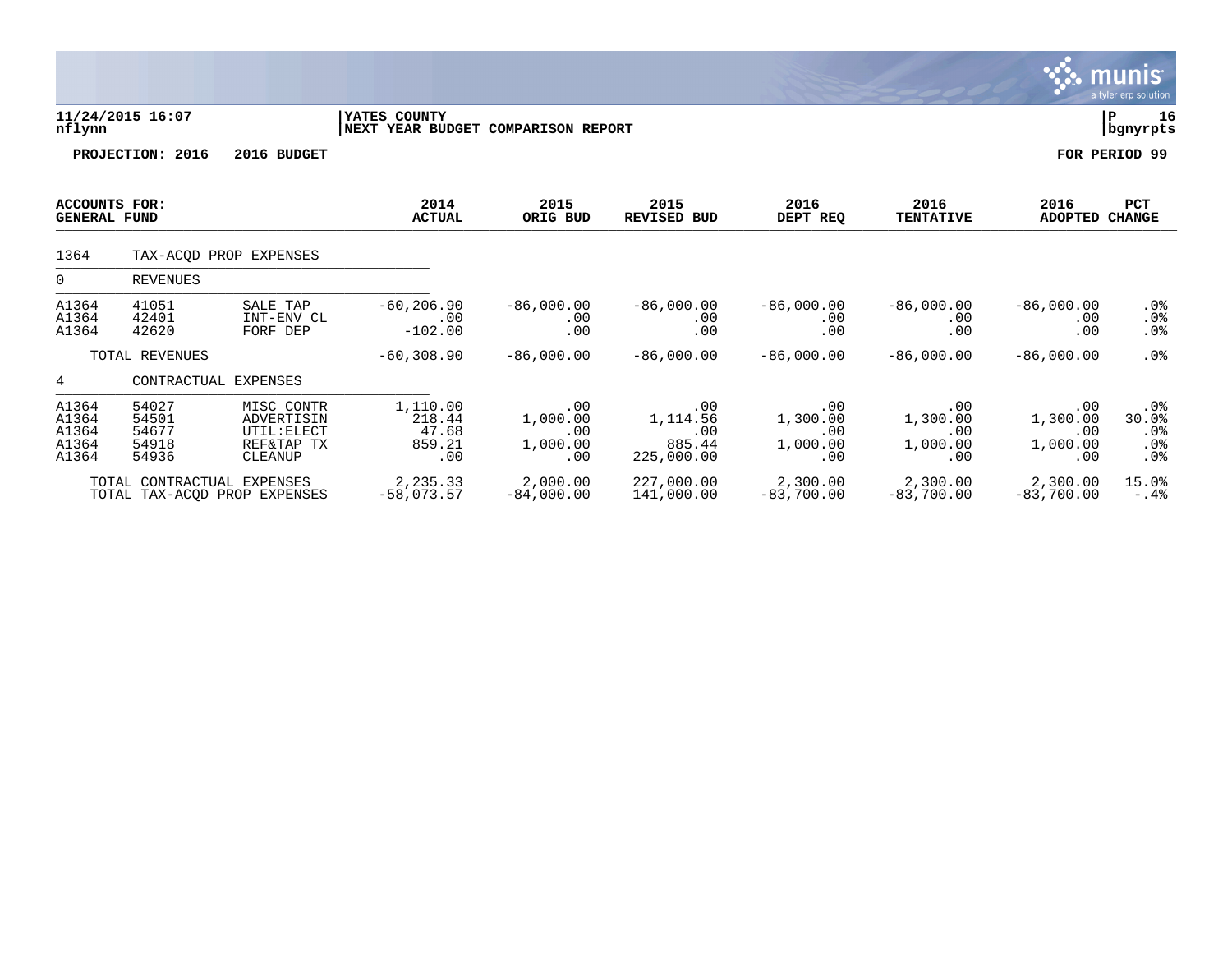**YATES COUNTY**
**NEXT YEAR BUDGET COMPARISON REPORT**

11/24/2015 16:07
nflynn

**PROJECTION: 2016 2016 BUDGET** **FOR PERIOD 99**

| ACCOUNTS FOR: GENERAL FUND | | | 2014 ACTUAL | 2015 ORIG BUD | 2015 REVISED BUD | 2016 DEPT REQ | 2016 TENTATIVE | 2016 ADOPTED | PCT CHANGE |
|---|---|---|---|---|---|---|---|---|---|
| 1364 | TAX-ACQD PROP EXPENSES | | | | | | | | |
| 0 | REVENUES | | | | | | | | |
| A1364 | 41051 | SALE TAP | -60,206.90 | -86,000.00 | -86,000.00 | -86,000.00 | -86,000.00 | -86,000.00 | .0% |
| A1364 | 42401 | INT-ENV CL | .00 | .00 | .00 | .00 | .00 | .00 | .0% |
| A1364 | 42620 | FORF DEP | -102.00 | .00 | .00 | .00 | .00 | .00 | .0% |
| | TOTAL REVENUES | | -60,308.90 | -86,000.00 | -86,000.00 | -86,000.00 | -86,000.00 | -86,000.00 | .0% |
| 4 | CONTRACTUAL EXPENSES | | | | | | | | |
| A1364 | 54027 | MISC CONTR | 1,110.00 | .00 | .00 | .00 | .00 | .00 | .0% |
| A1364 | 54501 | ADVERTISIN | 218.44 | 1,000.00 | 1,114.56 | 1,300.00 | 1,300.00 | 1,300.00 | 30.0% |
| A1364 | 54677 | UTIL:ELECT | 47.68 | .00 | .00 | .00 | .00 | .00 | .0% |
| A1364 | 54918 | REF&TAP TX | 859.21 | 1,000.00 | 885.44 | 1,000.00 | 1,000.00 | 1,000.00 | .0% |
| A1364 | 54936 | CLEANUP | .00 | .00 | 225,000.00 | .00 | .00 | .00 | .0% |
| | TOTAL CONTRACTUAL EXPENSES | | 2,235.33 | 2,000.00 | 227,000.00 | 2,300.00 | 2,300.00 | 2,300.00 | 15.0% |
| | TOTAL TAX-ACQD PROP EXPENSES | | -58,073.57 | -84,000.00 | 141,000.00 | -83,700.00 | -83,700.00 | -83,700.00 | -.4% |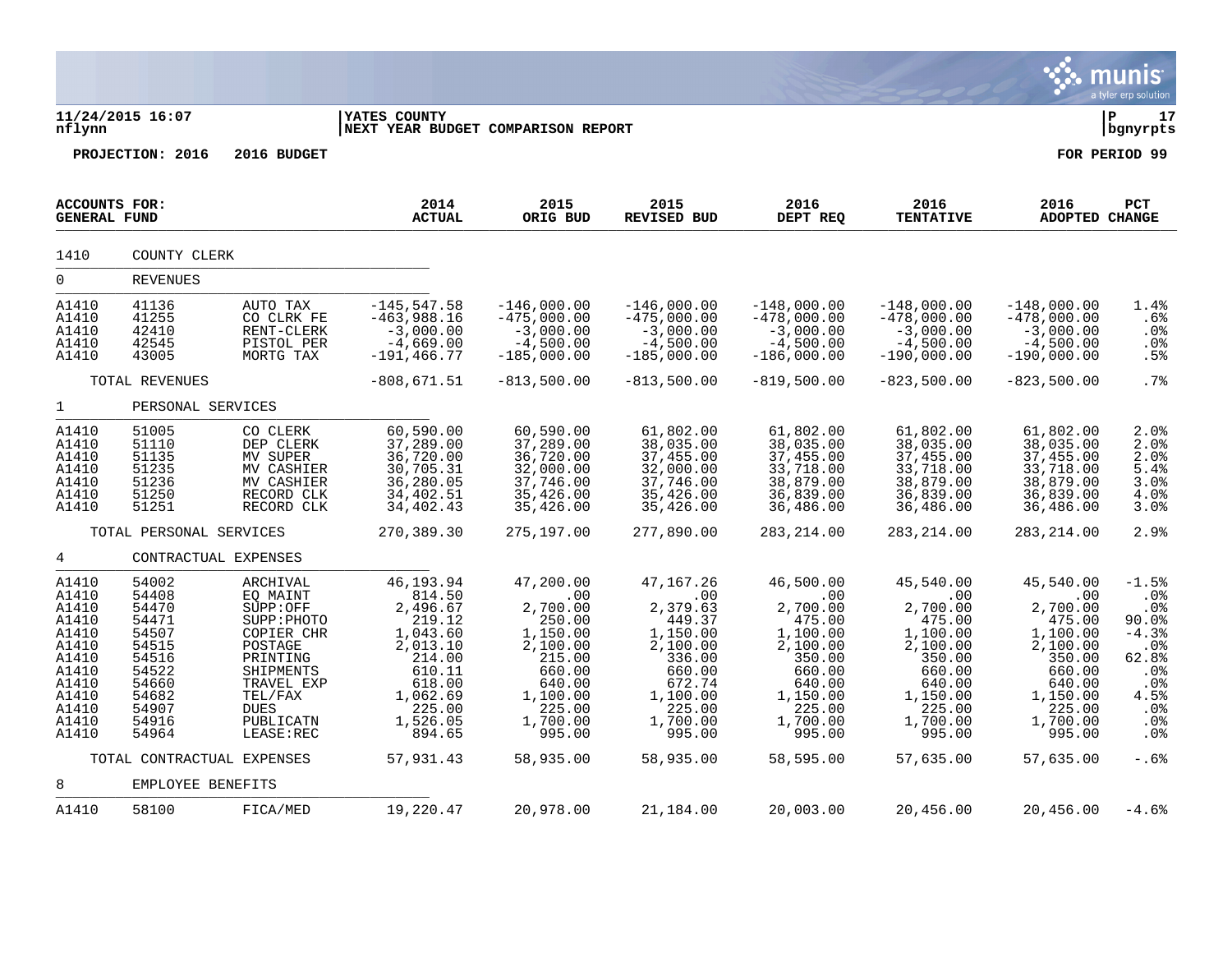11/24/2015 16:07 | YATES COUNTY | P 17
nflynn | NEXT YEAR BUDGET COMPARISON REPORT | bgnyrpts

**PROJECTION: 2016 2016 BUDGET** — **FOR PERIOD 99**

| ACCOUNTS FOR: GENERAL FUND | | | 2014 ACTUAL | 2015 ORIG BUD | 2015 REVISED BUD | 2016 DEPT REQ | 2016 TENTATIVE | 2016 ADOPTED | PCT CHANGE |
|---|---|---|---|---|---|---|---|---|---|
| 1410 | COUNTY CLERK | | | | | | | | |
| 0 | REVENUES | | | | | | | | |
| A1410 | 41136 | AUTO TAX | -145,547.58 | -146,000.00 | -146,000.00 | -148,000.00 | -148,000.00 | -148,000.00 | 1.4% |
| A1410 | 41255 | CO CLRK FE | -463,988.16 | -475,000.00 | -475,000.00 | -478,000.00 | -478,000.00 | -478,000.00 | .6% |
| A1410 | 42410 | RENT-CLERK | -3,000.00 | -3,000.00 | -3,000.00 | -3,000.00 | -3,000.00 | -3,000.00 | .0% |
| A1410 | 42545 | PISTOL PER | -4,669.00 | -4,500.00 | -4,500.00 | -4,500.00 | -4,500.00 | -4,500.00 | .0% |
| A1410 | 43005 | MORTG TAX | -191,466.77 | -185,000.00 | -185,000.00 | -186,000.00 | -190,000.00 | -190,000.00 | .5% |
| | TOTAL REVENUES | | -808,671.51 | -813,500.00 | -813,500.00 | -819,500.00 | -823,500.00 | -823,500.00 | .7% |
| 1 | PERSONAL SERVICES | | | | | | | | |
| A1410 | 51005 | CO CLERK | 60,590.00 | 60,590.00 | 61,802.00 | 61,802.00 | 61,802.00 | 61,802.00 | 2.0% |
| A1410 | 51110 | DEP CLERK | 37,289.00 | 37,289.00 | 38,035.00 | 38,035.00 | 38,035.00 | 38,035.00 | 2.0% |
| A1410 | 51135 | MV SUPER | 36,720.00 | 36,720.00 | 37,455.00 | 37,455.00 | 37,455.00 | 37,455.00 | 2.0% |
| A1410 | 51235 | MV CASHIER | 30,705.31 | 32,000.00 | 32,000.00 | 33,718.00 | 33,718.00 | 33,718.00 | 5.4% |
| A1410 | 51236 | MV CASHIER | 36,280.05 | 37,746.00 | 37,746.00 | 38,879.00 | 38,879.00 | 38,879.00 | 3.0% |
| A1410 | 51250 | RECORD CLK | 34,402.51 | 35,426.00 | 35,426.00 | 36,839.00 | 36,839.00 | 36,839.00 | 4.0% |
| A1410 | 51251 | RECORD CLK | 34,402.43 | 35,426.00 | 35,426.00 | 36,486.00 | 36,486.00 | 36,486.00 | 3.0% |
| | TOTAL PERSONAL SERVICES | | 270,389.30 | 275,197.00 | 277,890.00 | 283,214.00 | 283,214.00 | 283,214.00 | 2.9% |
| 4 | CONTRACTUAL EXPENSES | | | | | | | | |
| A1410 | 54002 | ARCHIVAL | 46,193.94 | 47,200.00 | 47,167.26 | 46,500.00 | 45,540.00 | 45,540.00 | -1.5% |
| A1410 | 54408 | EQ MAINT | 814.50 | .00 | .00 | .00 | .00 | .00 | .0% |
| A1410 | 54470 | SUPP:OFF | 2,496.67 | 2,700.00 | 2,379.63 | 2,700.00 | 2,700.00 | 2,700.00 | .0% |
| A1410 | 54471 | SUPP:PHOTO | 219.12 | 250.00 | 449.37 | 475.00 | 475.00 | 475.00 | 90.0% |
| A1410 | 54507 | COPIER CHR | 1,043.60 | 1,150.00 | 1,150.00 | 1,100.00 | 1,100.00 | 1,100.00 | -4.3% |
| A1410 | 54515 | POSTAGE | 2,013.10 | 2,100.00 | 2,100.00 | 2,100.00 | 2,100.00 | 2,100.00 | .0% |
| A1410 | 54516 | PRINTING | 214.00 | 215.00 | 336.00 | 350.00 | 350.00 | 350.00 | 62.8% |
| A1410 | 54522 | SHIPMENTS | 610.11 | 660.00 | 660.00 | 660.00 | 660.00 | 660.00 | .0% |
| A1410 | 54660 | TRAVEL EXP | 618.00 | 640.00 | 672.74 | 640.00 | 640.00 | 640.00 | .0% |
| A1410 | 54682 | TEL/FAX | 1,062.69 | 1,100.00 | 1,100.00 | 1,150.00 | 1,150.00 | 1,150.00 | 4.5% |
| A1410 | 54907 | DUES | 225.00 | 225.00 | 225.00 | 225.00 | 225.00 | 225.00 | .0% |
| A1410 | 54916 | PUBLICATN | 1,526.05 | 1,700.00 | 1,700.00 | 1,700.00 | 1,700.00 | 1,700.00 | .0% |
| A1410 | 54964 | LEASE:REC | 894.65 | 995.00 | 995.00 | 995.00 | 995.00 | 995.00 | .0% |
| | TOTAL CONTRACTUAL EXPENSES | | 57,931.43 | 58,935.00 | 58,935.00 | 58,595.00 | 57,635.00 | 57,635.00 | -.6% |
| 8 | EMPLOYEE BENEFITS | | | | | | | | |
| A1410 | 58100 | FICA/MED | 19,220.47 | 20,978.00 | 21,184.00 | 20,003.00 | 20,456.00 | 20,456.00 | -4.6% |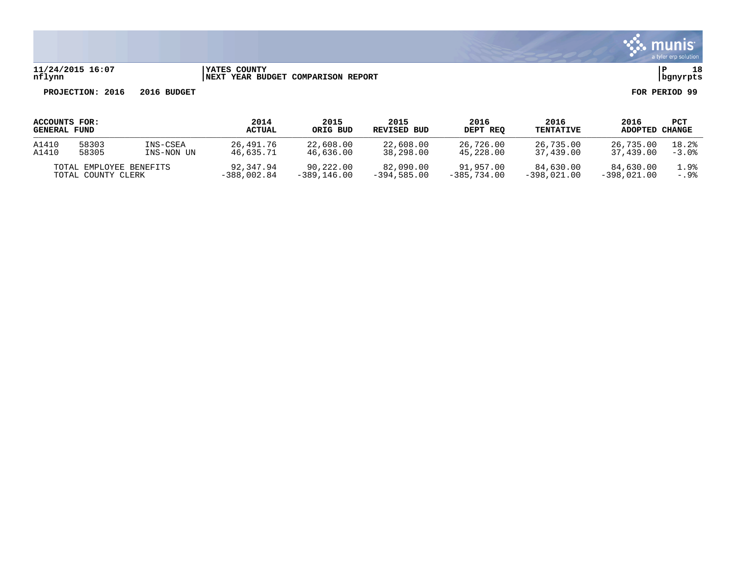**YATES COUNTY**
**NEXT YEAR BUDGET COMPARISON REPORT**

**PROJECTION: 2016 2016 BUDGET** **FOR PERIOD 99**

| ACCOUNTS FOR: GENERAL FUND | | | 2014 ACTUAL | 2015 ORIG BUD | 2015 REVISED BUD | 2016 DEPT REQ | 2016 TENTATIVE | 2016 ADOPTED | PCT CHANGE |
|---|---|---|---|---|---|---|---|---|---|
| A1410 | 58303 | INS-CSEA | 26,491.76 | 22,608.00 | 22,608.00 | 26,726.00 | 26,735.00 | 26,735.00 | 18.2% |
| A1410 | 58305 | INS-NON UN | 46,635.71 | 46,636.00 | 38,298.00 | 45,228.00 | 37,439.00 | 37,439.00 | -3.0% |
| TOTAL EMPLOYEE BENEFITS | | | 92,347.94 | 90,222.00 | 82,090.00 | 91,957.00 | 84,630.00 | 84,630.00 | 1.9% |
| TOTAL COUNTY CLERK | | | -388,002.84 | -389,146.00 | -394,585.00 | -385,734.00 | -398,021.00 | -398,021.00 | -.9% |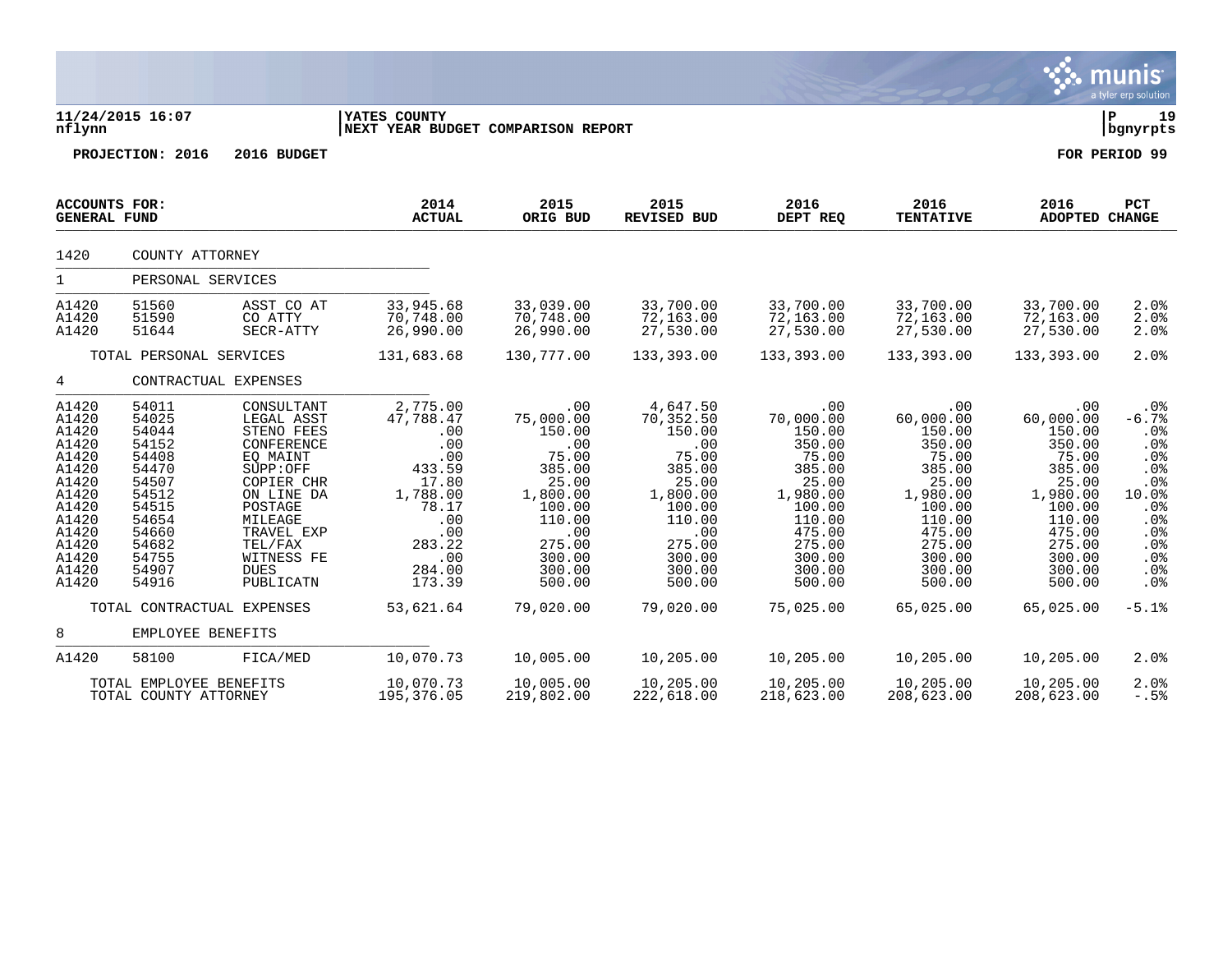**11/24/2015 16:07** | **YATES COUNTY** | **P 19**
**nflynn** | **NEXT YEAR BUDGET COMPARISON REPORT** | **bgnyrpts**

**PROJECTION: 2016 2016 BUDGET** | **FOR PERIOD 99**

| ACCOUNTS FOR: GENERAL FUND | | | 2014 ACTUAL | 2015 ORIG BUD | 2015 REVISED BUD | 2016 DEPT REQ | 2016 TENTATIVE | 2016 ADOPTED | PCT CHANGE |
|---|---|---|---|---|---|---|---|---|---|
| 1420 | COUNTY ATTORNEY | | | | | | | | |
| 1 | PERSONAL SERVICES | | | | | | | | |
| A1420 | 51560 | ASST CO AT | 33,945.68 | 33,039.00 | 33,700.00 | 33,700.00 | 33,700.00 | 33,700.00 | 2.0% |
| A1420 | 51590 | CO ATTY | 70,748.00 | 70,748.00 | 72,163.00 | 72,163.00 | 72,163.00 | 72,163.00 | 2.0% |
| A1420 | 51644 | SECR-ATTY | 26,990.00 | 26,990.00 | 27,530.00 | 27,530.00 | 27,530.00 | 27,530.00 | 2.0% |
| | TOTAL PERSONAL SERVICES | | 131,683.68 | 130,777.00 | 133,393.00 | 133,393.00 | 133,393.00 | 133,393.00 | 2.0% |
| 4 | CONTRACTUAL EXPENSES | | | | | | | | |
| A1420 | 54011 | CONSULTANT | 2,775.00 | .00 | 4,647.50 | .00 | .00 | .00 | .0% |
| A1420 | 54025 | LEGAL ASST | 47,788.47 | 75,000.00 | 70,352.50 | 70,000.00 | 60,000.00 | 60,000.00 | -6.7% |
| A1420 | 54044 | STENO FEES | .00 | 150.00 | 150.00 | 150.00 | 150.00 | 150.00 | .0% |
| A1420 | 54152 | CONFERENCE | .00 | .00 | .00 | 350.00 | 350.00 | 350.00 | .0% |
| A1420 | 54408 | EQ MAINT | .00 | 75.00 | 75.00 | 75.00 | 75.00 | 75.00 | .0% |
| A1420 | 54470 | SUPP:OFF | 433.59 | 385.00 | 385.00 | 385.00 | 385.00 | 385.00 | .0% |
| A1420 | 54507 | COPIER CHR | 17.80 | 25.00 | 25.00 | 25.00 | 25.00 | 25.00 | .0% |
| A1420 | 54512 | ON LINE DA | 1,788.00 | 1,800.00 | 1,800.00 | 1,980.00 | 1,980.00 | 1,980.00 | 10.0% |
| A1420 | 54515 | POSTAGE | 78.17 | 100.00 | 100.00 | 100.00 | 100.00 | 100.00 | .0% |
| A1420 | 54654 | MILEAGE | .00 | 110.00 | 110.00 | 110.00 | 110.00 | 110.00 | .0% |
| A1420 | 54660 | TRAVEL EXP | .00 | .00 | .00 | 475.00 | 475.00 | 475.00 | .0% |
| A1420 | 54682 | TEL/FAX | 283.22 | 275.00 | 275.00 | 275.00 | 275.00 | 275.00 | .0% |
| A1420 | 54755 | WITNESS FE | .00 | 300.00 | 300.00 | 300.00 | 300.00 | 300.00 | .0% |
| A1420 | 54907 | DUES | 284.00 | 300.00 | 300.00 | 300.00 | 300.00 | 300.00 | .0% |
| A1420 | 54916 | PUBLICATN | 173.39 | 500.00 | 500.00 | 500.00 | 500.00 | 500.00 | .0% |
| | TOTAL CONTRACTUAL EXPENSES | | 53,621.64 | 79,020.00 | 79,020.00 | 75,025.00 | 65,025.00 | 65,025.00 | -5.1% |
| 8 | EMPLOYEE BENEFITS | | | | | | | | |
| A1420 | 58100 | FICA/MED | 10,070.73 | 10,005.00 | 10,205.00 | 10,205.00 | 10,205.00 | 10,205.00 | 2.0% |
| | TOTAL EMPLOYEE BENEFITS | | 10,070.73 | 10,005.00 | 10,205.00 | 10,205.00 | 10,205.00 | 10,205.00 | 2.0% |
| | TOTAL COUNTY ATTORNEY | | 195,376.05 | 219,802.00 | 222,618.00 | 218,623.00 | 208,623.00 | 208,623.00 | -.5% |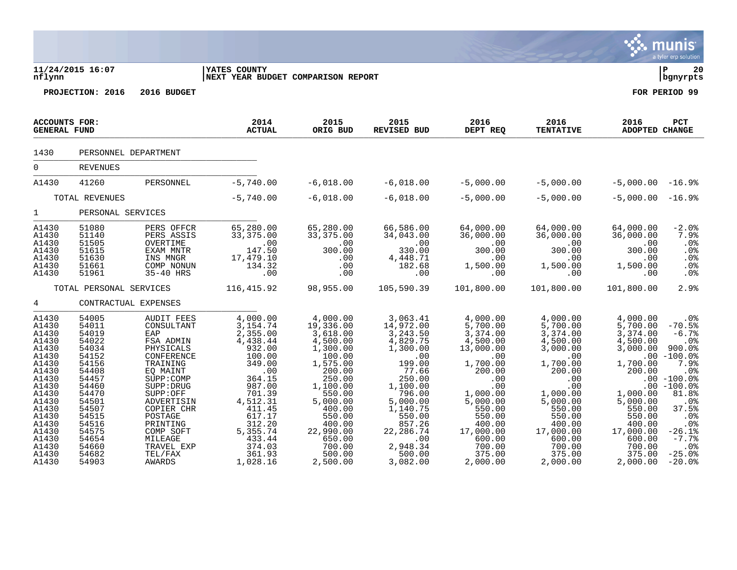**11/24/2015 16:07** | **YATES COUNTY** | **P 20**
**nflynn** | **NEXT YEAR BUDGET COMPARISON REPORT** | **bgnyrpts**

**PROJECTION: 2016 2016 BUDGET** — **FOR PERIOD 99**

| ACCOUNTS FOR: GENERAL FUND | | | 2014 ACTUAL | 2015 ORIG BUD | 2015 REVISED BUD | 2016 DEPT REQ | 2016 TENTATIVE | 2016 ADOPTED | PCT CHANGE |
|---|---|---|---|---|---|---|---|---|---|
| 1430 | PERSONNEL DEPARTMENT | | | | | | | | |
| 0 | REVENUES | | | | | | | | |
| A1430 | 41260 | PERSONNEL | -5,740.00 | -6,018.00 | -6,018.00 | -5,000.00 | -5,000.00 | -5,000.00 | -16.9% |
| | TOTAL REVENUES | | -5,740.00 | -6,018.00 | -6,018.00 | -5,000.00 | -5,000.00 | -5,000.00 | -16.9% |
| 1 | PERSONAL SERVICES | | | | | | | | |
| A1430 | 51080 | PERS OFFCR | 65,280.00 | 65,280.00 | 66,586.00 | 64,000.00 | 64,000.00 | 64,000.00 | -2.0% |
| A1430 | 51140 | PERS ASSIS | 33,375.00 | 33,375.00 | 34,043.00 | 36,000.00 | 36,000.00 | 36,000.00 | 7.9% |
| A1430 | 51505 | OVERTIME | .00 | .00 | .00 | .00 | .00 | .00 | .0% |
| A1430 | 51615 | EXAM MNTR | 147.50 | 300.00 | 330.00 | 300.00 | 300.00 | 300.00 | .0% |
| A1430 | 51630 | INS MNGR | 17,479.10 | .00 | 4,448.71 | .00 | .00 | .00 | .0% |
| A1430 | 51661 | COMP NONUN | 134.32 | .00 | 182.68 | 1,500.00 | 1,500.00 | 1,500.00 | .0% |
| A1430 | 51961 | 35-40 HRS | .00 | .00 | .00 | .00 | .00 | .00 | .0% |
| | TOTAL PERSONAL SERVICES | | 116,415.92 | 98,955.00 | 105,590.39 | 101,800.00 | 101,800.00 | 101,800.00 | 2.9% |
| 4 | CONTRACTUAL EXPENSES | | | | | | | | |
| A1430 | 54005 | AUDIT FEES | 4,000.00 | 4,000.00 | 3,063.41 | 4,000.00 | 4,000.00 | 4,000.00 | .0% |
| A1430 | 54011 | CONSULTANT | 3,154.74 | 19,336.00 | 14,972.00 | 5,700.00 | 5,700.00 | 5,700.00 | -70.5% |
| A1430 | 54019 | EAP | 2,355.00 | 3,618.00 | 3,243.50 | 3,374.00 | 3,374.00 | 3,374.00 | -6.7% |
| A1430 | 54022 | FSA ADMIN | 4,438.44 | 4,500.00 | 4,829.75 | 4,500.00 | 4,500.00 | 4,500.00 | .0% |
| A1430 | 54034 | PHYSICALS | 932.00 | 1,300.00 | 1,300.00 | 13,000.00 | 3,000.00 | 3,000.00 | 900.0% |
| A1430 | 54152 | CONFERENCE | 100.00 | 100.00 | .00 | .00 | .00 | .00 | -100.0% |
| A1430 | 54156 | TRAINING | 349.00 | 1,575.00 | 199.00 | 1,700.00 | 1,700.00 | 1,700.00 | 7.9% |
| A1430 | 54408 | EQ MAINT | .00 | 200.00 | 77.66 | 200.00 | 200.00 | 200.00 | .0% |
| A1430 | 54457 | SUPP:COMP | 364.15 | 250.00 | 250.00 | .00 | .00 | .00 | -100.0% |
| A1430 | 54460 | SUPP:DRUG | 987.00 | 1,100.00 | 1,100.00 | .00 | .00 | .00 | -100.0% |
| A1430 | 54470 | SUPP:OFF | 701.39 | 550.00 | 796.00 | 1,000.00 | 1,000.00 | 1,000.00 | 81.8% |
| A1430 | 54501 | ADVERTISIN | 4,512.31 | 5,000.00 | 5,000.00 | 5,000.00 | 5,000.00 | 5,000.00 | .0% |
| A1430 | 54507 | COPIER CHR | 411.45 | 400.00 | 1,140.75 | 550.00 | 550.00 | 550.00 | 37.5% |
| A1430 | 54515 | POSTAGE | 617.17 | 550.00 | 550.00 | 550.00 | 550.00 | 550.00 | .0% |
| A1430 | 54516 | PRINTING | 312.20 | 400.00 | 857.26 | 400.00 | 400.00 | 400.00 | .0% |
| A1430 | 54575 | COMP SOFT | 5,355.74 | 22,990.00 | 22,286.74 | 17,000.00 | 17,000.00 | 17,000.00 | -26.1% |
| A1430 | 54654 | MILEAGE | 433.44 | 650.00 | .00 | 600.00 | 600.00 | 600.00 | -7.7% |
| A1430 | 54660 | TRAVEL EXP | 374.03 | 700.00 | 2,948.34 | 700.00 | 700.00 | 700.00 | .0% |
| A1430 | 54682 | TEL/FAX | 361.93 | 500.00 | 500.00 | 375.00 | 375.00 | 375.00 | -25.0% |
| A1430 | 54903 | AWARDS | 1,028.16 | 2,500.00 | 3,082.00 | 2,000.00 | 2,000.00 | 2,000.00 | -20.0% |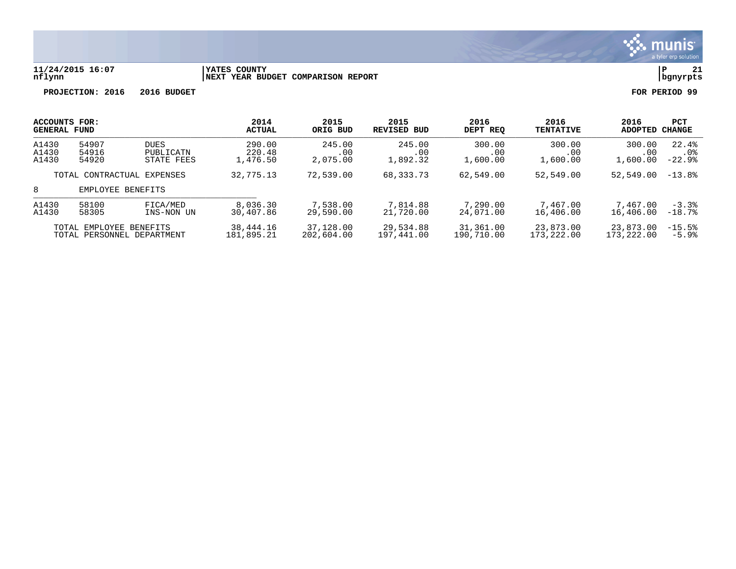11/24/2015 16:07 | YATES COUNTY | P 21
nflynn | NEXT YEAR BUDGET COMPARISON REPORT | bgnyrpts

**PROJECTION: 2016 2016 BUDGET** **FOR PERIOD 99**

| ACCOUNTS FOR: GENERAL FUND | | | 2014 ACTUAL | 2015 ORIG BUD | 2015 REVISED BUD | 2016 DEPT REQ | 2016 TENTATIVE | 2016 ADOPTED | PCT CHANGE |
|---|---|---|---|---|---|---|---|---|---|
| A1430 | 54907 | DUES | 290.00 | 245.00 | 245.00 | 300.00 | 300.00 | 300.00 | 22.4% |
| A1430 | 54916 | PUBLICATN | 220.48 | .00 | .00 | .00 | .00 | .00 | .0% |
| A1430 | 54920 | STATE FEES | 1,476.50 | 2,075.00 | 1,892.32 | 1,600.00 | 1,600.00 | 1,600.00 | -22.9% |
| | TOTAL CONTRACTUAL EXPENSES | | 32,775.13 | 72,539.00 | 68,333.73 | 62,549.00 | 52,549.00 | 52,549.00 | -13.8% |
| 8 | EMPLOYEE BENEFITS | | | | | | | | |
| A1430 | 58100 | FICA/MED | 8,036.30 | 7,538.00 | 7,814.88 | 7,290.00 | 7,467.00 | 7,467.00 | -3.3% |
| A1430 | 58305 | INS-NON UN | 30,407.86 | 29,590.00 | 21,720.00 | 24,071.00 | 16,406.00 | 16,406.00 | -18.7% |
| | TOTAL EMPLOYEE BENEFITS | | 38,444.16 | 37,128.00 | 29,534.88 | 31,361.00 | 23,873.00 | 23,873.00 | -15.5% |
| | TOTAL PERSONNEL DEPARTMENT | | 181,895.21 | 202,604.00 | 197,441.00 | 190,710.00 | 173,222.00 | 173,222.00 | -5.9% |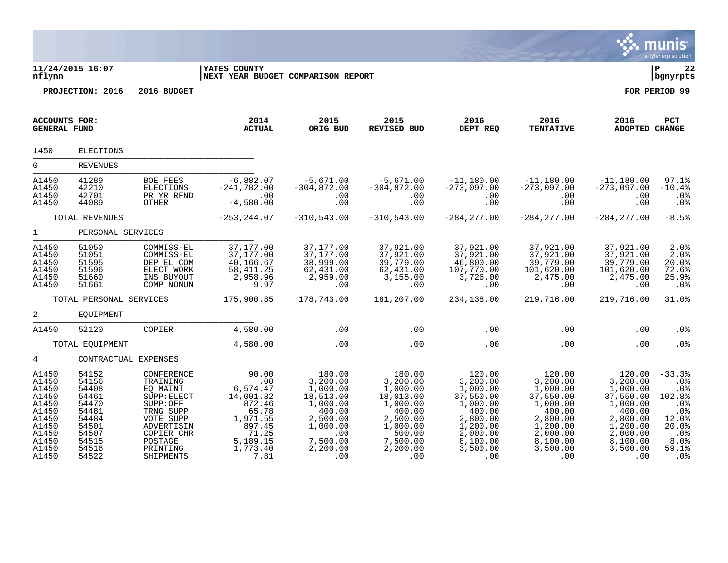**11/24/2015 16:07** | **YATES COUNTY** | **P 22**
**nflynn** | **NEXT YEAR BUDGET COMPARISON REPORT** | **bgnyrpts**

**PROJECTION: 2016 2016 BUDGET** | **FOR PERIOD 99**

| ACCOUNTS FOR: GENERAL FUND | | | 2014 ACTUAL | 2015 ORIG BUD | 2015 REVISED BUD | 2016 DEPT REQ | 2016 TENTATIVE | 2016 ADOPTED | PCT CHANGE |
|---|---|---|---|---|---|---|---|---|---|
| 1450 | ELECTIONS | | | | | | | | |
| 0 | REVENUES | | | | | | | | |
| A1450 | 41289 | BOE FEES | -6,882.07 | -5,671.00 | -5,671.00 | -11,180.00 | -11,180.00 | -11,180.00 | 97.1% |
| A1450 | 42210 | ELECTIONS | -241,782.00 | -304,872.00 | -304,872.00 | -273,097.00 | -273,097.00 | -273,097.00 | -10.4% |
| A1450 | 42701 | PR YR RFND | .00 | .00 | .00 | .00 | .00 | .00 | .0% |
| A1450 | 44089 | OTHER | -4,580.00 | .00 | .00 | .00 | .00 | .00 | .0% |
| | TOTAL REVENUES | | -253,244.07 | -310,543.00 | -310,543.00 | -284,277.00 | -284,277.00 | -284,277.00 | -8.5% |
| 1 | PERSONAL SERVICES | | | | | | | | |
| A1450 | 51050 | COMMISS-EL | 37,177.00 | 37,177.00 | 37,921.00 | 37,921.00 | 37,921.00 | 37,921.00 | 2.0% |
| A1450 | 51051 | COMMISS-EL | 37,177.00 | 37,177.00 | 37,921.00 | 37,921.00 | 37,921.00 | 37,921.00 | 2.0% |
| A1450 | 51595 | DEP EL COM | 40,166.67 | 38,999.00 | 39,779.00 | 46,800.00 | 39,779.00 | 39,779.00 | 20.0% |
| A1450 | 51596 | ELECT WORK | 58,411.25 | 62,431.00 | 62,431.00 | 107,770.00 | 101,620.00 | 101,620.00 | 72.6% |
| A1450 | 51660 | INS BUYOUT | 2,958.96 | 2,959.00 | 3,155.00 | 3,726.00 | 2,475.00 | 2,475.00 | 25.9% |
| A1450 | 51661 | COMP NONUN | 9.97 | .00 | .00 | .00 | .00 | .00 | .0% |
| | TOTAL PERSONAL SERVICES | | 175,900.85 | 178,743.00 | 181,207.00 | 234,138.00 | 219,716.00 | 219,716.00 | 31.0% |
| 2 | EQUIPMENT | | | | | | | | |
| A1450 | 52120 | COPIER | 4,580.00 | .00 | .00 | .00 | .00 | .00 | .0% |
| | TOTAL EQUIPMENT | | 4,580.00 | .00 | .00 | .00 | .00 | .00 | .0% |
| 4 | CONTRACTUAL EXPENSES | | | | | | | | |
| A1450 | 54152 | CONFERENCE | 90.00 | 180.00 | 180.00 | 120.00 | 120.00 | 120.00 | -33.3% |
| A1450 | 54156 | TRAINING | .00 | 3,200.00 | 3,200.00 | 3,200.00 | 3,200.00 | 3,200.00 | .0% |
| A1450 | 54408 | EQ MAINT | 6,574.47 | 1,000.00 | 1,000.00 | 1,000.00 | 1,000.00 | 1,000.00 | .0% |
| A1450 | 54461 | SUPP:ELECT | 14,001.82 | 18,513.00 | 18,013.00 | 37,550.00 | 37,550.00 | 37,550.00 | 102.8% |
| A1450 | 54470 | SUPP:OFF | 872.46 | 1,000.00 | 1,000.00 | 1,000.00 | 1,000.00 | 1,000.00 | .0% |
| A1450 | 54481 | TRNG SUPP | 65.78 | 400.00 | 400.00 | 400.00 | 400.00 | 400.00 | .0% |
| A1450 | 54484 | VOTE SUPP | 1,971.55 | 2,500.00 | 2,500.00 | 2,800.00 | 2,800.00 | 2,800.00 | 12.0% |
| A1450 | 54501 | ADVERTISIN | 897.45 | 1,000.00 | 1,000.00 | 1,200.00 | 1,200.00 | 1,200.00 | 20.0% |
| A1450 | 54507 | COPIER CHR | 71.25 | .00 | 500.00 | 2,000.00 | 2,000.00 | 2,000.00 | .0% |
| A1450 | 54515 | POSTAGE | 5,189.15 | 7,500.00 | 7,500.00 | 8,100.00 | 8,100.00 | 8,100.00 | 8.0% |
| A1450 | 54516 | PRINTING | 1,773.40 | 2,200.00 | 2,200.00 | 3,500.00 | 3,500.00 | 3,500.00 | 59.1% |
| A1450 | 54522 | SHIPMENTS | 7.81 | .00 | .00 | .00 | .00 | .00 | .0% |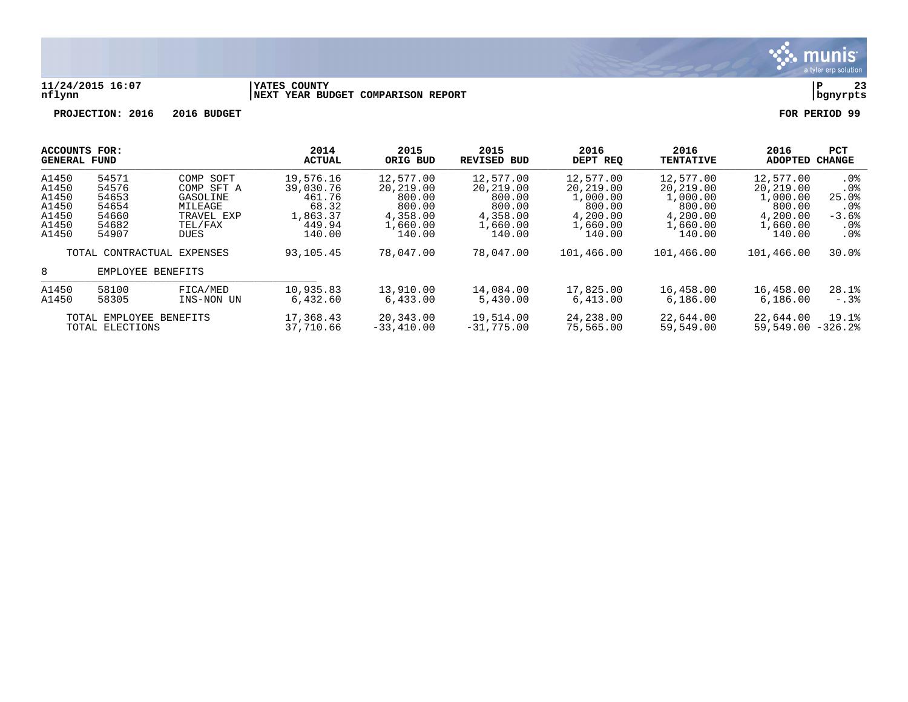**11/24/2015 16:07** | **YATES COUNTY** | **P 23**
**nflynn** | **NEXT YEAR BUDGET COMPARISON REPORT** | **bgnyrpts**

**PROJECTION: 2016 2016 BUDGET** — **FOR PERIOD 99**

| ACCOUNTS FOR: GENERAL FUND | | | 2014 ACTUAL | 2015 ORIG BUD | 2015 REVISED BUD | 2016 DEPT REQ | 2016 TENTATIVE | 2016 ADOPTED | PCT CHANGE |
|---|---|---|---|---|---|---|---|---|---|
| A1450 | 54571 | COMP SOFT | 19,576.16 | 12,577.00 | 12,577.00 | 12,577.00 | 12,577.00 | 12,577.00 | .0% |
| A1450 | 54576 | COMP SFT A | 39,030.76 | 20,219.00 | 20,219.00 | 20,219.00 | 20,219.00 | 20,219.00 | .0% |
| A1450 | 54653 | GASOLINE | 461.76 | 800.00 | 800.00 | 1,000.00 | 1,000.00 | 1,000.00 | 25.0% |
| A1450 | 54654 | MILEAGE | 68.32 | 800.00 | 800.00 | 800.00 | 800.00 | 800.00 | .0% |
| A1450 | 54660 | TRAVEL EXP | 1,863.37 | 4,358.00 | 4,358.00 | 4,200.00 | 4,200.00 | 4,200.00 | -3.6% |
| A1450 | 54682 | TEL/FAX | 449.94 | 1,660.00 | 1,660.00 | 1,660.00 | 1,660.00 | 1,660.00 | .0% |
| A1450 | 54907 | DUES | 140.00 | 140.00 | 140.00 | 140.00 | 140.00 | 140.00 | .0% |
| TOTAL CONTRACTUAL EXPENSES | | | 93,105.45 | 78,047.00 | 78,047.00 | 101,466.00 | 101,466.00 | 101,466.00 | 30.0% |
| 8 | EMPLOYEE BENEFITS | | | | | | | | |
| A1450 | 58100 | FICA/MED | 10,935.83 | 13,910.00 | 14,084.00 | 17,825.00 | 16,458.00 | 16,458.00 | 28.1% |
| A1450 | 58305 | INS-NON UN | 6,432.60 | 6,433.00 | 5,430.00 | 6,413.00 | 6,186.00 | 6,186.00 | -.3% |
| TOTAL EMPLOYEE BENEFITS | | | 17,368.43 | 20,343.00 | 19,514.00 | 24,238.00 | 22,644.00 | 22,644.00 | 19.1% |
| TOTAL ELECTIONS | | | 37,710.66 | -33,410.00 | -31,775.00 | 75,565.00 | 59,549.00 | 59,549.00 | -326.2% |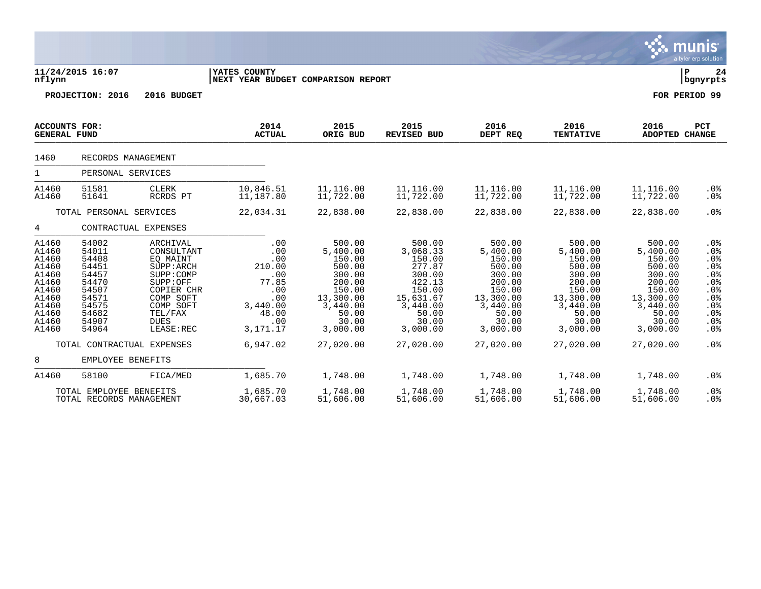**11/24/2015 16:07** | **YATES COUNTY** | **P 24**
**nflynn** | **NEXT YEAR BUDGET COMPARISON REPORT** | **bgnyrpts**

**PROJECTION: 2016 2016 BUDGET** | **FOR PERIOD 99**

| ACCOUNTS FOR: GENERAL FUND | | | 2014 ACTUAL | 2015 ORIG BUD | 2015 REVISED BUD | 2016 DEPT REQ | 2016 TENTATIVE | 2016 ADOPTED | PCT CHANGE |
|---|---|---|---|---|---|---|---|---|---|
| 1460 | RECORDS MANAGEMENT | | | | | | | | |
| 1 | PERSONAL SERVICES | | | | | | | | |
| A1460 | 51581 | CLERK | 10,846.51 | 11,116.00 | 11,116.00 | 11,116.00 | 11,116.00 | 11,116.00 | .0% |
| A1460 | 51641 | RCRDS PT | 11,187.80 | 11,722.00 | 11,722.00 | 11,722.00 | 11,722.00 | 11,722.00 | .0% |
| | TOTAL PERSONAL SERVICES | | 22,034.31 | 22,838.00 | 22,838.00 | 22,838.00 | 22,838.00 | 22,838.00 | .0% |
| 4 | CONTRACTUAL EXPENSES | | | | | | | | |
| A1460 | 54002 | ARCHIVAL | .00 | 500.00 | 500.00 | 500.00 | 500.00 | 500.00 | .0% |
| A1460 | 54011 | CONSULTANT | .00 | 5,400.00 | 3,068.33 | 5,400.00 | 5,400.00 | 5,400.00 | .0% |
| A1460 | 54408 | EQ MAINT | .00 | 150.00 | 150.00 | 150.00 | 150.00 | 150.00 | .0% |
| A1460 | 54451 | SUPP:ARCH | 210.00 | 500.00 | 277.87 | 500.00 | 500.00 | 500.00 | .0% |
| A1460 | 54457 | SUPP:COMP | .00 | 300.00 | 300.00 | 300.00 | 300.00 | 300.00 | .0% |
| A1460 | 54470 | SUPP:OFF | 77.85 | 200.00 | 422.13 | 200.00 | 200.00 | 200.00 | .0% |
| A1460 | 54507 | COPIER CHR | .00 | 150.00 | 150.00 | 150.00 | 150.00 | 150.00 | .0% |
| A1460 | 54571 | COMP SOFT | .00 | 13,300.00 | 15,631.67 | 13,300.00 | 13,300.00 | 13,300.00 | .0% |
| A1460 | 54575 | COMP SOFT | 3,440.00 | 3,440.00 | 3,440.00 | 3,440.00 | 3,440.00 | 3,440.00 | .0% |
| A1460 | 54682 | TEL/FAX | 48.00 | 50.00 | 50.00 | 50.00 | 50.00 | 50.00 | .0% |
| A1460 | 54907 | DUES | .00 | 30.00 | 30.00 | 30.00 | 30.00 | 30.00 | .0% |
| A1460 | 54964 | LEASE:REC | 3,171.17 | 3,000.00 | 3,000.00 | 3,000.00 | 3,000.00 | 3,000.00 | .0% |
| | TOTAL CONTRACTUAL EXPENSES | | 6,947.02 | 27,020.00 | 27,020.00 | 27,020.00 | 27,020.00 | 27,020.00 | .0% |
| 8 | EMPLOYEE BENEFITS | | | | | | | | |
| A1460 | 58100 | FICA/MED | 1,685.70 | 1,748.00 | 1,748.00 | 1,748.00 | 1,748.00 | 1,748.00 | .0% |
| | TOTAL EMPLOYEE BENEFITS | | 1,685.70 | 1,748.00 | 1,748.00 | 1,748.00 | 1,748.00 | 1,748.00 | .0% |
| | TOTAL RECORDS MANAGEMENT | | 30,667.03 | 51,606.00 | 51,606.00 | 51,606.00 | 51,606.00 | 51,606.00 | .0% |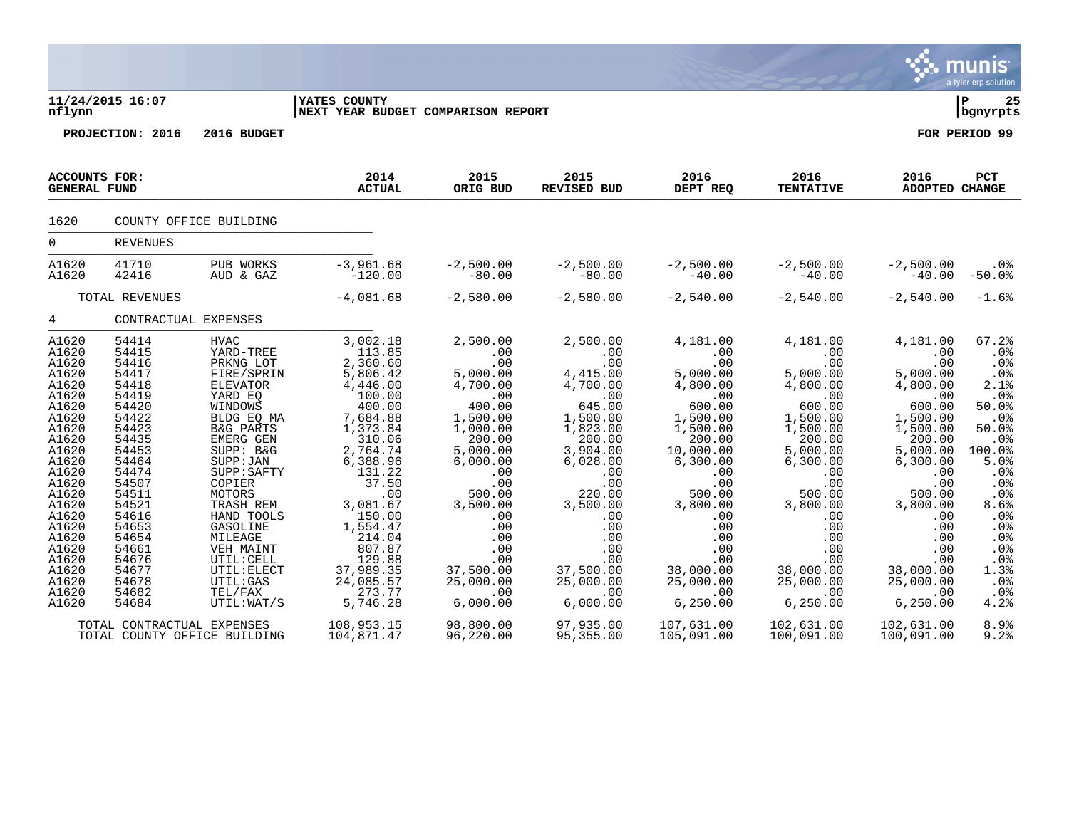**11/24/2015 16:07** | **YATES COUNTY** | **P 25**
**nflynn** | **NEXT YEAR BUDGET COMPARISON REPORT** | **bgnyrpts**

**PROJECTION: 2016 2016 BUDGET** | **FOR PERIOD 99**

| ACCOUNTS FOR: GENERAL FUND | | | 2014 ACTUAL | 2015 ORIG BUD | 2015 REVISED BUD | 2016 DEPT REQ | 2016 TENTATIVE | 2016 ADOPTED | PCT CHANGE |
|---|---|---|---|---|---|---|---|---|---|
| 1620 | COUNTY OFFICE BUILDING | | | | | | | | |
| 0 | REVENUES | | | | | | | | |
| A1620 | 41710 | PUB WORKS | -3,961.68 | -2,500.00 | -2,500.00 | -2,500.00 | -2,500.00 | -2,500.00 | .0% |
| A1620 | 42416 | AUD & GAZ | -120.00 | -80.00 | -80.00 | -40.00 | -40.00 | -40.00 | -50.0% |
| | TOTAL REVENUES | | -4,081.68 | -2,580.00 | -2,580.00 | -2,540.00 | -2,540.00 | -2,540.00 | -1.6% |
| 4 | CONTRACTUAL EXPENSES | | | | | | | | |
| A1620 | 54414 | HVAC | 3,002.18 | 2,500.00 | 2,500.00 | 4,181.00 | 4,181.00 | 4,181.00 | 67.2% |
| A1620 | 54415 | YARD-TREE | 113.85 | .00 | .00 | .00 | .00 | .00 | .0% |
| A1620 | 54416 | PRKNG LOT | 2,360.60 | .00 | .00 | .00 | .00 | .00 | .0% |
| A1620 | 54417 | FIRE/SPRIN | 5,806.42 | 5,000.00 | 4,415.00 | 5,000.00 | 5,000.00 | 5,000.00 | .0% |
| A1620 | 54418 | ELEVATOR | 4,446.00 | 4,700.00 | 4,700.00 | 4,800.00 | 4,800.00 | 4,800.00 | 2.1% |
| A1620 | 54419 | YARD EQ | 100.00 | .00 | .00 | .00 | .00 | .00 | .0% |
| A1620 | 54420 | WINDOWS | 400.00 | 400.00 | 645.00 | 600.00 | 600.00 | 600.00 | 50.0% |
| A1620 | 54422 | BLDG EQ MA | 7,684.88 | 1,500.00 | 1,500.00 | 1,500.00 | 1,500.00 | 1,500.00 | .0% |
| A1620 | 54423 | B&G PARTS | 1,373.84 | 1,000.00 | 1,823.00 | 1,500.00 | 1,500.00 | 1,500.00 | 50.0% |
| A1620 | 54435 | EMERG GEN | 310.06 | 200.00 | 200.00 | 200.00 | 200.00 | 200.00 | .0% |
| A1620 | 54453 | SUPP: B&G | 2,764.74 | 5,000.00 | 3,904.00 | 10,000.00 | 5,000.00 | 5,000.00 | 100.0% |
| A1620 | 54464 | SUPP:JAN | 6,388.96 | 6,000.00 | 6,028.00 | 6,300.00 | 6,300.00 | 6,300.00 | 5.0% |
| A1620 | 54474 | SUPP:SAFTY | 131.22 | .00 | .00 | .00 | .00 | .00 | .0% |
| A1620 | 54507 | COPIER | 37.50 | .00 | .00 | .00 | .00 | .00 | .0% |
| A1620 | 54511 | MOTORS | .00 | 500.00 | 220.00 | 500.00 | 500.00 | 500.00 | .0% |
| A1620 | 54521 | TRASH REM | 3,081.67 | 3,500.00 | 3,500.00 | 3,800.00 | 3,800.00 | 3,800.00 | 8.6% |
| A1620 | 54616 | HAND TOOLS | 150.00 | .00 | .00 | .00 | .00 | .00 | .0% |
| A1620 | 54653 | GASOLINE | 1,554.47 | .00 | .00 | .00 | .00 | .00 | .0% |
| A1620 | 54654 | MILEAGE | 214.04 | .00 | .00 | .00 | .00 | .00 | .0% |
| A1620 | 54661 | VEH MAINT | 807.87 | .00 | .00 | .00 | .00 | .00 | .0% |
| A1620 | 54676 | UTIL:CELL | 129.88 | .00 | .00 | .00 | .00 | .00 | .0% |
| A1620 | 54677 | UTIL:ELECT | 37,989.35 | 37,500.00 | 37,500.00 | 38,000.00 | 38,000.00 | 38,000.00 | 1.3% |
| A1620 | 54678 | UTIL:GAS | 24,085.57 | 25,000.00 | 25,000.00 | 25,000.00 | 25,000.00 | 25,000.00 | .0% |
| A1620 | 54682 | TEL/FAX | 273.77 | .00 | .00 | .00 | .00 | .00 | .0% |
| A1620 | 54684 | UTIL:WAT/S | 5,746.28 | 6,000.00 | 6,000.00 | 6,250.00 | 6,250.00 | 6,250.00 | 4.2% |
| | TOTAL CONTRACTUAL EXPENSES | | 108,953.15 | 98,800.00 | 97,935.00 | 107,631.00 | 102,631.00 | 102,631.00 | 8.9% |
| | TOTAL COUNTY OFFICE BUILDING | | 104,871.47 | 96,220.00 | 95,355.00 | 105,091.00 | 100,091.00 | 100,091.00 | 9.2% |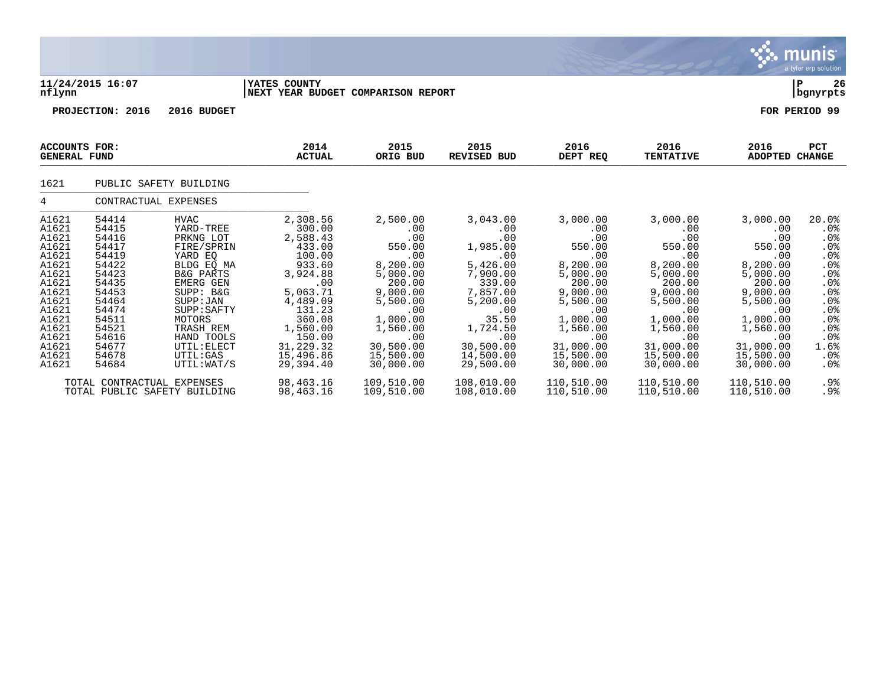**11/24/2015 16:07** | **YATES COUNTY** | **P 26**
**nflynn** | **NEXT YEAR BUDGET COMPARISON REPORT** | **bgnyrpts**

**PROJECTION: 2016 2016 BUDGET** **FOR PERIOD 99**

| ACCOUNTS FOR: GENERAL FUND | | | 2014 ACTUAL | 2015 ORIG BUD | 2015 REVISED BUD | 2016 DEPT REQ | 2016 TENTATIVE | 2016 ADOPTED | PCT CHANGE |
|---|---|---|---|---|---|---|---|---|---|
| 1621 | PUBLIC SAFETY BUILDING | | | | | | | | |
| 4 | CONTRACTUAL EXPENSES | | | | | | | | |
| A1621 | 54414 | HVAC | 2,308.56 | 2,500.00 | 3,043.00 | 3,000.00 | 3,000.00 | 3,000.00 | 20.0% |
| A1621 | 54415 | YARD-TREE | 300.00 | .00 | .00 | .00 | .00 | .00 | .0% |
| A1621 | 54416 | PRKNG LOT | 2,588.43 | .00 | .00 | .00 | .00 | .00 | .0% |
| A1621 | 54417 | FIRE/SPRIN | 433.00 | 550.00 | 1,985.00 | 550.00 | 550.00 | 550.00 | .0% |
| A1621 | 54419 | YARD EQ | 100.00 | .00 | .00 | .00 | .00 | .00 | .0% |
| A1621 | 54422 | BLDG EQ MA | 933.60 | 8,200.00 | 5,426.00 | 8,200.00 | 8,200.00 | 8,200.00 | .0% |
| A1621 | 54423 | B&G PARTS | 3,924.88 | 5,000.00 | 7,900.00 | 5,000.00 | 5,000.00 | 5,000.00 | .0% |
| A1621 | 54435 | EMERG GEN | .00 | 200.00 | 339.00 | 200.00 | 200.00 | 200.00 | .0% |
| A1621 | 54453 | SUPP: B&G | 5,063.71 | 9,000.00 | 7,857.00 | 9,000.00 | 9,000.00 | 9,000.00 | .0% |
| A1621 | 54464 | SUPP:JAN | 4,489.09 | 5,500.00 | 5,200.00 | 5,500.00 | 5,500.00 | 5,500.00 | .0% |
| A1621 | 54474 | SUPP:SAFTY | 131.23 | .00 | .00 | .00 | .00 | .00 | .0% |
| A1621 | 54511 | MOTORS | 360.08 | 1,000.00 | 35.50 | 1,000.00 | 1,000.00 | 1,000.00 | .0% |
| A1621 | 54521 | TRASH REM | 1,560.00 | 1,560.00 | 1,724.50 | 1,560.00 | 1,560.00 | 1,560.00 | .0% |
| A1621 | 54616 | HAND TOOLS | 150.00 | .00 | .00 | .00 | .00 | .00 | .0% |
| A1621 | 54677 | UTIL:ELECT | 31,229.32 | 30,500.00 | 30,500.00 | 31,000.00 | 31,000.00 | 31,000.00 | 1.6% |
| A1621 | 54678 | UTIL:GAS | 15,496.86 | 15,500.00 | 14,500.00 | 15,500.00 | 15,500.00 | 15,500.00 | .0% |
| A1621 | 54684 | UTIL:WAT/S | 29,394.40 | 30,000.00 | 29,500.00 | 30,000.00 | 30,000.00 | 30,000.00 | .0% |
| TOTAL CONTRACTUAL EXPENSES | | | 98,463.16 | 109,510.00 | 108,010.00 | 110,510.00 | 110,510.00 | 110,510.00 | .9% |
| TOTAL PUBLIC SAFETY BUILDING | | | 98,463.16 | 109,510.00 | 108,010.00 | 110,510.00 | 110,510.00 | 110,510.00 | .9% |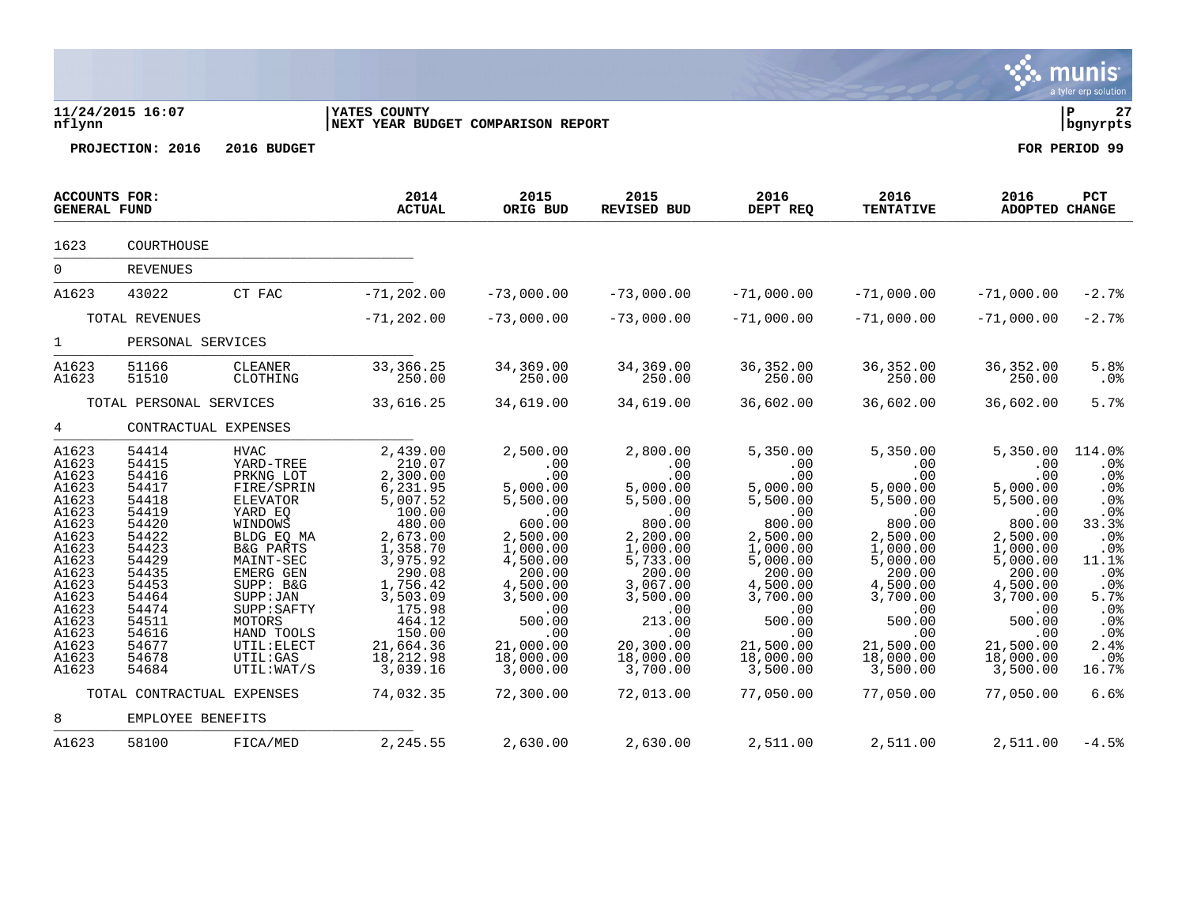11/24/2015 16:07 | YATES COUNTY | P 27
nflynn | NEXT YEAR BUDGET COMPARISON REPORT | bgnyrpts

**PROJECTION: 2016 2016 BUDGET** **FOR PERIOD 99**

| ACCOUNTS FOR: GENERAL FUND | | | 2014 ACTUAL | 2015 ORIG BUD | 2015 REVISED BUD | 2016 DEPT REQ | 2016 TENTATIVE | 2016 ADOPTED | PCT CHANGE |
|---|---|---|---|---|---|---|---|---|---|
| 1623 | COURTHOUSE | | | | | | | | |
| 0 | REVENUES | | | | | | | | |
| A1623 | 43022 | CT FAC | -71,202.00 | -73,000.00 | -73,000.00 | -71,000.00 | -71,000.00 | -71,000.00 | -2.7% |
| | TOTAL REVENUES | | -71,202.00 | -73,000.00 | -73,000.00 | -71,000.00 | -71,000.00 | -71,000.00 | -2.7% |
| 1 | PERSONAL SERVICES | | | | | | | | |
| A1623 | 51166 | CLEANER | 33,366.25 | 34,369.00 | 34,369.00 | 36,352.00 | 36,352.00 | 36,352.00 | 5.8% |
| A1623 | 51510 | CLOTHING | 250.00 | 250.00 | 250.00 | 250.00 | 250.00 | 250.00 | .0% |
| | TOTAL PERSONAL SERVICES | | 33,616.25 | 34,619.00 | 34,619.00 | 36,602.00 | 36,602.00 | 36,602.00 | 5.7% |
| 4 | CONTRACTUAL EXPENSES | | | | | | | | |
| A1623 | 54414 | HVAC | 2,439.00 | 2,500.00 | 2,800.00 | 5,350.00 | 5,350.00 | 5,350.00 | 114.0% |
| A1623 | 54415 | YARD-TREE | 210.07 | .00 | .00 | .00 | .00 | .00 | .0% |
| A1623 | 54416 | PRKNG LOT | 2,300.00 | .00 | .00 | .00 | .00 | .00 | .0% |
| A1623 | 54417 | FIRE/SPRIN | 6,231.95 | 5,000.00 | 5,000.00 | 5,000.00 | 5,000.00 | 5,000.00 | .0% |
| A1623 | 54418 | ELEVATOR | 5,007.52 | 5,500.00 | 5,500.00 | 5,500.00 | 5,500.00 | 5,500.00 | .0% |
| A1623 | 54419 | YARD EQ | 100.00 | .00 | .00 | .00 | .00 | .00 | .0% |
| A1623 | 54420 | WINDOWS | 480.00 | 600.00 | 800.00 | 800.00 | 800.00 | 800.00 | 33.3% |
| A1623 | 54422 | BLDG EQ MA | 2,673.00 | 2,500.00 | 2,200.00 | 2,500.00 | 2,500.00 | 2,500.00 | .0% |
| A1623 | 54423 | B&G PARTS | 1,358.70 | 1,000.00 | 1,000.00 | 1,000.00 | 1,000.00 | 1,000.00 | .0% |
| A1623 | 54429 | MAINT-SEC | 3,975.92 | 4,500.00 | 5,733.00 | 5,000.00 | 5,000.00 | 5,000.00 | 11.1% |
| A1623 | 54435 | EMERG GEN | 290.08 | 200.00 | 200.00 | 200.00 | 200.00 | 200.00 | .0% |
| A1623 | 54453 | SUPP: B&G | 1,756.42 | 4,500.00 | 3,067.00 | 4,500.00 | 4,500.00 | 4,500.00 | .0% |
| A1623 | 54464 | SUPP:JAN | 3,503.09 | 3,500.00 | 3,500.00 | 3,700.00 | 3,700.00 | 3,700.00 | 5.7% |
| A1623 | 54474 | SUPP:SAFTY | 175.98 | .00 | .00 | .00 | .00 | .00 | .0% |
| A1623 | 54511 | MOTORS | 464.12 | 500.00 | 213.00 | 500.00 | 500.00 | 500.00 | .0% |
| A1623 | 54616 | HAND TOOLS | 150.00 | .00 | .00 | .00 | .00 | .00 | .0% |
| A1623 | 54677 | UTIL:ELECT | 21,664.36 | 21,000.00 | 20,300.00 | 21,500.00 | 21,500.00 | 21,500.00 | 2.4% |
| A1623 | 54678 | UTIL:GAS | 18,212.98 | 18,000.00 | 18,000.00 | 18,000.00 | 18,000.00 | 18,000.00 | .0% |
| A1623 | 54684 | UTIL:WAT/S | 3,039.16 | 3,000.00 | 3,700.00 | 3,500.00 | 3,500.00 | 3,500.00 | 16.7% |
| | TOTAL CONTRACTUAL EXPENSES | | 74,032.35 | 72,300.00 | 72,013.00 | 77,050.00 | 77,050.00 | 77,050.00 | 6.6% |
| 8 | EMPLOYEE BENEFITS | | | | | | | | |
| A1623 | 58100 | FICA/MED | 2,245.55 | 2,630.00 | 2,630.00 | 2,511.00 | 2,511.00 | 2,511.00 | -4.5% |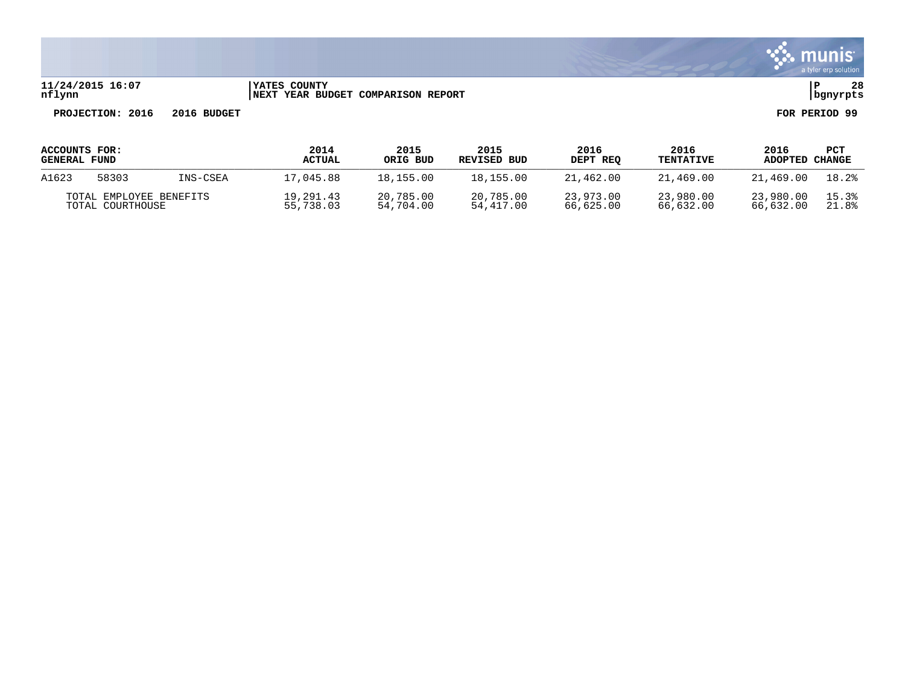**11/24/2015 16:07** | **YATES COUNTY** | **P 28**
**nflynn** | **NEXT YEAR BUDGET COMPARISON REPORT** | **bgnyrpts**

**PROJECTION: 2016 2016 BUDGET** **FOR PERIOD 99**

| ACCOUNTS FOR: GENERAL FUND | | | 2014 ACTUAL | 2015 ORIG BUD | 2015 REVISED BUD | 2016 DEPT REQ | 2016 TENTATIVE | 2016 ADOPTED | PCT CHANGE |
|---|---|---|---|---|---|---|---|---|---|
| A1623 | 58303 | INS-CSEA | 17,045.88 | 18,155.00 | 18,155.00 | 21,462.00 | 21,469.00 | 21,469.00 | 18.2% |
| TOTAL EMPLOYEE BENEFITS | | | 19,291.43 | 20,785.00 | 20,785.00 | 23,973.00 | 23,980.00 | 23,980.00 | 15.3% |
| TOTAL COURTHOUSE | | | 55,738.03 | 54,704.00 | 54,417.00 | 66,625.00 | 66,632.00 | 66,632.00 | 21.8% |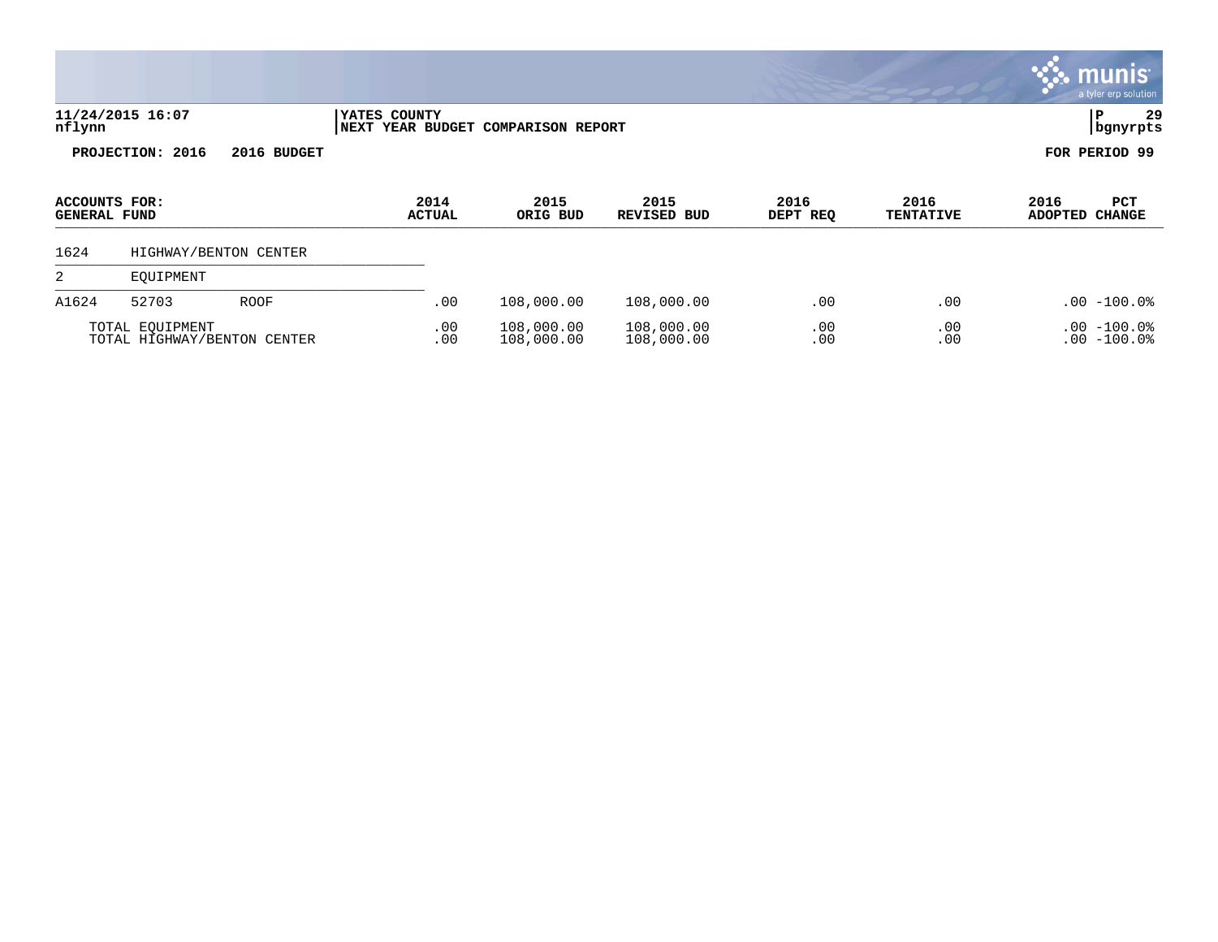11/24/2015 16:07 | YATES COUNTY | P 29
nflynn | NEXT YEAR BUDGET COMPARISON REPORT | bgnyrpts

**PROJECTION: 2016 2016 BUDGET** **FOR PERIOD 99**

| ACCOUNTS FOR: GENERAL FUND | | | 2014 ACTUAL | 2015 ORIG BUD | 2015 REVISED BUD | 2016 DEPT REQ | 2016 TENTATIVE | 2016 ADOPTED | PCT CHANGE |
|---|---|---|---|---|---|---|---|---|---|
| 1624 | HIGHWAY/BENTON CENTER | | | | | | | | |
| 2 | EQUIPMENT | | | | | | | | |
| A1624 | 52703 | ROOF | .00 | 108,000.00 | 108,000.00 | .00 | .00 | .00 | -100.0% |
| | TOTAL EQUIPMENT | | .00 | 108,000.00 | 108,000.00 | .00 | .00 | .00 | -100.0% |
| | TOTAL HIGHWAY/BENTON CENTER | | .00 | 108,000.00 | 108,000.00 | .00 | .00 | .00 | -100.0% |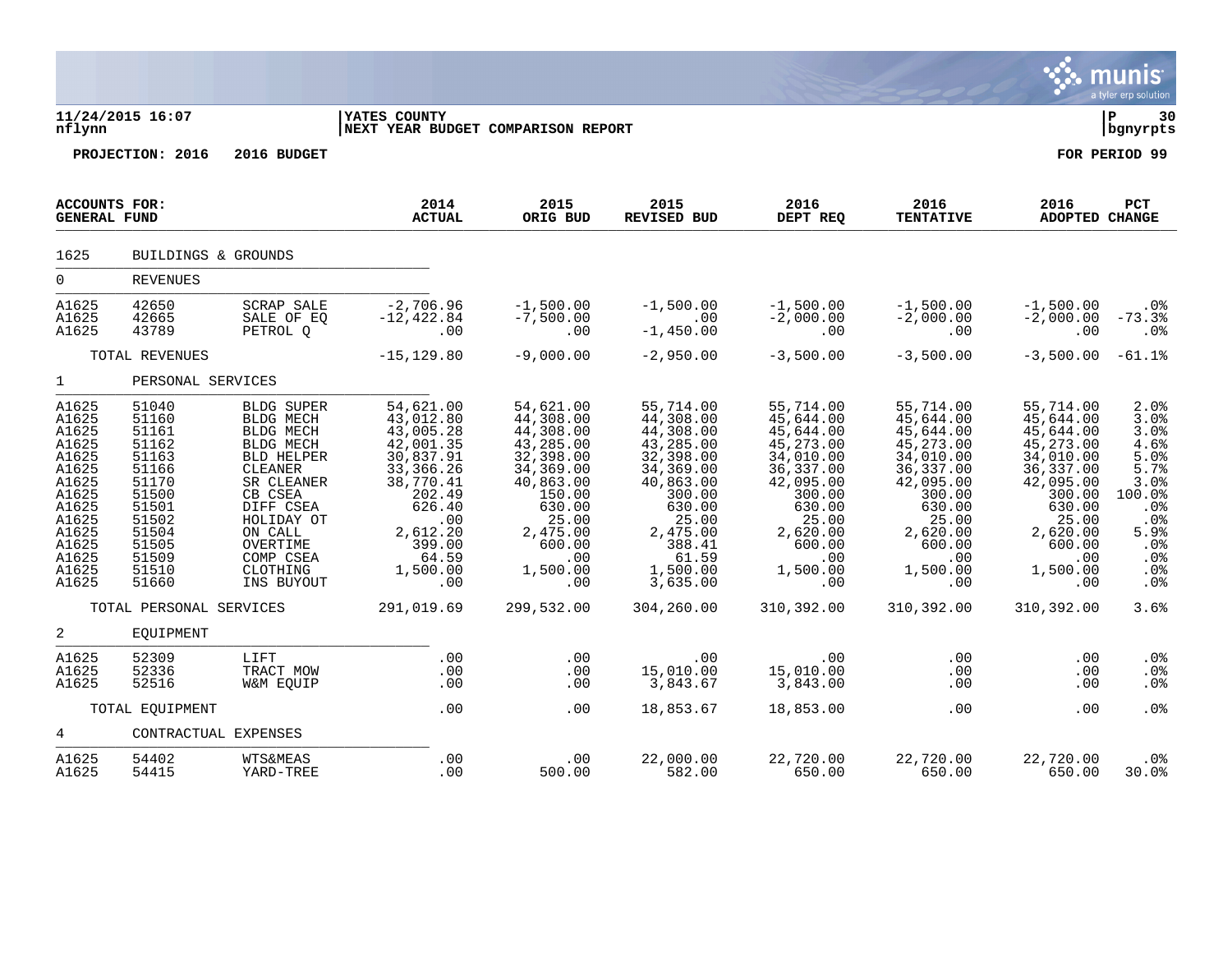**11/24/2015 16:07** | **YATES COUNTY** | **P 30**
**nflynn** | **NEXT YEAR BUDGET COMPARISON REPORT** | **bgnyrpts**

**PROJECTION: 2016 2016 BUDGET** **FOR PERIOD 99**

| ACCOUNTS FOR: GENERAL FUND | | | 2014 ACTUAL | 2015 ORIG BUD | 2015 REVISED BUD | 2016 DEPT REQ | 2016 TENTATIVE | 2016 ADOPTED | PCT CHANGE |
|---|---|---|---|---|---|---|---|---|---|
| 1625 | BUILDINGS & GROUNDS | | | | | | | | |
| 0 | REVENUES | | | | | | | | |
| A1625 | 42650 | SCRAP SALE | -2,706.96 | -1,500.00 | -1,500.00 | -1,500.00 | -1,500.00 | -1,500.00 | .0% |
| A1625 | 42665 | SALE OF EQ | -12,422.84 | -7,500.00 | .00 | -2,000.00 | -2,000.00 | -2,000.00 | -73.3% |
| A1625 | 43789 | PETROL Q | .00 | .00 | -1,450.00 | .00 | .00 | .00 | .0% |
| | TOTAL REVENUES | | -15,129.80 | -9,000.00 | -2,950.00 | -3,500.00 | -3,500.00 | -3,500.00 | -61.1% |
| 1 | PERSONAL SERVICES | | | | | | | | |
| A1625 | 51040 | BLDG SUPER | 54,621.00 | 54,621.00 | 55,714.00 | 55,714.00 | 55,714.00 | 55,714.00 | 2.0% |
| A1625 | 51160 | BLDG MECH | 43,012.80 | 44,308.00 | 44,308.00 | 45,644.00 | 45,644.00 | 45,644.00 | 3.0% |
| A1625 | 51161 | BLDG MECH | 43,005.28 | 44,308.00 | 44,308.00 | 45,644.00 | 45,644.00 | 45,644.00 | 3.0% |
| A1625 | 51162 | BLDG MECH | 42,001.35 | 43,285.00 | 43,285.00 | 45,273.00 | 45,273.00 | 45,273.00 | 4.6% |
| A1625 | 51163 | BLD HELPER | 30,837.91 | 32,398.00 | 32,398.00 | 34,010.00 | 34,010.00 | 34,010.00 | 5.0% |
| A1625 | 51166 | CLEANER | 33,366.26 | 34,369.00 | 34,369.00 | 36,337.00 | 36,337.00 | 36,337.00 | 5.7% |
| A1625 | 51170 | SR CLEANER | 38,770.41 | 40,863.00 | 40,863.00 | 42,095.00 | 42,095.00 | 42,095.00 | 3.0% |
| A1625 | 51500 | CB CSEA | 202.49 | 150.00 | 300.00 | 300.00 | 300.00 | 300.00 | 100.0% |
| A1625 | 51501 | DIFF CSEA | 626.40 | 630.00 | 630.00 | 630.00 | 630.00 | 630.00 | .0% |
| A1625 | 51502 | HOLIDAY OT | .00 | 25.00 | 25.00 | 25.00 | 25.00 | 25.00 | .0% |
| A1625 | 51504 | ON CALL | 2,612.20 | 2,475.00 | 2,475.00 | 2,620.00 | 2,620.00 | 2,620.00 | 5.9% |
| A1625 | 51505 | OVERTIME | 399.00 | 600.00 | 388.41 | 600.00 | 600.00 | 600.00 | .0% |
| A1625 | 51509 | COMP CSEA | 64.59 | .00 | 61.59 | .00 | .00 | .00 | .0% |
| A1625 | 51510 | CLOTHING | 1,500.00 | 1,500.00 | 1,500.00 | 1,500.00 | 1,500.00 | 1,500.00 | .0% |
| A1625 | 51660 | INS BUYOUT | .00 | .00 | 3,635.00 | .00 | .00 | .00 | .0% |
| | TOTAL PERSONAL SERVICES | | 291,019.69 | 299,532.00 | 304,260.00 | 310,392.00 | 310,392.00 | 310,392.00 | 3.6% |
| 2 | EQUIPMENT | | | | | | | | |
| A1625 | 52309 | LIFT | .00 | .00 | .00 | .00 | .00 | .00 | .0% |
| A1625 | 52336 | TRACT MOW | .00 | .00 | 15,010.00 | 15,010.00 | .00 | .00 | .0% |
| A1625 | 52516 | W&M EQUIP | .00 | .00 | 3,843.67 | 3,843.00 | .00 | .00 | .0% |
| | TOTAL EQUIPMENT | | .00 | .00 | 18,853.67 | 18,853.00 | .00 | .00 | .0% |
| 4 | CONTRACTUAL EXPENSES | | | | | | | | |
| A1625 | 54402 | WTS&MEAS | .00 | .00 | 22,000.00 | 22,720.00 | 22,720.00 | 22,720.00 | .0% |
| A1625 | 54415 | YARD-TREE | .00 | 500.00 | 582.00 | 650.00 | 650.00 | 650.00 | 30.0% |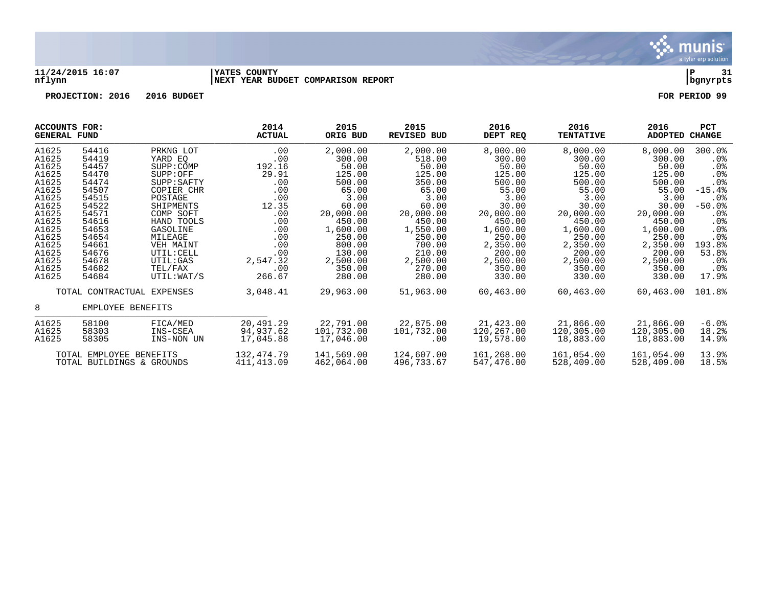**11/24/2015 16:07** | **YATES COUNTY** | **P 31**
**nflynn** | **NEXT YEAR BUDGET COMPARISON REPORT** | **bgnyrpts**

**PROJECTION: 2016 2016 BUDGET** — **FOR PERIOD 99**

| ACCOUNTS FOR: GENERAL FUND | | | 2014 ACTUAL | 2015 ORIG BUD | 2015 REVISED BUD | 2016 DEPT REQ | 2016 TENTATIVE | 2016 ADOPTED | PCT CHANGE |
|---|---|---|---|---|---|---|---|---|---|
| A1625 | 54416 | PRKNG LOT | .00 | 2,000.00 | 2,000.00 | 8,000.00 | 8,000.00 | 8,000.00 | 300.0% |
| A1625 | 54419 | YARD EQ | .00 | 300.00 | 518.00 | 300.00 | 300.00 | 300.00 | .0% |
| A1625 | 54457 | SUPP:COMP | 192.16 | 50.00 | 50.00 | 50.00 | 50.00 | 50.00 | .0% |
| A1625 | 54470 | SUPP:OFF | 29.91 | 125.00 | 125.00 | 125.00 | 125.00 | 125.00 | .0% |
| A1625 | 54474 | SUPP:SAFTY | .00 | 500.00 | 350.00 | 500.00 | 500.00 | 500.00 | .0% |
| A1625 | 54507 | COPIER CHR | .00 | 65.00 | 65.00 | 55.00 | 55.00 | 55.00 | -15.4% |
| A1625 | 54515 | POSTAGE | .00 | 3.00 | 3.00 | 3.00 | 3.00 | 3.00 | .0% |
| A1625 | 54522 | SHIPMENTS | 12.35 | 60.00 | 60.00 | 30.00 | 30.00 | 30.00 | -50.0% |
| A1625 | 54571 | COMP SOFT | .00 | 20,000.00 | 20,000.00 | 20,000.00 | 20,000.00 | 20,000.00 | .0% |
| A1625 | 54616 | HAND TOOLS | .00 | 450.00 | 450.00 | 450.00 | 450.00 | 450.00 | .0% |
| A1625 | 54653 | GASOLINE | .00 | 1,600.00 | 1,550.00 | 1,600.00 | 1,600.00 | 1,600.00 | .0% |
| A1625 | 54654 | MILEAGE | .00 | 250.00 | 250.00 | 250.00 | 250.00 | 250.00 | .0% |
| A1625 | 54661 | VEH MAINT | .00 | 800.00 | 700.00 | 2,350.00 | 2,350.00 | 2,350.00 | 193.8% |
| A1625 | 54676 | UTIL:CELL | .00 | 130.00 | 210.00 | 200.00 | 200.00 | 200.00 | 53.8% |
| A1625 | 54678 | UTIL:GAS | 2,547.32 | 2,500.00 | 2,500.00 | 2,500.00 | 2,500.00 | 2,500.00 | .0% |
| A1625 | 54682 | TEL/FAX | .00 | 350.00 | 270.00 | 350.00 | 350.00 | 350.00 | .0% |
| A1625 | 54684 | UTIL:WAT/S | 266.67 | 280.00 | 280.00 | 330.00 | 330.00 | 330.00 | 17.9% |
| | TOTAL CONTRACTUAL EXPENSES | | 3,048.41 | 29,963.00 | 51,963.00 | 60,463.00 | 60,463.00 | 60,463.00 | 101.8% |
| 8 | EMPLOYEE BENEFITS | | | | | | | | |
| A1625 | 58100 | FICA/MED | 20,491.29 | 22,791.00 | 22,875.00 | 21,423.00 | 21,866.00 | 21,866.00 | -6.0% |
| A1625 | 58303 | INS-CSEA | 94,937.62 | 101,732.00 | 101,732.00 | 120,267.00 | 120,305.00 | 120,305.00 | 18.2% |
| A1625 | 58305 | INS-NON UN | 17,045.88 | 17,046.00 | .00 | 19,578.00 | 18,883.00 | 18,883.00 | 14.9% |
| | TOTAL EMPLOYEE BENEFITS | | 132,474.79 | 141,569.00 | 124,607.00 | 161,268.00 | 161,054.00 | 161,054.00 | 13.9% |
| | TOTAL BUILDINGS & GROUNDS | | 411,413.09 | 462,064.00 | 496,733.67 | 547,476.00 | 528,409.00 | 528,409.00 | 18.5% |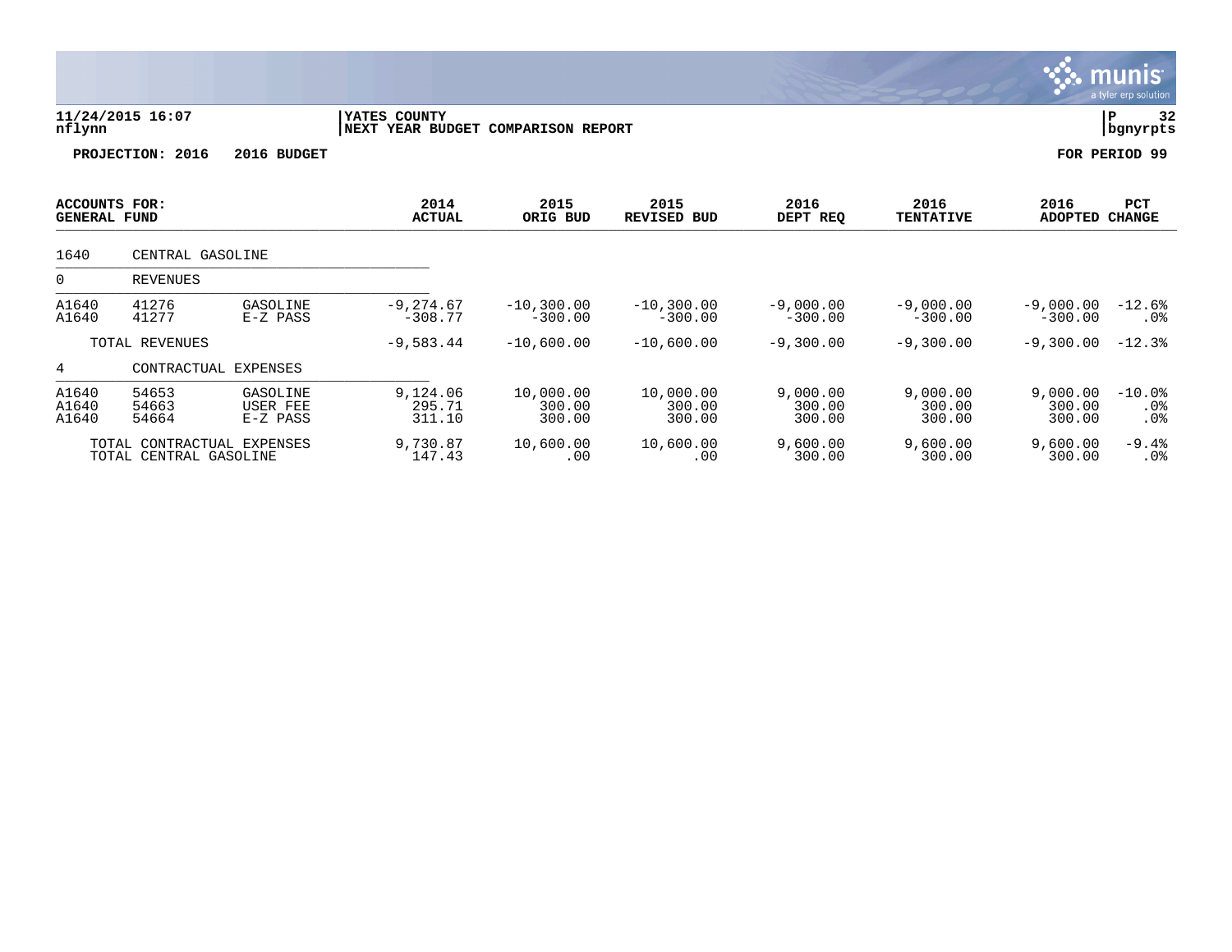**11/24/2015 16:07** | **YATES COUNTY** | **P 32**
**nflynn** | **NEXT YEAR BUDGET COMPARISON REPORT** | **bgnyrpts**

**PROJECTION: 2016 2016 BUDGET** | **FOR PERIOD 99**

| ACCOUNTS FOR: GENERAL FUND | | | 2014 ACTUAL | 2015 ORIG BUD | 2015 REVISED BUD | 2016 DEPT REQ | 2016 TENTATIVE | 2016 ADOPTED | PCT CHANGE |
|---|---|---|---|---|---|---|---|---|---|
| 1640 | CENTRAL GASOLINE | | | | | | | | |
| 0 | REVENUES | | | | | | | | |
| A1640 | 41276 | GASOLINE | -9,274.67 | -10,300.00 | -10,300.00 | -9,000.00 | -9,000.00 | -9,000.00 | -12.6% |
| A1640 | 41277 | E-Z PASS | -308.77 | -300.00 | -300.00 | -300.00 | -300.00 | -300.00 | .0% |
| | TOTAL REVENUES | | -9,583.44 | -10,600.00 | -10,600.00 | -9,300.00 | -9,300.00 | -9,300.00 | -12.3% |
| 4 | CONTRACTUAL EXPENSES | | | | | | | | |
| A1640 | 54653 | GASOLINE | 9,124.06 | 10,000.00 | 10,000.00 | 9,000.00 | 9,000.00 | 9,000.00 | -10.0% |
| A1640 | 54663 | USER FEE | 295.71 | 300.00 | 300.00 | 300.00 | 300.00 | 300.00 | .0% |
| A1640 | 54664 | E-Z PASS | 311.10 | 300.00 | 300.00 | 300.00 | 300.00 | 300.00 | .0% |
| | TOTAL CONTRACTUAL EXPENSES | | 9,730.87 | 10,600.00 | 10,600.00 | 9,600.00 | 9,600.00 | 9,600.00 | -9.4% |
| | TOTAL CENTRAL GASOLINE | | 147.43 | .00 | .00 | 300.00 | 300.00 | 300.00 | .0% |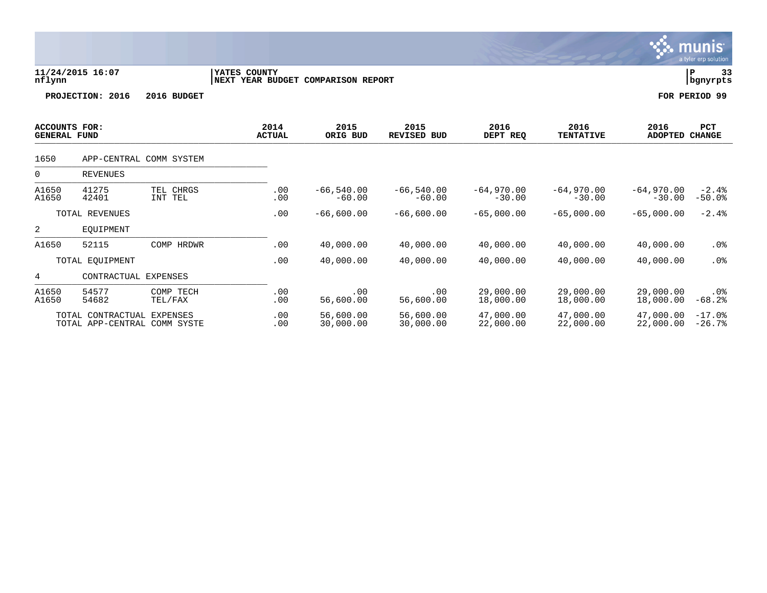**11/24/2015 16:07**
**nflynn**

**YATES COUNTY**
**NEXT YEAR BUDGET COMPARISON REPORT**

**P 33**
**bgnyrpts**

**PROJECTION: 2016 2016 BUDGET** **FOR PERIOD 99**

| ACCOUNTS FOR: GENERAL FUND | | | 2014 ACTUAL | 2015 ORIG BUD | 2015 REVISED BUD | 2016 DEPT REQ | 2016 TENTATIVE | 2016 ADOPTED | PCT CHANGE |
|---|---|---|---|---|---|---|---|---|---|
| 1650 | APP-CENTRAL COMM SYSTEM | | | | | | | | |
| 0 | REVENUES | | | | | | | | |
| A1650 | 41275 | TEL CHRGS | .00 | -66,540.00 | -66,540.00 | -64,970.00 | -64,970.00 | -64,970.00 | -2.4% |
| A1650 | 42401 | INT TEL | .00 | -60.00 | -60.00 | -30.00 | -30.00 | -30.00 | -50.0% |
| | TOTAL REVENUES | | .00 | -66,600.00 | -66,600.00 | -65,000.00 | -65,000.00 | -65,000.00 | -2.4% |
| 2 | EQUIPMENT | | | | | | | | |
| A1650 | 52115 | COMP HRDWR | .00 | 40,000.00 | 40,000.00 | 40,000.00 | 40,000.00 | 40,000.00 | .0% |
| | TOTAL EQUIPMENT | | .00 | 40,000.00 | 40,000.00 | 40,000.00 | 40,000.00 | 40,000.00 | .0% |
| 4 | CONTRACTUAL EXPENSES | | | | | | | | |
| A1650 | 54577 | COMP TECH | .00 | .00 | .00 | 29,000.00 | 29,000.00 | 29,000.00 | .0% |
| A1650 | 54682 | TEL/FAX | .00 | 56,600.00 | 56,600.00 | 18,000.00 | 18,000.00 | 18,000.00 | -68.2% |
| | TOTAL CONTRACTUAL EXPENSES | | .00 | 56,600.00 | 56,600.00 | 47,000.00 | 47,000.00 | 47,000.00 | -17.0% |
| | TOTAL APP-CENTRAL COMM SYSTE | | .00 | 30,000.00 | 30,000.00 | 22,000.00 | 22,000.00 | 22,000.00 | -26.7% |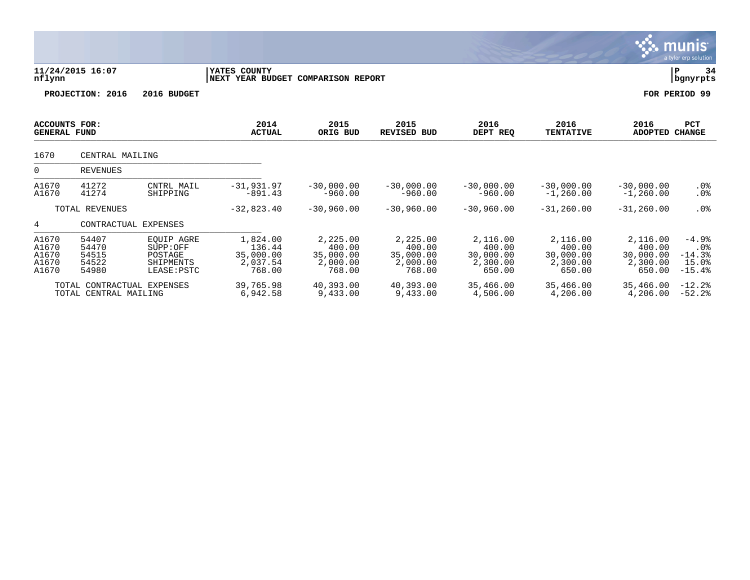**11/24/2015 16:07** | **YATES COUNTY** | **P 34**
**nflynn** | **NEXT YEAR BUDGET COMPARISON REPORT** | **bgnyrpts**

**PROJECTION: 2016 2016 BUDGET** **FOR PERIOD 99**

| ACCOUNTS FOR: GENERAL FUND | | | 2014 ACTUAL | 2015 ORIG BUD | 2015 REVISED BUD | 2016 DEPT REQ | 2016 TENTATIVE | 2016 ADOPTED | PCT CHANGE |
|---|---|---|---|---|---|---|---|---|---|
| 1670 | CENTRAL MAILING | | | | | | | | |
| 0 | REVENUES | | | | | | | | |
| A1670 | 41272 | CNTRL MAIL | -31,931.97 | -30,000.00 | -30,000.00 | -30,000.00 | -30,000.00 | -30,000.00 | .0% |
| A1670 | 41274 | SHIPPING | -891.43 | -960.00 | -960.00 | -960.00 | -1,260.00 | -1,260.00 | .0% |
| | TOTAL REVENUES | | -32,823.40 | -30,960.00 | -30,960.00 | -30,960.00 | -31,260.00 | -31,260.00 | .0% |
| 4 | CONTRACTUAL EXPENSES | | | | | | | | |
| A1670 | 54407 | EQUIP AGRE | 1,824.00 | 2,225.00 | 2,225.00 | 2,116.00 | 2,116.00 | 2,116.00 | -4.9% |
| A1670 | 54470 | SUPP:OFF | 136.44 | 400.00 | 400.00 | 400.00 | 400.00 | 400.00 | .0% |
| A1670 | 54515 | POSTAGE | 35,000.00 | 35,000.00 | 35,000.00 | 30,000.00 | 30,000.00 | 30,000.00 | -14.3% |
| A1670 | 54522 | SHIPMENTS | 2,037.54 | 2,000.00 | 2,000.00 | 2,300.00 | 2,300.00 | 2,300.00 | 15.0% |
| A1670 | 54980 | LEASE:PSTC | 768.00 | 768.00 | 768.00 | 650.00 | 650.00 | 650.00 | -15.4% |
| | TOTAL CONTRACTUAL EXPENSES | | 39,765.98 | 40,393.00 | 40,393.00 | 35,466.00 | 35,466.00 | 35,466.00 | -12.2% |
| | TOTAL CENTRAL MAILING | | 6,942.58 | 9,433.00 | 9,433.00 | 4,506.00 | 4,206.00 | 4,206.00 | -52.2% |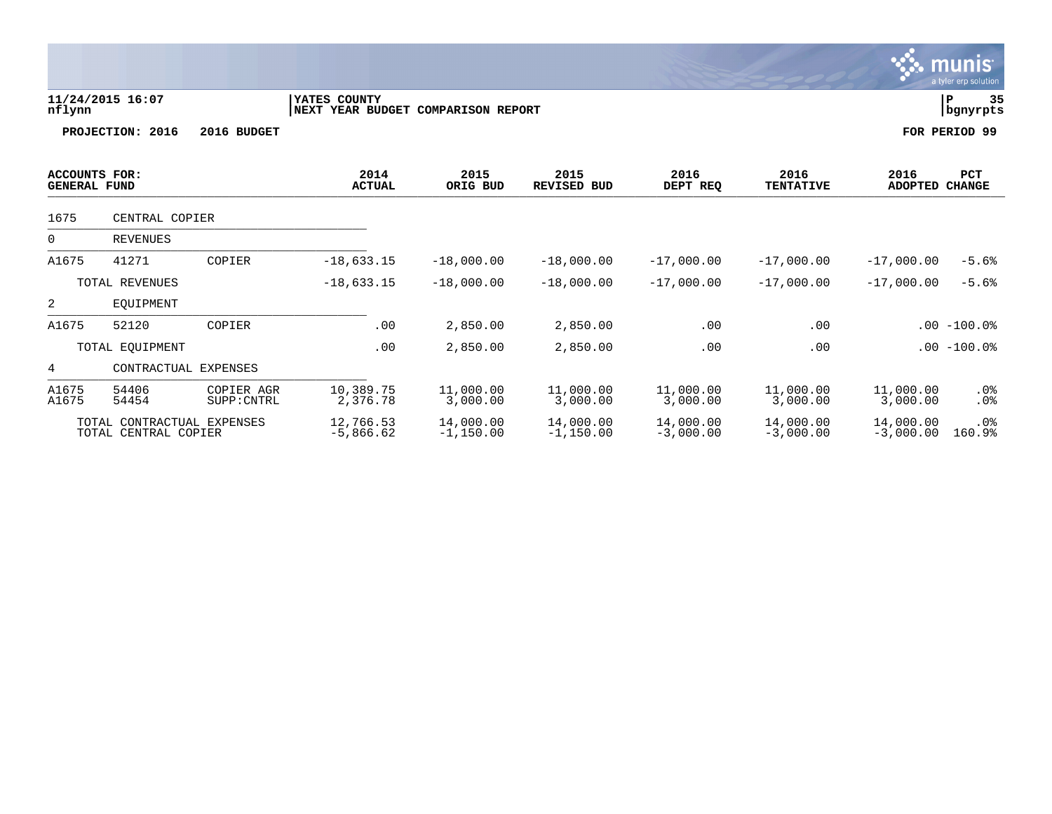**11/24/2015 16:07**
**nflynn**

**YATES COUNTY**
**NEXT YEAR BUDGET COMPARISON REPORT**

**P 35**
**bgnyrpts**

**PROJECTION: 2016 2016 BUDGET** **FOR PERIOD 99**

| ACCOUNTS FOR: GENERAL FUND | | | 2014 ACTUAL | 2015 ORIG BUD | 2015 REVISED BUD | 2016 DEPT REQ | 2016 TENTATIVE | 2016 ADOPTED | PCT CHANGE |
|---|---|---|---|---|---|---|---|---|---|
| 1675 | CENTRAL COPIER | | | | | | | | |
| 0 | REVENUES | | | | | | | | |
| A1675 | 41271 | COPIER | -18,633.15 | -18,000.00 | -18,000.00 | -17,000.00 | -17,000.00 | -17,000.00 | -5.6% |
| | TOTAL REVENUES | | -18,633.15 | -18,000.00 | -18,000.00 | -17,000.00 | -17,000.00 | -17,000.00 | -5.6% |
| 2 | EQUIPMENT | | | | | | | | |
| A1675 | 52120 | COPIER | .00 | 2,850.00 | 2,850.00 | .00 | .00 | .00 | -100.0% |
| | TOTAL EQUIPMENT | | .00 | 2,850.00 | 2,850.00 | .00 | .00 | .00 | -100.0% |
| 4 | CONTRACTUAL EXPENSES | | | | | | | | |
| A1675 | 54406 | COPIER AGR | 10,389.75 | 11,000.00 | 11,000.00 | 11,000.00 | 11,000.00 | 11,000.00 | .0% |
| A1675 | 54454 | SUPP:CNTRL | 2,376.78 | 3,000.00 | 3,000.00 | 3,000.00 | 3,000.00 | 3,000.00 | .0% |
| | TOTAL CONTRACTUAL EXPENSES | | 12,766.53 | 14,000.00 | 14,000.00 | 14,000.00 | 14,000.00 | 14,000.00 | .0% |
| | TOTAL CENTRAL COPIER | | -5,866.62 | -1,150.00 | -1,150.00 | -3,000.00 | -3,000.00 | -3,000.00 | 160.9% |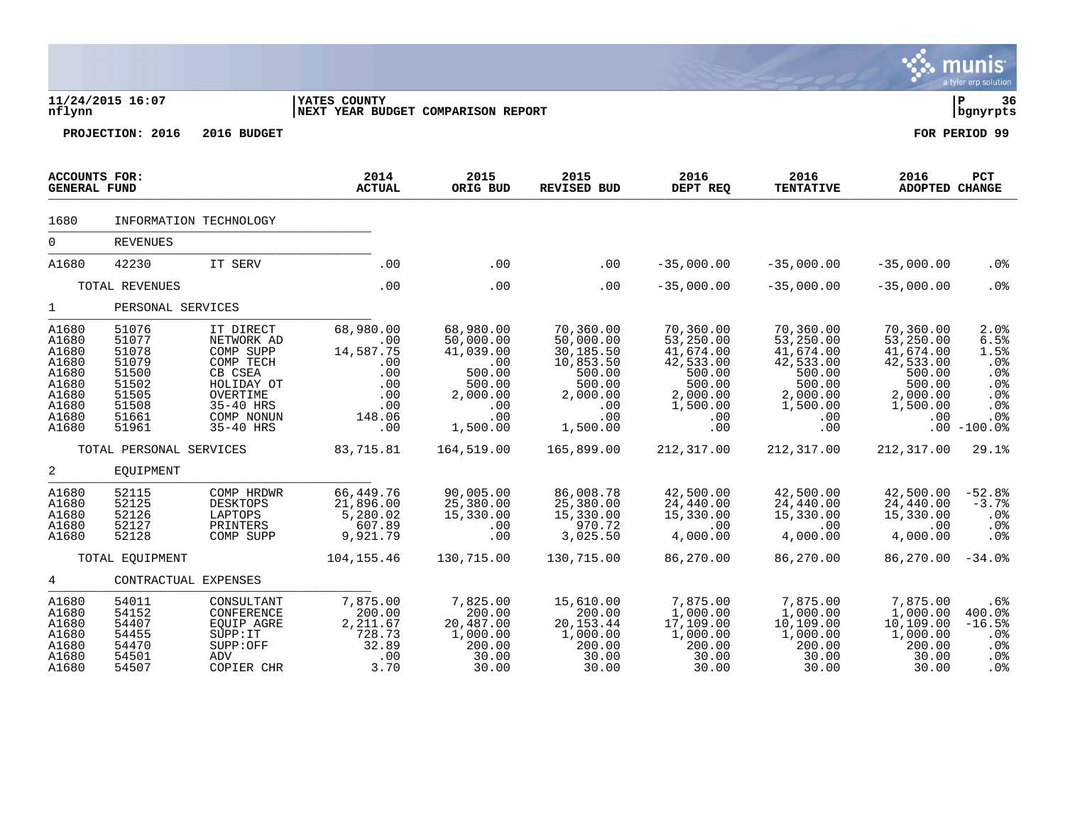11/24/2015 16:07 | YATES COUNTY | P 36
nflynn | NEXT YEAR BUDGET COMPARISON REPORT | bgnyrpts

**PROJECTION: 2016 2016 BUDGET** **FOR PERIOD 99**

| ACCOUNTS FOR: GENERAL FUND | | | 2014 ACTUAL | 2015 ORIG BUD | 2015 REVISED BUD | 2016 DEPT REQ | 2016 TENTATIVE | 2016 ADOPTED | PCT CHANGE |
|---|---|---|---|---|---|---|---|---|---|
| 1680 | INFORMATION TECHNOLOGY | | | | | | | | |
| 0 | REVENUES | | | | | | | | |
| A1680 | 42230 | IT SERV | .00 | .00 | .00 | -35,000.00 | -35,000.00 | -35,000.00 | .0% |
| | TOTAL REVENUES | | .00 | .00 | .00 | -35,000.00 | -35,000.00 | -35,000.00 | .0% |
| 1 | PERSONAL SERVICES | | | | | | | | |
| A1680 | 51076 | IT DIRECT | 68,980.00 | 68,980.00 | 70,360.00 | 70,360.00 | 70,360.00 | 70,360.00 | 2.0% |
| A1680 | 51077 | NETWORK AD | .00 | 50,000.00 | 50,000.00 | 53,250.00 | 53,250.00 | 53,250.00 | 6.5% |
| A1680 | 51078 | COMP SUPP | 14,587.75 | 41,039.00 | 30,185.50 | 41,674.00 | 41,674.00 | 41,674.00 | 1.5% |
| A1680 | 51079 | COMP TECH | .00 | .00 | 10,853.50 | 42,533.00 | 42,533.00 | 42,533.00 | .0% |
| A1680 | 51500 | CB CSEA | .00 | 500.00 | 500.00 | 500.00 | 500.00 | 500.00 | .0% |
| A1680 | 51502 | HOLIDAY OT | .00 | 500.00 | 500.00 | 500.00 | 500.00 | 500.00 | .0% |
| A1680 | 51505 | OVERTIME | .00 | 2,000.00 | 2,000.00 | 2,000.00 | 2,000.00 | 2,000.00 | .0% |
| A1680 | 51508 | 35-40 HRS | .00 | .00 | .00 | 1,500.00 | 1,500.00 | 1,500.00 | .0% |
| A1680 | 51661 | COMP NONUN | 148.06 | .00 | .00 | .00 | .00 | .00 | .0% |
| A1680 | 51961 | 35-40 HRS | .00 | 1,500.00 | 1,500.00 | .00 | .00 | .00 | -100.0% |
| | TOTAL PERSONAL SERVICES | | 83,715.81 | 164,519.00 | 165,899.00 | 212,317.00 | 212,317.00 | 212,317.00 | 29.1% |
| 2 | EQUIPMENT | | | | | | | | |
| A1680 | 52115 | COMP HRDWR | 66,449.76 | 90,005.00 | 86,008.78 | 42,500.00 | 42,500.00 | 42,500.00 | -52.8% |
| A1680 | 52125 | DESKTOPS | 21,896.00 | 25,380.00 | 25,380.00 | 24,440.00 | 24,440.00 | 24,440.00 | -3.7% |
| A1680 | 52126 | LAPTOPS | 5,280.02 | 15,330.00 | 15,330.00 | 15,330.00 | 15,330.00 | 15,330.00 | .0% |
| A1680 | 52127 | PRINTERS | 607.89 | .00 | 970.72 | .00 | .00 | .00 | .0% |
| A1680 | 52128 | COMP SUPP | 9,921.79 | .00 | 3,025.50 | 4,000.00 | 4,000.00 | 4,000.00 | .0% |
| | TOTAL EQUIPMENT | | 104,155.46 | 130,715.00 | 130,715.00 | 86,270.00 | 86,270.00 | 86,270.00 | -34.0% |
| 4 | CONTRACTUAL EXPENSES | | | | | | | | |
| A1680 | 54011 | CONSULTANT | 7,875.00 | 7,825.00 | 15,610.00 | 7,875.00 | 7,875.00 | 7,875.00 | .6% |
| A1680 | 54152 | CONFERENCE | 200.00 | 200.00 | 200.00 | 1,000.00 | 1,000.00 | 1,000.00 | 400.0% |
| A1680 | 54407 | EQUIP AGRE | 2,211.67 | 20,487.00 | 20,153.44 | 17,109.00 | 10,109.00 | 10,109.00 | -16.5% |
| A1680 | 54455 | SUPP:IT | 728.73 | 1,000.00 | 1,000.00 | 1,000.00 | 1,000.00 | 1,000.00 | .0% |
| A1680 | 54470 | SUPP:OFF | 32.89 | 200.00 | 200.00 | 200.00 | 200.00 | 200.00 | .0% |
| A1680 | 54501 | ADV | .00 | 30.00 | 30.00 | 30.00 | 30.00 | 30.00 | .0% |
| A1680 | 54507 | COPIER CHR | 3.70 | 30.00 | 30.00 | 30.00 | 30.00 | 30.00 | .0% |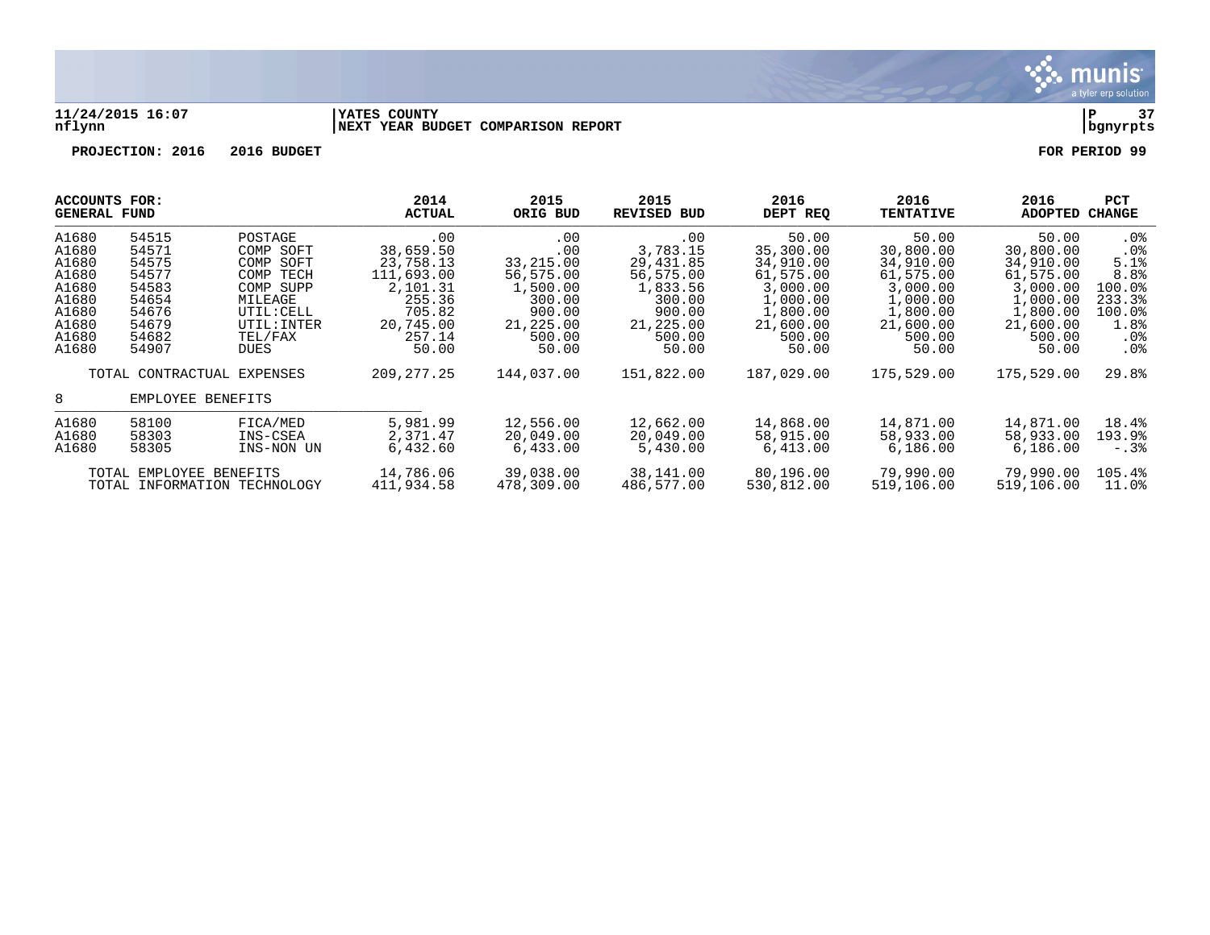**11/24/2015 16:07** | **YATES COUNTY** | **P 37**
**nflynn** | **NEXT YEAR BUDGET COMPARISON REPORT** | **bgnyrpts**

**PROJECTION: 2016 2016 BUDGET** **FOR PERIOD 99**

| ACCOUNTS FOR: GENERAL FUND | | | 2014 ACTUAL | 2015 ORIG BUD | 2015 REVISED BUD | 2016 DEPT REQ | 2016 TENTATIVE | 2016 ADOPTED | PCT CHANGE |
|---|---|---|---|---|---|---|---|---|---|
| A1680 | 54515 | POSTAGE | .00 | .00 | .00 | 50.00 | 50.00 | 50.00 | .0% |
| A1680 | 54571 | COMP SOFT | 38,659.50 | .00 | 3,783.15 | 35,300.00 | 30,800.00 | 30,800.00 | .0% |
| A1680 | 54575 | COMP SOFT | 23,758.13 | 33,215.00 | 29,431.85 | 34,910.00 | 34,910.00 | 34,910.00 | 5.1% |
| A1680 | 54577 | COMP TECH | 111,693.00 | 56,575.00 | 56,575.00 | 61,575.00 | 61,575.00 | 61,575.00 | 8.8% |
| A1680 | 54583 | COMP SUPP | 2,101.31 | 1,500.00 | 1,833.56 | 3,000.00 | 3,000.00 | 3,000.00 | 100.0% |
| A1680 | 54654 | MILEAGE | 255.36 | 300.00 | 300.00 | 1,000.00 | 1,000.00 | 1,000.00 | 233.3% |
| A1680 | 54676 | UTIL:CELL | 705.82 | 900.00 | 900.00 | 1,800.00 | 1,800.00 | 1,800.00 | 100.0% |
| A1680 | 54679 | UTIL:INTER | 20,745.00 | 21,225.00 | 21,225.00 | 21,600.00 | 21,600.00 | 21,600.00 | 1.8% |
| A1680 | 54682 | TEL/FAX | 257.14 | 500.00 | 500.00 | 500.00 | 500.00 | 500.00 | .0% |
| A1680 | 54907 | DUES | 50.00 | 50.00 | 50.00 | 50.00 | 50.00 | 50.00 | .0% |
| TOTAL CONTRACTUAL EXPENSES | | | 209,277.25 | 144,037.00 | 151,822.00 | 187,029.00 | 175,529.00 | 175,529.00 | 29.8% |
| 8 | EMPLOYEE BENEFITS | | | | | | | | |
| A1680 | 58100 | FICA/MED | 5,981.99 | 12,556.00 | 12,662.00 | 14,868.00 | 14,871.00 | 14,871.00 | 18.4% |
| A1680 | 58303 | INS-CSEA | 2,371.47 | 20,049.00 | 20,049.00 | 58,915.00 | 58,933.00 | 58,933.00 | 193.9% |
| A1680 | 58305 | INS-NON UN | 6,432.60 | 6,433.00 | 5,430.00 | 6,413.00 | 6,186.00 | 6,186.00 | -.3% |
| TOTAL EMPLOYEE BENEFITS | | | 14,786.06 | 39,038.00 | 38,141.00 | 80,196.00 | 79,990.00 | 79,990.00 | 105.4% |
| TOTAL INFORMATION TECHNOLOGY | | | 411,934.58 | 478,309.00 | 486,577.00 | 530,812.00 | 519,106.00 | 519,106.00 | 11.0% |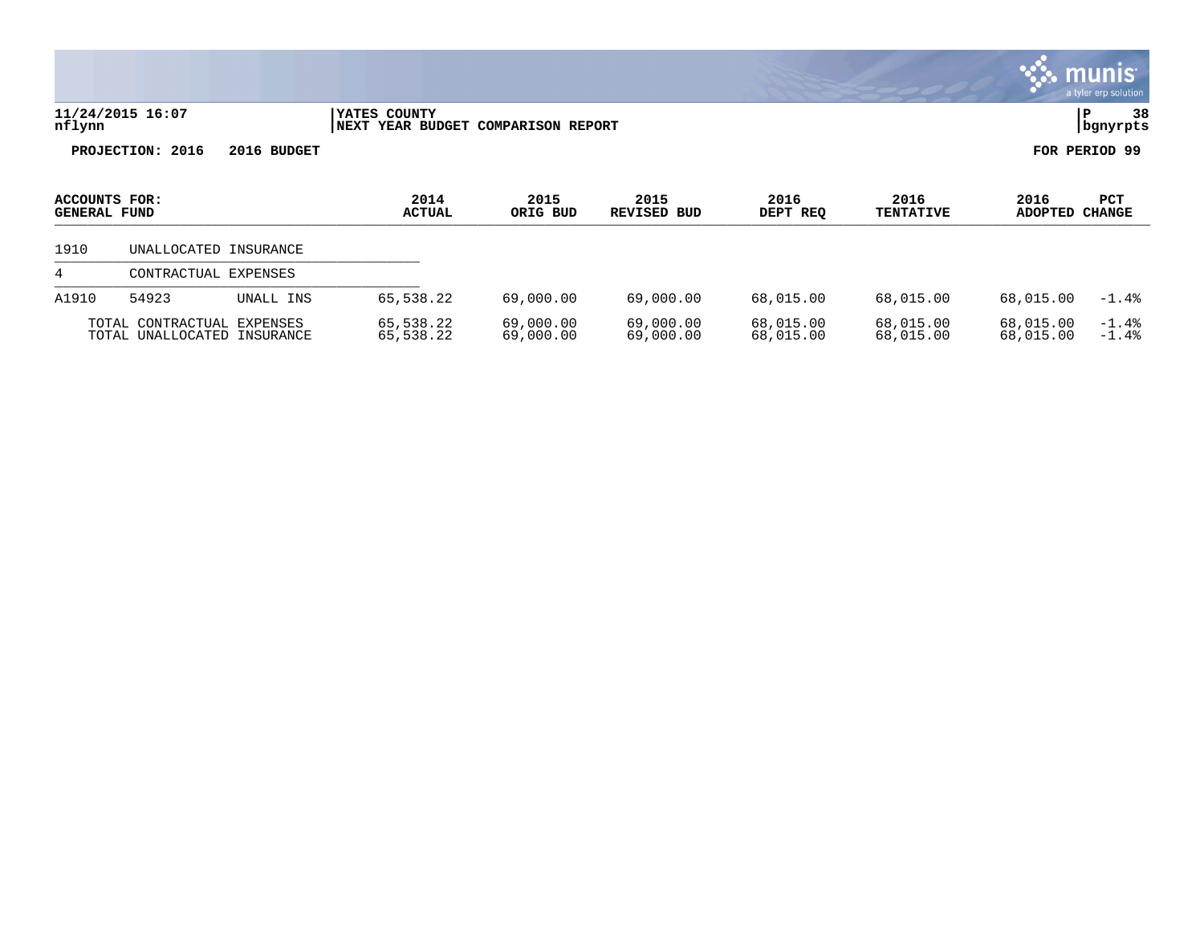**11/24/2015 16:07**
**nflynn**

**YATES COUNTY**
**NEXT YEAR BUDGET COMPARISON REPORT**

**P 38**
**bgnyrpts**

**PROJECTION: 2016 2016 BUDGET**

**FOR PERIOD 99**

| ACCOUNTS FOR: GENERAL FUND | | | 2014 ACTUAL | 2015 ORIG BUD | 2015 REVISED BUD | 2016 DEPT REQ | 2016 TENTATIVE | 2016 ADOPTED | PCT CHANGE |
|---|---|---|---|---|---|---|---|---|---|
| 1910 | UNALLOCATED INSURANCE | | | | | | | | |
| 4 | CONTRACTUAL EXPENSES | | | | | | | | |
| A1910 | 54923 | UNALL INS | 65,538.22 | 69,000.00 | 69,000.00 | 68,015.00 | 68,015.00 | 68,015.00 | -1.4% |
| | TOTAL CONTRACTUAL EXPENSES | | 65,538.22 | 69,000.00 | 69,000.00 | 68,015.00 | 68,015.00 | 68,015.00 | -1.4% |
| | TOTAL UNALLOCATED INSURANCE | | 65,538.22 | 69,000.00 | 69,000.00 | 68,015.00 | 68,015.00 | 68,015.00 | -1.4% |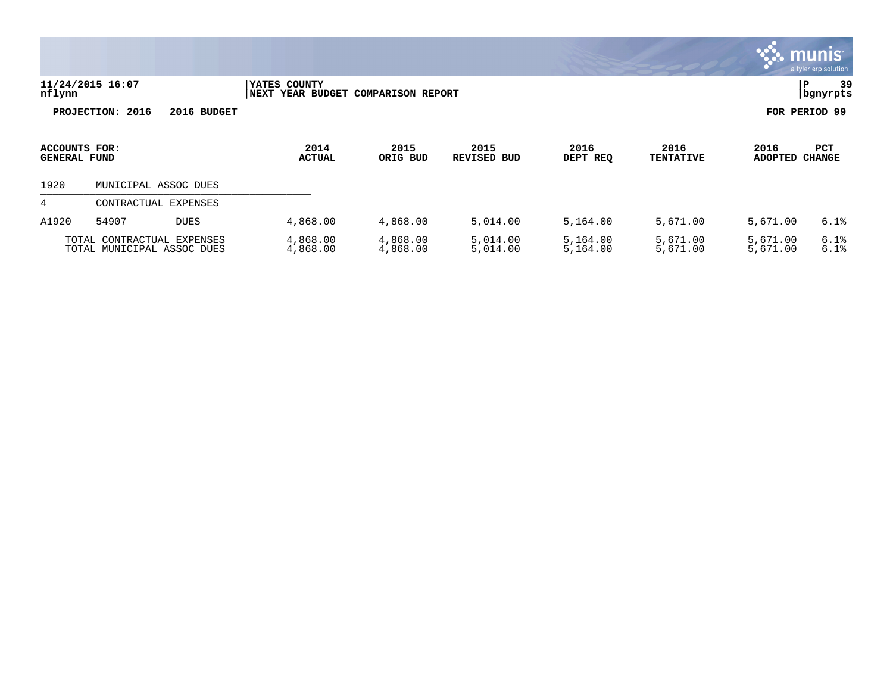**11/24/2015 16:07** | **YATES COUNTY** | **P 39**
**nflynn** | **NEXT YEAR BUDGET COMPARISON REPORT** | **bgnyrpts**

**PROJECTION: 2016 2016 BUDGET** **FOR PERIOD 99**

| ACCOUNTS FOR: GENERAL FUND | | | 2014 ACTUAL | 2015 ORIG BUD | 2015 REVISED BUD | 2016 DEPT REQ | 2016 TENTATIVE | 2016 ADOPTED | PCT CHANGE |
|---|---|---|---|---|---|---|---|---|---|
| 1920 | MUNICIPAL ASSOC DUES | | | | | | | | |
| 4 | CONTRACTUAL EXPENSES | | | | | | | | |
| A1920 | 54907 | DUES | 4,868.00 | 4,868.00 | 5,014.00 | 5,164.00 | 5,671.00 | 5,671.00 | 6.1% |
| | TOTAL CONTRACTUAL EXPENSES | | 4,868.00 | 4,868.00 | 5,014.00 | 5,164.00 | 5,671.00 | 5,671.00 | 6.1% |
| | TOTAL MUNICIPAL ASSOC DUES | | 4,868.00 | 4,868.00 | 5,014.00 | 5,164.00 | 5,671.00 | 5,671.00 | 6.1% |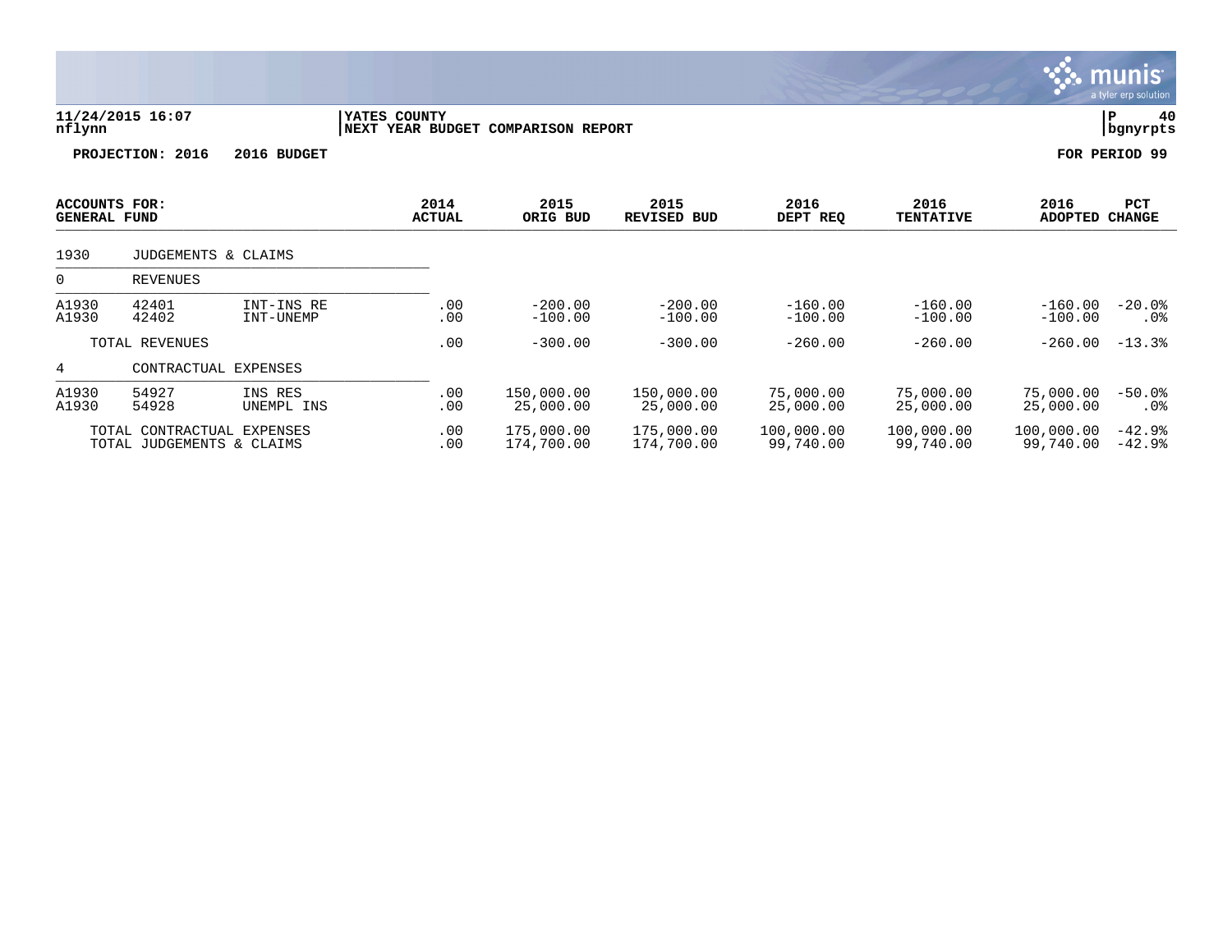**11/24/2015 16:07** | **YATES COUNTY** | **P 40**
**nflynn** | **NEXT YEAR BUDGET COMPARISON REPORT** | **bgnyrpts**

**PROJECTION: 2016 2016 BUDGET** **FOR PERIOD 99**

| ACCOUNTS FOR: GENERAL FUND | | | 2014 ACTUAL | 2015 ORIG BUD | 2015 REVISED BUD | 2016 DEPT REQ | 2016 TENTATIVE | 2016 ADOPTED | PCT CHANGE |
|---|---|---|---|---|---|---|---|---|---|
| 1930 | JUDGEMENTS & CLAIMS | | | | | | | | |
| 0 | REVENUES | | | | | | | | |
| A1930 | 42401 | INT-INS RE | .00 | -200.00 | -200.00 | -160.00 | -160.00 | -160.00 | -20.0% |
| A1930 | 42402 | INT-UNEMP | .00 | -100.00 | -100.00 | -100.00 | -100.00 | -100.00 | .0% |
| | TOTAL REVENUES | | .00 | -300.00 | -300.00 | -260.00 | -260.00 | -260.00 | -13.3% |
| 4 | CONTRACTUAL EXPENSES | | | | | | | | |
| A1930 | 54927 | INS RES | .00 | 150,000.00 | 150,000.00 | 75,000.00 | 75,000.00 | 75,000.00 | -50.0% |
| A1930 | 54928 | UNEMPL INS | .00 | 25,000.00 | 25,000.00 | 25,000.00 | 25,000.00 | 25,000.00 | .0% |
| | TOTAL CONTRACTUAL EXPENSES | | .00 | 175,000.00 | 175,000.00 | 100,000.00 | 100,000.00 | 100,000.00 | -42.9% |
| | TOTAL JUDGEMENTS & CLAIMS | | .00 | 174,700.00 | 174,700.00 | 99,740.00 | 99,740.00 | 99,740.00 | -42.9% |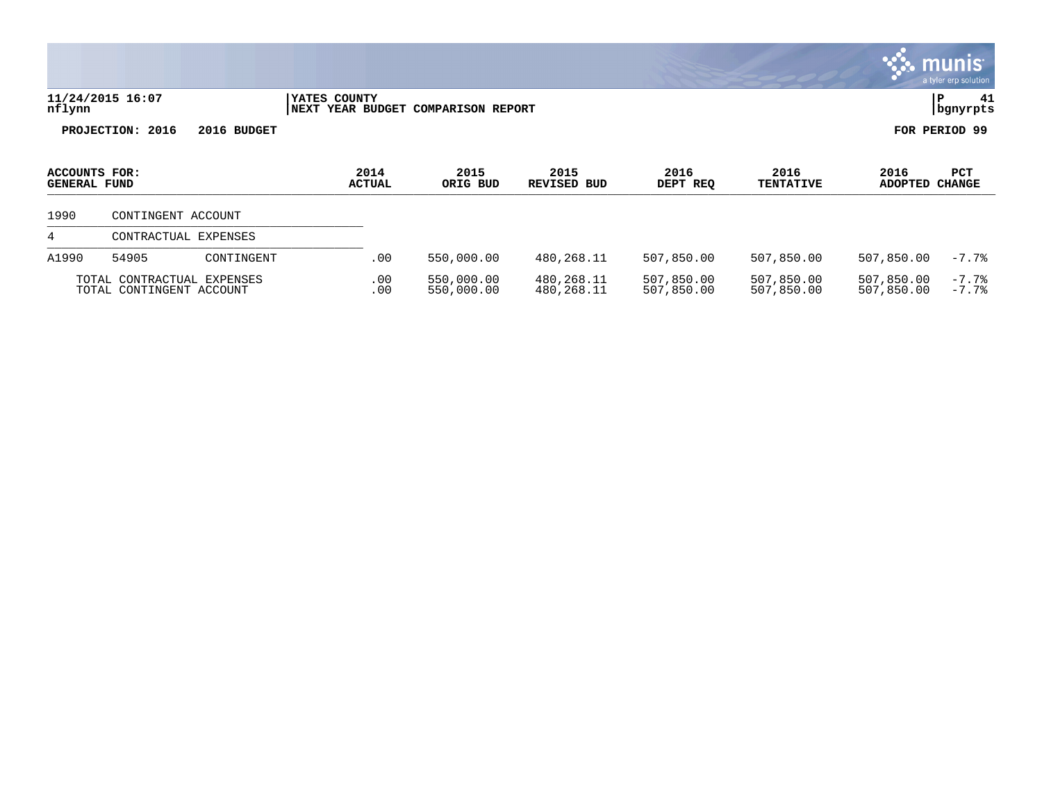11/24/2015 16:07 | YATES COUNTY | P 41
nflynn | NEXT YEAR BUDGET COMPARISON REPORT | bgnyrpts

PROJECTION: 2016 2016 BUDGET — FOR PERIOD 99

| ACCOUNTS FOR: GENERAL FUND | | | 2014 ACTUAL | 2015 ORIG BUD | 2015 REVISED BUD | 2016 DEPT REQ | 2016 TENTATIVE | 2016 ADOPTED | PCT CHANGE |
|---|---|---|---|---|---|---|---|---|---|
| 1990 | CONTINGENT ACCOUNT | | | | | | | | |
| 4 | CONTRACTUAL EXPENSES | | | | | | | | |
| A1990 | 54905 | CONTINGENT | .00 | 550,000.00 | 480,268.11 | 507,850.00 | 507,850.00 | 507,850.00 | -7.7% |
| | TOTAL CONTRACTUAL EXPENSES | | .00 | 550,000.00 | 480,268.11 | 507,850.00 | 507,850.00 | 507,850.00 | -7.7% |
| | TOTAL CONTINGENT ACCOUNT | | .00 | 550,000.00 | 480,268.11 | 507,850.00 | 507,850.00 | 507,850.00 | -7.7% |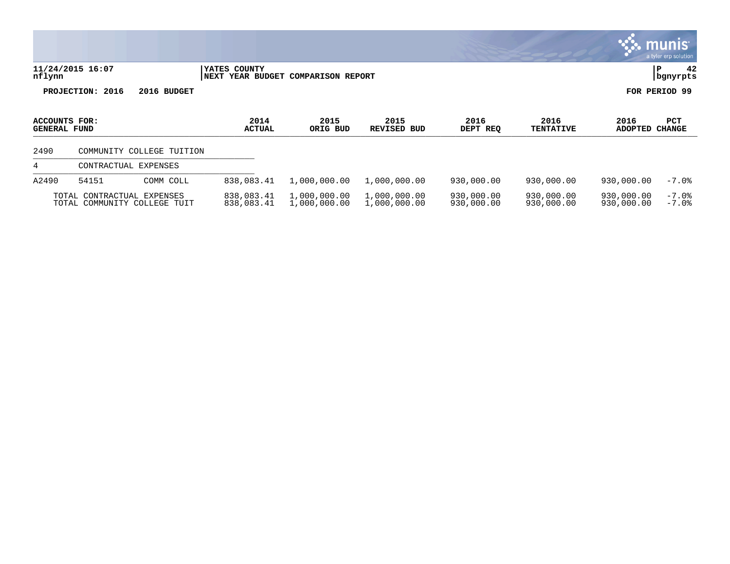11/24/2015 16:07 | YATES COUNTY
nflynn | NEXT YEAR BUDGET COMPARISON REPORT

**PROJECTION: 2016 2016 BUDGET** | **FOR PERIOD 99**

| ACCOUNTS FOR: GENERAL FUND | | | 2014 ACTUAL | 2015 ORIG BUD | 2015 REVISED BUD | 2016 DEPT REQ | 2016 TENTATIVE | 2016 ADOPTED | PCT CHANGE |
|---|---|---|---|---|---|---|---|---|---|
| 2490 | COMMUNITY COLLEGE TUITION | | | | | | | | |
| 4 | CONTRACTUAL EXPENSES | | | | | | | | |
| A2490 | 54151 | COMM COLL | 838,083.41 | 1,000,000.00 | 1,000,000.00 | 930,000.00 | 930,000.00 | 930,000.00 | -7.0% |
| | TOTAL CONTRACTUAL EXPENSES | | 838,083.41 | 1,000,000.00 | 1,000,000.00 | 930,000.00 | 930,000.00 | 930,000.00 | -7.0% |
| | TOTAL COMMUNITY COLLEGE TUIT | | 838,083.41 | 1,000,000.00 | 1,000,000.00 | 930,000.00 | 930,000.00 | 930,000.00 | -7.0% |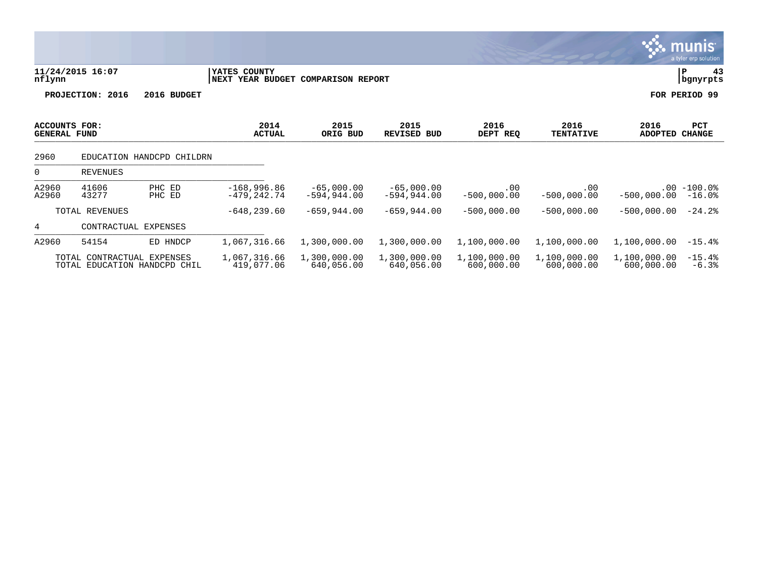**YATES COUNTY**
**NEXT YEAR BUDGET COMPARISON REPORT**

11/24/2015 16:07
nflynn

**PROJECTION: 2016 2016 BUDGET** | **FOR PERIOD 99**

| ACCOUNTS FOR: GENERAL FUND | | | 2014 ACTUAL | 2015 ORIG BUD | 2015 REVISED BUD | 2016 DEPT REQ | 2016 TENTATIVE | 2016 ADOPTED | PCT CHANGE |
|---|---|---|---|---|---|---|---|---|---|
| 2960 | EDUCATION HANDCPD CHILDRN | | | | | | | | |
| 0 | REVENUES | | | | | | | | |
| A2960 | 41606 | PHC ED | -168,996.86 | -65,000.00 | -65,000.00 | .00 | .00 | .00 | -100.0% |
| A2960 | 43277 | PHC ED | -479,242.74 | -594,944.00 | -594,944.00 | -500,000.00 | -500,000.00 | -500,000.00 | -16.0% |
| | TOTAL REVENUES | | -648,239.60 | -659,944.00 | -659,944.00 | -500,000.00 | -500,000.00 | -500,000.00 | -24.2% |
| 4 | CONTRACTUAL EXPENSES | | | | | | | | |
| A2960 | 54154 | ED HNDCP | 1,067,316.66 | 1,300,000.00 | 1,300,000.00 | 1,100,000.00 | 1,100,000.00 | 1,100,000.00 | -15.4% |
| | TOTAL CONTRACTUAL EXPENSES | | 1,067,316.66 | 1,300,000.00 | 1,300,000.00 | 1,100,000.00 | 1,100,000.00 | 1,100,000.00 | -15.4% |
| | TOTAL EDUCATION HANDCPD CHIL | | 419,077.06 | 640,056.00 | 640,056.00 | 600,000.00 | 600,000.00 | 600,000.00 | -6.3% |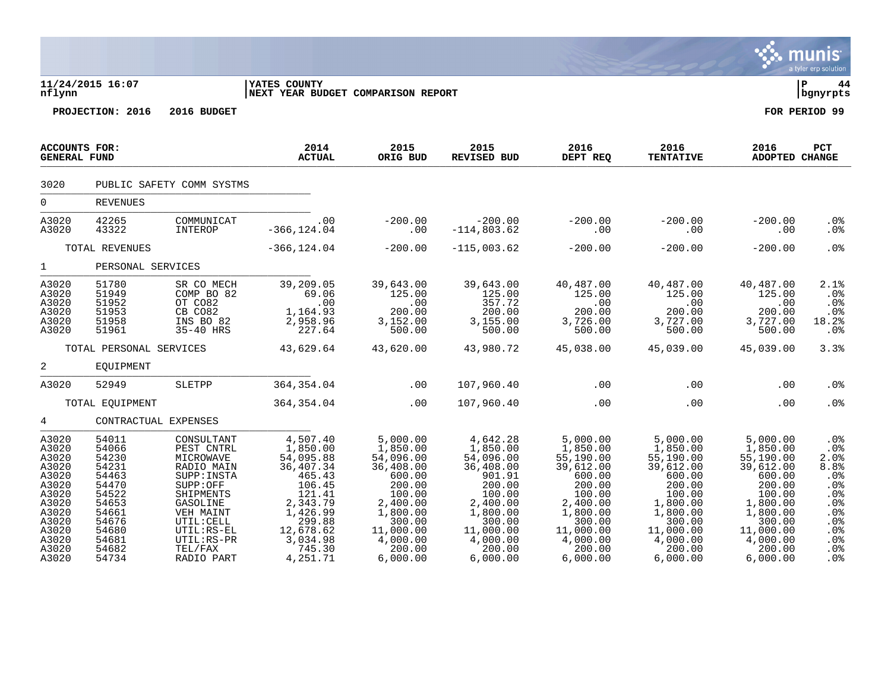**11/24/2015 16:07** | **YATES COUNTY** | **P 44**
**nflynn** | **NEXT YEAR BUDGET COMPARISON REPORT** | **bgnyrpts**

**PROJECTION: 2016 2016 BUDGET** | **FOR PERIOD 99**

| ACCOUNTS FOR: GENERAL FUND | | | 2014 ACTUAL | 2015 ORIG BUD | 2015 REVISED BUD | 2016 DEPT REQ | 2016 TENTATIVE | 2016 ADOPTED | PCT CHANGE |
|---|---|---|---|---|---|---|---|---|---|
| 3020 | PUBLIC SAFETY COMM SYSTMS | | | | | | | | |
| 0 | REVENUES | | | | | | | | |
| A3020 | 42265 | COMMUNICAT | .00 | -200.00 | -200.00 | -200.00 | -200.00 | -200.00 | .0% |
| A3020 | 43322 | INTEROP | -366,124.04 | .00 | -114,803.62 | .00 | .00 | .00 | .0% |
| | TOTAL REVENUES | | -366,124.04 | -200.00 | -115,003.62 | -200.00 | -200.00 | -200.00 | .0% |
| 1 | PERSONAL SERVICES | | | | | | | | |
| A3020 | 51780 | SR CO MECH | 39,209.05 | 39,643.00 | 39,643.00 | 40,487.00 | 40,487.00 | 40,487.00 | 2.1% |
| A3020 | 51949 | COMP BO 82 | 69.06 | 125.00 | 125.00 | 125.00 | 125.00 | 125.00 | .0% |
| A3020 | 51952 | OT CO82 | .00 | .00 | 357.72 | .00 | .00 | .00 | .0% |
| A3020 | 51953 | CB CO82 | 1,164.93 | 200.00 | 200.00 | 200.00 | 200.00 | 200.00 | .0% |
| A3020 | 51958 | INS BO 82 | 2,958.96 | 3,152.00 | 3,155.00 | 3,726.00 | 3,727.00 | 3,727.00 | 18.2% |
| A3020 | 51961 | 35-40 HRS | 227.64 | 500.00 | 500.00 | 500.00 | 500.00 | 500.00 | .0% |
| | TOTAL PERSONAL SERVICES | | 43,629.64 | 43,620.00 | 43,980.72 | 45,038.00 | 45,039.00 | 45,039.00 | 3.3% |
| 2 | EQUIPMENT | | | | | | | | |
| A3020 | 52949 | SLETPP | 364,354.04 | .00 | 107,960.40 | .00 | .00 | .00 | .0% |
| | TOTAL EQUIPMENT | | 364,354.04 | .00 | 107,960.40 | .00 | .00 | .00 | .0% |
| 4 | CONTRACTUAL EXPENSES | | | | | | | | |
| A3020 | 54011 | CONSULTANT | 4,507.40 | 5,000.00 | 4,642.28 | 5,000.00 | 5,000.00 | 5,000.00 | .0% |
| A3020 | 54066 | PEST CNTRL | 1,850.00 | 1,850.00 | 1,850.00 | 1,850.00 | 1,850.00 | 1,850.00 | .0% |
| A3020 | 54230 | MICROWAVE | 54,095.88 | 54,096.00 | 54,096.00 | 55,190.00 | 55,190.00 | 55,190.00 | 2.0% |
| A3020 | 54231 | RADIO MAIN | 36,407.34 | 36,408.00 | 36,408.00 | 39,612.00 | 39,612.00 | 39,612.00 | 8.8% |
| A3020 | 54463 | SUPP:INSTA | 465.43 | 600.00 | 901.91 | 600.00 | 600.00 | 600.00 | .0% |
| A3020 | 54470 | SUPP:OFF | 106.45 | 200.00 | 200.00 | 200.00 | 200.00 | 200.00 | .0% |
| A3020 | 54522 | SHIPMENTS | 121.41 | 100.00 | 100.00 | 100.00 | 100.00 | 100.00 | .0% |
| A3020 | 54653 | GASOLINE | 2,343.79 | 2,400.00 | 2,400.00 | 2,400.00 | 1,800.00 | 1,800.00 | .0% |
| A3020 | 54661 | VEH MAINT | 1,426.99 | 1,800.00 | 1,800.00 | 1,800.00 | 1,800.00 | 1,800.00 | .0% |
| A3020 | 54676 | UTIL:CELL | 299.88 | 300.00 | 300.00 | 300.00 | 300.00 | 300.00 | .0% |
| A3020 | 54680 | UTIL:RS-EL | 12,678.62 | 11,000.00 | 11,000.00 | 11,000.00 | 11,000.00 | 11,000.00 | .0% |
| A3020 | 54681 | UTIL:RS-PR | 3,034.98 | 4,000.00 | 4,000.00 | 4,000.00 | 4,000.00 | 4,000.00 | .0% |
| A3020 | 54682 | TEL/FAX | 745.30 | 200.00 | 200.00 | 200.00 | 200.00 | 200.00 | .0% |
| A3020 | 54734 | RADIO PART | 4,251.71 | 6,000.00 | 6,000.00 | 6,000.00 | 6,000.00 | 6,000.00 | .0% |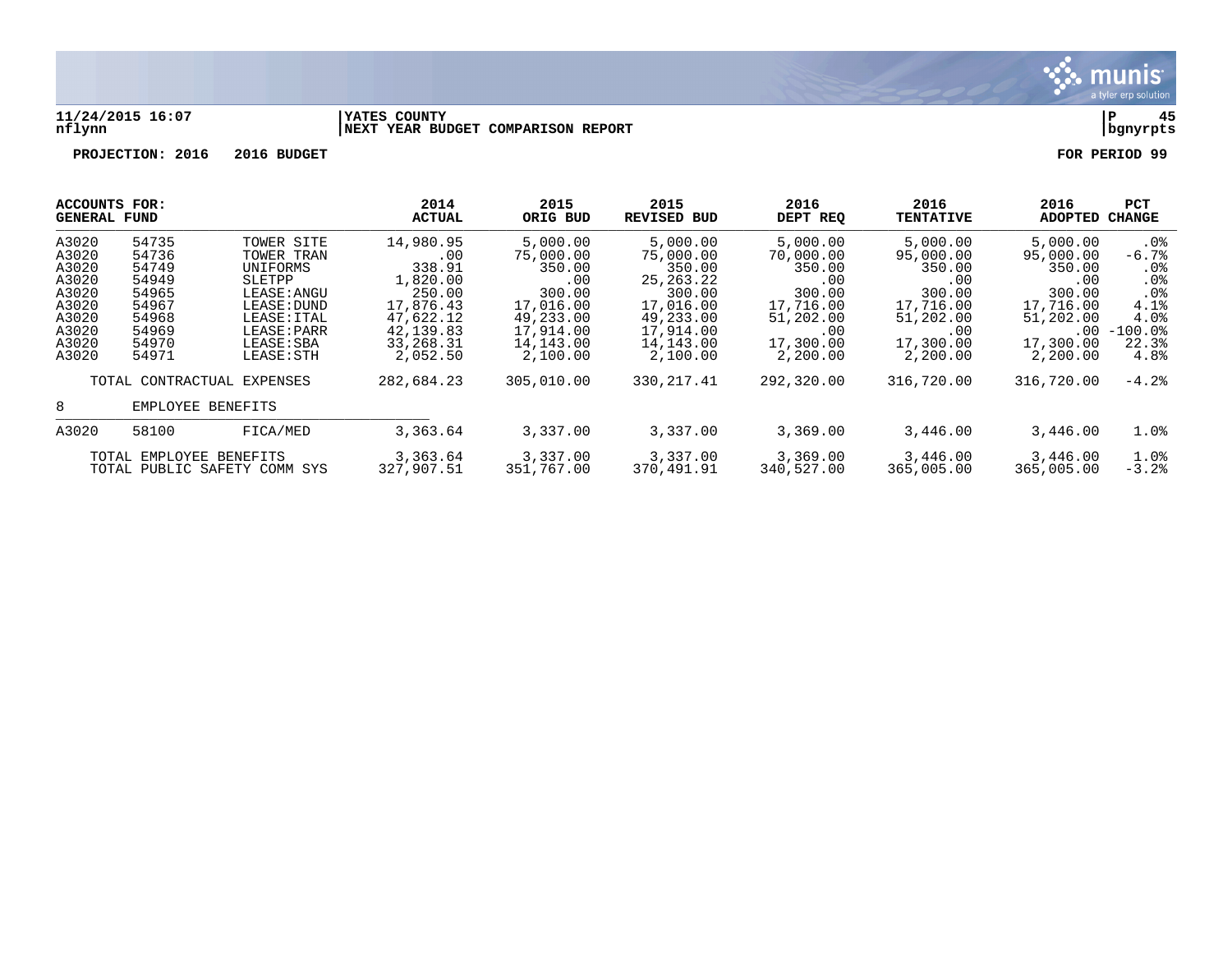11/24/2015 16:07 | YATES COUNTY | P 45
nflynn | NEXT YEAR BUDGET COMPARISON REPORT | bgnyrpts

PROJECTION: 2016 2016 BUDGET FOR PERIOD 99

| ACCOUNTS FOR: GENERAL FUND | | | 2014 ACTUAL | 2015 ORIG BUD | 2015 REVISED BUD | 2016 DEPT REQ | 2016 TENTATIVE | 2016 ADOPTED | PCT CHANGE |
|---|---|---|---|---|---|---|---|---|---|
| A3020 | 54735 | TOWER SITE | 14,980.95 | 5,000.00 | 5,000.00 | 5,000.00 | 5,000.00 | 5,000.00 | .0% |
| A3020 | 54736 | TOWER TRAN | .00 | 75,000.00 | 75,000.00 | 70,000.00 | 95,000.00 | 95,000.00 | -6.7% |
| A3020 | 54749 | UNIFORMS | 338.91 | 350.00 | 350.00 | 350.00 | 350.00 | 350.00 | .0% |
| A3020 | 54949 | SLETPP | 1,820.00 | .00 | 25,263.22 | .00 | .00 | .00 | .0% |
| A3020 | 54965 | LEASE:ANGU | 250.00 | 300.00 | 300.00 | 300.00 | 300.00 | 300.00 | .0% |
| A3020 | 54967 | LEASE:DUND | 17,876.43 | 17,016.00 | 17,016.00 | 17,716.00 | 17,716.00 | 17,716.00 | 4.1% |
| A3020 | 54968 | LEASE:ITAL | 47,622.12 | 49,233.00 | 49,233.00 | 51,202.00 | 51,202.00 | 51,202.00 | 4.0% |
| A3020 | 54969 | LEASE:PARR | 42,139.83 | 17,914.00 | 17,914.00 | .00 | .00 | .00 | -100.0% |
| A3020 | 54970 | LEASE:SBA | 33,268.31 | 14,143.00 | 14,143.00 | 17,300.00 | 17,300.00 | 17,300.00 | 22.3% |
| A3020 | 54971 | LEASE:STH | 2,052.50 | 2,100.00 | 2,100.00 | 2,200.00 | 2,200.00 | 2,200.00 | 4.8% |
| | TOTAL CONTRACTUAL EXPENSES | | 282,684.23 | 305,010.00 | 330,217.41 | 292,320.00 | 316,720.00 | 316,720.00 | -4.2% |
| 8 | EMPLOYEE BENEFITS | | | | | | | | |
| A3020 | 58100 | FICA/MED | 3,363.64 | 3,337.00 | 3,337.00 | 3,369.00 | 3,446.00 | 3,446.00 | 1.0% |
| | TOTAL EMPLOYEE BENEFITS | | 3,363.64 | 3,337.00 | 3,337.00 | 3,369.00 | 3,446.00 | 3,446.00 | 1.0% |
| | TOTAL PUBLIC SAFETY COMM SYS | | 327,907.51 | 351,767.00 | 370,491.91 | 340,527.00 | 365,005.00 | 365,005.00 | -3.2% |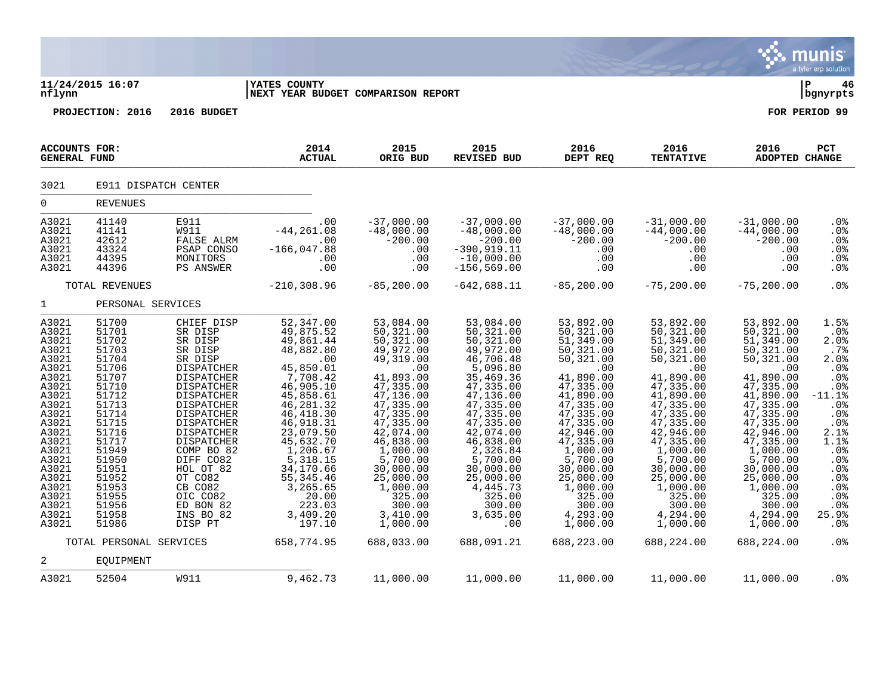11/24/2015 16:07 | YATES COUNTY | P 46
nflynn | NEXT YEAR BUDGET COMPARISON REPORT | bgnyrpts

**PROJECTION: 2016 2016 BUDGET** **FOR PERIOD 99**

| ACCOUNTS FOR: GENERAL FUND | | | 2014 ACTUAL | 2015 ORIG BUD | 2015 REVISED BUD | 2016 DEPT REQ | 2016 TENTATIVE | 2016 ADOPTED | PCT CHANGE |
|---|---|---|---|---|---|---|---|---|---|
| 3021 | E911 DISPATCH CENTER | | | | | | | | |
| 0 | REVENUES | | | | | | | | |
| A3021 | 41140 | E911 | .00 | -37,000.00 | -37,000.00 | -37,000.00 | -31,000.00 | -31,000.00 | .0% |
| A3021 | 41141 | W911 | -44,261.08 | -48,000.00 | -48,000.00 | -48,000.00 | -44,000.00 | -44,000.00 | .0% |
| A3021 | 42612 | FALSE ALRM | .00 | -200.00 | -200.00 | -200.00 | -200.00 | -200.00 | .0% |
| A3021 | 43324 | PSAP CONSO | -166,047.88 | .00 | -390,919.11 | .00 | .00 | .00 | .0% |
| A3021 | 44395 | MONITORS | .00 | .00 | -10,000.00 | .00 | .00 | .00 | .0% |
| A3021 | 44396 | PS ANSWER | .00 | .00 | -156,569.00 | .00 | .00 | .00 | .0% |
| | TOTAL REVENUES | | -210,308.96 | -85,200.00 | -642,688.11 | -85,200.00 | -75,200.00 | -75,200.00 | .0% |
| 1 | PERSONAL SERVICES | | | | | | | | |
| A3021 | 51700 | CHIEF DISP | 52,347.00 | 53,084.00 | 53,084.00 | 53,892.00 | 53,892.00 | 53,892.00 | 1.5% |
| A3021 | 51701 | SR DISP | 49,875.52 | 50,321.00 | 50,321.00 | 50,321.00 | 50,321.00 | 50,321.00 | .0% |
| A3021 | 51702 | SR DISP | 49,861.44 | 50,321.00 | 50,321.00 | 51,349.00 | 51,349.00 | 51,349.00 | 2.0% |
| A3021 | 51703 | SR DISP | 48,882.80 | 49,972.00 | 49,972.00 | 50,321.00 | 50,321.00 | 50,321.00 | .7% |
| A3021 | 51704 | SR DISP | .00 | 49,319.00 | 46,706.48 | 50,321.00 | 50,321.00 | 50,321.00 | 2.0% |
| A3021 | 51706 | DISPATCHER | 45,850.01 | .00 | 5,096.80 | .00 | .00 | .00 | .0% |
| A3021 | 51707 | DISPATCHER | 7,708.42 | 41,893.00 | 35,469.36 | 41,890.00 | 41,890.00 | 41,890.00 | .0% |
| A3021 | 51710 | DISPATCHER | 46,905.10 | 47,335.00 | 47,335.00 | 47,335.00 | 47,335.00 | 47,335.00 | .0% |
| A3021 | 51712 | DISPATCHER | 45,858.61 | 47,136.00 | 47,136.00 | 41,890.00 | 41,890.00 | 41,890.00 | -11.1% |
| A3021 | 51713 | DISPATCHER | 46,281.32 | 47,335.00 | 47,335.00 | 47,335.00 | 47,335.00 | 47,335.00 | .0% |
| A3021 | 51714 | DISPATCHER | 46,418.30 | 47,335.00 | 47,335.00 | 47,335.00 | 47,335.00 | 47,335.00 | .0% |
| A3021 | 51715 | DISPATCHER | 46,918.31 | 47,335.00 | 47,335.00 | 47,335.00 | 47,335.00 | 47,335.00 | .0% |
| A3021 | 51716 | DISPATCHER | 23,079.50 | 42,074.00 | 42,074.00 | 42,946.00 | 42,946.00 | 42,946.00 | 2.1% |
| A3021 | 51717 | DISPATCHER | 45,632.70 | 46,838.00 | 46,838.00 | 47,335.00 | 47,335.00 | 47,335.00 | 1.1% |
| A3021 | 51949 | COMP BO 82 | 1,206.67 | 1,000.00 | 2,326.84 | 1,000.00 | 1,000.00 | 1,000.00 | .0% |
| A3021 | 51950 | DIFF CO82 | 5,318.15 | 5,700.00 | 5,700.00 | 5,700.00 | 5,700.00 | 5,700.00 | .0% |
| A3021 | 51951 | HOL OT 82 | 34,170.66 | 30,000.00 | 30,000.00 | 30,000.00 | 30,000.00 | 30,000.00 | .0% |
| A3021 | 51952 | OT CO82 | 55,345.46 | 25,000.00 | 25,000.00 | 25,000.00 | 25,000.00 | 25,000.00 | .0% |
| A3021 | 51953 | CB CO82 | 3,265.65 | 1,000.00 | 4,445.73 | 1,000.00 | 1,000.00 | 1,000.00 | .0% |
| A3021 | 51955 | OIC CO82 | 20.00 | 325.00 | 325.00 | 325.00 | 325.00 | 325.00 | .0% |
| A3021 | 51956 | ED BON 82 | 223.03 | 300.00 | 300.00 | 300.00 | 300.00 | 300.00 | .0% |
| A3021 | 51958 | INS BO 82 | 3,409.20 | 3,410.00 | 3,635.00 | 4,293.00 | 4,294.00 | 4,294.00 | 25.9% |
| A3021 | 51986 | DISP PT | 197.10 | 1,000.00 | .00 | 1,000.00 | 1,000.00 | 1,000.00 | .0% |
| | TOTAL PERSONAL SERVICES | | 658,774.95 | 688,033.00 | 688,091.21 | 688,223.00 | 688,224.00 | 688,224.00 | .0% |
| 2 | EQUIPMENT | | | | | | | | |
| A3021 | 52504 | W911 | 9,462.73 | 11,000.00 | 11,000.00 | 11,000.00 | 11,000.00 | 11,000.00 | .0% |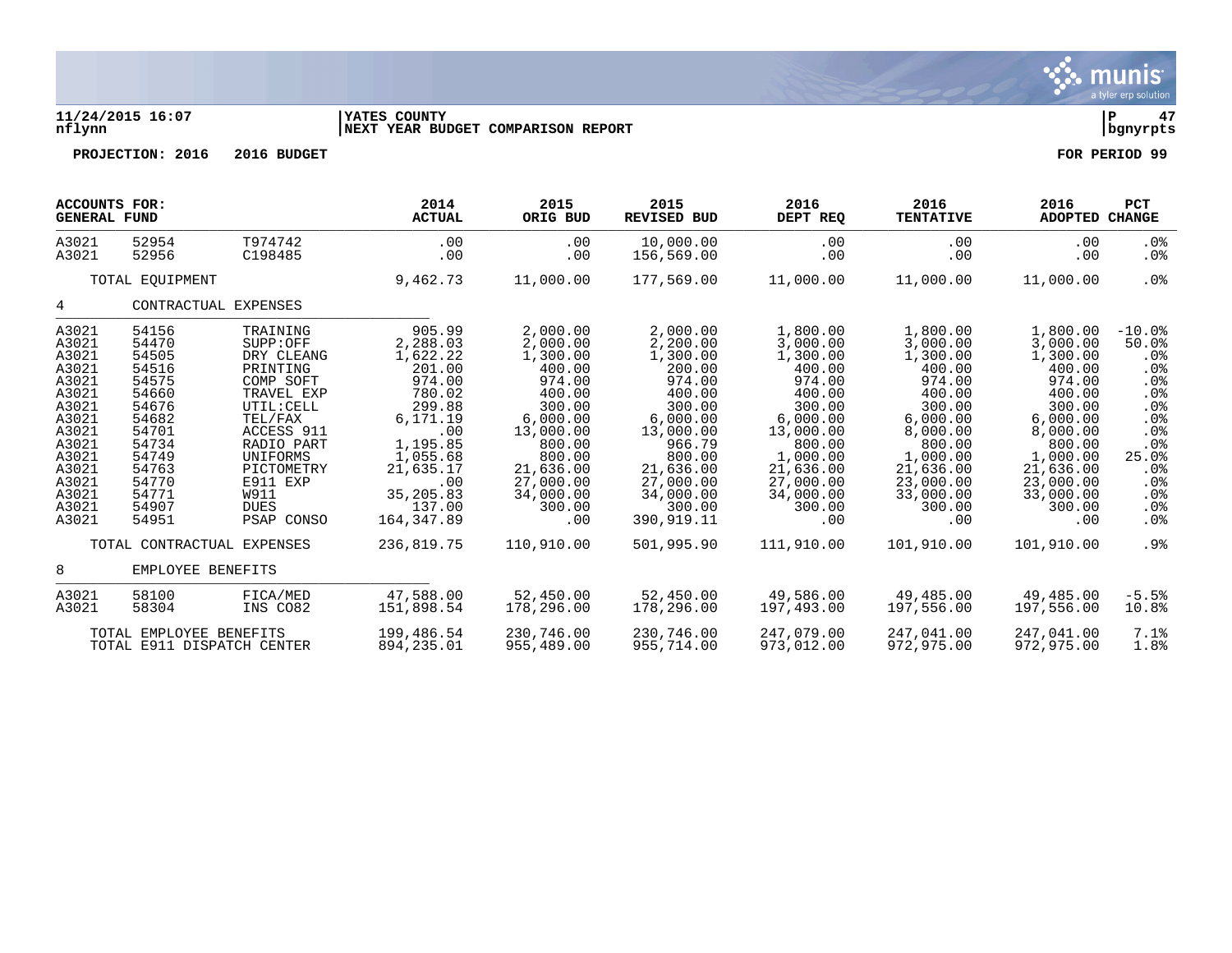**YATES COUNTY**
**NEXT YEAR BUDGET COMPARISON REPORT**

11/24/2015 16:07
nflynn

**PROJECTION: 2016 2016 BUDGET** **FOR PERIOD 99**

| ACCOUNTS FOR: GENERAL FUND | | | 2014 ACTUAL | 2015 ORIG BUD | 2015 REVISED BUD | 2016 DEPT REQ | 2016 TENTATIVE | 2016 ADOPTED | PCT CHANGE |
|---|---|---|---|---|---|---|---|---|---|
| A3021 | 52954 | T974742 | .00 | .00 | 10,000.00 | .00 | .00 | .00 | .0% |
| A3021 | 52956 | C198485 | .00 | .00 | 156,569.00 | .00 | .00 | .00 | .0% |
| | TOTAL EQUIPMENT | | 9,462.73 | 11,000.00 | 177,569.00 | 11,000.00 | 11,000.00 | 11,000.00 | .0% |
| 4 | CONTRACTUAL EXPENSES | | | | | | | | |
| A3021 | 54156 | TRAINING | 905.99 | 2,000.00 | 2,000.00 | 1,800.00 | 1,800.00 | 1,800.00 | -10.0% |
| A3021 | 54470 | SUPP:OFF | 2,288.03 | 2,000.00 | 2,200.00 | 3,000.00 | 3,000.00 | 3,000.00 | 50.0% |
| A3021 | 54505 | DRY CLEANG | 1,622.22 | 1,300.00 | 1,300.00 | 1,300.00 | 1,300.00 | 1,300.00 | .0% |
| A3021 | 54516 | PRINTING | 201.00 | 400.00 | 200.00 | 400.00 | 400.00 | 400.00 | .0% |
| A3021 | 54575 | COMP SOFT | 974.00 | 974.00 | 974.00 | 974.00 | 974.00 | 974.00 | .0% |
| A3021 | 54660 | TRAVEL EXP | 780.02 | 400.00 | 400.00 | 400.00 | 400.00 | 400.00 | .0% |
| A3021 | 54676 | UTIL:CELL | 299.88 | 300.00 | 300.00 | 300.00 | 300.00 | 300.00 | .0% |
| A3021 | 54682 | TEL/FAX | 6,171.19 | 6,000.00 | 6,000.00 | 6,000.00 | 6,000.00 | 6,000.00 | .0% |
| A3021 | 54701 | ACCESS 911 | .00 | 13,000.00 | 13,000.00 | 13,000.00 | 8,000.00 | 8,000.00 | .0% |
| A3021 | 54734 | RADIO PART | 1,195.85 | 800.00 | 966.79 | 800.00 | 800.00 | 800.00 | .0% |
| A3021 | 54749 | UNIFORMS | 1,055.68 | 800.00 | 800.00 | 1,000.00 | 1,000.00 | 1,000.00 | 25.0% |
| A3021 | 54763 | PICTOMETRY | 21,635.17 | 21,636.00 | 21,636.00 | 21,636.00 | 21,636.00 | 21,636.00 | .0% |
| A3021 | 54770 | E911 EXP | .00 | 27,000.00 | 27,000.00 | 27,000.00 | 23,000.00 | 23,000.00 | .0% |
| A3021 | 54771 | W911 | 35,205.83 | 34,000.00 | 34,000.00 | 34,000.00 | 33,000.00 | 33,000.00 | .0% |
| A3021 | 54907 | DUES | 137.00 | 300.00 | 300.00 | 300.00 | 300.00 | 300.00 | .0% |
| A3021 | 54951 | PSAP CONSO | 164,347.89 | .00 | 390,919.11 | .00 | .00 | .00 | .0% |
| | TOTAL CONTRACTUAL EXPENSES | | 236,819.75 | 110,910.00 | 501,995.90 | 111,910.00 | 101,910.00 | 101,910.00 | .9% |
| 8 | EMPLOYEE BENEFITS | | | | | | | | |
| A3021 | 58100 | FICA/MED | 47,588.00 | 52,450.00 | 52,450.00 | 49,586.00 | 49,485.00 | 49,485.00 | -5.5% |
| A3021 | 58304 | INS CO82 | 151,898.54 | 178,296.00 | 178,296.00 | 197,493.00 | 197,556.00 | 197,556.00 | 10.8% |
| | TOTAL EMPLOYEE BENEFITS | | 199,486.54 | 230,746.00 | 230,746.00 | 247,079.00 | 247,041.00 | 247,041.00 | 7.1% |
| | TOTAL E911 DISPATCH CENTER | | 894,235.01 | 955,489.00 | 955,714.00 | 973,012.00 | 972,975.00 | 972,975.00 | 1.8% |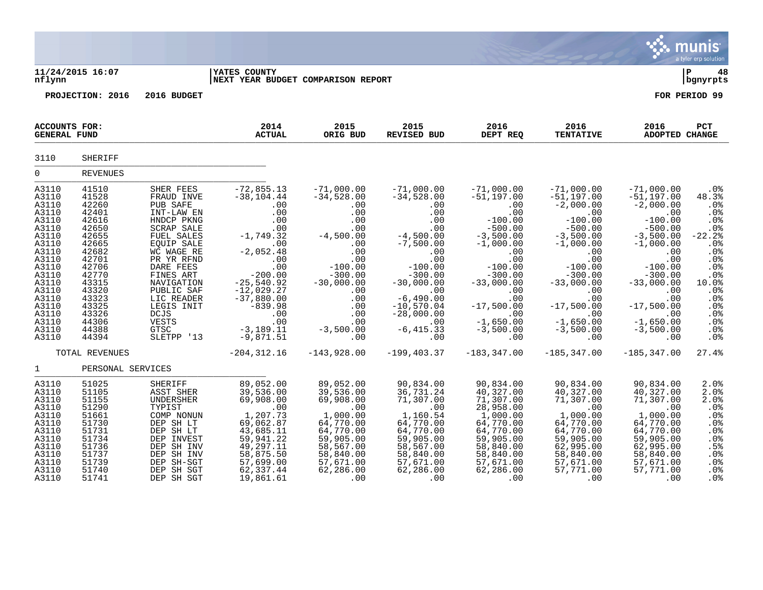**11/24/2015 16:07** | **YATES COUNTY** | **P 48**
**nflynn** | **NEXT YEAR BUDGET COMPARISON REPORT** | **bgnyrpts**

**PROJECTION: 2016 2016 BUDGET** **FOR PERIOD 99**

| ACCOUNTS FOR: GENERAL FUND | | | 2014 ACTUAL | 2015 ORIG BUD | 2015 REVISED BUD | 2016 DEPT REQ | 2016 TENTATIVE | 2016 ADOPTED | PCT CHANGE |
|---|---|---|---|---|---|---|---|---|---|
| 3110 | SHERIFF | | | | | | | | |
| 0 | REVENUES | | | | | | | | |
| A3110 | 41510 | SHER FEES | -72,855.13 | -71,000.00 | -71,000.00 | -71,000.00 | -71,000.00 | -71,000.00 | .0% |
| A3110 | 41528 | FRAUD INVE | -38,104.44 | -34,528.00 | -34,528.00 | -51,197.00 | -51,197.00 | -51,197.00 | 48.3% |
| A3110 | 42260 | PUB SAFE | .00 | .00 | .00 | .00 | -2,000.00 | -2,000.00 | .0% |
| A3110 | 42401 | INT-LAW EN | .00 | .00 | .00 | .00 | .00 | .00 | .0% |
| A3110 | 42616 | HNDCP PKNG | .00 | .00 | .00 | -100.00 | -100.00 | -100.00 | .0% |
| A3110 | 42650 | SCRAP SALE | .00 | .00 | .00 | -500.00 | -500.00 | -500.00 | .0% |
| A3110 | 42655 | FUEL SALES | -1,749.32 | -4,500.00 | -4,500.00 | -3,500.00 | -3,500.00 | -3,500.00 | -22.2% |
| A3110 | 42665 | EQUIP SALE | .00 | .00 | -7,500.00 | -1,000.00 | -1,000.00 | -1,000.00 | .0% |
| A3110 | 42682 | WC WAGE RE | -2,052.48 | .00 | .00 | .00 | .00 | .00 | .0% |
| A3110 | 42701 | PR YR RFND | .00 | .00 | .00 | .00 | .00 | .00 | .0% |
| A3110 | 42706 | DARE FEES | .00 | -100.00 | -100.00 | -100.00 | -100.00 | -100.00 | .0% |
| A3110 | 42770 | FINES ART | -200.00 | -300.00 | -300.00 | -300.00 | -300.00 | -300.00 | .0% |
| A3110 | 43315 | NAVIGATION | -25,540.92 | -30,000.00 | -30,000.00 | -33,000.00 | -33,000.00 | -33,000.00 | 10.0% |
| A3110 | 43320 | PUBLIC SAF | -12,029.27 | .00 | .00 | .00 | .00 | .00 | .0% |
| A3110 | 43323 | LIC READER | -37,880.00 | .00 | -6,490.00 | .00 | .00 | .00 | .0% |
| A3110 | 43325 | LEGIS INIT | -839.98 | .00 | -10,570.04 | -17,500.00 | -17,500.00 | -17,500.00 | .0% |
| A3110 | 43326 | DCJS | .00 | .00 | -28,000.00 | .00 | .00 | .00 | .0% |
| A3110 | 44306 | VESTS | .00 | .00 | .00 | -1,650.00 | -1,650.00 | -1,650.00 | .0% |
| A3110 | 44388 | GTSC | -3,189.11 | -3,500.00 | -6,415.33 | -3,500.00 | -3,500.00 | -3,500.00 | .0% |
| A3110 | 44394 | SLETPP '13 | -9,871.51 | .00 | .00 | .00 | .00 | .00 | .0% |
| | TOTAL REVENUES | | -204,312.16 | -143,928.00 | -199,403.37 | -183,347.00 | -185,347.00 | -185,347.00 | 27.4% |
| 1 | PERSONAL SERVICES | | | | | | | | |
| A3110 | 51025 | SHERIFF | 89,052.00 | 89,052.00 | 90,834.00 | 90,834.00 | 90,834.00 | 90,834.00 | 2.0% |
| A3110 | 51105 | ASST SHER | 39,536.00 | 39,536.00 | 36,731.24 | 40,327.00 | 40,327.00 | 40,327.00 | 2.0% |
| A3110 | 51155 | UNDERSHER | 69,908.00 | 69,908.00 | 71,307.00 | 71,307.00 | 71,307.00 | 71,307.00 | 2.0% |
| A3110 | 51290 | TYPIST | .00 | .00 | .00 | 28,958.00 | .00 | .00 | .0% |
| A3110 | 51661 | COMP NONUN | 1,207.73 | 1,000.00 | 1,160.54 | 1,000.00 | 1,000.00 | 1,000.00 | .0% |
| A3110 | 51730 | DEP SH LT | 69,062.87 | 64,770.00 | 64,770.00 | 64,770.00 | 64,770.00 | 64,770.00 | .0% |
| A3110 | 51731 | DEP SH LT | 43,685.11 | 64,770.00 | 64,770.00 | 64,770.00 | 64,770.00 | 64,770.00 | .0% |
| A3110 | 51734 | DEP INVEST | 59,941.22 | 59,905.00 | 59,905.00 | 59,905.00 | 59,905.00 | 59,905.00 | .0% |
| A3110 | 51736 | DEP SH INV | 49,297.11 | 58,567.00 | 58,567.00 | 58,840.00 | 62,995.00 | 62,995.00 | .5% |
| A3110 | 51737 | DEP SH INV | 58,875.50 | 58,840.00 | 58,840.00 | 58,840.00 | 58,840.00 | 58,840.00 | .0% |
| A3110 | 51739 | DEP SH-SGT | 57,699.00 | 57,671.00 | 57,671.00 | 57,671.00 | 57,671.00 | 57,671.00 | .0% |
| A3110 | 51740 | DEP SH SGT | 62,337.44 | 62,286.00 | 62,286.00 | 62,286.00 | 57,771.00 | 57,771.00 | .0% |
| A3110 | 51741 | DEP SH SGT | 19,861.61 | .00 | .00 | .00 | .00 | .00 | .0% |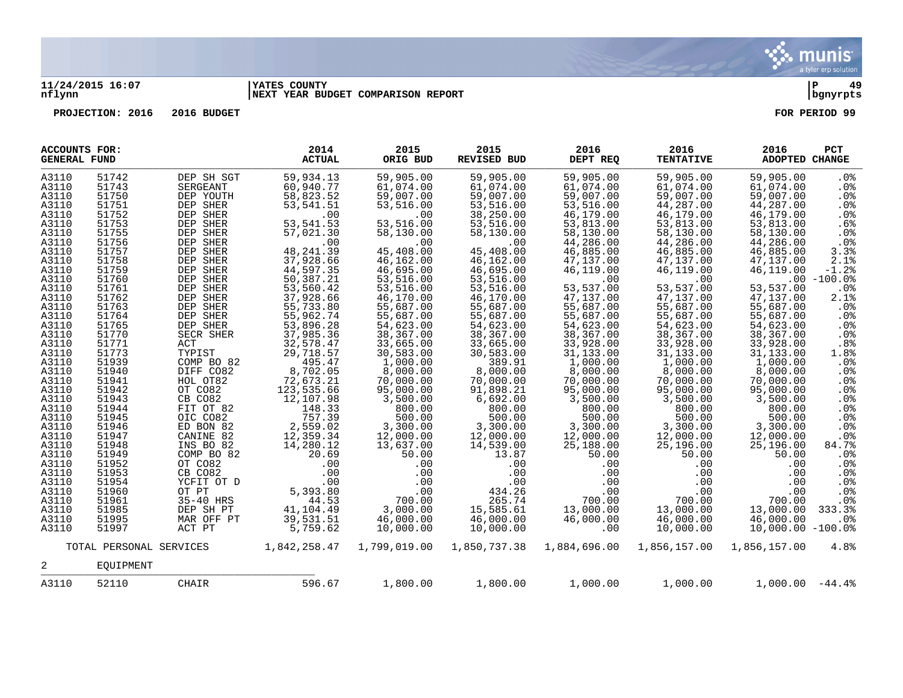11/24/2015 16:07 | YATES COUNTY | P 49
nflynn | NEXT YEAR BUDGET COMPARISON REPORT | bgnyrpts

PROJECTION: 2016 2016 BUDGET FOR PERIOD 99

| ACCOUNTS FOR: GENERAL FUND | | | 2014 ACTUAL | 2015 ORIG BUD | 2015 REVISED BUD | 2016 DEPT REQ | 2016 TENTATIVE | 2016 ADOPTED | PCT CHANGE |
|---|---|---|---|---|---|---|---|---|---|
| A3110 | 51742 | DEP SH SGT | 59,934.13 | 59,905.00 | 59,905.00 | 59,905.00 | 59,905.00 | 59,905.00 | .0% |
| A3110 | 51743 | SERGEANT | 60,940.77 | 61,074.00 | 61,074.00 | 61,074.00 | 61,074.00 | 61,074.00 | .0% |
| A3110 | 51750 | DEP YOUTH | 58,823.52 | 59,007.00 | 59,007.00 | 59,007.00 | 59,007.00 | 59,007.00 | .0% |
| A3110 | 51751 | DEP SHER | 53,541.51 | 53,516.00 | 53,516.00 | 53,516.00 | 44,287.00 | 44,287.00 | .0% |
| A3110 | 51752 | DEP SHER | .00 | .00 | 38,250.00 | 46,179.00 | 46,179.00 | 46,179.00 | .0% |
| A3110 | 51753 | DEP SHER | 53,541.53 | 53,516.00 | 53,516.00 | 53,813.00 | 53,813.00 | 53,813.00 | .6% |
| A3110 | 51755 | DEP SHER | 57,021.30 | 58,130.00 | 58,130.00 | 58,130.00 | 58,130.00 | 58,130.00 | .0% |
| A3110 | 51756 | DEP SHER | .00 | .00 | .00 | 44,286.00 | 44,286.00 | 44,286.00 | .0% |
| A3110 | 51757 | DEP SHER | 48,241.39 | 45,408.00 | 45,408.00 | 46,885.00 | 46,885.00 | 46,885.00 | 3.3% |
| A3110 | 51758 | DEP SHER | 37,928.66 | 46,162.00 | 46,162.00 | 47,137.00 | 47,137.00 | 47,137.00 | 2.1% |
| A3110 | 51759 | DEP SHER | 44,597.35 | 46,695.00 | 46,695.00 | 46,119.00 | 46,119.00 | 46,119.00 | -1.2% |
| A3110 | 51760 | DEP SHER | 50,387.21 | 53,516.00 | 53,516.00 | .00 | .00 | .00 | -100.0% |
| A3110 | 51761 | DEP SHER | 53,560.42 | 53,516.00 | 53,516.00 | 53,537.00 | 53,537.00 | 53,537.00 | .0% |
| A3110 | 51762 | DEP SHER | 37,928.66 | 46,170.00 | 46,170.00 | 47,137.00 | 47,137.00 | 47,137.00 | 2.1% |
| A3110 | 51763 | DEP SHER | 55,733.80 | 55,687.00 | 55,687.00 | 55,687.00 | 55,687.00 | 55,687.00 | .0% |
| A3110 | 51764 | DEP SHER | 55,962.74 | 55,687.00 | 55,687.00 | 55,687.00 | 55,687.00 | 55,687.00 | .0% |
| A3110 | 51765 | DEP SHER | 53,896.28 | 54,623.00 | 54,623.00 | 54,623.00 | 54,623.00 | 54,623.00 | .0% |
| A3110 | 51770 | SECR SHER | 37,985.36 | 38,367.00 | 38,367.00 | 38,367.00 | 38,367.00 | 38,367.00 | .0% |
| A3110 | 51771 | ACT | 32,578.47 | 33,665.00 | 33,665.00 | 33,928.00 | 33,928.00 | 33,928.00 | .8% |
| A3110 | 51773 | TYPIST | 29,718.57 | 30,583.00 | 30,583.00 | 31,133.00 | 31,133.00 | 31,133.00 | 1.8% |
| A3110 | 51939 | COMP BO 82 | 495.47 | 1,000.00 | 389.91 | 1,000.00 | 1,000.00 | 1,000.00 | .0% |
| A3110 | 51940 | DIFF CO82 | 8,702.05 | 8,000.00 | 8,000.00 | 8,000.00 | 8,000.00 | 8,000.00 | .0% |
| A3110 | 51941 | HOL OT82 | 72,673.21 | 70,000.00 | 70,000.00 | 70,000.00 | 70,000.00 | 70,000.00 | .0% |
| A3110 | 51942 | OT CO82 | 123,535.66 | 95,000.00 | 91,898.21 | 95,000.00 | 95,000.00 | 95,000.00 | .0% |
| A3110 | 51943 | CB CO82 | 12,107.98 | 3,500.00 | 6,692.00 | 3,500.00 | 3,500.00 | 3,500.00 | .0% |
| A3110 | 51944 | FIT OT 82 | 148.33 | 800.00 | 800.00 | 800.00 | 800.00 | 800.00 | .0% |
| A3110 | 51945 | OIC CO82 | 757.39 | 500.00 | 500.00 | 500.00 | 500.00 | 500.00 | .0% |
| A3110 | 51946 | ED BON 82 | 2,559.02 | 3,300.00 | 3,300.00 | 3,300.00 | 3,300.00 | 3,300.00 | .0% |
| A3110 | 51947 | CANINE 82 | 12,359.34 | 12,000.00 | 12,000.00 | 12,000.00 | 12,000.00 | 12,000.00 | .0% |
| A3110 | 51948 | INS BO 82 | 14,280.12 | 13,637.00 | 14,539.00 | 25,188.00 | 25,196.00 | 25,196.00 | 84.7% |
| A3110 | 51949 | COMP BO 82 | 20.69 | 50.00 | 13.87 | 50.00 | 50.00 | 50.00 | .0% |
| A3110 | 51952 | OT CO82 | .00 | .00 | .00 | .00 | .00 | .00 | .0% |
| A3110 | 51953 | CB CO82 | .00 | .00 | .00 | .00 | .00 | .00 | .0% |
| A3110 | 51954 | YCFIT OT D | .00 | .00 | .00 | .00 | .00 | .00 | .0% |
| A3110 | 51960 | OT PT | 5,393.80 | .00 | 434.26 | .00 | .00 | .00 | .0% |
| A3110 | 51961 | 35-40 HRS | 44.53 | 700.00 | 265.74 | 700.00 | 700.00 | 700.00 | .0% |
| A3110 | 51985 | DEP SH PT | 41,104.49 | 3,000.00 | 15,585.61 | 13,000.00 | 13,000.00 | 13,000.00 | 333.3% |
| A3110 | 51995 | MAR OFF PT | 39,531.51 | 46,000.00 | 46,000.00 | 46,000.00 | 46,000.00 | 46,000.00 | .0% |
| A3110 | 51997 | ACT PT | 5,759.62 | 10,000.00 | 10,000.00 | .00 | 10,000.00 | 10,000.00 | -100.0% |
| | TOTAL PERSONAL SERVICES | | 1,842,258.47 | 1,799,019.00 | 1,850,737.38 | 1,884,696.00 | 1,856,157.00 | 1,856,157.00 | 4.8% |
| 2 | EQUIPMENT | | | | | | | | |
| A3110 | 52110 | CHAIR | 596.67 | 1,800.00 | 1,800.00 | 1,000.00 | 1,000.00 | 1,000.00 | -44.4% |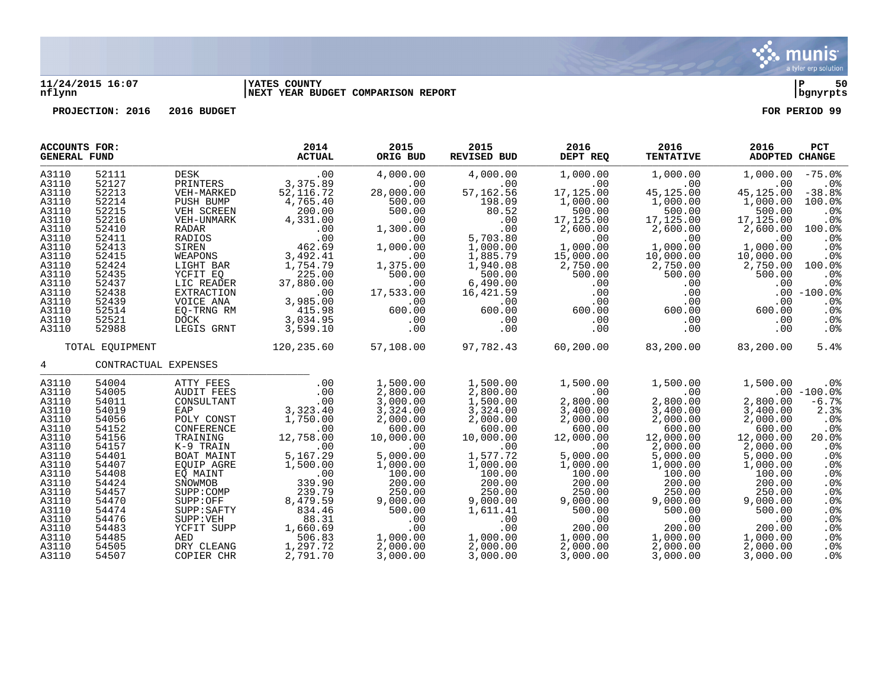**11/24/2015 16:07** | **YATES COUNTY** | **P 50**
**nflynn** | **NEXT YEAR BUDGET COMPARISON REPORT** | **bgnyrpts**

**PROJECTION: 2016 2016 BUDGET** **FOR PERIOD 99**

| ACCOUNTS FOR: GENERAL FUND | | | 2014 ACTUAL | 2015 ORIG BUD | 2015 REVISED BUD | 2016 DEPT REQ | 2016 TENTATIVE | 2016 ADOPTED | PCT CHANGE |
|---|---|---|---|---|---|---|---|---|---|
| A3110 | 52111 | DESK | .00 | 4,000.00 | 4,000.00 | 1,000.00 | 1,000.00 | 1,000.00 | -75.0% |
| A3110 | 52127 | PRINTERS | 3,375.89 | .00 | .00 | .00 | .00 | .00 | .0% |
| A3110 | 52213 | VEH-MARKED | 52,116.72 | 28,000.00 | 57,162.56 | 17,125.00 | 45,125.00 | 45,125.00 | -38.8% |
| A3110 | 52214 | PUSH BUMP | 4,765.40 | 500.00 | 198.09 | 1,000.00 | 1,000.00 | 1,000.00 | 100.0% |
| A3110 | 52215 | VEH SCREEN | 200.00 | 500.00 | 80.52 | 500.00 | 500.00 | 500.00 | .0% |
| A3110 | 52216 | VEH-UNMARK | 4,331.00 | .00 | .00 | 17,125.00 | 17,125.00 | 17,125.00 | .0% |
| A3110 | 52410 | RADAR | .00 | 1,300.00 | .00 | 2,600.00 | 2,600.00 | 2,600.00 | 100.0% |
| A3110 | 52411 | RADIOS | .00 | .00 | 5,703.80 | .00 | .00 | .00 | .0% |
| A3110 | 52413 | SIREN | 462.69 | 1,000.00 | 1,000.00 | 1,000.00 | 1,000.00 | 1,000.00 | .0% |
| A3110 | 52415 | WEAPONS | 3,492.41 | .00 | 1,885.79 | 15,000.00 | 10,000.00 | 10,000.00 | .0% |
| A3110 | 52424 | LIGHT BAR | 1,754.79 | 1,375.00 | 1,940.08 | 2,750.00 | 2,750.00 | 2,750.00 | 100.0% |
| A3110 | 52435 | YCFIT EQ | 225.00 | 500.00 | 500.00 | 500.00 | 500.00 | 500.00 | .0% |
| A3110 | 52437 | LIC READER | 37,880.00 | .00 | 6,490.00 | .00 | .00 | .00 | .0% |
| A3110 | 52438 | EXTRACTION | .00 | 17,533.00 | 16,421.59 | .00 | .00 | .00 | -100.0% |
| A3110 | 52439 | VOICE ANA | 3,985.00 | .00 | .00 | .00 | .00 | .00 | .0% |
| A3110 | 52514 | EQ-TRNG RM | 415.98 | 600.00 | 600.00 | 600.00 | 600.00 | 600.00 | .0% |
| A3110 | 52521 | DOCK | 3,034.95 | .00 | .00 | .00 | .00 | .00 | .0% |
| A3110 | 52988 | LEGIS GRNT | 3,599.10 | .00 | .00 | .00 | .00 | .00 | .0% |
| TOTAL EQUIPMENT | | | 120,235.60 | 57,108.00 | 97,782.43 | 60,200.00 | 83,200.00 | 83,200.00 | 5.4% |
| 4 | CONTRACTUAL EXPENSES | | | | | | | | |
| A3110 | 54004 | ATTY FEES | .00 | 1,500.00 | 1,500.00 | 1,500.00 | 1,500.00 | 1,500.00 | .0% |
| A3110 | 54005 | AUDIT FEES | .00 | 2,800.00 | 2,800.00 | .00 | .00 | .00 | -100.0% |
| A3110 | 54011 | CONSULTANT | .00 | 3,000.00 | 1,500.00 | 2,800.00 | 2,800.00 | 2,800.00 | -6.7% |
| A3110 | 54019 | EAP | 3,323.40 | 3,324.00 | 3,324.00 | 3,400.00 | 3,400.00 | 3,400.00 | 2.3% |
| A3110 | 54056 | POLY CONST | 1,750.00 | 2,000.00 | 2,000.00 | 2,000.00 | 2,000.00 | 2,000.00 | .0% |
| A3110 | 54152 | CONFERENCE | .00 | 600.00 | 600.00 | 600.00 | 600.00 | 600.00 | .0% |
| A3110 | 54156 | TRAINING | 12,758.00 | 10,000.00 | 10,000.00 | 12,000.00 | 12,000.00 | 12,000.00 | 20.0% |
| A3110 | 54157 | K-9 TRAIN | .00 | .00 | .00 | .00 | 2,000.00 | 2,000.00 | .0% |
| A3110 | 54401 | BOAT MAINT | 5,167.29 | 5,000.00 | 1,577.72 | 5,000.00 | 5,000.00 | 5,000.00 | .0% |
| A3110 | 54407 | EQUIP AGRE | 1,500.00 | 1,000.00 | 1,000.00 | 1,000.00 | 1,000.00 | 1,000.00 | .0% |
| A3110 | 54408 | EQ MAINT | .00 | 100.00 | 100.00 | 100.00 | 100.00 | 100.00 | .0% |
| A3110 | 54424 | SNOWMOB | 339.90 | 200.00 | 200.00 | 200.00 | 200.00 | 200.00 | .0% |
| A3110 | 54457 | SUPP:COMP | 239.79 | 250.00 | 250.00 | 250.00 | 250.00 | 250.00 | .0% |
| A3110 | 54470 | SUPP:OFF | 8,479.59 | 9,000.00 | 9,000.00 | 9,000.00 | 9,000.00 | 9,000.00 | .0% |
| A3110 | 54474 | SUPP:SAFTY | 834.46 | 500.00 | 1,611.41 | 500.00 | 500.00 | 500.00 | .0% |
| A3110 | 54476 | SUPP:VEH | 88.31 | .00 | .00 | .00 | .00 | .00 | .0% |
| A3110 | 54483 | YCFIT SUPP | 1,660.69 | .00 | .00 | 200.00 | 200.00 | 200.00 | .0% |
| A3110 | 54485 | AED | 506.83 | 1,000.00 | 1,000.00 | 1,000.00 | 1,000.00 | 1,000.00 | .0% |
| A3110 | 54505 | DRY CLEANG | 1,297.72 | 2,000.00 | 2,000.00 | 2,000.00 | 2,000.00 | 2,000.00 | .0% |
| A3110 | 54507 | COPIER CHR | 2,791.70 | 3,000.00 | 3,000.00 | 3,000.00 | 3,000.00 | 3,000.00 | .0% |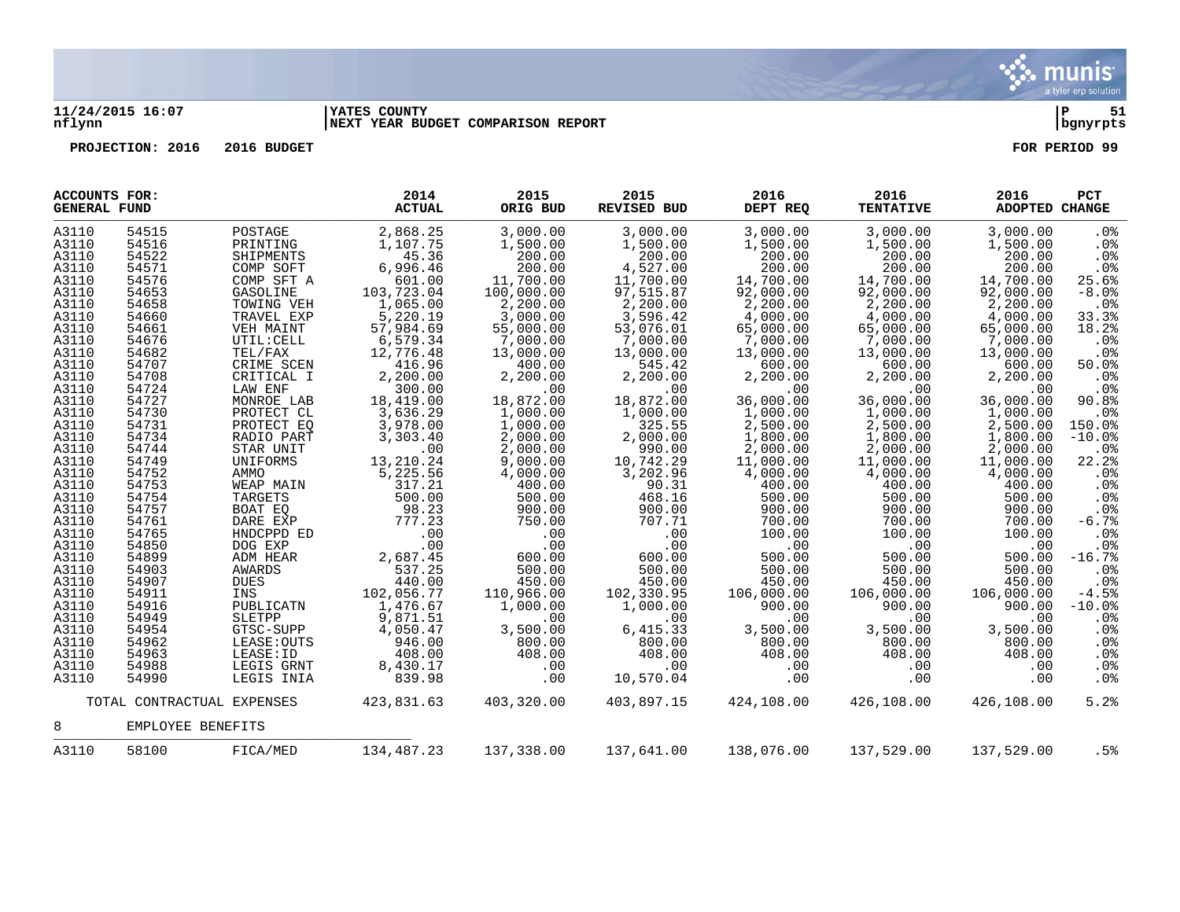**11/24/2015 16:07** | **YATES COUNTY** | **P 51**
**nflynn** | **NEXT YEAR BUDGET COMPARISON REPORT** | **bgnyrpts**

**PROJECTION: 2016 2016 BUDGET** **FOR PERIOD 99**

| ACCOUNTS FOR: GENERAL FUND | | | 2014 ACTUAL | 2015 ORIG BUD | 2015 REVISED BUD | 2016 DEPT REQ | 2016 TENTATIVE | 2016 ADOPTED | PCT CHANGE |
|---|---|---|---|---|---|---|---|---|---|
| A3110 | 54515 | POSTAGE | 2,868.25 | 3,000.00 | 3,000.00 | 3,000.00 | 3,000.00 | 3,000.00 | .0% |
| A3110 | 54516 | PRINTING | 1,107.75 | 1,500.00 | 1,500.00 | 1,500.00 | 1,500.00 | 1,500.00 | .0% |
| A3110 | 54522 | SHIPMENTS | 45.36 | 200.00 | 200.00 | 200.00 | 200.00 | 200.00 | .0% |
| A3110 | 54571 | COMP SOFT | 6,996.46 | 200.00 | 4,527.00 | 200.00 | 200.00 | 200.00 | .0% |
| A3110 | 54576 | COMP SFT A | 601.00 | 11,700.00 | 11,700.00 | 14,700.00 | 14,700.00 | 14,700.00 | 25.6% |
| A3110 | 54653 | GASOLINE | 103,723.04 | 100,000.00 | 97,515.87 | 92,000.00 | 92,000.00 | 92,000.00 | -8.0% |
| A3110 | 54658 | TOWING VEH | 1,065.00 | 2,200.00 | 2,200.00 | 2,200.00 | 2,200.00 | 2,200.00 | .0% |
| A3110 | 54660 | TRAVEL EXP | 5,220.19 | 3,000.00 | 3,596.42 | 4,000.00 | 4,000.00 | 4,000.00 | 33.3% |
| A3110 | 54661 | VEH MAINT | 57,984.69 | 55,000.00 | 53,076.01 | 65,000.00 | 65,000.00 | 65,000.00 | 18.2% |
| A3110 | 54676 | UTIL:CELL | 6,579.34 | 7,000.00 | 7,000.00 | 7,000.00 | 7,000.00 | 7,000.00 | .0% |
| A3110 | 54682 | TEL/FAX | 12,776.48 | 13,000.00 | 13,000.00 | 13,000.00 | 13,000.00 | 13,000.00 | .0% |
| A3110 | 54707 | CRIME SCEN | 416.96 | 400.00 | 545.42 | 600.00 | 600.00 | 600.00 | 50.0% |
| A3110 | 54708 | CRITICAL I | 2,200.00 | 2,200.00 | 2,200.00 | 2,200.00 | 2,200.00 | 2,200.00 | .0% |
| A3110 | 54724 | LAW ENF | 300.00 | .00 | .00 | .00 | .00 | .00 | .0% |
| A3110 | 54727 | MONROE LAB | 18,419.00 | 18,872.00 | 18,872.00 | 36,000.00 | 36,000.00 | 36,000.00 | 90.8% |
| A3110 | 54730 | PROTECT CL | 3,636.29 | 1,000.00 | 1,000.00 | 1,000.00 | 1,000.00 | 1,000.00 | .0% |
| A3110 | 54731 | PROTECT EQ | 3,978.00 | 1,000.00 | 325.55 | 2,500.00 | 2,500.00 | 2,500.00 | 150.0% |
| A3110 | 54734 | RADIO PART | 3,303.40 | 2,000.00 | 2,000.00 | 1,800.00 | 1,800.00 | 1,800.00 | -10.0% |
| A3110 | 54744 | STAR UNIT | .00 | 2,000.00 | 990.00 | 2,000.00 | 2,000.00 | 2,000.00 | .0% |
| A3110 | 54749 | UNIFORMS | 13,210.24 | 9,000.00 | 10,742.29 | 11,000.00 | 11,000.00 | 11,000.00 | 22.2% |
| A3110 | 54752 | AMMO | 5,225.56 | 4,000.00 | 3,202.96 | 4,000.00 | 4,000.00 | 4,000.00 | .0% |
| A3110 | 54753 | WEAP MAIN | 317.21 | 400.00 | 90.31 | 400.00 | 400.00 | 400.00 | .0% |
| A3110 | 54754 | TARGETS | 500.00 | 500.00 | 468.16 | 500.00 | 500.00 | 500.00 | .0% |
| A3110 | 54757 | BOAT EQ | 98.23 | 900.00 | 900.00 | 900.00 | 900.00 | 900.00 | .0% |
| A3110 | 54761 | DARE EXP | 777.23 | 750.00 | 707.71 | 700.00 | 700.00 | 700.00 | -6.7% |
| A3110 | 54765 | HNDCPPD ED | .00 | .00 | .00 | 100.00 | 100.00 | 100.00 | .0% |
| A3110 | 54850 | DOG EXP | .00 | .00 | .00 | .00 | .00 | .00 | .0% |
| A3110 | 54899 | ADM HEAR | 2,687.45 | 600.00 | 600.00 | 500.00 | 500.00 | 500.00 | -16.7% |
| A3110 | 54903 | AWARDS | 537.25 | 500.00 | 500.00 | 500.00 | 500.00 | 500.00 | .0% |
| A3110 | 54907 | DUES | 440.00 | 450.00 | 450.00 | 450.00 | 450.00 | 450.00 | .0% |
| A3110 | 54911 | INS | 102,056.77 | 110,966.00 | 102,330.95 | 106,000.00 | 106,000.00 | 106,000.00 | -4.5% |
| A3110 | 54916 | PUBLICATN | 1,476.67 | 1,000.00 | 1,000.00 | 900.00 | 900.00 | 900.00 | -10.0% |
| A3110 | 54949 | SLETPP | 9,871.51 | .00 | .00 | .00 | .00 | .00 | .0% |
| A3110 | 54954 | GTSC-SUPP | 4,050.47 | 3,500.00 | 6,415.33 | 3,500.00 | 3,500.00 | 3,500.00 | .0% |
| A3110 | 54962 | LEASE:OUTS | 946.00 | 800.00 | 800.00 | 800.00 | 800.00 | 800.00 | .0% |
| A3110 | 54963 | LEASE:ID | 408.00 | 408.00 | 408.00 | 408.00 | 408.00 | 408.00 | .0% |
| A3110 | 54988 | LEGIS GRNT | 8,430.17 | .00 | .00 | .00 | .00 | .00 | .0% |
| A3110 | 54990 | LEGIS INIA | 839.98 | .00 | 10,570.04 | .00 | .00 | .00 | .0% |
| | TOTAL CONTRACTUAL EXPENSES | | 423,831.63 | 403,320.00 | 403,897.15 | 424,108.00 | 426,108.00 | 426,108.00 | 5.2% |
| 8 | EMPLOYEE BENEFITS | | | | | | | | |
| A3110 | 58100 | FICA/MED | 134,487.23 | 137,338.00 | 137,641.00 | 138,076.00 | 137,529.00 | 137,529.00 | .5% |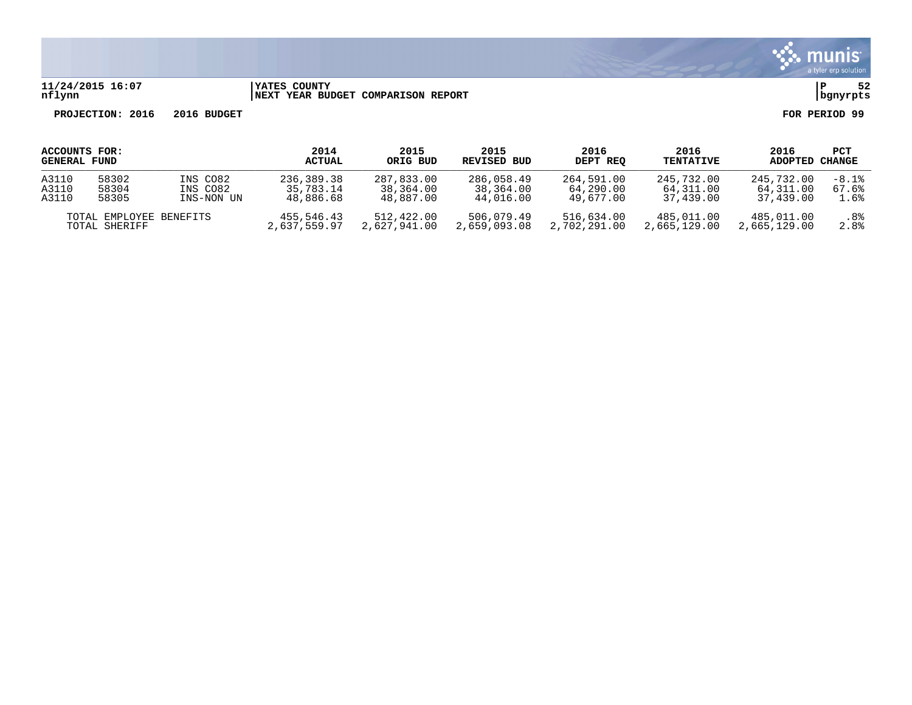**11/24/2015 16:07** | **YATES COUNTY** | **P 52**
**nflynn** | **NEXT YEAR BUDGET COMPARISON REPORT** | **bgnyrpts**

**PROJECTION: 2016 2016 BUDGET** **FOR PERIOD 99**

| ACCOUNTS FOR: GENERAL FUND | | | 2014 ACTUAL | 2015 ORIG BUD | 2015 REVISED BUD | 2016 DEPT REQ | 2016 TENTATIVE | 2016 ADOPTED | PCT CHANGE |
|---|---|---|---|---|---|---|---|---|---|
| A3110 | 58302 | INS CO82 | 236,389.38 | 287,833.00 | 286,058.49 | 264,591.00 | 245,732.00 | 245,732.00 | -8.1% |
| A3110 | 58304 | INS CO82 | 35,783.14 | 38,364.00 | 38,364.00 | 64,290.00 | 64,311.00 | 64,311.00 | 67.6% |
| A3110 | 58305 | INS-NON UN | 48,886.68 | 48,887.00 | 44,016.00 | 49,677.00 | 37,439.00 | 37,439.00 | 1.6% |
| TOTAL EMPLOYEE BENEFITS | | | 455,546.43 | 512,422.00 | 506,079.49 | 516,634.00 | 485,011.00 | 485,011.00 | .8% |
| TOTAL SHERIFF | | | 2,637,559.97 | 2,627,941.00 | 2,659,093.08 | 2,702,291.00 | 2,665,129.00 | 2,665,129.00 | 2.8% |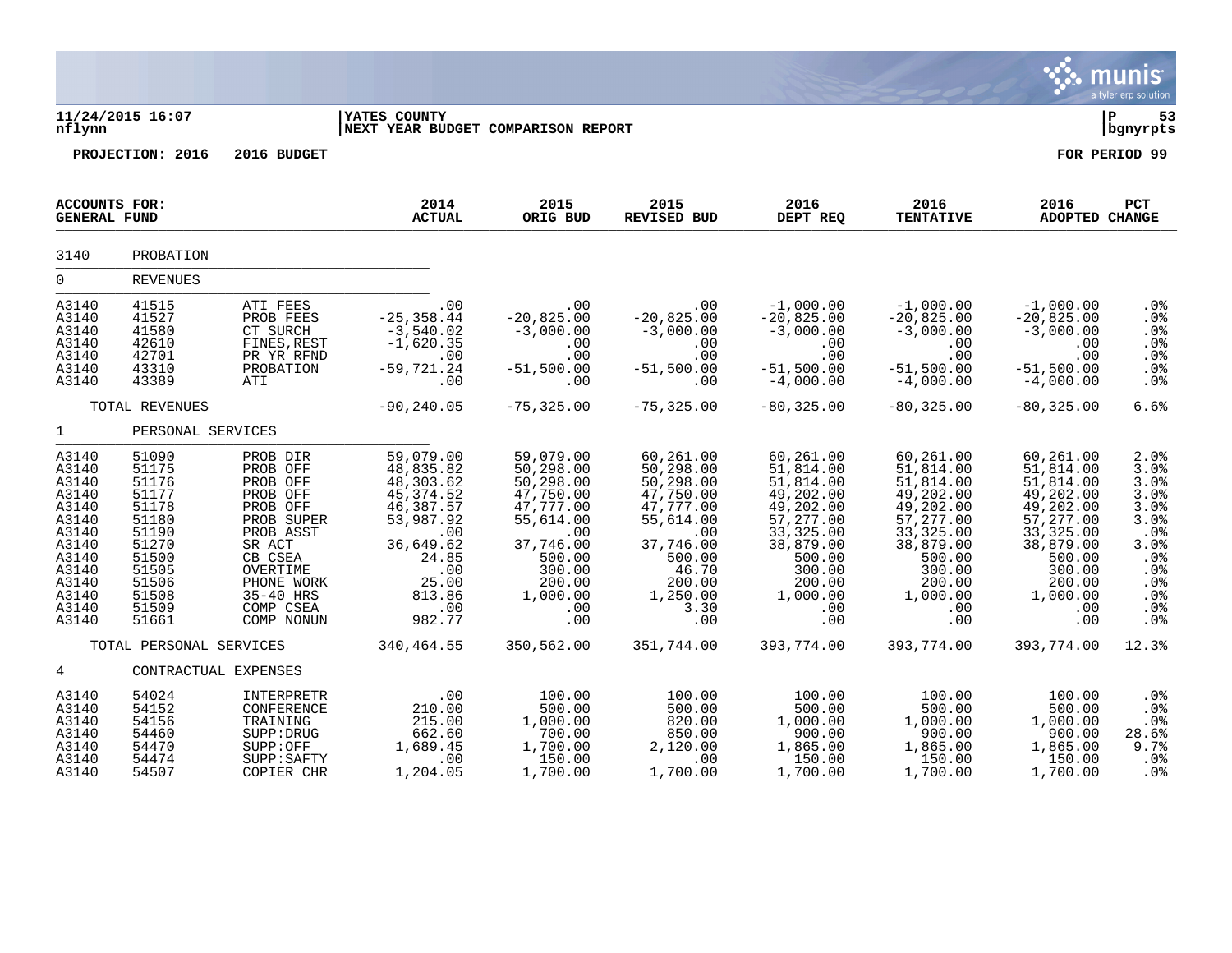11/24/2015 16:07 | YATES COUNTY | P 53
nflynn | NEXT YEAR BUDGET COMPARISON REPORT | bgnyrpts

**PROJECTION: 2016 2016 BUDGET** **FOR PERIOD 99**

| ACCOUNTS FOR: GENERAL FUND | | | 2014 ACTUAL | 2015 ORIG BUD | 2015 REVISED BUD | 2016 DEPT REQ | 2016 TENTATIVE | 2016 ADOPTED | PCT CHANGE |
|---|---|---|---|---|---|---|---|---|---|
| 3140 | PROBATION | | | | | | | | |
| 0 | REVENUES | | | | | | | | |
| A3140 | 41515 | ATI FEES | .00 | .00 | .00 | -1,000.00 | -1,000.00 | -1,000.00 | .0% |
| A3140 | 41527 | PROB FEES | -25,358.44 | -20,825.00 | -20,825.00 | -20,825.00 | -20,825.00 | -20,825.00 | .0% |
| A3140 | 41580 | CT SURCH | -3,540.02 | -3,000.00 | -3,000.00 | -3,000.00 | -3,000.00 | -3,000.00 | .0% |
| A3140 | 42610 | FINES,REST | -1,620.35 | .00 | .00 | .00 | .00 | .00 | .0% |
| A3140 | 42701 | PR YR RFND | .00 | .00 | .00 | .00 | .00 | .00 | .0% |
| A3140 | 43310 | PROBATION | -59,721.24 | -51,500.00 | -51,500.00 | -51,500.00 | -51,500.00 | -51,500.00 | .0% |
| A3140 | 43389 | ATI | .00 | .00 | .00 | -4,000.00 | -4,000.00 | -4,000.00 | .0% |
| | TOTAL REVENUES | | -90,240.05 | -75,325.00 | -75,325.00 | -80,325.00 | -80,325.00 | -80,325.00 | 6.6% |
| 1 | PERSONAL SERVICES | | | | | | | | |
| A3140 | 51090 | PROB DIR | 59,079.00 | 59,079.00 | 60,261.00 | 60,261.00 | 60,261.00 | 60,261.00 | 2.0% |
| A3140 | 51175 | PROB OFF | 48,835.82 | 50,298.00 | 50,298.00 | 51,814.00 | 51,814.00 | 51,814.00 | 3.0% |
| A3140 | 51176 | PROB OFF | 48,303.62 | 50,298.00 | 50,298.00 | 51,814.00 | 51,814.00 | 51,814.00 | 3.0% |
| A3140 | 51177 | PROB OFF | 45,374.52 | 47,750.00 | 47,750.00 | 49,202.00 | 49,202.00 | 49,202.00 | 3.0% |
| A3140 | 51178 | PROB OFF | 46,387.57 | 47,777.00 | 47,777.00 | 49,202.00 | 49,202.00 | 49,202.00 | 3.0% |
| A3140 | 51180 | PROB SUPER | 53,987.92 | 55,614.00 | 55,614.00 | 57,277.00 | 57,277.00 | 57,277.00 | 3.0% |
| A3140 | 51190 | PROB ASST | .00 | .00 | .00 | 33,325.00 | 33,325.00 | 33,325.00 | .0% |
| A3140 | 51270 | SR ACT | 36,649.62 | 37,746.00 | 37,746.00 | 38,879.00 | 38,879.00 | 38,879.00 | 3.0% |
| A3140 | 51500 | CB CSEA | 24.85 | 500.00 | 500.00 | 500.00 | 500.00 | 500.00 | .0% |
| A3140 | 51505 | OVERTIME | .00 | 300.00 | 46.70 | 300.00 | 300.00 | 300.00 | .0% |
| A3140 | 51506 | PHONE WORK | 25.00 | 200.00 | 200.00 | 200.00 | 200.00 | 200.00 | .0% |
| A3140 | 51508 | 35-40 HRS | 813.86 | 1,000.00 | 1,250.00 | 1,000.00 | 1,000.00 | 1,000.00 | .0% |
| A3140 | 51509 | COMP CSEA | .00 | .00 | 3.30 | .00 | .00 | .00 | .0% |
| A3140 | 51661 | COMP NONUN | 982.77 | .00 | .00 | .00 | .00 | .00 | .0% |
| | TOTAL PERSONAL SERVICES | | 340,464.55 | 350,562.00 | 351,744.00 | 393,774.00 | 393,774.00 | 393,774.00 | 12.3% |
| 4 | CONTRACTUAL EXPENSES | | | | | | | | |
| A3140 | 54024 | INTERPRETR | .00 | 100.00 | 100.00 | 100.00 | 100.00 | 100.00 | .0% |
| A3140 | 54152 | CONFERENCE | 210.00 | 500.00 | 500.00 | 500.00 | 500.00 | 500.00 | .0% |
| A3140 | 54156 | TRAINING | 215.00 | 1,000.00 | 820.00 | 1,000.00 | 1,000.00 | 1,000.00 | .0% |
| A3140 | 54460 | SUPP:DRUG | 662.60 | 700.00 | 850.00 | 900.00 | 900.00 | 900.00 | 28.6% |
| A3140 | 54470 | SUPP:OFF | 1,689.45 | 1,700.00 | 2,120.00 | 1,865.00 | 1,865.00 | 1,865.00 | 9.7% |
| A3140 | 54474 | SUPP:SAFTY | .00 | 150.00 | .00 | 150.00 | 150.00 | 150.00 | .0% |
| A3140 | 54507 | COPIER CHR | 1,204.05 | 1,700.00 | 1,700.00 | 1,700.00 | 1,700.00 | 1,700.00 | .0% |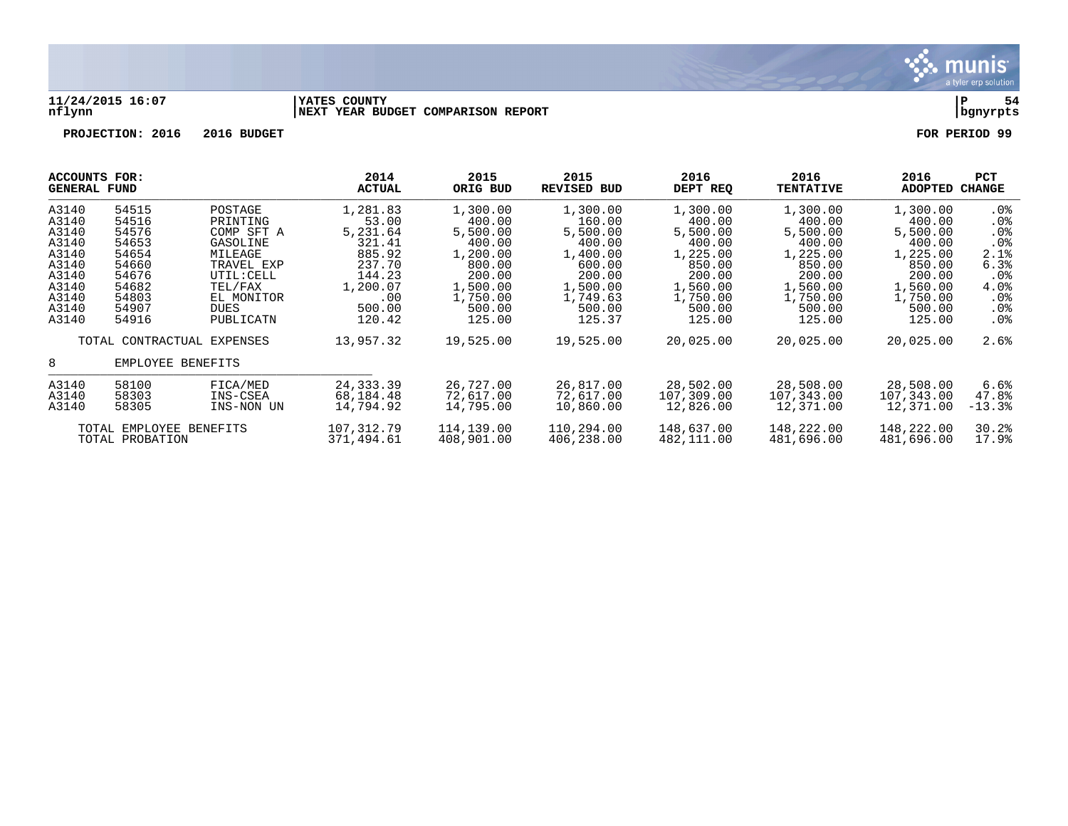**11/24/2015 16:07** | **YATES COUNTY** | **P 54**
**nflynn** | **NEXT YEAR BUDGET COMPARISON REPORT** | **bgnyrpts**

**PROJECTION: 2016 2016 BUDGET** **FOR PERIOD 99**

| ACCOUNTS FOR: GENERAL FUND | | | 2014 ACTUAL | 2015 ORIG BUD | 2015 REVISED BUD | 2016 DEPT REQ | 2016 TENTATIVE | 2016 ADOPTED | PCT CHANGE |
|---|---|---|---|---|---|---|---|---|---|
| A3140 | 54515 | POSTAGE | 1,281.83 | 1,300.00 | 1,300.00 | 1,300.00 | 1,300.00 | 1,300.00 | .0% |
| A3140 | 54516 | PRINTING | 53.00 | 400.00 | 160.00 | 400.00 | 400.00 | 400.00 | .0% |
| A3140 | 54576 | COMP SFT A | 5,231.64 | 5,500.00 | 5,500.00 | 5,500.00 | 5,500.00 | 5,500.00 | .0% |
| A3140 | 54653 | GASOLINE | 321.41 | 400.00 | 400.00 | 400.00 | 400.00 | 400.00 | .0% |
| A3140 | 54654 | MILEAGE | 885.92 | 1,200.00 | 1,400.00 | 1,225.00 | 1,225.00 | 1,225.00 | 2.1% |
| A3140 | 54660 | TRAVEL EXP | 237.70 | 800.00 | 600.00 | 850.00 | 850.00 | 850.00 | 6.3% |
| A3140 | 54676 | UTIL:CELL | 144.23 | 200.00 | 200.00 | 200.00 | 200.00 | 200.00 | .0% |
| A3140 | 54682 | TEL/FAX | 1,200.07 | 1,500.00 | 1,500.00 | 1,560.00 | 1,560.00 | 1,560.00 | 4.0% |
| A3140 | 54803 | EL MONITOR | .00 | 1,750.00 | 1,749.63 | 1,750.00 | 1,750.00 | 1,750.00 | .0% |
| A3140 | 54907 | DUES | 500.00 | 500.00 | 500.00 | 500.00 | 500.00 | 500.00 | .0% |
| A3140 | 54916 | PUBLICATN | 120.42 | 125.00 | 125.37 | 125.00 | 125.00 | 125.00 | .0% |
| | TOTAL CONTRACTUAL EXPENSES | | 13,957.32 | 19,525.00 | 19,525.00 | 20,025.00 | 20,025.00 | 20,025.00 | 2.6% |
| 8 | EMPLOYEE BENEFITS | | | | | | | | |
| A3140 | 58100 | FICA/MED | 24,333.39 | 26,727.00 | 26,817.00 | 28,502.00 | 28,508.00 | 28,508.00 | 6.6% |
| A3140 | 58303 | INS-CSEA | 68,184.48 | 72,617.00 | 72,617.00 | 107,309.00 | 107,343.00 | 107,343.00 | 47.8% |
| A3140 | 58305 | INS-NON UN | 14,794.92 | 14,795.00 | 10,860.00 | 12,826.00 | 12,371.00 | 12,371.00 | -13.3% |
| | TOTAL EMPLOYEE BENEFITS | | 107,312.79 | 114,139.00 | 110,294.00 | 148,637.00 | 148,222.00 | 148,222.00 | 30.2% |
| | TOTAL PROBATION | | 371,494.61 | 408,901.00 | 406,238.00 | 482,111.00 | 481,696.00 | 481,696.00 | 17.9% |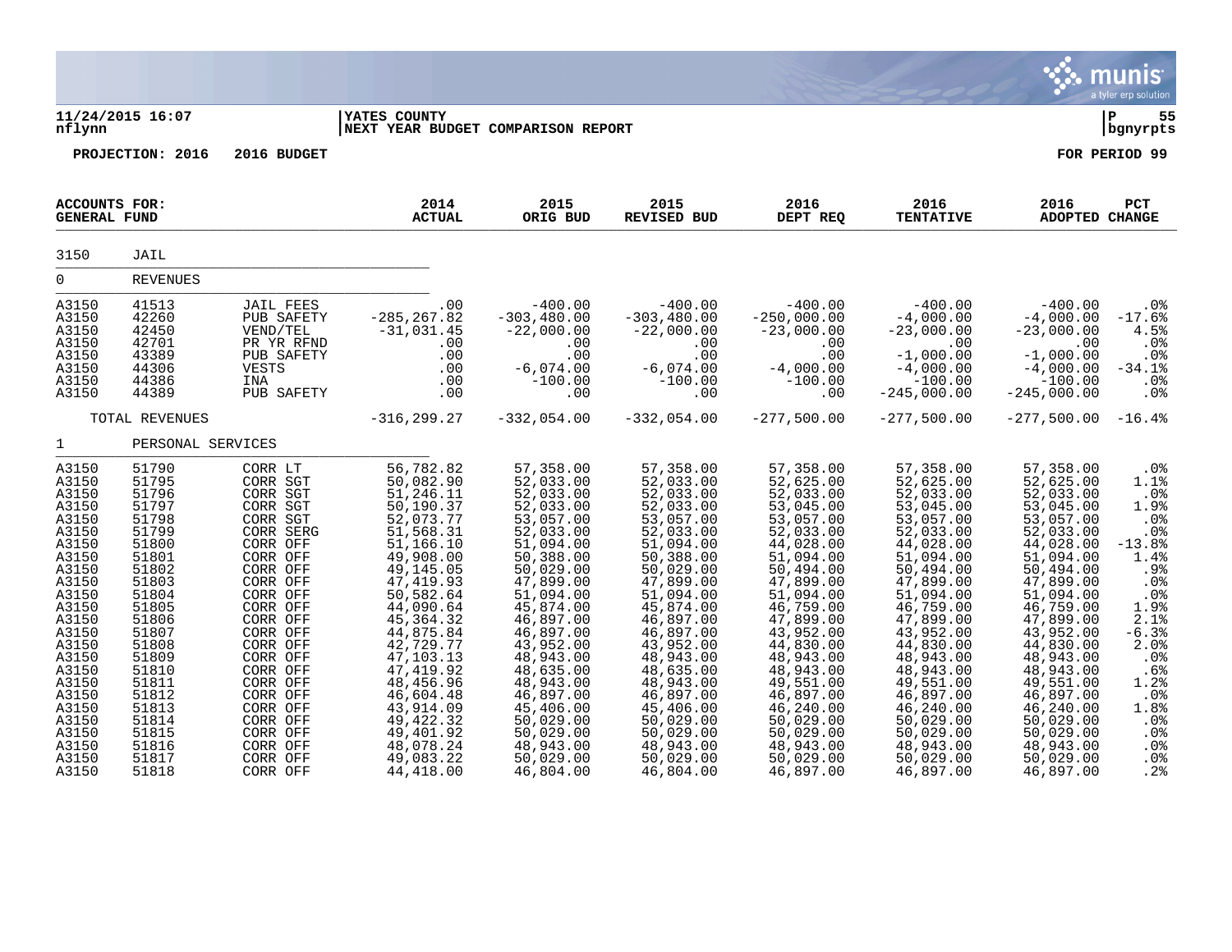11/24/2015 16:07 | YATES COUNTY | P 55
nflynn | NEXT YEAR BUDGET COMPARISON REPORT | bgnyrpts

**PROJECTION: 2016 2016 BUDGET** **FOR PERIOD 99**

| ACCOUNTS FOR: GENERAL FUND | | | 2014 ACTUAL | 2015 ORIG BUD | 2015 REVISED BUD | 2016 DEPT REQ | 2016 TENTATIVE | 2016 ADOPTED | PCT CHANGE |
|---|---|---|---|---|---|---|---|---|---|
| 3150 | JAIL | | | | | | | | |
| 0 | REVENUES | | | | | | | | |
| A3150 | 41513 | JAIL FEES | .00 | -400.00 | -400.00 | -400.00 | -400.00 | -400.00 | .0% |
| A3150 | 42260 | PUB SAFETY | -285,267.82 | -303,480.00 | -303,480.00 | -250,000.00 | -4,000.00 | -4,000.00 | -17.6% |
| A3150 | 42450 | VEND/TEL | -31,031.45 | -22,000.00 | -22,000.00 | -23,000.00 | -23,000.00 | -23,000.00 | 4.5% |
| A3150 | 42701 | PR YR RFND | .00 | .00 | .00 | .00 | .00 | .00 | .0% |
| A3150 | 43389 | PUB SAFETY | .00 | .00 | .00 | .00 | -1,000.00 | -1,000.00 | .0% |
| A3150 | 44306 | VESTS | .00 | -6,074.00 | -6,074.00 | -4,000.00 | -4,000.00 | -4,000.00 | -34.1% |
| A3150 | 44386 | INA | .00 | -100.00 | -100.00 | -100.00 | -100.00 | -100.00 | .0% |
| A3150 | 44389 | PUB SAFETY | .00 | .00 | .00 | .00 | -245,000.00 | -245,000.00 | .0% |
| | TOTAL REVENUES | | -316,299.27 | -332,054.00 | -332,054.00 | -277,500.00 | -277,500.00 | -277,500.00 | -16.4% |
| 1 | PERSONAL SERVICES | | | | | | | | |
| A3150 | 51790 | CORR LT | 56,782.82 | 57,358.00 | 57,358.00 | 57,358.00 | 57,358.00 | 57,358.00 | .0% |
| A3150 | 51795 | CORR SGT | 50,082.90 | 52,033.00 | 52,033.00 | 52,625.00 | 52,625.00 | 52,625.00 | 1.1% |
| A3150 | 51796 | CORR SGT | 51,246.11 | 52,033.00 | 52,033.00 | 52,033.00 | 52,033.00 | 52,033.00 | .0% |
| A3150 | 51797 | CORR SGT | 50,190.37 | 52,033.00 | 52,033.00 | 53,045.00 | 53,045.00 | 53,045.00 | 1.9% |
| A3150 | 51798 | CORR SGT | 52,073.77 | 53,057.00 | 53,057.00 | 53,057.00 | 53,057.00 | 53,057.00 | .0% |
| A3150 | 51799 | CORR SERG | 51,568.31 | 52,033.00 | 52,033.00 | 52,033.00 | 52,033.00 | 52,033.00 | .0% |
| A3150 | 51800 | CORR OFF | 51,166.10 | 51,094.00 | 51,094.00 | 44,028.00 | 44,028.00 | 44,028.00 | -13.8% |
| A3150 | 51801 | CORR OFF | 49,908.00 | 50,388.00 | 50,388.00 | 51,094.00 | 51,094.00 | 51,094.00 | 1.4% |
| A3150 | 51802 | CORR OFF | 49,145.05 | 50,029.00 | 50,029.00 | 50,494.00 | 50,494.00 | 50,494.00 | .9% |
| A3150 | 51803 | CORR OFF | 47,419.93 | 47,899.00 | 47,899.00 | 47,899.00 | 47,899.00 | 47,899.00 | .0% |
| A3150 | 51804 | CORR OFF | 50,582.64 | 51,094.00 | 51,094.00 | 51,094.00 | 51,094.00 | 51,094.00 | .0% |
| A3150 | 51805 | CORR OFF | 44,090.64 | 45,874.00 | 45,874.00 | 46,759.00 | 46,759.00 | 46,759.00 | 1.9% |
| A3150 | 51806 | CORR OFF | 45,364.32 | 46,897.00 | 46,897.00 | 47,899.00 | 47,899.00 | 47,899.00 | 2.1% |
| A3150 | 51807 | CORR OFF | 44,875.84 | 46,897.00 | 46,897.00 | 43,952.00 | 43,952.00 | 43,952.00 | -6.3% |
| A3150 | 51808 | CORR OFF | 42,729.77 | 43,952.00 | 43,952.00 | 44,830.00 | 44,830.00 | 44,830.00 | 2.0% |
| A3150 | 51809 | CORR OFF | 47,103.13 | 48,943.00 | 48,943.00 | 48,943.00 | 48,943.00 | 48,943.00 | .0% |
| A3150 | 51810 | CORR OFF | 47,419.92 | 48,635.00 | 48,635.00 | 48,943.00 | 48,943.00 | 48,943.00 | .6% |
| A3150 | 51811 | CORR OFF | 48,456.96 | 48,943.00 | 48,943.00 | 49,551.00 | 49,551.00 | 49,551.00 | 1.2% |
| A3150 | 51812 | CORR OFF | 46,604.48 | 46,897.00 | 46,897.00 | 46,897.00 | 46,897.00 | 46,897.00 | .0% |
| A3150 | 51813 | CORR OFF | 43,914.09 | 45,406.00 | 45,406.00 | 46,240.00 | 46,240.00 | 46,240.00 | 1.8% |
| A3150 | 51814 | CORR OFF | 49,422.32 | 50,029.00 | 50,029.00 | 50,029.00 | 50,029.00 | 50,029.00 | .0% |
| A3150 | 51815 | CORR OFF | 49,401.92 | 50,029.00 | 50,029.00 | 50,029.00 | 50,029.00 | 50,029.00 | .0% |
| A3150 | 51816 | CORR OFF | 48,078.24 | 48,943.00 | 48,943.00 | 48,943.00 | 48,943.00 | 48,943.00 | .0% |
| A3150 | 51817 | CORR OFF | 49,083.22 | 50,029.00 | 50,029.00 | 50,029.00 | 50,029.00 | 50,029.00 | .0% |
| A3150 | 51818 | CORR OFF | 44,418.00 | 46,804.00 | 46,804.00 | 46,897.00 | 46,897.00 | 46,897.00 | .2% |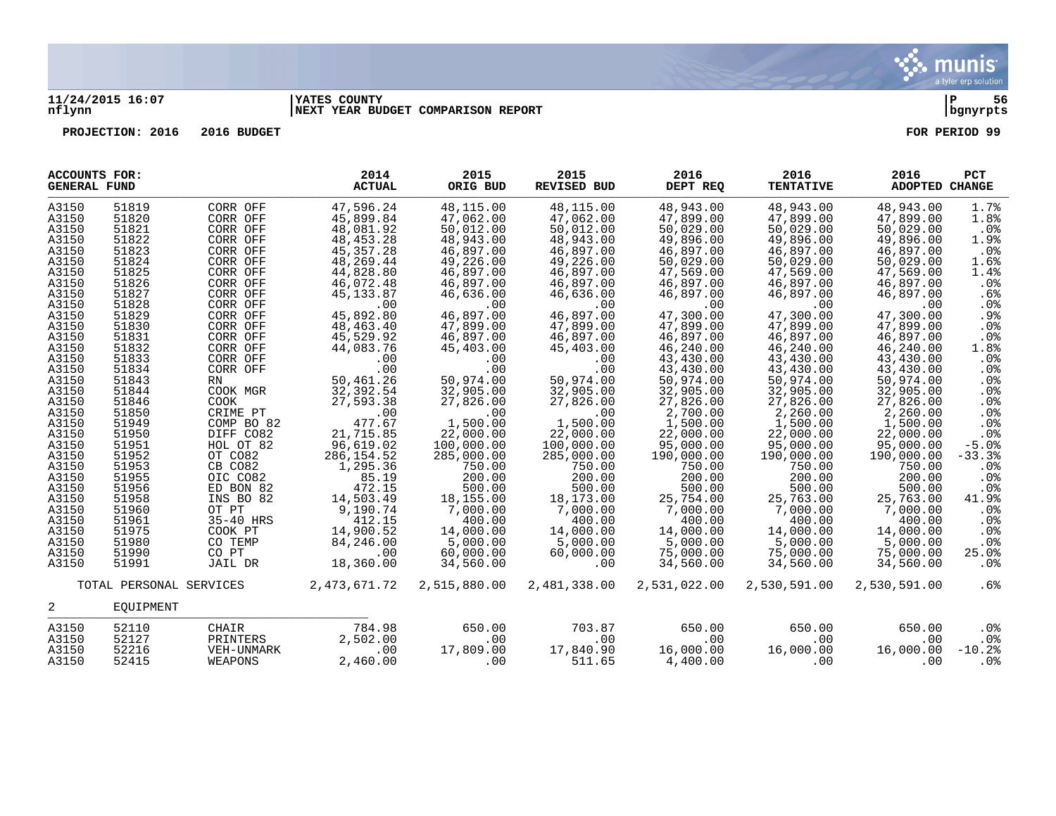**11/24/2015 16:07** | **YATES COUNTY** | **P 56**
**nflynn** | **NEXT YEAR BUDGET COMPARISON REPORT** | **bgnyrpts**

**PROJECTION: 2016 2016 BUDGET** **FOR PERIOD 99**

| ACCOUNTS FOR: GENERAL FUND | | | 2014 ACTUAL | 2015 ORIG BUD | 2015 REVISED BUD | 2016 DEPT REQ | 2016 TENTATIVE | 2016 ADOPTED | PCT CHANGE |
|---|---|---|---|---|---|---|---|---|---|
| A3150 | 51819 | CORR OFF | 47,596.24 | 48,115.00 | 48,115.00 | 48,943.00 | 48,943.00 | 48,943.00 | 1.7% |
| A3150 | 51820 | CORR OFF | 45,899.84 | 47,062.00 | 47,062.00 | 47,899.00 | 47,899.00 | 47,899.00 | 1.8% |
| A3150 | 51821 | CORR OFF | 48,081.92 | 50,012.00 | 50,012.00 | 50,029.00 | 50,029.00 | 50,029.00 | .0% |
| A3150 | 51822 | CORR OFF | 48,453.28 | 48,943.00 | 48,943.00 | 49,896.00 | 49,896.00 | 49,896.00 | 1.9% |
| A3150 | 51823 | CORR OFF | 45,357.28 | 46,897.00 | 46,897.00 | 46,897.00 | 46,897.00 | 46,897.00 | .0% |
| A3150 | 51824 | CORR OFF | 48,269.44 | 49,226.00 | 49,226.00 | 50,029.00 | 50,029.00 | 50,029.00 | 1.6% |
| A3150 | 51825 | CORR OFF | 44,828.80 | 46,897.00 | 46,897.00 | 47,569.00 | 47,569.00 | 47,569.00 | 1.4% |
| A3150 | 51826 | CORR OFF | 46,072.48 | 46,897.00 | 46,897.00 | 46,897.00 | 46,897.00 | 46,897.00 | .0% |
| A3150 | 51827 | CORR OFF | 45,133.87 | 46,636.00 | 46,636.00 | 46,897.00 | 46,897.00 | 46,897.00 | .6% |
| A3150 | 51828 | CORR OFF | .00 | .00 | .00 | .00 | .00 | .00 | .0% |
| A3150 | 51829 | CORR OFF | 45,892.80 | 46,897.00 | 46,897.00 | 47,300.00 | 47,300.00 | 47,300.00 | .9% |
| A3150 | 51830 | CORR OFF | 48,463.40 | 47,899.00 | 47,899.00 | 47,899.00 | 47,899.00 | 47,899.00 | .0% |
| A3150 | 51831 | CORR OFF | 45,529.92 | 46,897.00 | 46,897.00 | 46,897.00 | 46,897.00 | 46,897.00 | .0% |
| A3150 | 51832 | CORR OFF | 44,083.76 | 45,403.00 | 45,403.00 | 46,240.00 | 46,240.00 | 46,240.00 | 1.8% |
| A3150 | 51833 | CORR OFF | .00 | .00 | .00 | 43,430.00 | 43,430.00 | 43,430.00 | .0% |
| A3150 | 51834 | CORR OFF | .00 | .00 | .00 | 43,430.00 | 43,430.00 | 43,430.00 | .0% |
| A3150 | 51843 | RN | 50,461.26 | 50,974.00 | 50,974.00 | 50,974.00 | 50,974.00 | 50,974.00 | .0% |
| A3150 | 51844 | COOK MGR | 32,392.54 | 32,905.00 | 32,905.00 | 32,905.00 | 32,905.00 | 32,905.00 | .0% |
| A3150 | 51846 | COOK | 27,593.38 | 27,826.00 | 27,826.00 | 27,826.00 | 27,826.00 | 27,826.00 | .0% |
| A3150 | 51850 | CRIME PT | .00 | .00 | .00 | 2,700.00 | 2,260.00 | 2,260.00 | .0% |
| A3150 | 51949 | COMP BO 82 | 477.67 | 1,500.00 | 1,500.00 | 1,500.00 | 1,500.00 | 1,500.00 | .0% |
| A3150 | 51950 | DIFF CO82 | 21,715.85 | 22,000.00 | 22,000.00 | 22,000.00 | 22,000.00 | 22,000.00 | .0% |
| A3150 | 51951 | HOL OT 82 | 96,619.02 | 100,000.00 | 100,000.00 | 95,000.00 | 95,000.00 | 95,000.00 | -5.0% |
| A3150 | 51952 | OT CO82 | 286,154.52 | 285,000.00 | 285,000.00 | 190,000.00 | 190,000.00 | 190,000.00 | -33.3% |
| A3150 | 51953 | CB CO82 | 1,295.36 | 750.00 | 750.00 | 750.00 | 750.00 | 750.00 | .0% |
| A3150 | 51955 | OIC CO82 | 85.19 | 200.00 | 200.00 | 200.00 | 200.00 | 200.00 | .0% |
| A3150 | 51956 | ED BON 82 | 472.15 | 500.00 | 500.00 | 500.00 | 500.00 | 500.00 | .0% |
| A3150 | 51958 | INS BO 82 | 14,503.49 | 18,155.00 | 18,173.00 | 25,754.00 | 25,763.00 | 25,763.00 | 41.9% |
| A3150 | 51960 | OT PT | 9,190.74 | 7,000.00 | 7,000.00 | 7,000.00 | 7,000.00 | 7,000.00 | .0% |
| A3150 | 51961 | 35-40 HRS | 412.15 | 400.00 | 400.00 | 400.00 | 400.00 | 400.00 | .0% |
| A3150 | 51975 | COOK PT | 14,900.52 | 14,000.00 | 14,000.00 | 14,000.00 | 14,000.00 | 14,000.00 | .0% |
| A3150 | 51980 | CO TEMP | 84,246.00 | 5,000.00 | 5,000.00 | 5,000.00 | 5,000.00 | 5,000.00 | .0% |
| A3150 | 51990 | CO PT | .00 | 60,000.00 | 60,000.00 | 75,000.00 | 75,000.00 | 75,000.00 | 25.0% |
| A3150 | 51991 | JAIL DR | 18,360.00 | 34,560.00 | .00 | 34,560.00 | 34,560.00 | 34,560.00 | .0% |
| | TOTAL PERSONAL SERVICES | | 2,473,671.72 | 2,515,880.00 | 2,481,338.00 | 2,531,022.00 | 2,530,591.00 | 2,530,591.00 | .6% |
| 2 | EQUIPMENT | | | | | | | | |
| A3150 | 52110 | CHAIR | 784.98 | 650.00 | 703.87 | 650.00 | 650.00 | 650.00 | .0% |
| A3150 | 52127 | PRINTERS | 2,502.00 | .00 | .00 | .00 | .00 | .00 | .0% |
| A3150 | 52216 | VEH-UNMARK | .00 | 17,809.00 | 17,840.90 | 16,000.00 | 16,000.00 | 16,000.00 | -10.2% |
| A3150 | 52415 | WEAPONS | 2,460.00 | .00 | 511.65 | 4,400.00 | .00 | .00 | .0% |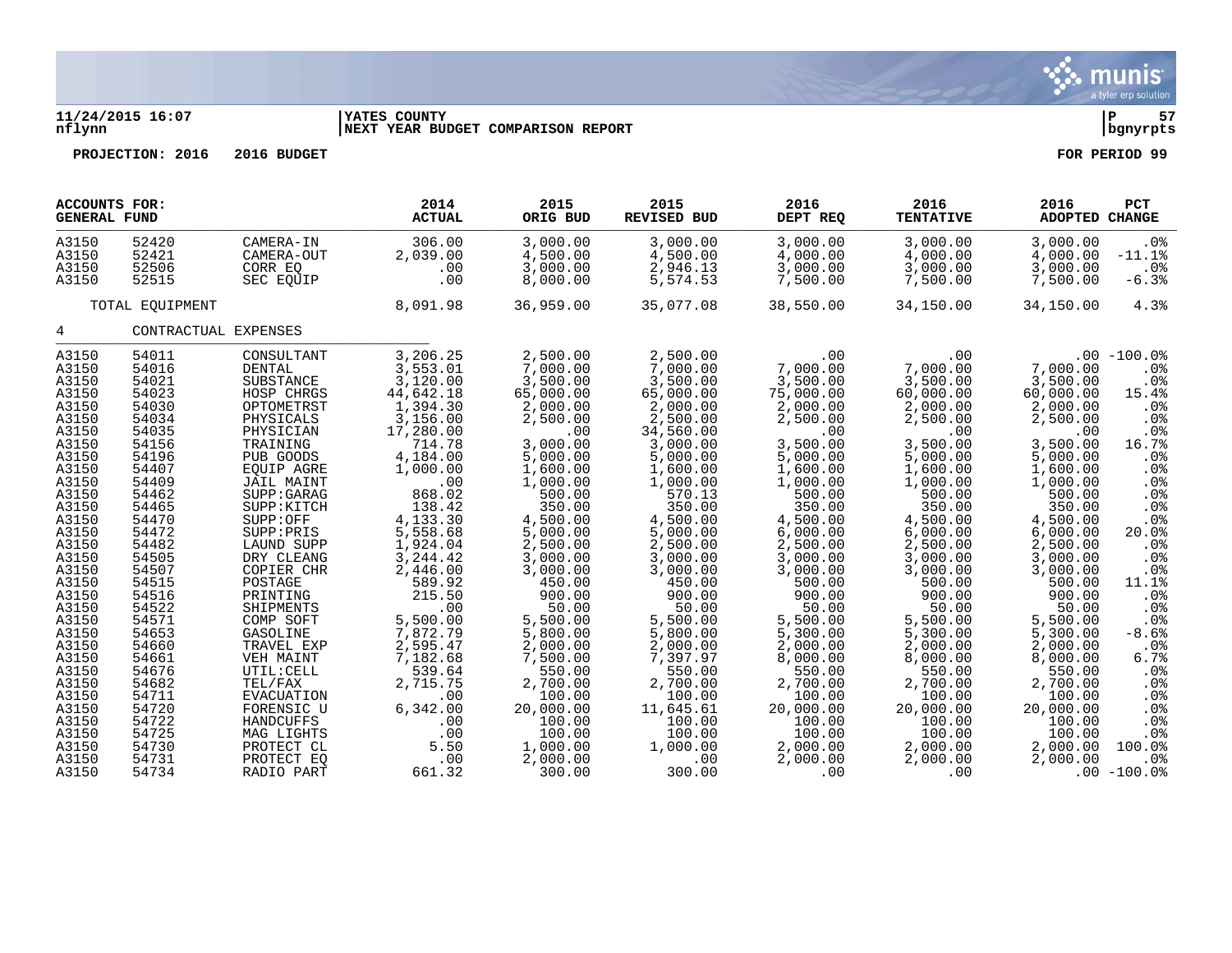**11/24/2015 16:07** | **YATES COUNTY** | **P 57**
**nflynn** | **NEXT YEAR BUDGET COMPARISON REPORT** | **bgnyrpts**

**PROJECTION: 2016 2016 BUDGET** **FOR PERIOD 99**

| ACCOUNTS FOR: GENERAL FUND | | | 2014 ACTUAL | 2015 ORIG BUD | 2015 REVISED BUD | 2016 DEPT REQ | 2016 TENTATIVE | 2016 ADOPTED | PCT CHANGE |
|---|---|---|---|---|---|---|---|---|---|
| A3150 | 52420 | CAMERA-IN | 306.00 | 3,000.00 | 3,000.00 | 3,000.00 | 3,000.00 | 3,000.00 | .0% |
| A3150 | 52421 | CAMERA-OUT | 2,039.00 | 4,500.00 | 4,500.00 | 4,000.00 | 4,000.00 | 4,000.00 | -11.1% |
| A3150 | 52506 | CORR EQ | .00 | 3,000.00 | 2,946.13 | 3,000.00 | 3,000.00 | 3,000.00 | .0% |
| A3150 | 52515 | SEC EQUIP | .00 | 8,000.00 | 5,574.53 | 7,500.00 | 7,500.00 | 7,500.00 | -6.3% |
| | TOTAL EQUIPMENT | | 8,091.98 | 36,959.00 | 35,077.08 | 38,550.00 | 34,150.00 | 34,150.00 | 4.3% |
| 4 | CONTRACTUAL EXPENSES | | | | | | | | |
| A3150 | 54011 | CONSULTANT | 3,206.25 | 2,500.00 | 2,500.00 | .00 | .00 | .00 | -100.0% |
| A3150 | 54016 | DENTAL | 3,553.01 | 7,000.00 | 7,000.00 | 7,000.00 | 7,000.00 | 7,000.00 | .0% |
| A3150 | 54021 | SUBSTANCE | 3,120.00 | 3,500.00 | 3,500.00 | 3,500.00 | 3,500.00 | 3,500.00 | .0% |
| A3150 | 54023 | HOSP CHRGS | 44,642.18 | 65,000.00 | 65,000.00 | 75,000.00 | 60,000.00 | 60,000.00 | 15.4% |
| A3150 | 54030 | OPTOMETRST | 1,394.30 | 2,000.00 | 2,000.00 | 2,000.00 | 2,000.00 | 2,000.00 | .0% |
| A3150 | 54034 | PHYSICALS | 3,156.00 | 2,500.00 | 2,500.00 | 2,500.00 | 2,500.00 | 2,500.00 | .0% |
| A3150 | 54035 | PHYSICIAN | 17,280.00 | .00 | 34,560.00 | .00 | .00 | .00 | .0% |
| A3150 | 54156 | TRAINING | 714.78 | 3,000.00 | 3,000.00 | 3,500.00 | 3,500.00 | 3,500.00 | 16.7% |
| A3150 | 54196 | PUB GOODS | 4,184.00 | 5,000.00 | 5,000.00 | 5,000.00 | 5,000.00 | 5,000.00 | .0% |
| A3150 | 54407 | EQUIP AGRE | 1,000.00 | 1,600.00 | 1,600.00 | 1,600.00 | 1,600.00 | 1,600.00 | .0% |
| A3150 | 54409 | JAIL MAINT | .00 | 1,000.00 | 1,000.00 | 1,000.00 | 1,000.00 | 1,000.00 | .0% |
| A3150 | 54462 | SUPP:GARAG | 868.02 | 500.00 | 570.13 | 500.00 | 500.00 | 500.00 | .0% |
| A3150 | 54465 | SUPP:KITCH | 138.42 | 350.00 | 350.00 | 350.00 | 350.00 | 350.00 | .0% |
| A3150 | 54470 | SUPP:OFF | 4,133.30 | 4,500.00 | 4,500.00 | 4,500.00 | 4,500.00 | 4,500.00 | .0% |
| A3150 | 54472 | SUPP:PRIS | 5,558.68 | 5,000.00 | 5,000.00 | 6,000.00 | 6,000.00 | 6,000.00 | 20.0% |
| A3150 | 54482 | LAUND SUPP | 1,924.04 | 2,500.00 | 2,500.00 | 2,500.00 | 2,500.00 | 2,500.00 | .0% |
| A3150 | 54505 | DRY CLEANG | 3,244.42 | 3,000.00 | 3,000.00 | 3,000.00 | 3,000.00 | 3,000.00 | .0% |
| A3150 | 54507 | COPIER CHR | 2,446.00 | 3,000.00 | 3,000.00 | 3,000.00 | 3,000.00 | 3,000.00 | .0% |
| A3150 | 54515 | POSTAGE | 589.92 | 450.00 | 450.00 | 500.00 | 500.00 | 500.00 | 11.1% |
| A3150 | 54516 | PRINTING | 215.50 | 900.00 | 900.00 | 900.00 | 900.00 | 900.00 | .0% |
| A3150 | 54522 | SHIPMENTS | .00 | 50.00 | 50.00 | 50.00 | 50.00 | 50.00 | .0% |
| A3150 | 54571 | COMP SOFT | 5,500.00 | 5,500.00 | 5,500.00 | 5,500.00 | 5,500.00 | 5,500.00 | .0% |
| A3150 | 54653 | GASOLINE | 7,872.79 | 5,800.00 | 5,800.00 | 5,300.00 | 5,300.00 | 5,300.00 | -8.6% |
| A3150 | 54660 | TRAVEL EXP | 2,595.47 | 2,000.00 | 2,000.00 | 2,000.00 | 2,000.00 | 2,000.00 | .0% |
| A3150 | 54661 | VEH MAINT | 7,182.68 | 7,500.00 | 7,397.97 | 8,000.00 | 8,000.00 | 8,000.00 | 6.7% |
| A3150 | 54676 | UTIL:CELL | 539.64 | 550.00 | 550.00 | 550.00 | 550.00 | 550.00 | .0% |
| A3150 | 54682 | TEL/FAX | 2,715.75 | 2,700.00 | 2,700.00 | 2,700.00 | 2,700.00 | 2,700.00 | .0% |
| A3150 | 54711 | EVACUATION | .00 | 100.00 | 100.00 | 100.00 | 100.00 | 100.00 | .0% |
| A3150 | 54720 | FORENSIC U | 6,342.00 | 20,000.00 | 11,645.61 | 20,000.00 | 20,000.00 | 20,000.00 | .0% |
| A3150 | 54722 | HANDCUFFS | .00 | 100.00 | 100.00 | 100.00 | 100.00 | 100.00 | .0% |
| A3150 | 54725 | MAG LIGHTS | .00 | 100.00 | 100.00 | 100.00 | 100.00 | 100.00 | .0% |
| A3150 | 54730 | PROTECT CL | 5.50 | 1,000.00 | 1,000.00 | 2,000.00 | 2,000.00 | 2,000.00 | 100.0% |
| A3150 | 54731 | PROTECT EQ | .00 | 2,000.00 | .00 | 2,000.00 | 2,000.00 | 2,000.00 | .0% |
| A3150 | 54734 | RADIO PART | 661.32 | 300.00 | 300.00 | .00 | .00 | .00 | -100.0% |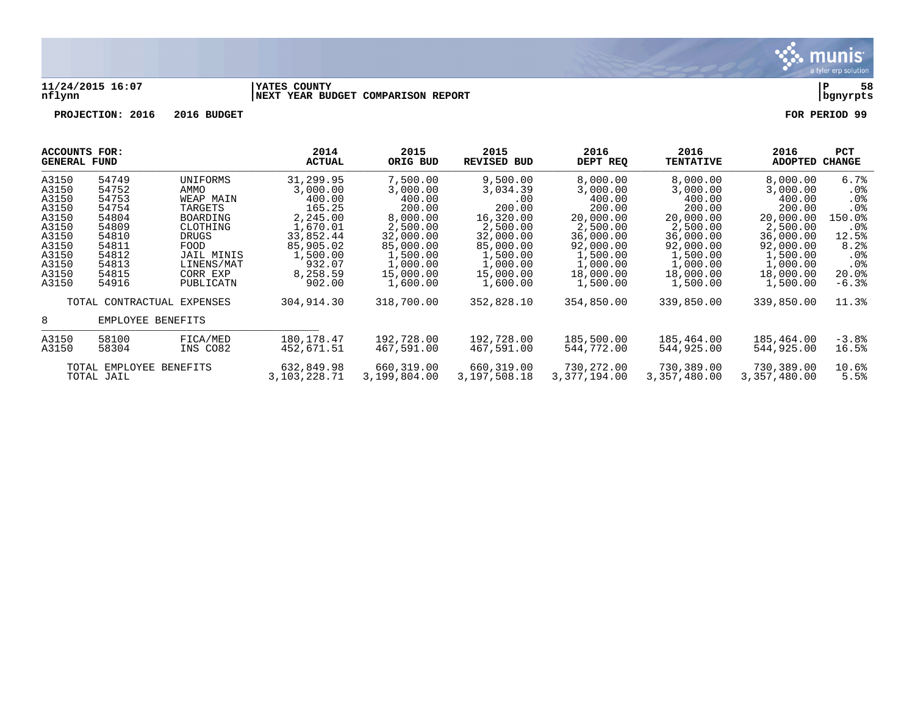**11/24/2015 16:07** | **YATES COUNTY** | **P 58**
**nflynn** | **NEXT YEAR BUDGET COMPARISON REPORT** | **bgnyrpts**

**PROJECTION: 2016 2016 BUDGET** **FOR PERIOD 99**

| ACCOUNTS FOR: GENERAL FUND | | | 2014 ACTUAL | 2015 ORIG BUD | 2015 REVISED BUD | 2016 DEPT REQ | 2016 TENTATIVE | 2016 ADOPTED | PCT CHANGE |
|---|---|---|---|---|---|---|---|---|---|
| A3150 | 54749 | UNIFORMS | 31,299.95 | 7,500.00 | 9,500.00 | 8,000.00 | 8,000.00 | 8,000.00 | 6.7% |
| A3150 | 54752 | AMMO | 3,000.00 | 3,000.00 | 3,034.39 | 3,000.00 | 3,000.00 | 3,000.00 | .0% |
| A3150 | 54753 | WEAP MAIN | 400.00 | 400.00 | .00 | 400.00 | 400.00 | 400.00 | .0% |
| A3150 | 54754 | TARGETS | 165.25 | 200.00 | 200.00 | 200.00 | 200.00 | 200.00 | .0% |
| A3150 | 54804 | BOARDING | 2,245.00 | 8,000.00 | 16,320.00 | 20,000.00 | 20,000.00 | 20,000.00 | 150.0% |
| A3150 | 54809 | CLOTHING | 1,670.01 | 2,500.00 | 2,500.00 | 2,500.00 | 2,500.00 | 2,500.00 | .0% |
| A3150 | 54810 | DRUGS | 33,852.44 | 32,000.00 | 32,000.00 | 36,000.00 | 36,000.00 | 36,000.00 | 12.5% |
| A3150 | 54811 | FOOD | 85,905.02 | 85,000.00 | 85,000.00 | 92,000.00 | 92,000.00 | 92,000.00 | 8.2% |
| A3150 | 54812 | JAIL MINIS | 1,500.00 | 1,500.00 | 1,500.00 | 1,500.00 | 1,500.00 | 1,500.00 | .0% |
| A3150 | 54813 | LINENS/MAT | 932.07 | 1,000.00 | 1,000.00 | 1,000.00 | 1,000.00 | 1,000.00 | .0% |
| A3150 | 54815 | CORR EXP | 8,258.59 | 15,000.00 | 15,000.00 | 18,000.00 | 18,000.00 | 18,000.00 | 20.0% |
| A3150 | 54916 | PUBLICATN | 902.00 | 1,600.00 | 1,600.00 | 1,500.00 | 1,500.00 | 1,500.00 | -6.3% |
| TOTAL CONTRACTUAL EXPENSES | | | 304,914.30 | 318,700.00 | 352,828.10 | 354,850.00 | 339,850.00 | 339,850.00 | 11.3% |
| 8 | EMPLOYEE BENEFITS | | | | | | | | |
| A3150 | 58100 | FICA/MED | 180,178.47 | 192,728.00 | 192,728.00 | 185,500.00 | 185,464.00 | 185,464.00 | -3.8% |
| A3150 | 58304 | INS CO82 | 452,671.51 | 467,591.00 | 467,591.00 | 544,772.00 | 544,925.00 | 544,925.00 | 16.5% |
| TOTAL EMPLOYEE BENEFITS | | | 632,849.98 | 660,319.00 | 660,319.00 | 730,272.00 | 730,389.00 | 730,389.00 | 10.6% |
| TOTAL JAIL | | | 3,103,228.71 | 3,199,804.00 | 3,197,508.18 | 3,377,194.00 | 3,357,480.00 | 3,357,480.00 | 5.5% |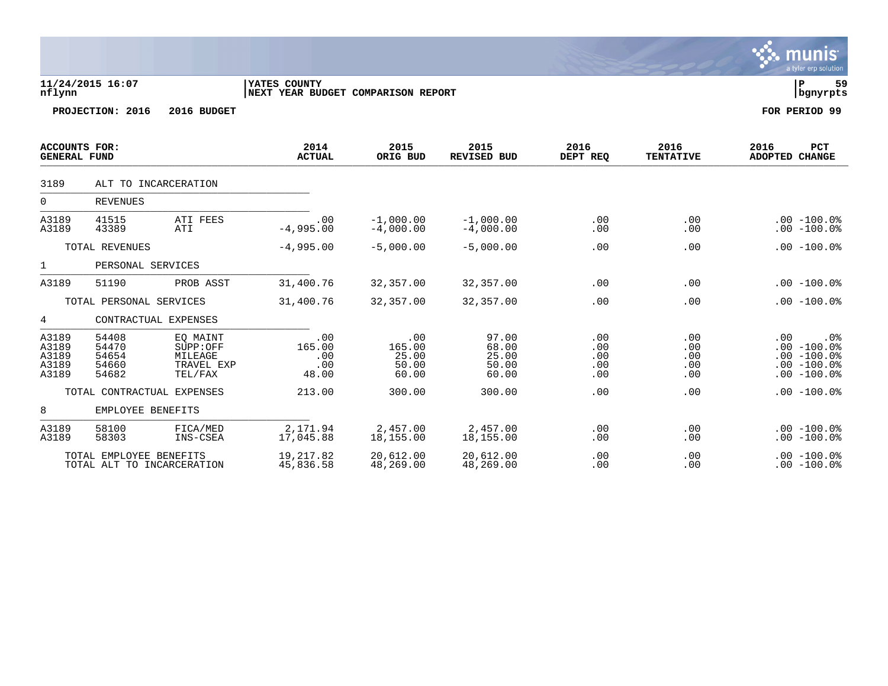11/24/2015 16:07 nflynn | YATES COUNTY | NEXT YEAR BUDGET COMPARISON REPORT | P 59 bgnyrpts

PROJECTION: 2016 2016 BUDGET FOR PERIOD 99

| ACCOUNTS FOR: GENERAL FUND | | | 2014 ACTUAL | 2015 ORIG BUD | 2015 REVISED BUD | 2016 DEPT REQ | 2016 TENTATIVE | 2016 ADOPTED | PCT CHANGE |
|---|---|---|---|---|---|---|---|---|---|
| 3189 | ALT TO INCARCERATION | | | | | | | | |
| 0 | REVENUES | | | | | | | | |
| A3189 | 41515 | ATI FEES | .00 | -1,000.00 | -1,000.00 | .00 | .00 | .00 | -100.0% |
| A3189 | 43389 | ATI | -4,995.00 | -4,000.00 | -4,000.00 | .00 | .00 | .00 | -100.0% |
| | TOTAL REVENUES | | -4,995.00 | -5,000.00 | -5,000.00 | .00 | .00 | .00 | -100.0% |
| 1 | PERSONAL SERVICES | | | | | | | | |
| A3189 | 51190 | PROB ASST | 31,400.76 | 32,357.00 | 32,357.00 | .00 | .00 | .00 | -100.0% |
| | TOTAL PERSONAL SERVICES | | 31,400.76 | 32,357.00 | 32,357.00 | .00 | .00 | .00 | -100.0% |
| 4 | CONTRACTUAL EXPENSES | | | | | | | | |
| A3189 | 54408 | EQ MAINT | .00 | .00 | 97.00 | .00 | .00 | .00 | .0% |
| A3189 | 54470 | SUPP:OFF | 165.00 | 165.00 | 68.00 | .00 | .00 | .00 | -100.0% |
| A3189 | 54654 | MILEAGE | .00 | 25.00 | 25.00 | .00 | .00 | .00 | -100.0% |
| A3189 | 54660 | TRAVEL EXP | .00 | 50.00 | 50.00 | .00 | .00 | .00 | -100.0% |
| A3189 | 54682 | TEL/FAX | 48.00 | 60.00 | 60.00 | .00 | .00 | .00 | -100.0% |
| | TOTAL CONTRACTUAL EXPENSES | | 213.00 | 300.00 | 300.00 | .00 | .00 | .00 | -100.0% |
| 8 | EMPLOYEE BENEFITS | | | | | | | | |
| A3189 | 58100 | FICA/MED | 2,171.94 | 2,457.00 | 2,457.00 | .00 | .00 | .00 | -100.0% |
| A3189 | 58303 | INS-CSEA | 17,045.88 | 18,155.00 | 18,155.00 | .00 | .00 | .00 | -100.0% |
| | TOTAL EMPLOYEE BENEFITS | | 19,217.82 | 20,612.00 | 20,612.00 | .00 | .00 | .00 | -100.0% |
| | TOTAL ALT TO INCARCERATION | | 45,836.58 | 48,269.00 | 48,269.00 | .00 | .00 | .00 | -100.0% |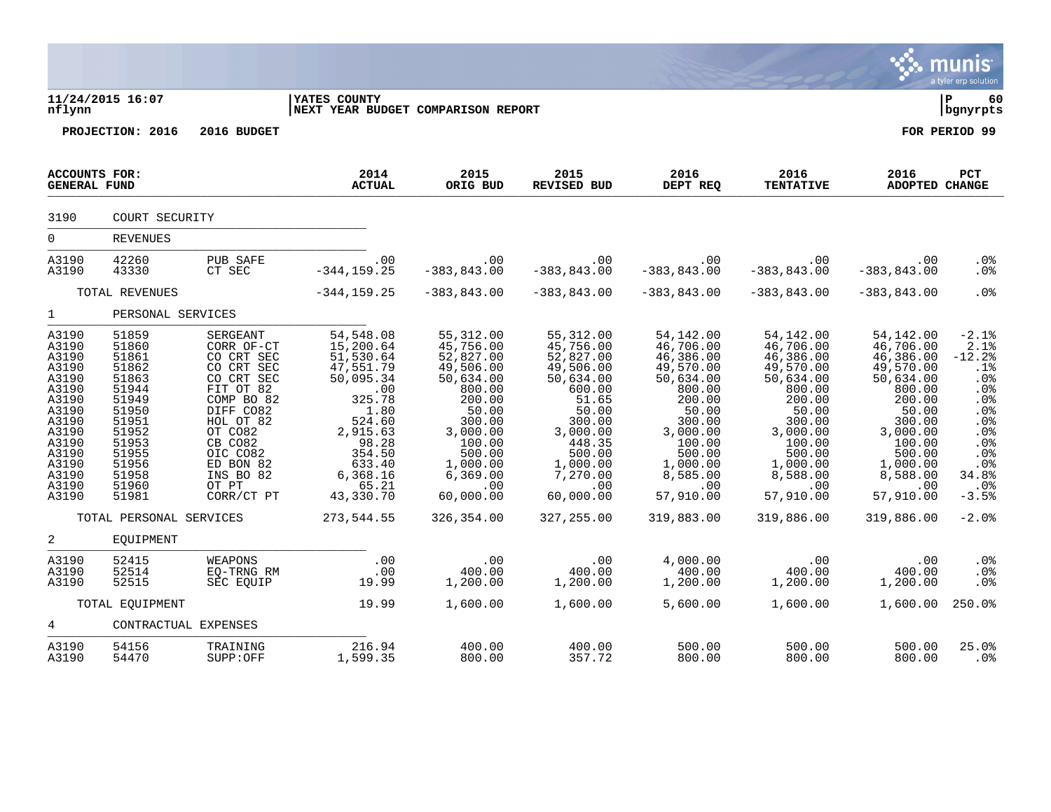YATES COUNTY
NEXT YEAR BUDGET COMPARISON REPORT

11/24/2015 16:07
nflynn

P 60
bgnyrpts

PROJECTION: 2016 2016 BUDGET

FOR PERIOD 99

| ACCOUNTS FOR: GENERAL FUND | | | 2014 ACTUAL | 2015 ORIG BUD | 2015 REVISED BUD | 2016 DEPT REQ | 2016 TENTATIVE | 2016 ADOPTED | PCT CHANGE |
|---|---|---|---|---|---|---|---|---|---|
| 3190 | COURT SECURITY | | | | | | | | |
| 0 | REVENUES | | | | | | | | |
| A3190 | 42260 | PUB SAFE | .00 | .00 | .00 | .00 | .00 | .00 | .0% |
| A3190 | 43330 | CT SEC | -344,159.25 | -383,843.00 | -383,843.00 | -383,843.00 | -383,843.00 | -383,843.00 | .0% |
| | TOTAL REVENUES | | -344,159.25 | -383,843.00 | -383,843.00 | -383,843.00 | -383,843.00 | -383,843.00 | .0% |
| 1 | PERSONAL SERVICES | | | | | | | | |
| A3190 | 51859 | SERGEANT | 54,548.08 | 55,312.00 | 55,312.00 | 54,142.00 | 54,142.00 | 54,142.00 | -2.1% |
| A3190 | 51860 | CORR OF-CT | 15,200.64 | 45,756.00 | 45,756.00 | 46,706.00 | 46,706.00 | 46,706.00 | 2.1% |
| A3190 | 51861 | CO CRT SEC | 51,530.64 | 52,827.00 | 52,827.00 | 46,386.00 | 46,386.00 | 46,386.00 | -12.2% |
| A3190 | 51862 | CO CRT SEC | 47,551.79 | 49,506.00 | 49,506.00 | 49,570.00 | 49,570.00 | 49,570.00 | .1% |
| A3190 | 51863 | CO CRT SEC | 50,095.34 | 50,634.00 | 50,634.00 | 50,634.00 | 50,634.00 | 50,634.00 | .0% |
| A3190 | 51944 | FIT OT 82 | .00 | 800.00 | 600.00 | 800.00 | 800.00 | 800.00 | .0% |
| A3190 | 51949 | COMP BO 82 | 325.78 | 200.00 | 51.65 | 200.00 | 200.00 | 200.00 | .0% |
| A3190 | 51950 | DIFF CO82 | 1.80 | 50.00 | 50.00 | 50.00 | 50.00 | 50.00 | .0% |
| A3190 | 51951 | HOL OT 82 | 524.60 | 300.00 | 300.00 | 300.00 | 300.00 | 300.00 | .0% |
| A3190 | 51952 | OT CO82 | 2,915.63 | 3,000.00 | 3,000.00 | 3,000.00 | 3,000.00 | 3,000.00 | .0% |
| A3190 | 51953 | CB CO82 | 98.28 | 100.00 | 448.35 | 100.00 | 100.00 | 100.00 | .0% |
| A3190 | 51955 | OIC CO82 | 354.50 | 500.00 | 500.00 | 500.00 | 500.00 | 500.00 | .0% |
| A3190 | 51956 | ED BON 82 | 633.40 | 1,000.00 | 1,000.00 | 1,000.00 | 1,000.00 | 1,000.00 | .0% |
| A3190 | 51958 | INS BO 82 | 6,368.16 | 6,369.00 | 7,270.00 | 8,585.00 | 8,588.00 | 8,588.00 | 34.8% |
| A3190 | 51960 | OT PT | 65.21 | .00 | .00 | .00 | .00 | .00 | .0% |
| A3190 | 51981 | CORR/CT PT | 43,330.70 | 60,000.00 | 60,000.00 | 57,910.00 | 57,910.00 | 57,910.00 | -3.5% |
| | TOTAL PERSONAL SERVICES | | 273,544.55 | 326,354.00 | 327,255.00 | 319,883.00 | 319,886.00 | 319,886.00 | -2.0% |
| 2 | EQUIPMENT | | | | | | | | |
| A3190 | 52415 | WEAPONS | .00 | .00 | .00 | 4,000.00 | .00 | .00 | .0% |
| A3190 | 52514 | EQ-TRNG RM | .00 | 400.00 | 400.00 | 400.00 | 400.00 | 400.00 | .0% |
| A3190 | 52515 | SEC EQUIP | 19.99 | 1,200.00 | 1,200.00 | 1,200.00 | 1,200.00 | 1,200.00 | .0% |
| | TOTAL EQUIPMENT | | 19.99 | 1,600.00 | 1,600.00 | 5,600.00 | 1,600.00 | 1,600.00 | 250.0% |
| 4 | CONTRACTUAL EXPENSES | | | | | | | | |
| A3190 | 54156 | TRAINING | 216.94 | 400.00 | 400.00 | 500.00 | 500.00 | 500.00 | 25.0% |
| A3190 | 54470 | SUPP:OFF | 1,599.35 | 800.00 | 357.72 | 800.00 | 800.00 | 800.00 | .0% |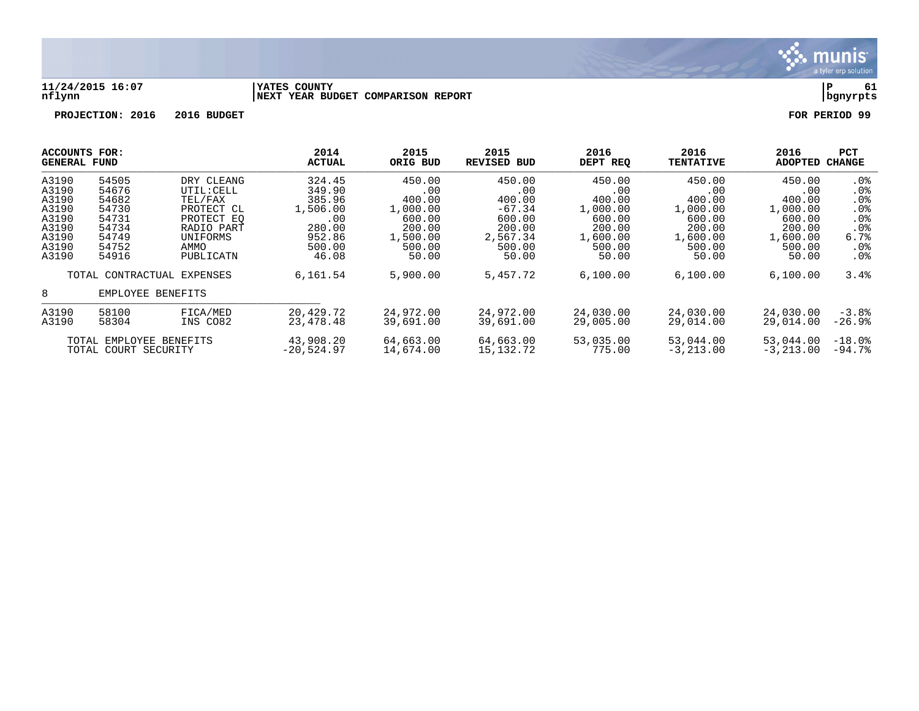**11/24/2015 16:07** | **YATES COUNTY** | **P 61**
**nflynn** | **NEXT YEAR BUDGET COMPARISON REPORT** | **bgnyrpts**

**PROJECTION: 2016 2016 BUDGET** **FOR PERIOD 99**

| ACCOUNTS FOR: GENERAL FUND | | | 2014 ACTUAL | 2015 ORIG BUD | 2015 REVISED BUD | 2016 DEPT REQ | 2016 TENTATIVE | 2016 ADOPTED | PCT CHANGE |
|---|---|---|---|---|---|---|---|---|---|
| A3190 | 54505 | DRY CLEANG | 324.45 | 450.00 | 450.00 | 450.00 | 450.00 | 450.00 | .0% |
| A3190 | 54676 | UTIL:CELL | 349.90 | .00 | .00 | .00 | .00 | .00 | .0% |
| A3190 | 54682 | TEL/FAX | 385.96 | 400.00 | 400.00 | 400.00 | 400.00 | 400.00 | .0% |
| A3190 | 54730 | PROTECT CL | 1,506.00 | 1,000.00 | -67.34 | 1,000.00 | 1,000.00 | 1,000.00 | .0% |
| A3190 | 54731 | PROTECT EQ | .00 | 600.00 | 600.00 | 600.00 | 600.00 | 600.00 | .0% |
| A3190 | 54734 | RADIO PART | 280.00 | 200.00 | 200.00 | 200.00 | 200.00 | 200.00 | .0% |
| A3190 | 54749 | UNIFORMS | 952.86 | 1,500.00 | 2,567.34 | 1,600.00 | 1,600.00 | 1,600.00 | 6.7% |
| A3190 | 54752 | AMMO | 500.00 | 500.00 | 500.00 | 500.00 | 500.00 | 500.00 | .0% |
| A3190 | 54916 | PUBLICATN | 46.08 | 50.00 | 50.00 | 50.00 | 50.00 | 50.00 | .0% |
| | TOTAL CONTRACTUAL EXPENSES | | 6,161.54 | 5,900.00 | 5,457.72 | 6,100.00 | 6,100.00 | 6,100.00 | 3.4% |
| 8 | EMPLOYEE BENEFITS | | | | | | | | |
| A3190 | 58100 | FICA/MED | 20,429.72 | 24,972.00 | 24,972.00 | 24,030.00 | 24,030.00 | 24,030.00 | -3.8% |
| A3190 | 58304 | INS CO82 | 23,478.48 | 39,691.00 | 39,691.00 | 29,005.00 | 29,014.00 | 29,014.00 | -26.9% |
| | TOTAL EMPLOYEE BENEFITS | | 43,908.20 | 64,663.00 | 64,663.00 | 53,035.00 | 53,044.00 | 53,044.00 | -18.0% |
| | TOTAL COURT SECURITY | | -20,524.97 | 14,674.00 | 15,132.72 | 775.00 | -3,213.00 | -3,213.00 | -94.7% |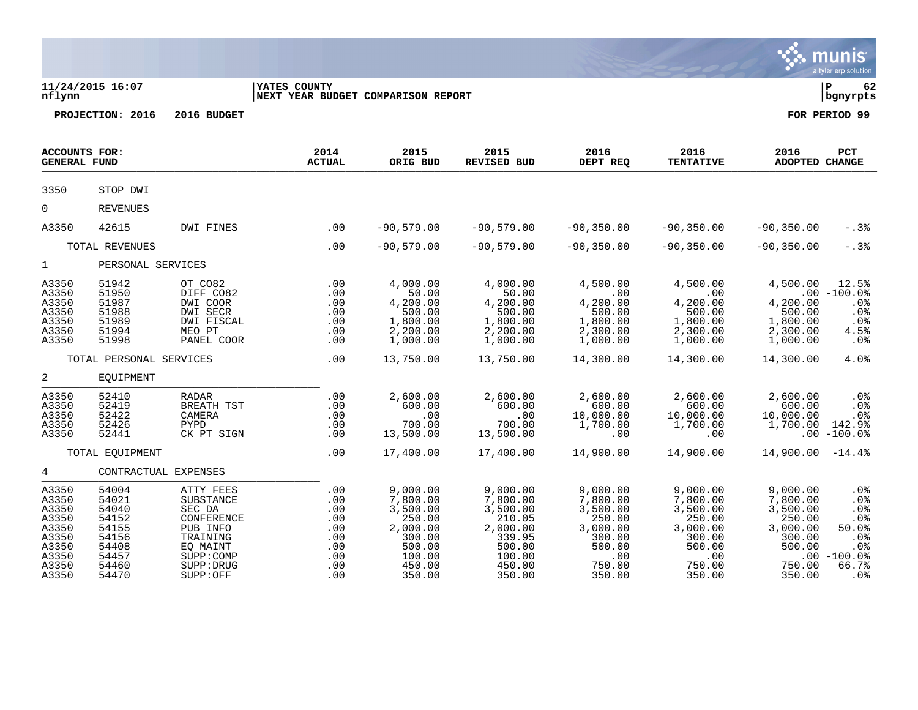**11/24/2015 16:07** | **YATES COUNTY** | **P 62**
**nflynn** | **NEXT YEAR BUDGET COMPARISON REPORT** | **bgnyrpts**

**PROJECTION: 2016 2016 BUDGET** | **FOR PERIOD 99**

| ACCOUNTS FOR: GENERAL FUND | | | 2014 ACTUAL | 2015 ORIG BUD | 2015 REVISED BUD | 2016 DEPT REQ | 2016 TENTATIVE | 2016 ADOPTED | PCT CHANGE |
|---|---|---|---|---|---|---|---|---|---|
| 3350 | STOP DWI | | | | | | | | |
| 0 | REVENUES | | | | | | | | |
| A3350 | 42615 | DWI FINES | .00 | -90,579.00 | -90,579.00 | -90,350.00 | -90,350.00 | -90,350.00 | -.3% |
| | TOTAL REVENUES | | .00 | -90,579.00 | -90,579.00 | -90,350.00 | -90,350.00 | -90,350.00 | -.3% |
| 1 | PERSONAL SERVICES | | | | | | | | |
| A3350 | 51942 | OT CO82 | .00 | 4,000.00 | 4,000.00 | 4,500.00 | 4,500.00 | 4,500.00 | 12.5% |
| A3350 | 51950 | DIFF CO82 | .00 | 50.00 | 50.00 | .00 | .00 | .00 | -100.0% |
| A3350 | 51987 | DWI COOR | .00 | 4,200.00 | 4,200.00 | 4,200.00 | 4,200.00 | 4,200.00 | .0% |
| A3350 | 51988 | DWI SECR | .00 | 500.00 | 500.00 | 500.00 | 500.00 | 500.00 | .0% |
| A3350 | 51989 | DWI FISCAL | .00 | 1,800.00 | 1,800.00 | 1,800.00 | 1,800.00 | 1,800.00 | .0% |
| A3350 | 51994 | MEO PT | .00 | 2,200.00 | 2,200.00 | 2,300.00 | 2,300.00 | 2,300.00 | 4.5% |
| A3350 | 51998 | PANEL COOR | .00 | 1,000.00 | 1,000.00 | 1,000.00 | 1,000.00 | 1,000.00 | .0% |
| | TOTAL PERSONAL SERVICES | | .00 | 13,750.00 | 13,750.00 | 14,300.00 | 14,300.00 | 14,300.00 | 4.0% |
| 2 | EQUIPMENT | | | | | | | | |
| A3350 | 52410 | RADAR | .00 | 2,600.00 | 2,600.00 | 2,600.00 | 2,600.00 | 2,600.00 | .0% |
| A3350 | 52419 | BREATH TST | .00 | 600.00 | 600.00 | 600.00 | 600.00 | 600.00 | .0% |
| A3350 | 52422 | CAMERA | .00 | .00 | .00 | 10,000.00 | 10,000.00 | 10,000.00 | .0% |
| A3350 | 52426 | PYPD | .00 | 700.00 | 700.00 | 1,700.00 | 1,700.00 | 1,700.00 | 142.9% |
| A3350 | 52441 | CK PT SIGN | .00 | 13,500.00 | 13,500.00 | .00 | .00 | .00 | -100.0% |
| | TOTAL EQUIPMENT | | .00 | 17,400.00 | 17,400.00 | 14,900.00 | 14,900.00 | 14,900.00 | -14.4% |
| 4 | CONTRACTUAL EXPENSES | | | | | | | | |
| A3350 | 54004 | ATTY FEES | .00 | 9,000.00 | 9,000.00 | 9,000.00 | 9,000.00 | 9,000.00 | .0% |
| A3350 | 54021 | SUBSTANCE | .00 | 7,800.00 | 7,800.00 | 7,800.00 | 7,800.00 | 7,800.00 | .0% |
| A3350 | 54040 | SEC DA | .00 | 3,500.00 | 3,500.00 | 3,500.00 | 3,500.00 | 3,500.00 | .0% |
| A3350 | 54152 | CONFERENCE | .00 | 250.00 | 210.05 | 250.00 | 250.00 | 250.00 | .0% |
| A3350 | 54155 | PUB INFO | .00 | 2,000.00 | 2,000.00 | 3,000.00 | 3,000.00 | 3,000.00 | 50.0% |
| A3350 | 54156 | TRAINING | .00 | 300.00 | 339.95 | 300.00 | 300.00 | 300.00 | .0% |
| A3350 | 54408 | EQ MAINT | .00 | 500.00 | 500.00 | 500.00 | 500.00 | 500.00 | .0% |
| A3350 | 54457 | SUPP:COMP | .00 | 100.00 | 100.00 | .00 | .00 | .00 | -100.0% |
| A3350 | 54460 | SUPP:DRUG | .00 | 450.00 | 450.00 | 750.00 | 750.00 | 750.00 | 66.7% |
| A3350 | 54470 | SUPP:OFF | .00 | 350.00 | 350.00 | 350.00 | 350.00 | 350.00 | .0% |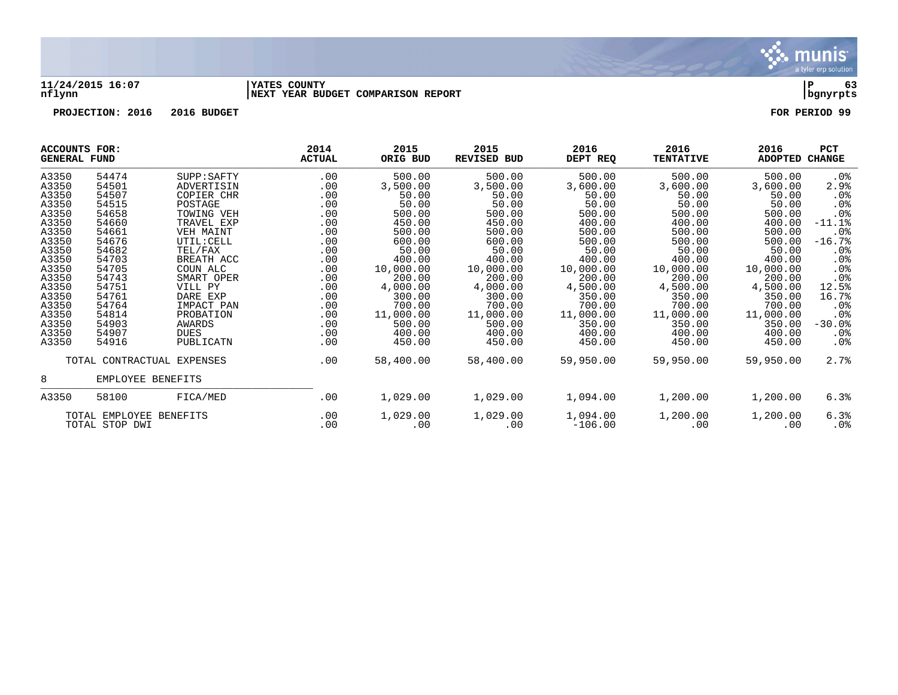**11/24/2015 16:07** | **YATES COUNTY** | **P 63**
**nflynn** | **NEXT YEAR BUDGET COMPARISON REPORT** | **bgnyrpts**

**PROJECTION: 2016 2016 BUDGET** **FOR PERIOD 99**

| ACCOUNTS FOR: GENERAL FUND | | | 2014 ACTUAL | 2015 ORIG BUD | 2015 REVISED BUD | 2016 DEPT REQ | 2016 TENTATIVE | 2016 ADOPTED | PCT CHANGE |
|---|---|---|---|---|---|---|---|---|---|
| A3350 | 54474 | SUPP:SAFTY | .00 | 500.00 | 500.00 | 500.00 | 500.00 | 500.00 | .0% |
| A3350 | 54501 | ADVERTISIN | .00 | 3,500.00 | 3,500.00 | 3,600.00 | 3,600.00 | 3,600.00 | 2.9% |
| A3350 | 54507 | COPIER CHR | .00 | 50.00 | 50.00 | 50.00 | 50.00 | 50.00 | .0% |
| A3350 | 54515 | POSTAGE | .00 | 50.00 | 50.00 | 50.00 | 50.00 | 50.00 | .0% |
| A3350 | 54658 | TOWING VEH | .00 | 500.00 | 500.00 | 500.00 | 500.00 | 500.00 | .0% |
| A3350 | 54660 | TRAVEL EXP | .00 | 450.00 | 450.00 | 400.00 | 400.00 | 400.00 | -11.1% |
| A3350 | 54661 | VEH MAINT | .00 | 500.00 | 500.00 | 500.00 | 500.00 | 500.00 | .0% |
| A3350 | 54676 | UTIL:CELL | .00 | 600.00 | 600.00 | 500.00 | 500.00 | 500.00 | -16.7% |
| A3350 | 54682 | TEL/FAX | .00 | 50.00 | 50.00 | 50.00 | 50.00 | 50.00 | .0% |
| A3350 | 54703 | BREATH ACC | .00 | 400.00 | 400.00 | 400.00 | 400.00 | 400.00 | .0% |
| A3350 | 54705 | COUN ALC | .00 | 10,000.00 | 10,000.00 | 10,000.00 | 10,000.00 | 10,000.00 | .0% |
| A3350 | 54743 | SMART OPER | .00 | 200.00 | 200.00 | 200.00 | 200.00 | 200.00 | .0% |
| A3350 | 54751 | VILL PY | .00 | 4,000.00 | 4,000.00 | 4,500.00 | 4,500.00 | 4,500.00 | 12.5% |
| A3350 | 54761 | DARE EXP | .00 | 300.00 | 300.00 | 350.00 | 350.00 | 350.00 | 16.7% |
| A3350 | 54764 | IMPACT PAN | .00 | 700.00 | 700.00 | 700.00 | 700.00 | 700.00 | .0% |
| A3350 | 54814 | PROBATION | .00 | 11,000.00 | 11,000.00 | 11,000.00 | 11,000.00 | 11,000.00 | .0% |
| A3350 | 54903 | AWARDS | .00 | 500.00 | 500.00 | 350.00 | 350.00 | 350.00 | -30.0% |
| A3350 | 54907 | DUES | .00 | 400.00 | 400.00 | 400.00 | 400.00 | 400.00 | .0% |
| A3350 | 54916 | PUBLICATN | .00 | 450.00 | 450.00 | 450.00 | 450.00 | 450.00 | .0% |
| | TOTAL CONTRACTUAL EXPENSES | | .00 | 58,400.00 | 58,400.00 | 59,950.00 | 59,950.00 | 59,950.00 | 2.7% |
| 8 | EMPLOYEE BENEFITS | | | | | | | | |
| A3350 | 58100 | FICA/MED | .00 | 1,029.00 | 1,029.00 | 1,094.00 | 1,200.00 | 1,200.00 | 6.3% |
| | TOTAL EMPLOYEE BENEFITS | | .00 | 1,029.00 | 1,029.00 | 1,094.00 | 1,200.00 | 1,200.00 | 6.3% |
| | TOTAL STOP DWI | | .00 | .00 | .00 | -106.00 | .00 | .00 | .0% |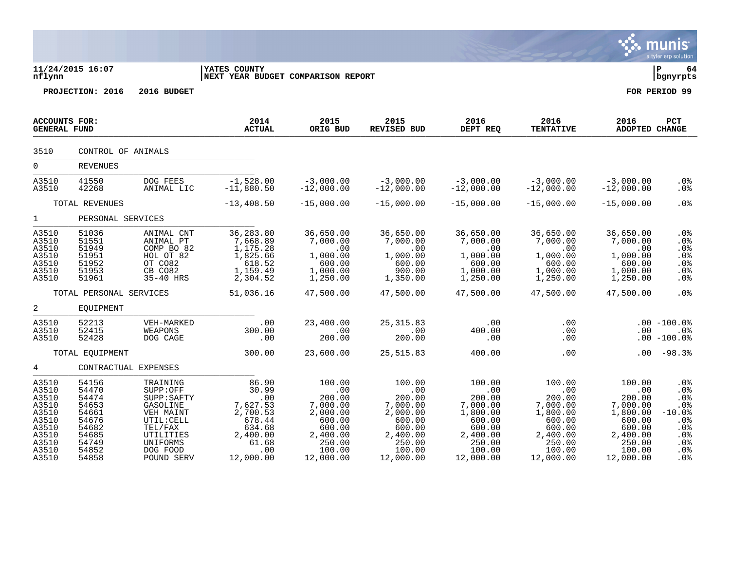**11/24/2015 16:07** | **YATES COUNTY** | **P 64**
**nflynn** | **NEXT YEAR BUDGET COMPARISON REPORT** | **bgnyrpts**

**PROJECTION: 2016 2016 BUDGET** **FOR PERIOD 99**

| ACCOUNTS FOR: GENERAL FUND | | | 2014 ACTUAL | 2015 ORIG BUD | 2015 REVISED BUD | 2016 DEPT REQ | 2016 TENTATIVE | 2016 ADOPTED | PCT CHANGE |
|---|---|---|---|---|---|---|---|---|---|
| 3510 | CONTROL OF ANIMALS | | | | | | | | |
| 0 | REVENUES | | | | | | | | |
| A3510 | 41550 | DOG FEES | -1,528.00 | -3,000.00 | -3,000.00 | -3,000.00 | -3,000.00 | -3,000.00 | .0% |
| A3510 | 42268 | ANIMAL LIC | -11,880.50 | -12,000.00 | -12,000.00 | -12,000.00 | -12,000.00 | -12,000.00 | .0% |
| | TOTAL REVENUES | | -13,408.50 | -15,000.00 | -15,000.00 | -15,000.00 | -15,000.00 | -15,000.00 | .0% |
| 1 | PERSONAL SERVICES | | | | | | | | |
| A3510 | 51036 | ANIMAL CNT | 36,283.80 | 36,650.00 | 36,650.00 | 36,650.00 | 36,650.00 | 36,650.00 | .0% |
| A3510 | 51551 | ANIMAL PT | 7,668.89 | 7,000.00 | 7,000.00 | 7,000.00 | 7,000.00 | 7,000.00 | .0% |
| A3510 | 51949 | COMP BO 82 | 1,175.28 | .00 | .00 | .00 | .00 | .00 | .0% |
| A3510 | 51951 | HOL OT 82 | 1,825.66 | 1,000.00 | 1,000.00 | 1,000.00 | 1,000.00 | 1,000.00 | .0% |
| A3510 | 51952 | OT CO82 | 618.52 | 600.00 | 600.00 | 600.00 | 600.00 | 600.00 | .0% |
| A3510 | 51953 | CB CO82 | 1,159.49 | 1,000.00 | 900.00 | 1,000.00 | 1,000.00 | 1,000.00 | .0% |
| A3510 | 51961 | 35-40 HRS | 2,304.52 | 1,250.00 | 1,350.00 | 1,250.00 | 1,250.00 | 1,250.00 | .0% |
| | TOTAL PERSONAL SERVICES | | 51,036.16 | 47,500.00 | 47,500.00 | 47,500.00 | 47,500.00 | 47,500.00 | .0% |
| 2 | EQUIPMENT | | | | | | | | |
| A3510 | 52213 | VEH-MARKED | .00 | 23,400.00 | 25,315.83 | .00 | .00 | .00 | -100.0% |
| A3510 | 52415 | WEAPONS | 300.00 | .00 | .00 | 400.00 | .00 | .00 | .0% |
| A3510 | 52428 | DOG CAGE | .00 | 200.00 | 200.00 | .00 | .00 | .00 | -100.0% |
| | TOTAL EQUIPMENT | | 300.00 | 23,600.00 | 25,515.83 | 400.00 | .00 | .00 | -98.3% |
| 4 | CONTRACTUAL EXPENSES | | | | | | | | |
| A3510 | 54156 | TRAINING | 86.90 | 100.00 | 100.00 | 100.00 | 100.00 | 100.00 | .0% |
| A3510 | 54470 | SUPP:OFF | 30.99 | .00 | .00 | .00 | .00 | .00 | .0% |
| A3510 | 54474 | SUPP:SAFTY | .00 | 200.00 | 200.00 | 200.00 | 200.00 | 200.00 | .0% |
| A3510 | 54653 | GASOLINE | 7,627.53 | 7,000.00 | 7,000.00 | 7,000.00 | 7,000.00 | 7,000.00 | .0% |
| A3510 | 54661 | VEH MAINT | 2,700.53 | 2,000.00 | 2,000.00 | 1,800.00 | 1,800.00 | 1,800.00 | -10.0% |
| A3510 | 54676 | UTIL:CELL | 678.44 | 600.00 | 600.00 | 600.00 | 600.00 | 600.00 | .0% |
| A3510 | 54682 | TEL/FAX | 634.68 | 600.00 | 600.00 | 600.00 | 600.00 | 600.00 | .0% |
| A3510 | 54685 | UTILITIES | 2,400.00 | 2,400.00 | 2,400.00 | 2,400.00 | 2,400.00 | 2,400.00 | .0% |
| A3510 | 54749 | UNIFORMS | 61.68 | 250.00 | 250.00 | 250.00 | 250.00 | 250.00 | .0% |
| A3510 | 54852 | DOG FOOD | .00 | 100.00 | 100.00 | 100.00 | 100.00 | 100.00 | .0% |
| A3510 | 54858 | POUND SERV | 12,000.00 | 12,000.00 | 12,000.00 | 12,000.00 | 12,000.00 | 12,000.00 | .0% |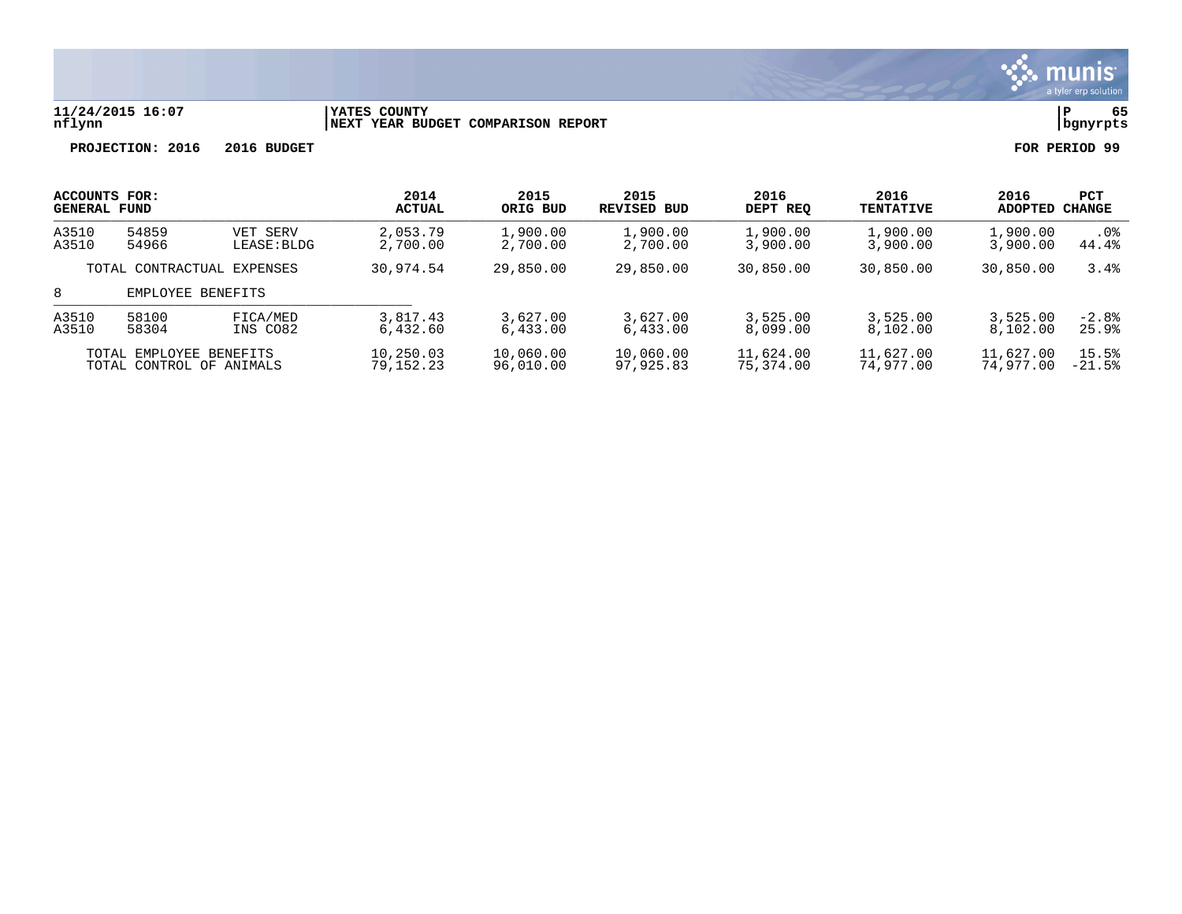11/24/2015 16:07 | YATES COUNTY | P 65
nflynn | NEXT YEAR BUDGET COMPARISON REPORT | bgnyrpts

**PROJECTION: 2016 2016 BUDGET** | **FOR PERIOD 99**

| ACCOUNTS FOR: GENERAL FUND | | | 2014 ACTUAL | 2015 ORIG BUD | 2015 REVISED BUD | 2016 DEPT REQ | 2016 TENTATIVE | 2016 ADOPTED | PCT CHANGE |
|---|---|---|---|---|---|---|---|---|---|
| A3510 | 54859 | VET SERV | 2,053.79 | 1,900.00 | 1,900.00 | 1,900.00 | 1,900.00 | 1,900.00 | .0% |
| A3510 | 54966 | LEASE:BLDG | 2,700.00 | 2,700.00 | 2,700.00 | 3,900.00 | 3,900.00 | 3,900.00 | 44.4% |
| | TOTAL CONTRACTUAL EXPENSES | | 30,974.54 | 29,850.00 | 29,850.00 | 30,850.00 | 30,850.00 | 30,850.00 | 3.4% |
| 8 | EMPLOYEE BENEFITS | | | | | | | | |
| A3510 | 58100 | FICA/MED | 3,817.43 | 3,627.00 | 3,627.00 | 3,525.00 | 3,525.00 | 3,525.00 | -2.8% |
| A3510 | 58304 | INS CO82 | 6,432.60 | 6,433.00 | 6,433.00 | 8,099.00 | 8,102.00 | 8,102.00 | 25.9% |
| | TOTAL EMPLOYEE BENEFITS | | 10,250.03 | 10,060.00 | 10,060.00 | 11,624.00 | 11,627.00 | 11,627.00 | 15.5% |
| | TOTAL CONTROL OF ANIMALS | | 79,152.23 | 96,010.00 | 97,925.83 | 75,374.00 | 74,977.00 | 74,977.00 | -21.5% |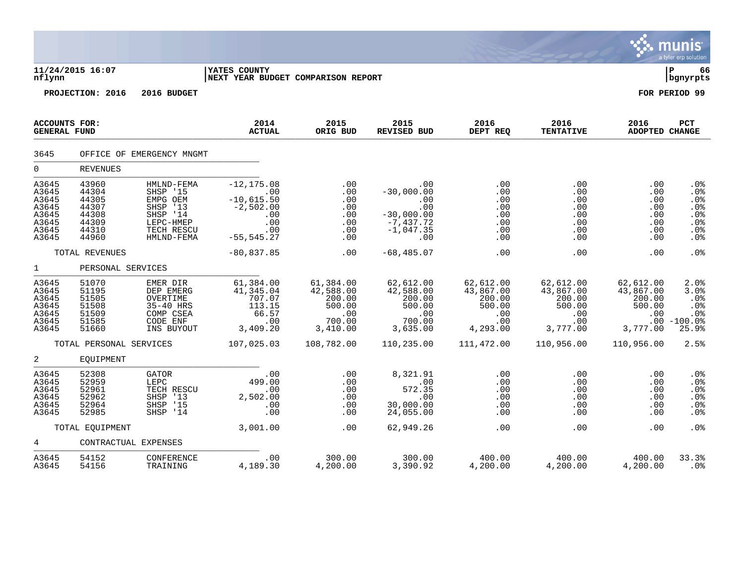11/24/2015 16:07 | YATES COUNTY | P 66
nflynn | NEXT YEAR BUDGET COMPARISON REPORT | bgnyrpts

PROJECTION: 2016 2016 BUDGET FOR PERIOD 99

| ACCOUNTS FOR: GENERAL FUND | | | 2014 ACTUAL | 2015 ORIG BUD | 2015 REVISED BUD | 2016 DEPT REQ | 2016 TENTATIVE | 2016 ADOPTED | PCT CHANGE |
|---|---|---|---|---|---|---|---|---|---|
| 3645 | OFFICE OF EMERGENCY MNGMT | | | | | | | | |
| 0 | REVENUES | | | | | | | | |
| A3645 | 43960 | HMLND-FEMA | -12,175.08 | .00 | .00 | .00 | .00 | .00 | .0% |
| A3645 | 44304 | SHSP '15 | .00 | .00 | -30,000.00 | .00 | .00 | .00 | .0% |
| A3645 | 44305 | EMPG OEM | -10,615.50 | .00 | .00 | .00 | .00 | .00 | .0% |
| A3645 | 44307 | SHSP '13 | -2,502.00 | .00 | .00 | .00 | .00 | .00 | .0% |
| A3645 | 44308 | SHSP '14 | .00 | .00 | -30,000.00 | .00 | .00 | .00 | .0% |
| A3645 | 44309 | LEPC-HMEP | .00 | .00 | -7,437.72 | .00 | .00 | .00 | .0% |
| A3645 | 44310 | TECH RESCU | .00 | .00 | -1,047.35 | .00 | .00 | .00 | .0% |
| A3645 | 44960 | HMLND-FEMA | -55,545.27 | .00 | .00 | .00 | .00 | .00 | .0% |
| | TOTAL REVENUES | | -80,837.85 | .00 | -68,485.07 | .00 | .00 | .00 | .0% |
| 1 | PERSONAL SERVICES | | | | | | | | |
| A3645 | 51070 | EMER DIR | 61,384.00 | 61,384.00 | 62,612.00 | 62,612.00 | 62,612.00 | 62,612.00 | 2.0% |
| A3645 | 51195 | DEP EMERG | 41,345.04 | 42,588.00 | 42,588.00 | 43,867.00 | 43,867.00 | 43,867.00 | 3.0% |
| A3645 | 51505 | OVERTIME | 707.07 | 200.00 | 200.00 | 200.00 | 200.00 | 200.00 | .0% |
| A3645 | 51508 | 35-40 HRS | 113.15 | 500.00 | 500.00 | 500.00 | 500.00 | 500.00 | .0% |
| A3645 | 51509 | COMP CSEA | 66.57 | .00 | .00 | .00 | .00 | .00 | .0% |
| A3645 | 51585 | CODE ENF | .00 | 700.00 | 700.00 | .00 | .00 | .00 | -100.0% |
| A3645 | 51660 | INS BUYOUT | 3,409.20 | 3,410.00 | 3,635.00 | 4,293.00 | 3,777.00 | 3,777.00 | 25.9% |
| | TOTAL PERSONAL SERVICES | | 107,025.03 | 108,782.00 | 110,235.00 | 111,472.00 | 110,956.00 | 110,956.00 | 2.5% |
| 2 | EQUIPMENT | | | | | | | | |
| A3645 | 52308 | GATOR | .00 | .00 | 8,321.91 | .00 | .00 | .00 | .0% |
| A3645 | 52959 | LEPC | 499.00 | .00 | .00 | .00 | .00 | .00 | .0% |
| A3645 | 52961 | TECH RESCU | .00 | .00 | 572.35 | .00 | .00 | .00 | .0% |
| A3645 | 52962 | SHSP '13 | 2,502.00 | .00 | .00 | .00 | .00 | .00 | .0% |
| A3645 | 52964 | SHSP '15 | .00 | .00 | 30,000.00 | .00 | .00 | .00 | .0% |
| A3645 | 52985 | SHSP '14 | .00 | .00 | 24,055.00 | .00 | .00 | .00 | .0% |
| | TOTAL EQUIPMENT | | 3,001.00 | .00 | 62,949.26 | .00 | .00 | .00 | .0% |
| 4 | CONTRACTUAL EXPENSES | | | | | | | | |
| A3645 | 54152 | CONFERENCE | .00 | 300.00 | 300.00 | 400.00 | 400.00 | 400.00 | 33.3% |
| A3645 | 54156 | TRAINING | 4,189.30 | 4,200.00 | 3,390.92 | 4,200.00 | 4,200.00 | 4,200.00 | .0% |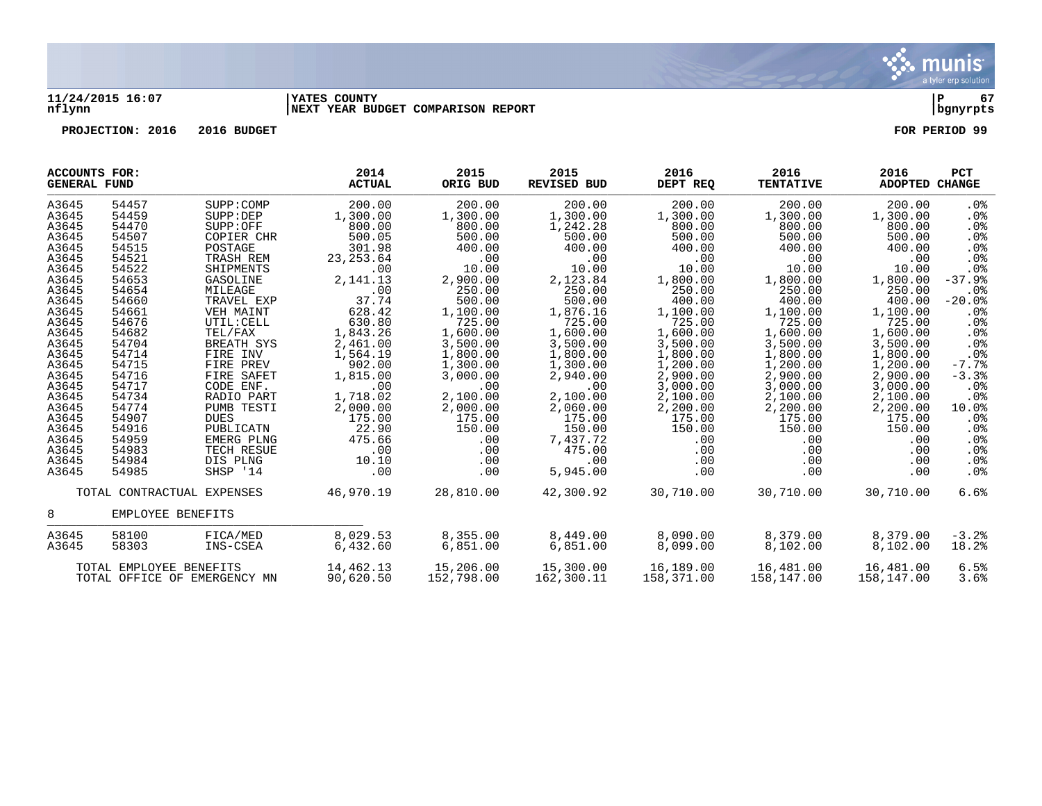**11/24/2015 16:07** | **YATES COUNTY** | **P 67**
**nflynn** | **NEXT YEAR BUDGET COMPARISON REPORT** | **bgnyrpts**

**PROJECTION: 2016 2016 BUDGET** **FOR PERIOD 99**

| ACCOUNTS FOR: GENERAL FUND | | | 2014 ACTUAL | 2015 ORIG BUD | 2015 REVISED BUD | 2016 DEPT REQ | 2016 TENTATIVE | 2016 ADOPTED | PCT CHANGE |
|---|---|---|---|---|---|---|---|---|---|
| A3645 | 54457 | SUPP:COMP | 200.00 | 200.00 | 200.00 | 200.00 | 200.00 | 200.00 | .0% |
| A3645 | 54459 | SUPP:DEP | 1,300.00 | 1,300.00 | 1,300.00 | 1,300.00 | 1,300.00 | 1,300.00 | .0% |
| A3645 | 54470 | SUPP:OFF | 800.00 | 800.00 | 1,242.28 | 800.00 | 800.00 | 800.00 | .0% |
| A3645 | 54507 | COPIER CHR | 500.05 | 500.00 | 500.00 | 500.00 | 500.00 | 500.00 | .0% |
| A3645 | 54515 | POSTAGE | 301.98 | 400.00 | 400.00 | 400.00 | 400.00 | 400.00 | .0% |
| A3645 | 54521 | TRASH REM | 23,253.64 | .00 | .00 | .00 | .00 | .00 | .0% |
| A3645 | 54522 | SHIPMENTS | .00 | 10.00 | 10.00 | 10.00 | 10.00 | 10.00 | .0% |
| A3645 | 54653 | GASOLINE | 2,141.13 | 2,900.00 | 2,123.84 | 1,800.00 | 1,800.00 | 1,800.00 | -37.9% |
| A3645 | 54654 | MILEAGE | .00 | 250.00 | 250.00 | 250.00 | 250.00 | 250.00 | .0% |
| A3645 | 54660 | TRAVEL EXP | 37.74 | 500.00 | 500.00 | 400.00 | 400.00 | 400.00 | -20.0% |
| A3645 | 54661 | VEH MAINT | 628.42 | 1,100.00 | 1,876.16 | 1,100.00 | 1,100.00 | 1,100.00 | .0% |
| A3645 | 54676 | UTIL:CELL | 630.80 | 725.00 | 725.00 | 725.00 | 725.00 | 725.00 | .0% |
| A3645 | 54682 | TEL/FAX | 1,843.26 | 1,600.00 | 1,600.00 | 1,600.00 | 1,600.00 | 1,600.00 | .0% |
| A3645 | 54704 | BREATH SYS | 2,461.00 | 3,500.00 | 3,500.00 | 3,500.00 | 3,500.00 | 3,500.00 | .0% |
| A3645 | 54714 | FIRE INV | 1,564.19 | 1,800.00 | 1,800.00 | 1,800.00 | 1,800.00 | 1,800.00 | .0% |
| A3645 | 54715 | FIRE PREV | 902.00 | 1,300.00 | 1,300.00 | 1,200.00 | 1,200.00 | 1,200.00 | -7.7% |
| A3645 | 54716 | FIRE SAFET | 1,815.00 | 3,000.00 | 2,940.00 | 2,900.00 | 2,900.00 | 2,900.00 | -3.3% |
| A3645 | 54717 | CODE ENF. | .00 | .00 | .00 | 3,000.00 | 3,000.00 | 3,000.00 | .0% |
| A3645 | 54734 | RADIO PART | 1,718.02 | 2,100.00 | 2,100.00 | 2,100.00 | 2,100.00 | 2,100.00 | .0% |
| A3645 | 54774 | PUMB TESTI | 2,000.00 | 2,000.00 | 2,060.00 | 2,200.00 | 2,200.00 | 2,200.00 | 10.0% |
| A3645 | 54907 | DUES | 175.00 | 175.00 | 175.00 | 175.00 | 175.00 | 175.00 | .0% |
| A3645 | 54916 | PUBLICATN | 22.90 | 150.00 | 150.00 | 150.00 | 150.00 | 150.00 | .0% |
| A3645 | 54959 | EMERG PLNG | 475.66 | .00 | 7,437.72 | .00 | .00 | .00 | .0% |
| A3645 | 54983 | TECH RESUE | .00 | .00 | 475.00 | .00 | .00 | .00 | .0% |
| A3645 | 54984 | DIS PLNG | 10.10 | .00 | .00 | .00 | .00 | .00 | .0% |
| A3645 | 54985 | SHSP '14 | .00 | .00 | 5,945.00 | .00 | .00 | .00 | .0% |
| TOTAL CONTRACTUAL EXPENSES | | | 46,970.19 | 28,810.00 | 42,300.92 | 30,710.00 | 30,710.00 | 30,710.00 | 6.6% |
| 8 | EMPLOYEE BENEFITS | | | | | | | | |
| A3645 | 58100 | FICA/MED | 8,029.53 | 8,355.00 | 8,449.00 | 8,090.00 | 8,379.00 | 8,379.00 | -3.2% |
| A3645 | 58303 | INS-CSEA | 6,432.60 | 6,851.00 | 6,851.00 | 8,099.00 | 8,102.00 | 8,102.00 | 18.2% |
| TOTAL EMPLOYEE BENEFITS | | | 14,462.13 | 15,206.00 | 15,300.00 | 16,189.00 | 16,481.00 | 16,481.00 | 6.5% |
| TOTAL OFFICE OF EMERGENCY MN | | | 90,620.50 | 152,798.00 | 162,300.11 | 158,371.00 | 158,147.00 | 158,147.00 | 3.6% |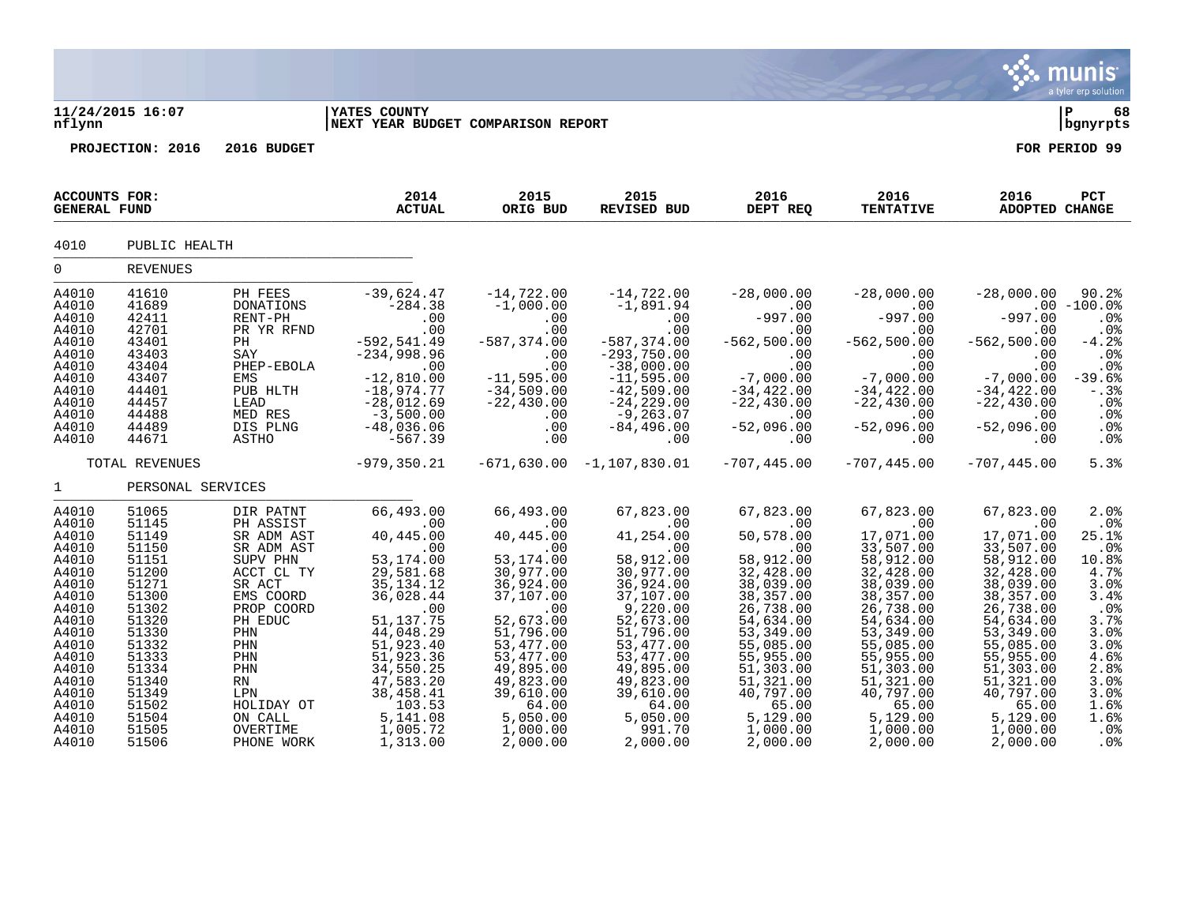**11/24/2015 16:07**
**nflynn**

**YATES COUNTY**
**NEXT YEAR BUDGET COMPARISON REPORT**

**P 68**
**bgnyrpts**

**PROJECTION: 2016 2016 BUDGET** **FOR PERIOD 99**

| ACCOUNTS FOR: GENERAL FUND | | | 2014 ACTUAL | 2015 ORIG BUD | 2015 REVISED BUD | 2016 DEPT REQ | 2016 TENTATIVE | 2016 ADOPTED | PCT CHANGE |
|---|---|---|---|---|---|---|---|---|---|
| 4010 | PUBLIC HEALTH | | | | | | | | |
| 0 | REVENUES | | | | | | | | |
| A4010 | 41610 | PH FEES | -39,624.47 | -14,722.00 | -14,722.00 | -28,000.00 | -28,000.00 | -28,000.00 | 90.2% |
| A4010 | 41689 | DONATIONS | -284.38 | -1,000.00 | -1,891.94 | .00 | .00 | .00 | -100.0% |
| A4010 | 42411 | RENT-PH | .00 | .00 | .00 | -997.00 | -997.00 | -997.00 | .0% |
| A4010 | 42701 | PR YR RFND | .00 | .00 | .00 | .00 | .00 | .00 | .0% |
| A4010 | 43401 | PH | -592,541.49 | -587,374.00 | -587,374.00 | -562,500.00 | -562,500.00 | -562,500.00 | -4.2% |
| A4010 | 43403 | SAY | -234,998.96 | .00 | -293,750.00 | .00 | .00 | .00 | .0% |
| A4010 | 43404 | PHEP-EBOLA | .00 | .00 | -38,000.00 | .00 | .00 | .00 | .0% |
| A4010 | 43407 | EMS | -12,810.00 | -11,595.00 | -11,595.00 | -7,000.00 | -7,000.00 | -7,000.00 | -39.6% |
| A4010 | 44401 | PUB HLTH | -18,974.77 | -34,509.00 | -42,509.00 | -34,422.00 | -34,422.00 | -34,422.00 | -.3% |
| A4010 | 44457 | LEAD | -28,012.69 | -22,430.00 | -24,229.00 | -22,430.00 | -22,430.00 | -22,430.00 | .0% |
| A4010 | 44488 | MED RES | -3,500.00 | .00 | -9,263.07 | .00 | .00 | .00 | .0% |
| A4010 | 44489 | DIS PLNG | -48,036.06 | .00 | -84,496.00 | -52,096.00 | -52,096.00 | -52,096.00 | .0% |
| A4010 | 44671 | ASTHO | -567.39 | .00 | .00 | .00 | .00 | .00 | .0% |
| | TOTAL REVENUES | | -979,350.21 | -671,630.00 | -1,107,830.01 | -707,445.00 | -707,445.00 | -707,445.00 | 5.3% |
| 1 | PERSONAL SERVICES | | | | | | | | |
| A4010 | 51065 | DIR PATNT | 66,493.00 | 66,493.00 | 67,823.00 | 67,823.00 | 67,823.00 | 67,823.00 | 2.0% |
| A4010 | 51145 | PH ASSIST | .00 | .00 | .00 | .00 | .00 | .00 | .0% |
| A4010 | 51149 | SR ADM AST | 40,445.00 | 40,445.00 | 41,254.00 | 50,578.00 | 17,071.00 | 17,071.00 | 25.1% |
| A4010 | 51150 | SR ADM AST | .00 | .00 | .00 | .00 | 33,507.00 | 33,507.00 | .0% |
| A4010 | 51151 | SUPV PHN | 53,174.00 | 53,174.00 | 58,912.00 | 58,912.00 | 58,912.00 | 58,912.00 | 10.8% |
| A4010 | 51200 | ACCT CL TY | 29,581.68 | 30,977.00 | 30,977.00 | 32,428.00 | 32,428.00 | 32,428.00 | 4.7% |
| A4010 | 51271 | SR ACT | 35,134.12 | 36,924.00 | 36,924.00 | 38,039.00 | 38,039.00 | 38,039.00 | 3.0% |
| A4010 | 51300 | EMS COORD | 36,028.44 | 37,107.00 | 37,107.00 | 38,357.00 | 38,357.00 | 38,357.00 | 3.4% |
| A4010 | 51302 | PROP COORD | .00 | .00 | 9,220.00 | 26,738.00 | 26,738.00 | 26,738.00 | .0% |
| A4010 | 51320 | PH EDUC | 51,137.75 | 52,673.00 | 52,673.00 | 54,634.00 | 54,634.00 | 54,634.00 | 3.7% |
| A4010 | 51330 | PHN | 44,048.29 | 51,796.00 | 51,796.00 | 53,349.00 | 53,349.00 | 53,349.00 | 3.0% |
| A4010 | 51332 | PHN | 51,923.40 | 53,477.00 | 53,477.00 | 55,085.00 | 55,085.00 | 55,085.00 | 3.0% |
| A4010 | 51333 | PHN | 51,923.36 | 53,477.00 | 53,477.00 | 55,955.00 | 55,955.00 | 55,955.00 | 4.6% |
| A4010 | 51334 | PHN | 34,550.25 | 49,895.00 | 49,895.00 | 51,303.00 | 51,303.00 | 51,303.00 | 2.8% |
| A4010 | 51340 | RN | 47,583.20 | 49,823.00 | 49,823.00 | 51,321.00 | 51,321.00 | 51,321.00 | 3.0% |
| A4010 | 51349 | LPN | 38,458.41 | 39,610.00 | 39,610.00 | 40,797.00 | 40,797.00 | 40,797.00 | 3.0% |
| A4010 | 51502 | HOLIDAY OT | 103.53 | 64.00 | 64.00 | 65.00 | 65.00 | 65.00 | 1.6% |
| A4010 | 51504 | ON CALL | 5,141.08 | 5,050.00 | 5,050.00 | 5,129.00 | 5,129.00 | 5,129.00 | 1.6% |
| A4010 | 51505 | OVERTIME | 1,005.72 | 1,000.00 | 991.70 | 1,000.00 | 1,000.00 | 1,000.00 | .0% |
| A4010 | 51506 | PHONE WORK | 1,313.00 | 2,000.00 | 2,000.00 | 2,000.00 | 2,000.00 | 2,000.00 | .0% |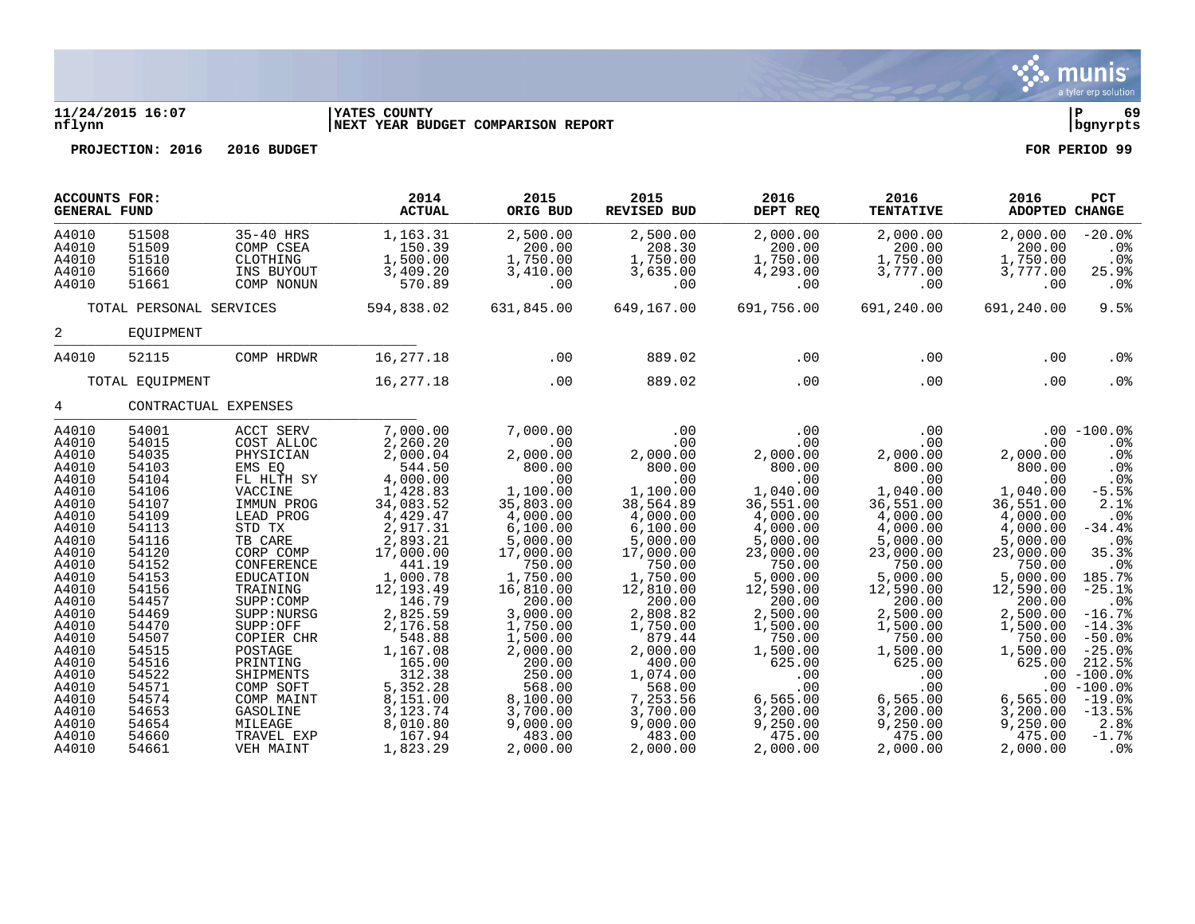**11/24/2015 16:07** | **YATES COUNTY** | **P 69**
**nflynn** | **NEXT YEAR BUDGET COMPARISON REPORT** | **bgnyrpts**

**PROJECTION: 2016  2016 BUDGET**  **FOR PERIOD 99**

| ACCOUNTS FOR: GENERAL FUND | | | 2014 ACTUAL | 2015 ORIG BUD | 2015 REVISED BUD | 2016 DEPT REQ | 2016 TENTATIVE | 2016 ADOPTED | PCT CHANGE |
|---|---|---|---|---|---|---|---|---|---|
| A4010 | 51508 | 35-40 HRS | 1,163.31 | 2,500.00 | 2,500.00 | 2,000.00 | 2,000.00 | 2,000.00 | -20.0% |
| A4010 | 51509 | COMP CSEA | 150.39 | 200.00 | 208.30 | 200.00 | 200.00 | 200.00 | .0% |
| A4010 | 51510 | CLOTHING | 1,500.00 | 1,750.00 | 1,750.00 | 1,750.00 | 1,750.00 | 1,750.00 | .0% |
| A4010 | 51660 | INS BUYOUT | 3,409.20 | 3,410.00 | 3,635.00 | 4,293.00 | 3,777.00 | 3,777.00 | 25.9% |
| A4010 | 51661 | COMP NONUN | 570.89 | .00 | .00 | .00 | .00 | .00 | .0% |
| | TOTAL PERSONAL SERVICES | | 594,838.02 | 631,845.00 | 649,167.00 | 691,756.00 | 691,240.00 | 691,240.00 | 9.5% |
| 2 | EQUIPMENT | | | | | | | | |
| A4010 | 52115 | COMP HRDWR | 16,277.18 | .00 | 889.02 | .00 | .00 | .00 | .0% |
| | TOTAL EQUIPMENT | | 16,277.18 | .00 | 889.02 | .00 | .00 | .00 | .0% |
| 4 | CONTRACTUAL EXPENSES | | | | | | | | |
| A4010 | 54001 | ACCT SERV | 7,000.00 | 7,000.00 | .00 | .00 | .00 | .00 | -100.0% |
| A4010 | 54015 | COST ALLOC | 2,260.20 | .00 | .00 | .00 | .00 | .00 | .0% |
| A4010 | 54035 | PHYSICIAN | 2,000.04 | 2,000.00 | 2,000.00 | 2,000.00 | 2,000.00 | 2,000.00 | .0% |
| A4010 | 54103 | EMS EQ | 544.50 | 800.00 | 800.00 | 800.00 | 800.00 | 800.00 | .0% |
| A4010 | 54104 | FL HLTH SY | 4,000.00 | .00 | .00 | .00 | .00 | .00 | .0% |
| A4010 | 54106 | VACCINE | 1,428.83 | 1,100.00 | 1,100.00 | 1,040.00 | 1,040.00 | 1,040.00 | -5.5% |
| A4010 | 54107 | IMMUN PROG | 34,083.52 | 35,803.00 | 38,564.89 | 36,551.00 | 36,551.00 | 36,551.00 | 2.1% |
| A4010 | 54109 | LEAD PROG | 4,429.47 | 4,000.00 | 4,000.00 | 4,000.00 | 4,000.00 | 4,000.00 | .0% |
| A4010 | 54113 | STD TX | 2,917.31 | 6,100.00 | 6,100.00 | 4,000.00 | 4,000.00 | 4,000.00 | -34.4% |
| A4010 | 54116 | TB CARE | 2,893.21 | 5,000.00 | 5,000.00 | 5,000.00 | 5,000.00 | 5,000.00 | .0% |
| A4010 | 54120 | CORP COMP | 17,000.00 | 17,000.00 | 17,000.00 | 23,000.00 | 23,000.00 | 23,000.00 | 35.3% |
| A4010 | 54152 | CONFERENCE | 441.19 | 750.00 | 750.00 | 750.00 | 750.00 | 750.00 | .0% |
| A4010 | 54153 | EDUCATION | 1,000.78 | 1,750.00 | 1,750.00 | 5,000.00 | 5,000.00 | 5,000.00 | 185.7% |
| A4010 | 54156 | TRAINING | 12,193.49 | 16,810.00 | 12,810.00 | 12,590.00 | 12,590.00 | 12,590.00 | -25.1% |
| A4010 | 54457 | SUPP:COMP | 146.79 | 200.00 | 200.00 | 200.00 | 200.00 | 200.00 | .0% |
| A4010 | 54469 | SUPP:NURSG | 2,825.59 | 3,000.00 | 2,808.82 | 2,500.00 | 2,500.00 | 2,500.00 | -16.7% |
| A4010 | 54470 | SUPP:OFF | 2,176.58 | 1,750.00 | 1,750.00 | 1,500.00 | 1,500.00 | 1,500.00 | -14.3% |
| A4010 | 54507 | COPIER CHR | 548.88 | 1,500.00 | 879.44 | 750.00 | 750.00 | 750.00 | -50.0% |
| A4010 | 54515 | POSTAGE | 1,167.08 | 2,000.00 | 2,000.00 | 1,500.00 | 1,500.00 | 1,500.00 | -25.0% |
| A4010 | 54516 | PRINTING | 165.00 | 200.00 | 400.00 | 625.00 | 625.00 | 625.00 | 212.5% |
| A4010 | 54522 | SHIPMENTS | 312.38 | 250.00 | 1,074.00 | .00 | .00 | .00 | -100.0% |
| A4010 | 54571 | COMP SOFT | 5,352.28 | 568.00 | 568.00 | .00 | .00 | .00 | -100.0% |
| A4010 | 54574 | COMP MAINT | 8,151.00 | 8,100.00 | 7,253.56 | 6,565.00 | 6,565.00 | 6,565.00 | -19.0% |
| A4010 | 54653 | GASOLINE | 3,123.74 | 3,700.00 | 3,700.00 | 3,200.00 | 3,200.00 | 3,200.00 | -13.5% |
| A4010 | 54654 | MILEAGE | 8,010.80 | 9,000.00 | 9,000.00 | 9,250.00 | 9,250.00 | 9,250.00 | 2.8% |
| A4010 | 54660 | TRAVEL EXP | 167.94 | 483.00 | 483.00 | 475.00 | 475.00 | 475.00 | -1.7% |
| A4010 | 54661 | VEH MAINT | 1,823.29 | 2,000.00 | 2,000.00 | 2,000.00 | 2,000.00 | 2,000.00 | .0% |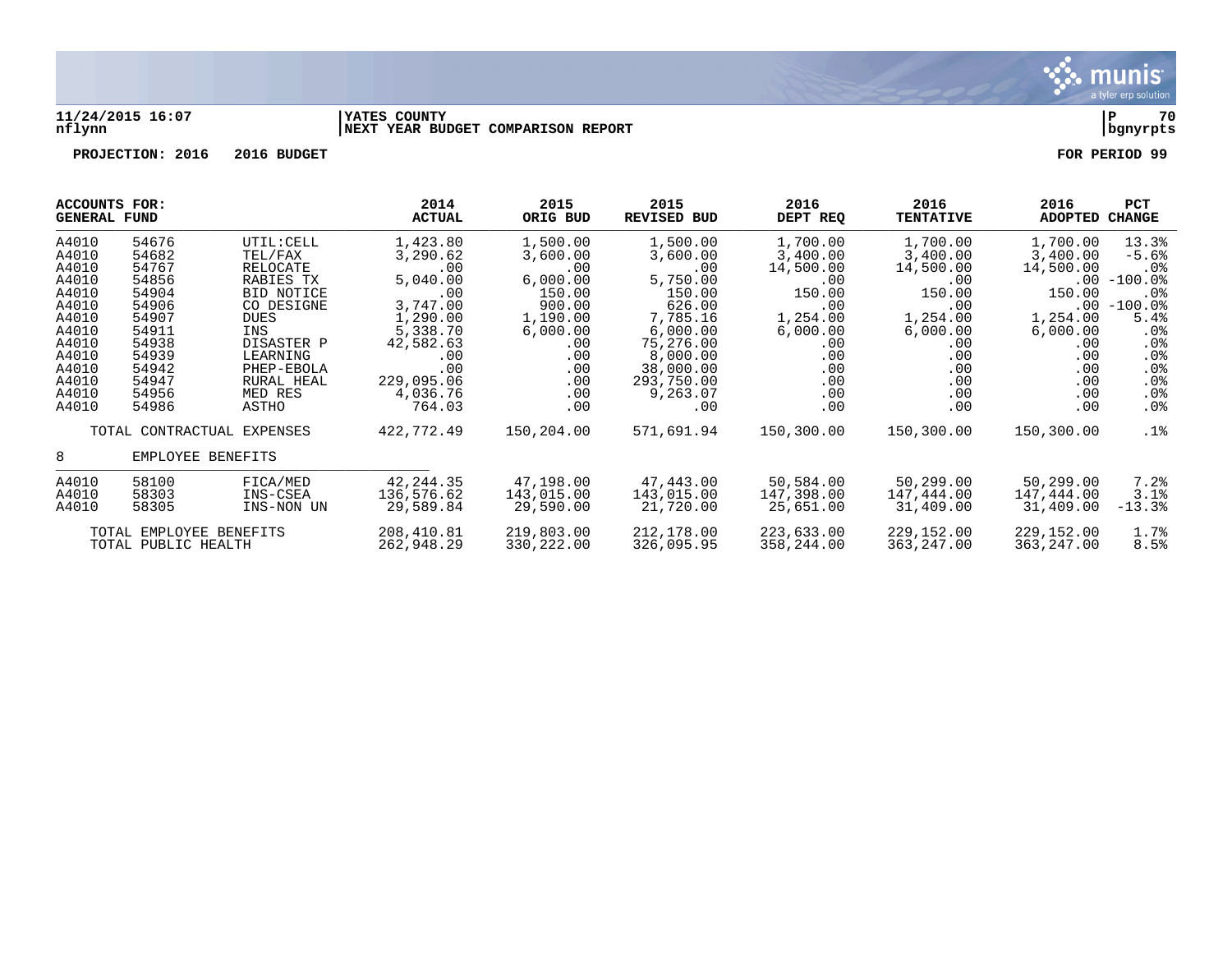YATES COUNTY
NEXT YEAR BUDGET COMPARISON REPORT

11/24/2015 16:07
nflynn

PROJECTION: 2016 2016 BUDGET

FOR PERIOD 99

| ACCOUNTS FOR: GENERAL FUND | | | 2014 ACTUAL | 2015 ORIG BUD | 2015 REVISED BUD | 2016 DEPT REQ | 2016 TENTATIVE | 2016 ADOPTED | PCT CHANGE |
|---|---|---|---|---|---|---|---|---|---|
| A4010 | 54676 | UTIL:CELL | 1,423.80 | 1,500.00 | 1,500.00 | 1,700.00 | 1,700.00 | 1,700.00 | 13.3% |
| A4010 | 54682 | TEL/FAX | 3,290.62 | 3,600.00 | 3,600.00 | 3,400.00 | 3,400.00 | 3,400.00 | -5.6% |
| A4010 | 54767 | RELOCATE | .00 | .00 | .00 | 14,500.00 | 14,500.00 | 14,500.00 | .0% |
| A4010 | 54856 | RABIES TX | 5,040.00 | 6,000.00 | 5,750.00 | .00 | .00 | .00 | -100.0% |
| A4010 | 54904 | BID NOTICE | .00 | 150.00 | 150.00 | 150.00 | 150.00 | 150.00 | .0% |
| A4010 | 54906 | CO DESIGNE | 3,747.00 | 900.00 | 626.00 | .00 | .00 | .00 | -100.0% |
| A4010 | 54907 | DUES | 1,290.00 | 1,190.00 | 7,785.16 | 1,254.00 | 1,254.00 | 1,254.00 | 5.4% |
| A4010 | 54911 | INS | 5,338.70 | 6,000.00 | 6,000.00 | 6,000.00 | 6,000.00 | 6,000.00 | .0% |
| A4010 | 54938 | DISASTER P | 42,582.63 | .00 | 75,276.00 | .00 | .00 | .00 | .0% |
| A4010 | 54939 | LEARNING | .00 | .00 | 8,000.00 | .00 | .00 | .00 | .0% |
| A4010 | 54942 | PHEP-EBOLA | .00 | .00 | 38,000.00 | .00 | .00 | .00 | .0% |
| A4010 | 54947 | RURAL HEAL | 229,095.06 | .00 | 293,750.00 | .00 | .00 | .00 | .0% |
| A4010 | 54956 | MED RES | 4,036.76 | .00 | 9,263.07 | .00 | .00 | .00 | .0% |
| A4010 | 54986 | ASTHO | 764.03 | .00 | .00 | .00 | .00 | .00 | .0% |
| | TOTAL CONTRACTUAL EXPENSES | | 422,772.49 | 150,204.00 | 571,691.94 | 150,300.00 | 150,300.00 | 150,300.00 | .1% |
| 8 | EMPLOYEE BENEFITS | | | | | | | | |
| A4010 | 58100 | FICA/MED | 42,244.35 | 47,198.00 | 47,443.00 | 50,584.00 | 50,299.00 | 50,299.00 | 7.2% |
| A4010 | 58303 | INS-CSEA | 136,576.62 | 143,015.00 | 143,015.00 | 147,398.00 | 147,444.00 | 147,444.00 | 3.1% |
| A4010 | 58305 | INS-NON UN | 29,589.84 | 29,590.00 | 21,720.00 | 25,651.00 | 31,409.00 | 31,409.00 | -13.3% |
| | TOTAL EMPLOYEE BENEFITS | | 208,410.81 | 219,803.00 | 212,178.00 | 223,633.00 | 229,152.00 | 229,152.00 | 1.7% |
| | TOTAL PUBLIC HEALTH | | 262,948.29 | 330,222.00 | 326,095.95 | 358,244.00 | 363,247.00 | 363,247.00 | 8.5% |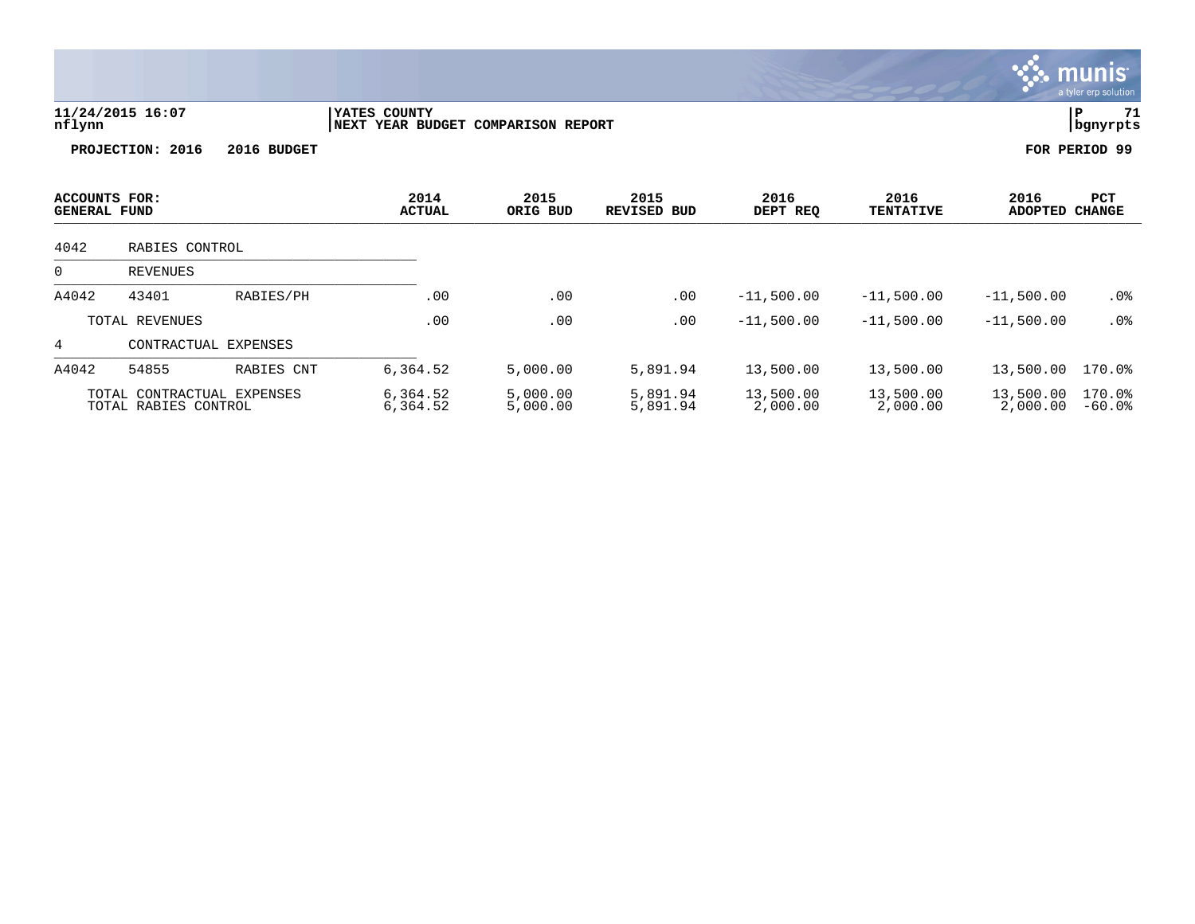11/24/2015 16:07 | YATES COUNTY | P 71
nflynn | NEXT YEAR BUDGET COMPARISON REPORT | bgnyrpts

**PROJECTION: 2016 2016 BUDGET** **FOR PERIOD 99**

| ACCOUNTS FOR: GENERAL FUND | | | 2014 ACTUAL | 2015 ORIG BUD | 2015 REVISED BUD | 2016 DEPT REQ | 2016 TENTATIVE | 2016 ADOPTED | PCT CHANGE |
|---|---|---|---|---|---|---|---|---|---|
| 4042 | RABIES CONTROL | | | | | | | | |
| 0 | REVENUES | | | | | | | | |
| A4042 | 43401 | RABIES/PH | .00 | .00 | .00 | -11,500.00 | -11,500.00 | -11,500.00 | .0% |
| | TOTAL REVENUES | | .00 | .00 | .00 | -11,500.00 | -11,500.00 | -11,500.00 | .0% |
| 4 | CONTRACTUAL EXPENSES | | | | | | | | |
| A4042 | 54855 | RABIES CNT | 6,364.52 | 5,000.00 | 5,891.94 | 13,500.00 | 13,500.00 | 13,500.00 | 170.0% |
| | TOTAL CONTRACTUAL EXPENSES | | 6,364.52 | 5,000.00 | 5,891.94 | 13,500.00 | 13,500.00 | 13,500.00 | 170.0% |
| | TOTAL RABIES CONTROL | | 6,364.52 | 5,000.00 | 5,891.94 | 2,000.00 | 2,000.00 | 2,000.00 | -60.0% |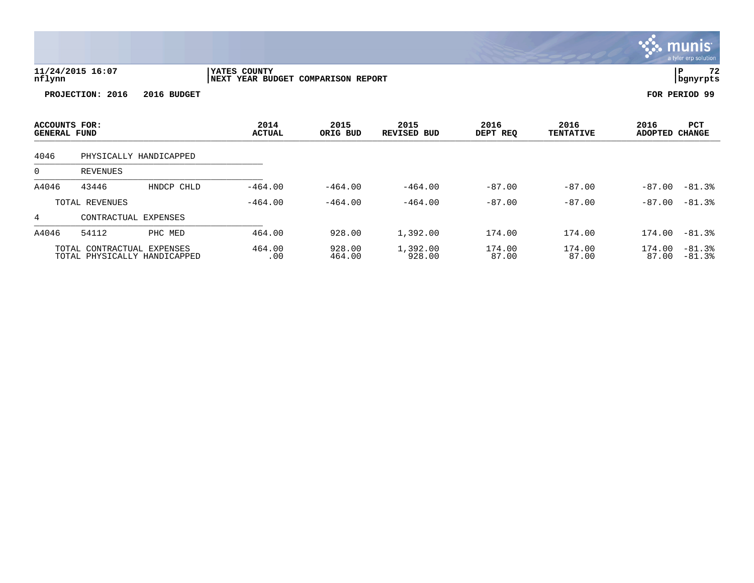**YATES COUNTY**
**NEXT YEAR BUDGET COMPARISON REPORT**

11/24/2015 16:07
nflynn

P 72
bgnyrpts

**PROJECTION: 2016 2016 BUDGET**

**FOR PERIOD 99**

| ACCOUNTS FOR: GENERAL FUND | | | 2014 ACTUAL | 2015 ORIG BUD | 2015 REVISED BUD | 2016 DEPT REQ | 2016 TENTATIVE | 2016 ADOPTED | PCT CHANGE |
|---|---|---|---|---|---|---|---|---|---|
| 4046 | PHYSICALLY HANDICAPPED | | | | | | | | |
| 0 | REVENUES | | | | | | | | |
| A4046 | 43446 | HNDCP CHLD | -464.00 | -464.00 | -464.00 | -87.00 | -87.00 | -87.00 | -81.3% |
| | TOTAL REVENUES | | -464.00 | -464.00 | -464.00 | -87.00 | -87.00 | -87.00 | -81.3% |
| 4 | CONTRACTUAL EXPENSES | | | | | | | | |
| A4046 | 54112 | PHC MED | 464.00 | 928.00 | 1,392.00 | 174.00 | 174.00 | 174.00 | -81.3% |
| | TOTAL CONTRACTUAL EXPENSES | | 464.00 | 928.00 | 1,392.00 | 174.00 | 174.00 | 174.00 | -81.3% |
| | TOTAL PHYSICALLY HANDICAPPED | | .00 | 464.00 | 928.00 | 87.00 | 87.00 | 87.00 | -81.3% |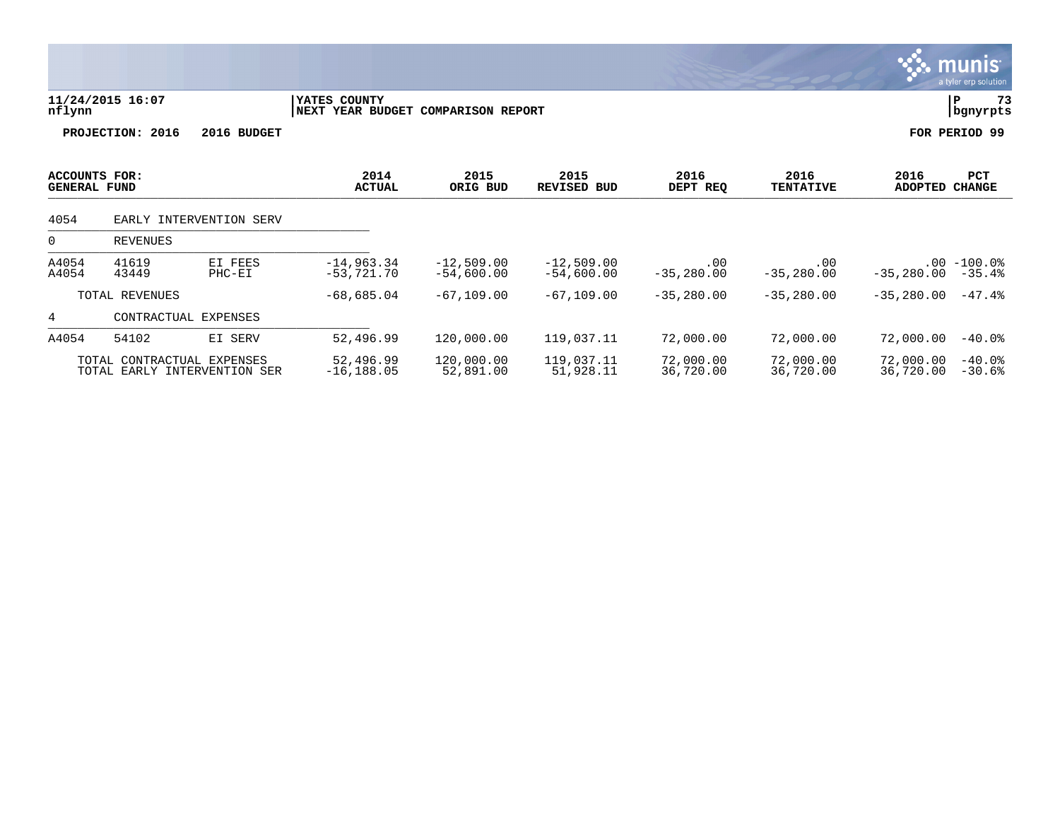11/24/2015 16:07
nflynn

YATES COUNTY
NEXT YEAR BUDGET COMPARISON REPORT

P 73
bgnyrpts

**PROJECTION: 2016 2016 BUDGET** | **FOR PERIOD 99**

| ACCOUNTS FOR: GENERAL FUND | | | 2014 ACTUAL | 2015 ORIG BUD | 2015 REVISED BUD | 2016 DEPT REQ | 2016 TENTATIVE | 2016 ADOPTED | PCT CHANGE |
|---|---|---|---|---|---|---|---|---|---|
| 4054 | EARLY INTERVENTION SERV | | | | | | | | |
| 0 | REVENUES | | | | | | | | |
| A4054 | 41619 | EI FEES | -14,963.34 | -12,509.00 | -12,509.00 | .00 | .00 | .00 | -100.0% |
| A4054 | 43449 | PHC-EI | -53,721.70 | -54,600.00 | -54,600.00 | -35,280.00 | -35,280.00 | -35,280.00 | -35.4% |
| | TOTAL REVENUES | | -68,685.04 | -67,109.00 | -67,109.00 | -35,280.00 | -35,280.00 | -35,280.00 | -47.4% |
| 4 | CONTRACTUAL EXPENSES | | | | | | | | |
| A4054 | 54102 | EI SERV | 52,496.99 | 120,000.00 | 119,037.11 | 72,000.00 | 72,000.00 | 72,000.00 | -40.0% |
| | TOTAL CONTRACTUAL EXPENSES | | 52,496.99 | 120,000.00 | 119,037.11 | 72,000.00 | 72,000.00 | 72,000.00 | -40.0% |
| | TOTAL EARLY INTERVENTION SER | | -16,188.05 | 52,891.00 | 51,928.11 | 36,720.00 | 36,720.00 | 36,720.00 | -30.6% |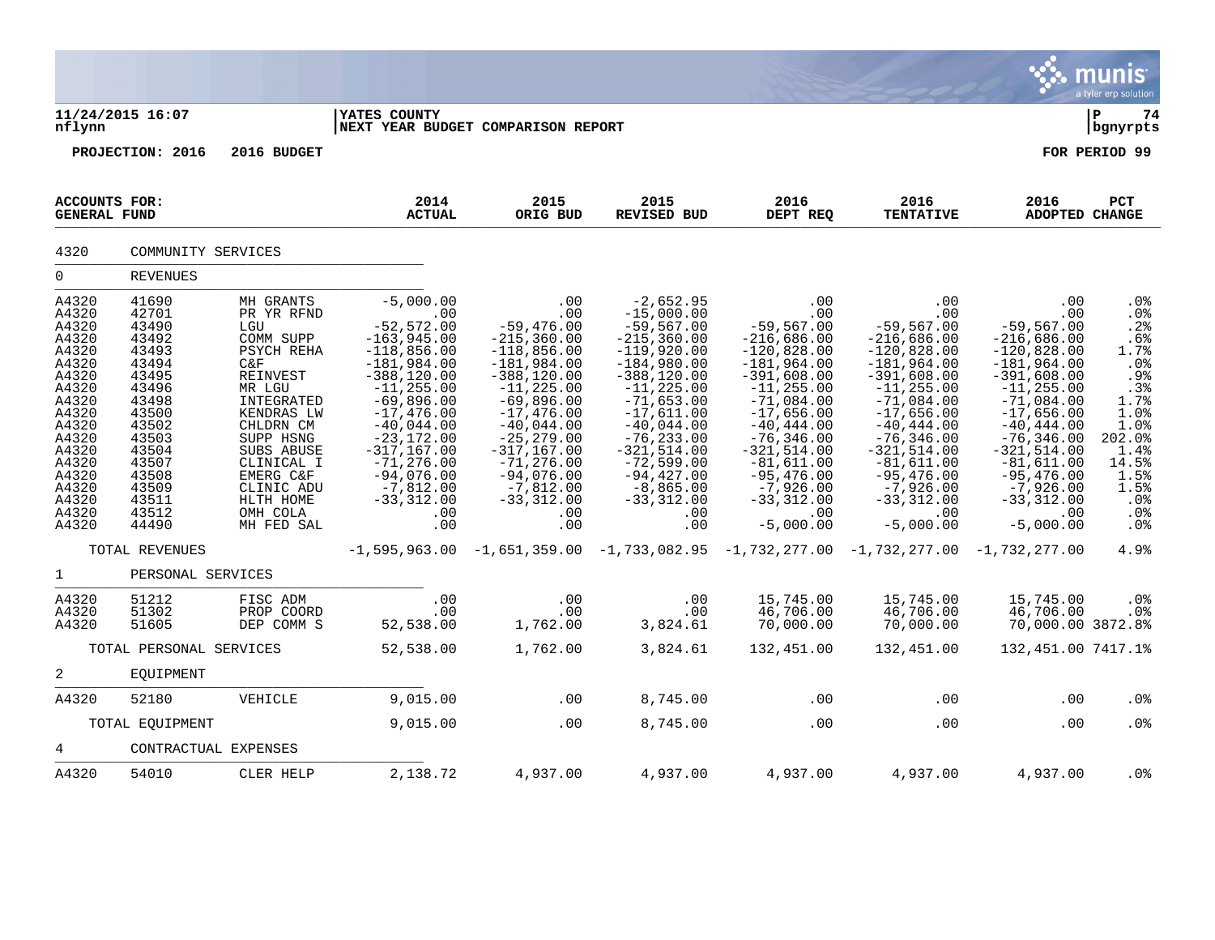11/24/2015 16:07 | YATES COUNTY | P 74
nflynn | NEXT YEAR BUDGET COMPARISON REPORT | bgnyrpts

**PROJECTION: 2016 2016 BUDGET** **FOR PERIOD 99**

| ACCOUNTS FOR: GENERAL FUND | | | 2014 ACTUAL | 2015 ORIG BUD | 2015 REVISED BUD | 2016 DEPT REQ | 2016 TENTATIVE | 2016 ADOPTED | PCT CHANGE |
|---|---|---|---|---|---|---|---|---|---|
| 4320 | COMMUNITY SERVICES | | | | | | | | |
| 0 | REVENUES | | | | | | | | |
| A4320 | 41690 | MH GRANTS | -5,000.00 | .00 | -2,652.95 | .00 | .00 | .00 | .0% |
| A4320 | 42701 | PR YR RFND | .00 | .00 | -15,000.00 | .00 | .00 | .00 | .0% |
| A4320 | 43490 | LGU | -52,572.00 | -59,476.00 | -59,567.00 | -59,567.00 | -59,567.00 | -59,567.00 | .2% |
| A4320 | 43492 | COMM SUPP | -163,945.00 | -215,360.00 | -215,360.00 | -216,686.00 | -216,686.00 | -216,686.00 | .6% |
| A4320 | 43493 | PSYCH REHA | -118,856.00 | -118,856.00 | -119,920.00 | -120,828.00 | -120,828.00 | -120,828.00 | 1.7% |
| A4320 | 43494 | C&F | -181,984.00 | -181,984.00 | -184,980.00 | -181,964.00 | -181,964.00 | -181,964.00 | .0% |
| A4320 | 43495 | REINVEST | -388,120.00 | -388,120.00 | -388,120.00 | -391,608.00 | -391,608.00 | -391,608.00 | .9% |
| A4320 | 43496 | MR LGU | -11,255.00 | -11,225.00 | -11,225.00 | -11,255.00 | -11,255.00 | -11,255.00 | .3% |
| A4320 | 43498 | INTEGRATED | -69,896.00 | -69,896.00 | -71,653.00 | -71,084.00 | -71,084.00 | -71,084.00 | 1.7% |
| A4320 | 43500 | KENDRAS LW | -17,476.00 | -17,476.00 | -17,611.00 | -17,656.00 | -17,656.00 | -17,656.00 | 1.0% |
| A4320 | 43502 | CHLDRN CM | -40,044.00 | -40,044.00 | -40,044.00 | -40,444.00 | -40,444.00 | -40,444.00 | 1.0% |
| A4320 | 43503 | SUPP HSNG | -23,172.00 | -25,279.00 | -76,233.00 | -76,346.00 | -76,346.00 | -76,346.00 | 202.0% |
| A4320 | 43504 | SUBS ABUSE | -317,167.00 | -317,167.00 | -321,514.00 | -321,514.00 | -321,514.00 | -321,514.00 | 1.4% |
| A4320 | 43507 | CLINICAL I | -71,276.00 | -71,276.00 | -72,599.00 | -81,611.00 | -81,611.00 | -81,611.00 | 14.5% |
| A4320 | 43508 | EMERG C&F | -94,076.00 | -94,076.00 | -94,427.00 | -95,476.00 | -95,476.00 | -95,476.00 | 1.5% |
| A4320 | 43509 | CLINIC ADU | -7,812.00 | -7,812.00 | -8,865.00 | -7,926.00 | -7,926.00 | -7,926.00 | 1.5% |
| A4320 | 43511 | HLTH HOME | -33,312.00 | -33,312.00 | -33,312.00 | -33,312.00 | -33,312.00 | -33,312.00 | .0% |
| A4320 | 43512 | OMH COLA | .00 | .00 | .00 | .00 | .00 | .00 | .0% |
| A4320 | 44490 | MH FED SAL | .00 | .00 | .00 | -5,000.00 | -5,000.00 | -5,000.00 | .0% |
| | TOTAL REVENUES | | -1,595,963.00 | -1,651,359.00 | -1,733,082.95 | -1,732,277.00 | -1,732,277.00 | -1,732,277.00 | 4.9% |
| 1 | PERSONAL SERVICES | | | | | | | | |
| A4320 | 51212 | FISC ADM | .00 | .00 | .00 | 15,745.00 | 15,745.00 | 15,745.00 | .0% |
| A4320 | 51302 | PROP COORD | .00 | .00 | .00 | 46,706.00 | 46,706.00 | 46,706.00 | .0% |
| A4320 | 51605 | DEP COMM S | 52,538.00 | 1,762.00 | 3,824.61 | 70,000.00 | 70,000.00 | 70,000.00 | 3872.8% |
| | TOTAL PERSONAL SERVICES | | 52,538.00 | 1,762.00 | 3,824.61 | 132,451.00 | 132,451.00 | 132,451.00 | 7417.1% |
| 2 | EQUIPMENT | | | | | | | | |
| A4320 | 52180 | VEHICLE | 9,015.00 | .00 | 8,745.00 | .00 | .00 | .00 | .0% |
| | TOTAL EQUIPMENT | | 9,015.00 | .00 | 8,745.00 | .00 | .00 | .00 | .0% |
| 4 | CONTRACTUAL EXPENSES | | | | | | | | |
| A4320 | 54010 | CLER HELP | 2,138.72 | 4,937.00 | 4,937.00 | 4,937.00 | 4,937.00 | 4,937.00 | .0% |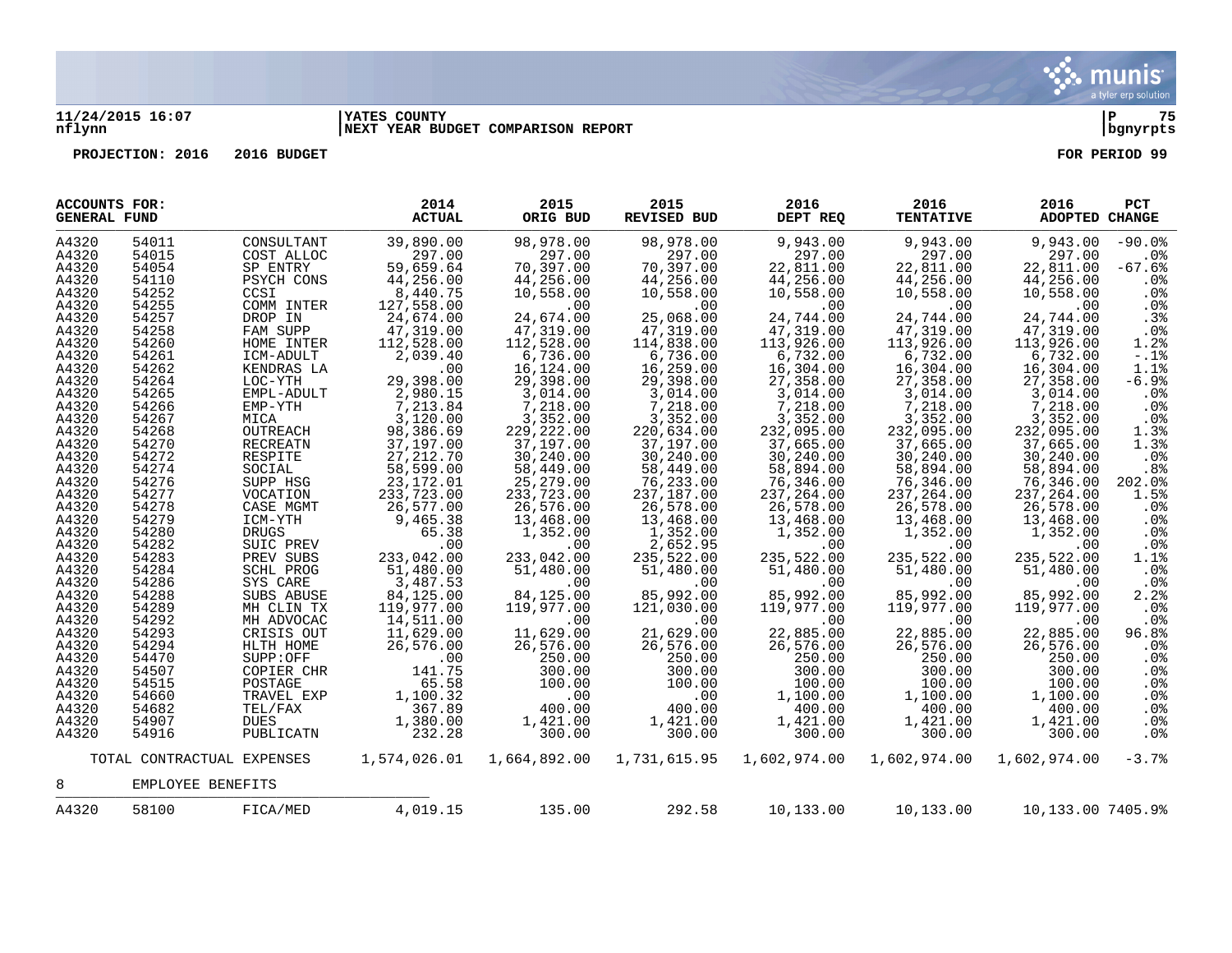**11/24/2015 16:07** | **YATES COUNTY** | **P 75**
**nflynn** | **NEXT YEAR BUDGET COMPARISON REPORT** | **bgnyrpts**

**PROJECTION: 2016 2016 BUDGET** **FOR PERIOD 99**

| ACCOUNTS FOR: GENERAL FUND | | | 2014 ACTUAL | 2015 ORIG BUD | 2015 REVISED BUD | 2016 DEPT REQ | 2016 TENTATIVE | 2016 ADOPTED | PCT CHANGE |
|---|---|---|---|---|---|---|---|---|---|
| A4320 | 54011 | CONSULTANT | 39,890.00 | 98,978.00 | 98,978.00 | 9,943.00 | 9,943.00 | 9,943.00 | -90.0% |
| A4320 | 54015 | COST ALLOC | 297.00 | 297.00 | 297.00 | 297.00 | 297.00 | 297.00 | .0% |
| A4320 | 54054 | SP ENTRY | 59,659.64 | 70,397.00 | 70,397.00 | 22,811.00 | 22,811.00 | 22,811.00 | -67.6% |
| A4320 | 54110 | PSYCH CONS | 44,256.00 | 44,256.00 | 44,256.00 | 44,256.00 | 44,256.00 | 44,256.00 | .0% |
| A4320 | 54252 | CCSI | 8,440.75 | 10,558.00 | 10,558.00 | 10,558.00 | 10,558.00 | 10,558.00 | .0% |
| A4320 | 54255 | COMM INTER | 127,558.00 | .00 | .00 | .00 | .00 | .00 | .0% |
| A4320 | 54257 | DROP IN | 24,674.00 | 24,674.00 | 25,068.00 | 24,744.00 | 24,744.00 | 24,744.00 | .3% |
| A4320 | 54258 | FAM SUPP | 47,319.00 | 47,319.00 | 47,319.00 | 47,319.00 | 47,319.00 | 47,319.00 | .0% |
| A4320 | 54260 | HOME INTER | 112,528.00 | 112,528.00 | 114,838.00 | 113,926.00 | 113,926.00 | 113,926.00 | 1.2% |
| A4320 | 54261 | ICM-ADULT | 2,039.40 | 6,736.00 | 6,736.00 | 6,732.00 | 6,732.00 | 6,732.00 | -.1% |
| A4320 | 54262 | KENDRAS LA | .00 | 16,124.00 | 16,259.00 | 16,304.00 | 16,304.00 | 16,304.00 | 1.1% |
| A4320 | 54264 | LOC-YTH | 29,398.00 | 29,398.00 | 29,398.00 | 27,358.00 | 27,358.00 | 27,358.00 | -6.9% |
| A4320 | 54265 | EMPL-ADULT | 2,980.15 | 3,014.00 | 3,014.00 | 3,014.00 | 3,014.00 | 3,014.00 | .0% |
| A4320 | 54266 | EMP-YTH | 7,213.84 | 7,218.00 | 7,218.00 | 7,218.00 | 7,218.00 | 7,218.00 | .0% |
| A4320 | 54267 | MICA | 3,120.00 | 3,352.00 | 3,352.00 | 3,352.00 | 3,352.00 | 3,352.00 | .0% |
| A4320 | 54268 | OUTREACH | 98,386.69 | 229,222.00 | 220,634.00 | 232,095.00 | 232,095.00 | 232,095.00 | 1.3% |
| A4320 | 54270 | RECREATN | 37,197.00 | 37,197.00 | 37,197.00 | 37,665.00 | 37,665.00 | 37,665.00 | 1.3% |
| A4320 | 54272 | RESPITE | 27,212.70 | 30,240.00 | 30,240.00 | 30,240.00 | 30,240.00 | 30,240.00 | .0% |
| A4320 | 54274 | SOCIAL | 58,599.00 | 58,449.00 | 58,449.00 | 58,894.00 | 58,894.00 | 58,894.00 | .8% |
| A4320 | 54276 | SUPP HSG | 23,172.01 | 25,279.00 | 76,233.00 | 76,346.00 | 76,346.00 | 76,346.00 | 202.0% |
| A4320 | 54277 | VOCATION | 233,723.00 | 233,723.00 | 237,187.00 | 237,264.00 | 237,264.00 | 237,264.00 | 1.5% |
| A4320 | 54278 | CASE MGMT | 26,577.00 | 26,576.00 | 26,578.00 | 26,578.00 | 26,578.00 | 26,578.00 | .0% |
| A4320 | 54279 | ICM-YTH | 9,465.38 | 13,468.00 | 13,468.00 | 13,468.00 | 13,468.00 | 13,468.00 | .0% |
| A4320 | 54280 | DRUGS | 65.38 | 1,352.00 | 1,352.00 | 1,352.00 | 1,352.00 | 1,352.00 | .0% |
| A4320 | 54282 | SUIC PREV | .00 | .00 | 2,652.95 | .00 | .00 | .00 | .0% |
| A4320 | 54283 | PREV SUBS | 233,042.00 | 233,042.00 | 235,522.00 | 235,522.00 | 235,522.00 | 235,522.00 | 1.1% |
| A4320 | 54284 | SCHL PROG | 51,480.00 | 51,480.00 | 51,480.00 | 51,480.00 | 51,480.00 | 51,480.00 | .0% |
| A4320 | 54286 | SYS CARE | 3,487.53 | .00 | .00 | .00 | .00 | .00 | .0% |
| A4320 | 54288 | SUBS ABUSE | 84,125.00 | 84,125.00 | 85,992.00 | 85,992.00 | 85,992.00 | 85,992.00 | 2.2% |
| A4320 | 54289 | MH CLIN TX | 119,977.00 | 119,977.00 | 121,030.00 | 119,977.00 | 119,977.00 | 119,977.00 | .0% |
| A4320 | 54292 | MH ADVOCAC | 14,511.00 | .00 | .00 | .00 | .00 | .00 | .0% |
| A4320 | 54293 | CRISIS OUT | 11,629.00 | 11,629.00 | 21,629.00 | 22,885.00 | 22,885.00 | 22,885.00 | 96.8% |
| A4320 | 54294 | HLTH HOME | 26,576.00 | 26,576.00 | 26,576.00 | 26,576.00 | 26,576.00 | 26,576.00 | .0% |
| A4320 | 54470 | SUPP:OFF | .00 | 250.00 | 250.00 | 250.00 | 250.00 | 250.00 | .0% |
| A4320 | 54507 | COPIER CHR | 141.75 | 300.00 | 300.00 | 300.00 | 300.00 | 300.00 | .0% |
| A4320 | 54515 | POSTAGE | 65.58 | 100.00 | 100.00 | 100.00 | 100.00 | 100.00 | .0% |
| A4320 | 54660 | TRAVEL EXP | 1,100.32 | .00 | .00 | 1,100.00 | 1,100.00 | 1,100.00 | .0% |
| A4320 | 54682 | TEL/FAX | 367.89 | 400.00 | 400.00 | 400.00 | 400.00 | 400.00 | .0% |
| A4320 | 54907 | DUES | 1,380.00 | 1,421.00 | 1,421.00 | 1,421.00 | 1,421.00 | 1,421.00 | .0% |
| A4320 | 54916 | PUBLICATN | 232.28 | 300.00 | 300.00 | 300.00 | 300.00 | 300.00 | .0% |
| | TOTAL CONTRACTUAL EXPENSES | | 1,574,026.01 | 1,664,892.00 | 1,731,615.95 | 1,602,974.00 | 1,602,974.00 | 1,602,974.00 | -3.7% |
| 8 | EMPLOYEE BENEFITS | | | | | | | | |
| A4320 | 58100 | FICA/MED | 4,019.15 | 135.00 | 292.58 | 10,133.00 | 10,133.00 | 10,133.00 | 7405.9% |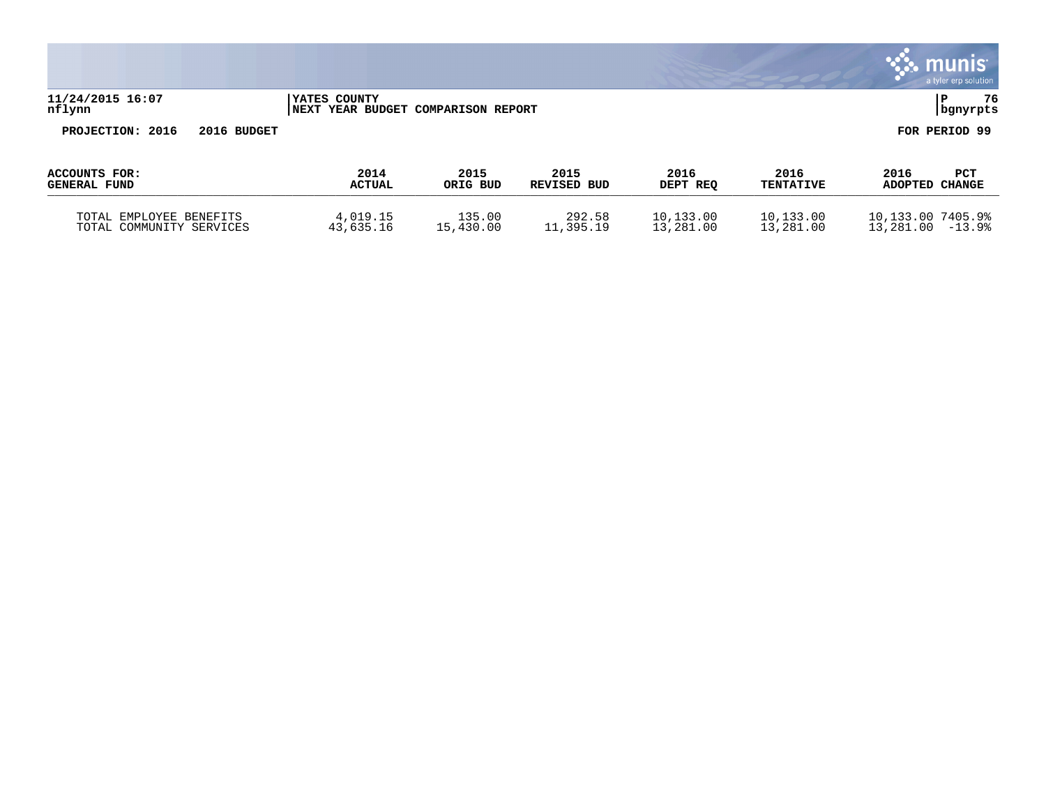**11/24/2015 16:07** | **YATES COUNTY**
**nflynn** | **NEXT YEAR BUDGET COMPARISON REPORT**

**PROJECTION: 2016 2016 BUDGET** — **FOR PERIOD 99**

| ACCOUNTS FOR: GENERAL FUND | 2014 ACTUAL | 2015 ORIG BUD | 2015 REVISED BUD | 2016 DEPT REQ | 2016 TENTATIVE | 2016 ADOPTED | PCT CHANGE |
|---|---|---|---|---|---|---|---|
| TOTAL EMPLOYEE BENEFITS | 4,019.15 | 135.00 | 292.58 | 10,133.00 | 10,133.00 | 10,133.00 | 7405.9% |
| TOTAL COMMUNITY SERVICES | 43,635.16 | 15,430.00 | 11,395.19 | 13,281.00 | 13,281.00 | 13,281.00 | -13.9% |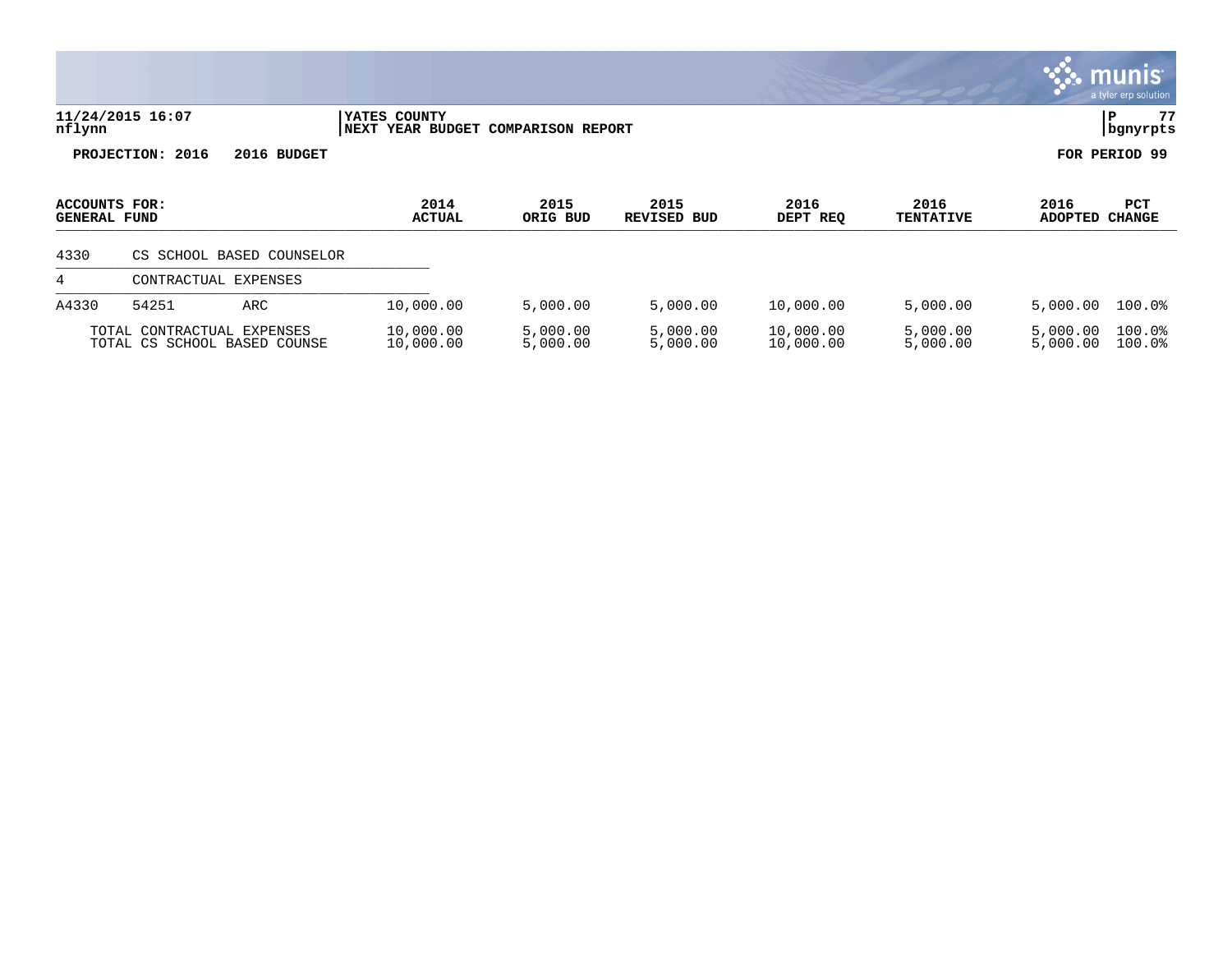YATES COUNTY
NEXT YEAR BUDGET COMPARISON REPORT

PROJECTION: 2016 2016 BUDGET

FOR PERIOD 99

| ACCOUNTS FOR: GENERAL FUND | | | 2014 ACTUAL | 2015 ORIG BUD | 2015 REVISED BUD | 2016 DEPT REQ | 2016 TENTATIVE | 2016 ADOPTED | PCT CHANGE |
|---|---|---|---|---|---|---|---|---|---|
| 4330 | CS SCHOOL BASED COUNSELOR | | | | | | | | |
| 4 | CONTRACTUAL EXPENSES | | | | | | | | |
| A4330 | 54251 | ARC | 10,000.00 | 5,000.00 | 5,000.00 | 10,000.00 | 5,000.00 | 5,000.00 | 100.0% |
| | TOTAL CONTRACTUAL EXPENSES | | 10,000.00 | 5,000.00 | 5,000.00 | 10,000.00 | 5,000.00 | 5,000.00 | 100.0% |
| | TOTAL CS SCHOOL BASED COUNSE | | 10,000.00 | 5,000.00 | 5,000.00 | 10,000.00 | 5,000.00 | 5,000.00 | 100.0% |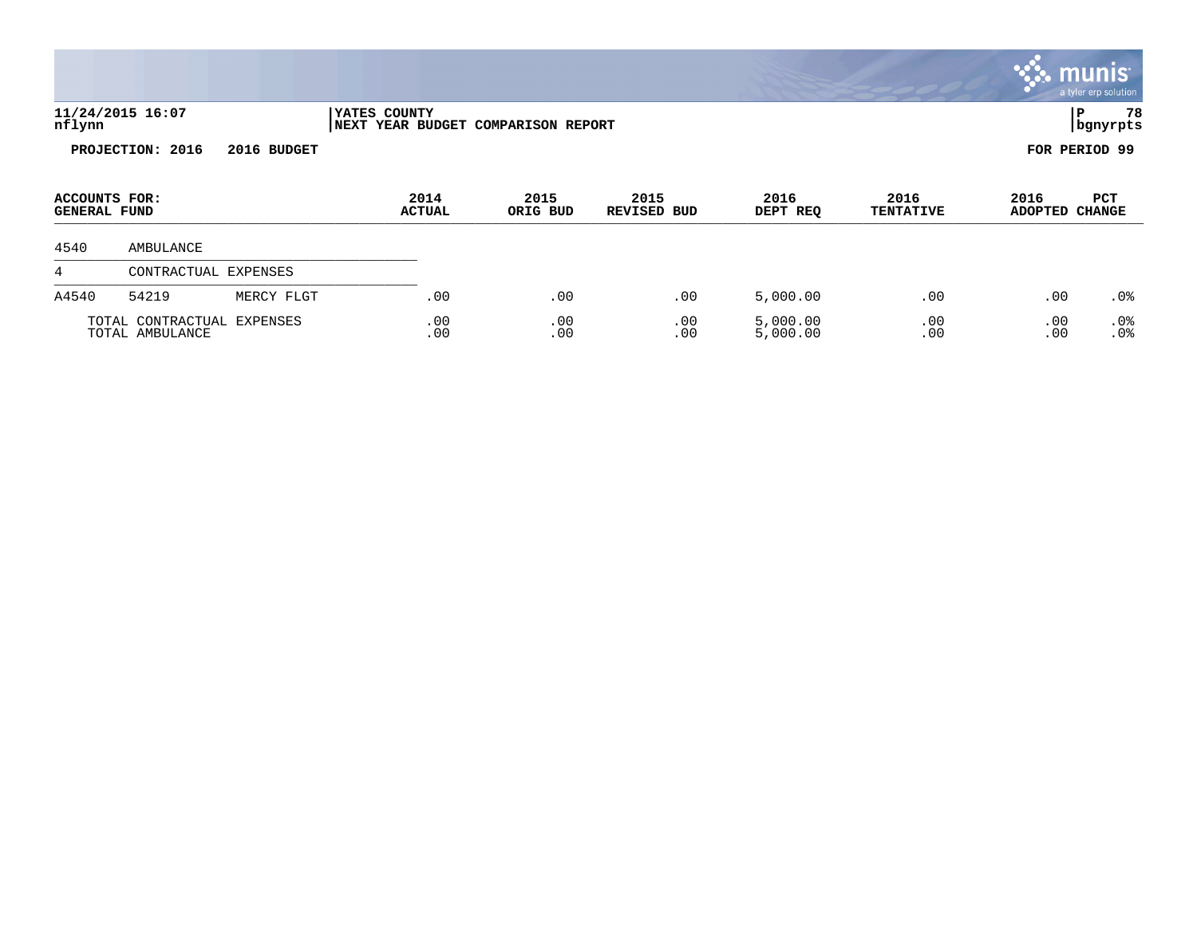YATES COUNTY
NEXT YEAR BUDGET COMPARISON REPORT

11/24/2015 16:07
nflynn

P 78
bgnyrpts

**PROJECTION: 2016 2016 BUDGET** **FOR PERIOD 99**

| ACCOUNTS FOR: GENERAL FUND | | | 2014 ACTUAL | 2015 ORIG BUD | 2015 REVISED BUD | 2016 DEPT REQ | 2016 TENTATIVE | 2016 ADOPTED | PCT CHANGE |
|---|---|---|---|---|---|---|---|---|---|
| 4540 | AMBULANCE | | | | | | | | |
| 4 | CONTRACTUAL EXPENSES | | | | | | | | |
| A4540 | 54219 | MERCY FLGT | .00 | .00 | .00 | 5,000.00 | .00 | .00 | .0% |
| | TOTAL CONTRACTUAL EXPENSES | | .00 | .00 | .00 | 5,000.00 | .00 | .00 | .0% |
| | TOTAL AMBULANCE | | .00 | .00 | .00 | 5,000.00 | .00 | .00 | .0% |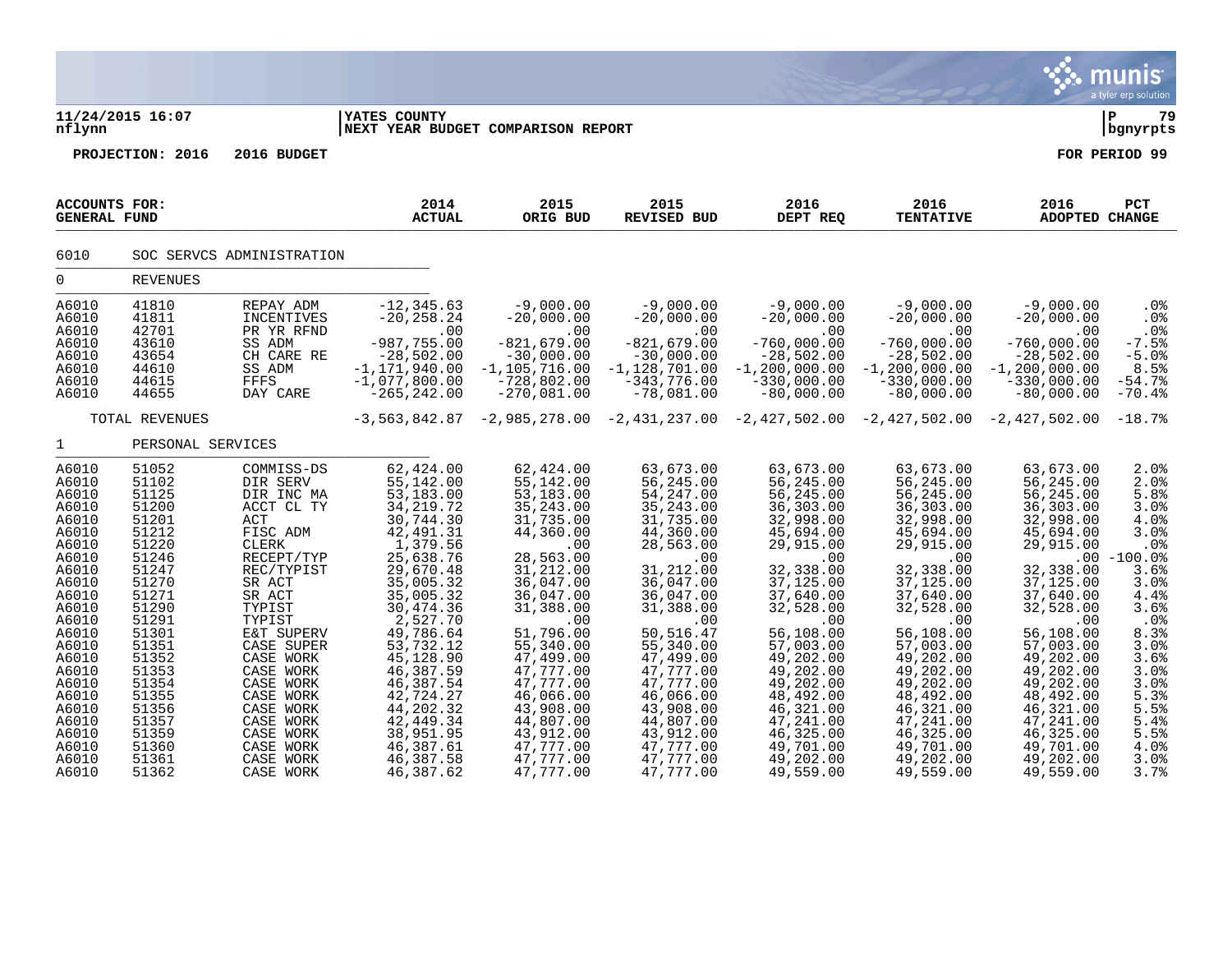**11/24/2015 16:07** | **YATES COUNTY** | **P 79**
**nflynn** | **NEXT YEAR BUDGET COMPARISON REPORT** | **bgnyrpts**

**PROJECTION: 2016 2016 BUDGET** **FOR PERIOD 99**

| ACCOUNTS FOR: GENERAL FUND | | | 2014 ACTUAL | 2015 ORIG BUD | 2015 REVISED BUD | 2016 DEPT REQ | 2016 TENTATIVE | 2016 ADOPTED | PCT CHANGE |
|---|---|---|---|---|---|---|---|---|---|
| 6010 | SOC SERVCS ADMINISTRATION | | | | | | | | |
| 0 | REVENUES | | | | | | | | |
| A6010 | 41810 | REPAY ADM | -12,345.63 | -9,000.00 | -9,000.00 | -9,000.00 | -9,000.00 | -9,000.00 | .0% |
| A6010 | 41811 | INCENTIVES | -20,258.24 | -20,000.00 | -20,000.00 | -20,000.00 | -20,000.00 | -20,000.00 | .0% |
| A6010 | 42701 | PR YR RFND | .00 | .00 | .00 | .00 | .00 | .00 | .0% |
| A6010 | 43610 | SS ADM | -987,755.00 | -821,679.00 | -821,679.00 | -760,000.00 | -760,000.00 | -760,000.00 | -7.5% |
| A6010 | 43654 | CH CARE RE | -28,502.00 | -30,000.00 | -30,000.00 | -28,502.00 | -28,502.00 | -28,502.00 | -5.0% |
| A6010 | 44610 | SS ADM | -1,171,940.00 | -1,105,716.00 | -1,128,701.00 | -1,200,000.00 | -1,200,000.00 | -1,200,000.00 | 8.5% |
| A6010 | 44615 | FFFS | -1,077,800.00 | -728,802.00 | -343,776.00 | -330,000.00 | -330,000.00 | -330,000.00 | -54.7% |
| A6010 | 44655 | DAY CARE | -265,242.00 | -270,081.00 | -78,081.00 | -80,000.00 | -80,000.00 | -80,000.00 | -70.4% |
| | TOTAL REVENUES | | -3,563,842.87 | -2,985,278.00 | -2,431,237.00 | -2,427,502.00 | -2,427,502.00 | -2,427,502.00 | -18.7% |
| 1 | PERSONAL SERVICES | | | | | | | | |
| A6010 | 51052 | COMMISS-DS | 62,424.00 | 62,424.00 | 63,673.00 | 63,673.00 | 63,673.00 | 63,673.00 | 2.0% |
| A6010 | 51102 | DIR SERV | 55,142.00 | 55,142.00 | 56,245.00 | 56,245.00 | 56,245.00 | 56,245.00 | 2.0% |
| A6010 | 51125 | DIR INC MA | 53,183.00 | 53,183.00 | 54,247.00 | 56,245.00 | 56,245.00 | 56,245.00 | 5.8% |
| A6010 | 51200 | ACCT CL TY | 34,219.72 | 35,243.00 | 35,243.00 | 36,303.00 | 36,303.00 | 36,303.00 | 3.0% |
| A6010 | 51201 | ACT | 30,744.30 | 31,735.00 | 31,735.00 | 32,998.00 | 32,998.00 | 32,998.00 | 4.0% |
| A6010 | 51212 | FISC ADM | 42,491.31 | 44,360.00 | 44,360.00 | 45,694.00 | 45,694.00 | 45,694.00 | 3.0% |
| A6010 | 51220 | CLERK | 1,379.56 | .00 | 28,563.00 | 29,915.00 | 29,915.00 | 29,915.00 | .0% |
| A6010 | 51246 | RECEPT/TYP | 25,638.76 | 28,563.00 | .00 | .00 | .00 | .00 | -100.0% |
| A6010 | 51247 | REC/TYPIST | 29,670.48 | 31,212.00 | 31,212.00 | 32,338.00 | 32,338.00 | 32,338.00 | 3.6% |
| A6010 | 51270 | SR ACT | 35,005.32 | 36,047.00 | 36,047.00 | 37,125.00 | 37,125.00 | 37,125.00 | 3.0% |
| A6010 | 51271 | SR ACT | 35,005.32 | 36,047.00 | 36,047.00 | 37,640.00 | 37,640.00 | 37,640.00 | 4.4% |
| A6010 | 51290 | TYPIST | 30,474.36 | 31,388.00 | 31,388.00 | 32,528.00 | 32,528.00 | 32,528.00 | 3.6% |
| A6010 | 51291 | TYPIST | 2,527.70 | .00 | .00 | .00 | .00 | .00 | .0% |
| A6010 | 51301 | E&T SUPERV | 49,786.64 | 51,796.00 | 50,516.47 | 56,108.00 | 56,108.00 | 56,108.00 | 8.3% |
| A6010 | 51351 | CASE SUPER | 53,732.12 | 55,340.00 | 55,340.00 | 57,003.00 | 57,003.00 | 57,003.00 | 3.0% |
| A6010 | 51352 | CASE WORK | 45,128.90 | 47,499.00 | 47,499.00 | 49,202.00 | 49,202.00 | 49,202.00 | 3.6% |
| A6010 | 51353 | CASE WORK | 46,387.59 | 47,777.00 | 47,777.00 | 49,202.00 | 49,202.00 | 49,202.00 | 3.0% |
| A6010 | 51354 | CASE WORK | 46,387.54 | 47,777.00 | 47,777.00 | 49,202.00 | 49,202.00 | 49,202.00 | 3.0% |
| A6010 | 51355 | CASE WORK | 42,724.27 | 46,066.00 | 46,066.00 | 48,492.00 | 48,492.00 | 48,492.00 | 5.3% |
| A6010 | 51356 | CASE WORK | 44,202.32 | 43,908.00 | 43,908.00 | 46,321.00 | 46,321.00 | 46,321.00 | 5.5% |
| A6010 | 51357 | CASE WORK | 42,449.34 | 44,807.00 | 44,807.00 | 47,241.00 | 47,241.00 | 47,241.00 | 5.4% |
| A6010 | 51359 | CASE WORK | 38,951.95 | 43,912.00 | 43,912.00 | 46,325.00 | 46,325.00 | 46,325.00 | 5.5% |
| A6010 | 51360 | CASE WORK | 46,387.61 | 47,777.00 | 47,777.00 | 49,701.00 | 49,701.00 | 49,701.00 | 4.0% |
| A6010 | 51361 | CASE WORK | 46,387.58 | 47,777.00 | 47,777.00 | 49,202.00 | 49,202.00 | 49,202.00 | 3.0% |
| A6010 | 51362 | CASE WORK | 46,387.62 | 47,777.00 | 47,777.00 | 49,559.00 | 49,559.00 | 49,559.00 | 3.7% |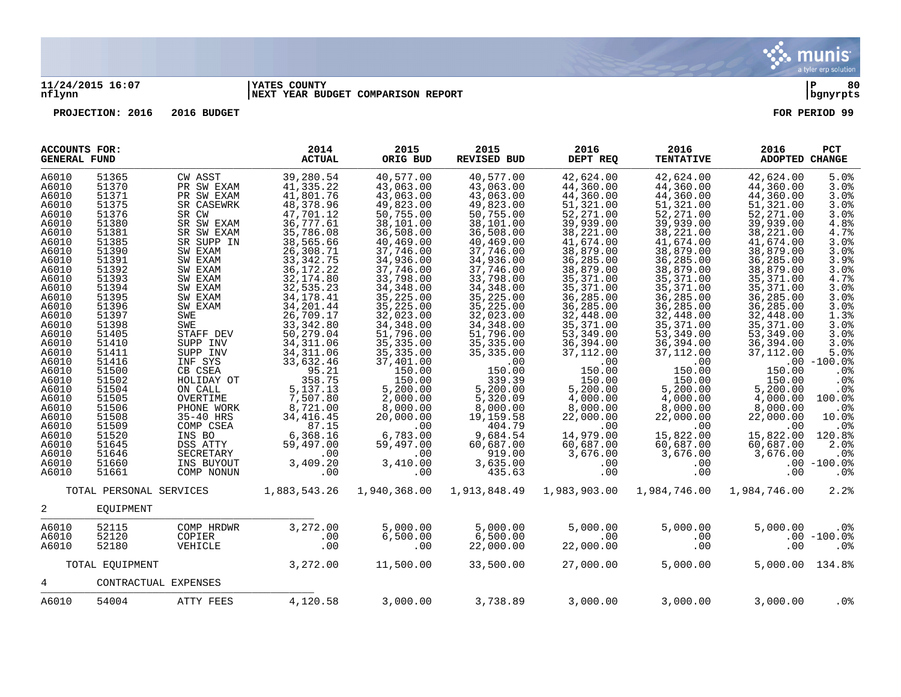**11/24/2015 16:07** | **YATES COUNTY** | **P 80**
**nflynn** | **NEXT YEAR BUDGET COMPARISON REPORT** | **bgnyrpts**

**PROJECTION: 2016 2016 BUDGET** **FOR PERIOD 99**

| ACCOUNTS FOR: GENERAL FUND | | | 2014 ACTUAL | 2015 ORIG BUD | 2015 REVISED BUD | 2016 DEPT REQ | 2016 TENTATIVE | 2016 ADOPTED | PCT CHANGE |
|---|---|---|---|---|---|---|---|---|---|
| A6010 | 51365 | CW ASST | 39,280.54 | 40,577.00 | 40,577.00 | 42,624.00 | 42,624.00 | 42,624.00 | 5.0% |
| A6010 | 51370 | PR SW EXAM | 41,335.22 | 43,063.00 | 43,063.00 | 44,360.00 | 44,360.00 | 44,360.00 | 3.0% |
| A6010 | 51371 | PR SW EXAM | 41,801.76 | 43,063.00 | 43,063.00 | 44,360.00 | 44,360.00 | 44,360.00 | 3.0% |
| A6010 | 51375 | SR CASEWRK | 48,378.96 | 49,823.00 | 49,823.00 | 51,321.00 | 51,321.00 | 51,321.00 | 3.0% |
| A6010 | 51376 | SR CW | 47,701.12 | 50,755.00 | 50,755.00 | 52,271.00 | 52,271.00 | 52,271.00 | 3.0% |
| A6010 | 51380 | SR SW EXAM | 36,777.61 | 38,101.00 | 38,101.00 | 39,939.00 | 39,939.00 | 39,939.00 | 4.8% |
| A6010 | 51381 | SR SW EXAM | 35,786.08 | 36,508.00 | 36,508.00 | 38,221.00 | 38,221.00 | 38,221.00 | 4.7% |
| A6010 | 51385 | SR SUPP IN | 38,565.66 | 40,469.00 | 40,469.00 | 41,674.00 | 41,674.00 | 41,674.00 | 3.0% |
| A6010 | 51390 | SW EXAM | 26,308.71 | 37,746.00 | 37,746.00 | 38,879.00 | 38,879.00 | 38,879.00 | 3.0% |
| A6010 | 51391 | SW EXAM | 33,342.75 | 34,936.00 | 34,936.00 | 36,285.00 | 36,285.00 | 36,285.00 | 3.9% |
| A6010 | 51392 | SW EXAM | 36,172.22 | 37,746.00 | 37,746.00 | 38,879.00 | 38,879.00 | 38,879.00 | 3.0% |
| A6010 | 51393 | SW EXAM | 32,174.80 | 33,798.00 | 33,798.00 | 35,371.00 | 35,371.00 | 35,371.00 | 4.7% |
| A6010 | 51394 | SW EXAM | 32,535.23 | 34,348.00 | 34,348.00 | 35,371.00 | 35,371.00 | 35,371.00 | 3.0% |
| A6010 | 51395 | SW EXAM | 34,178.41 | 35,225.00 | 35,225.00 | 36,285.00 | 36,285.00 | 36,285.00 | 3.0% |
| A6010 | 51396 | SW EXAM | 34,201.44 | 35,225.00 | 35,225.00 | 36,285.00 | 36,285.00 | 36,285.00 | 3.0% |
| A6010 | 51397 | SWE | 26,709.17 | 32,023.00 | 32,023.00 | 32,448.00 | 32,448.00 | 32,448.00 | 1.3% |
| A6010 | 51398 | SWE | 33,342.80 | 34,348.00 | 34,348.00 | 35,371.00 | 35,371.00 | 35,371.00 | 3.0% |
| A6010 | 51405 | STAFF DEV | 50,279.04 | 51,796.00 | 51,796.00 | 53,349.00 | 53,349.00 | 53,349.00 | 3.0% |
| A6010 | 51410 | SUPP INV | 34,311.06 | 35,335.00 | 35,335.00 | 36,394.00 | 36,394.00 | 36,394.00 | 3.0% |
| A6010 | 51411 | SUPP INV | 34,311.06 | 35,335.00 | 35,335.00 | 37,112.00 | 37,112.00 | 37,112.00 | 5.0% |
| A6010 | 51416 | INF SYS | 33,632.46 | 37,401.00 | .00 | .00 | .00 | .00 | -100.0% |
| A6010 | 51500 | CB CSEA | 95.21 | 150.00 | 150.00 | 150.00 | 150.00 | 150.00 | .0% |
| A6010 | 51502 | HOLIDAY OT | 358.75 | 150.00 | 339.39 | 150.00 | 150.00 | 150.00 | .0% |
| A6010 | 51504 | ON CALL | 5,137.13 | 5,200.00 | 5,200.00 | 5,200.00 | 5,200.00 | 5,200.00 | .0% |
| A6010 | 51505 | OVERTIME | 7,507.80 | 2,000.00 | 5,320.09 | 4,000.00 | 4,000.00 | 4,000.00 | 100.0% |
| A6010 | 51506 | PHONE WORK | 8,721.00 | 8,000.00 | 8,000.00 | 8,000.00 | 8,000.00 | 8,000.00 | .0% |
| A6010 | 51508 | 35-40 HRS | 34,416.45 | 20,000.00 | 19,159.58 | 22,000.00 | 22,000.00 | 22,000.00 | 10.0% |
| A6010 | 51509 | COMP CSEA | 87.15 | .00 | 404.79 | .00 | .00 | .00 | .0% |
| A6010 | 51520 | INS BO | 6,368.16 | 6,783.00 | 9,684.54 | 14,979.00 | 15,822.00 | 15,822.00 | 120.8% |
| A6010 | 51645 | DSS ATTY | 59,497.00 | 59,497.00 | 60,687.00 | 60,687.00 | 60,687.00 | 60,687.00 | 2.0% |
| A6010 | 51646 | SECRETARY | .00 | .00 | 919.00 | 3,676.00 | 3,676.00 | 3,676.00 | .0% |
| A6010 | 51660 | INS BUYOUT | 3,409.20 | 3,410.00 | 3,635.00 | .00 | .00 | .00 | -100.0% |
| A6010 | 51661 | COMP NONUN | .00 | .00 | 435.63 | .00 | .00 | .00 | .0% |
| | TOTAL PERSONAL SERVICES | | 1,883,543.26 | 1,940,368.00 | 1,913,848.49 | 1,983,903.00 | 1,984,746.00 | 1,984,746.00 | 2.2% |
| 2 | EQUIPMENT | | | | | | | | |
| A6010 | 52115 | COMP HRDWR | 3,272.00 | 5,000.00 | 5,000.00 | 5,000.00 | 5,000.00 | 5,000.00 | .0% |
| A6010 | 52120 | COPIER | .00 | 6,500.00 | 6,500.00 | .00 | .00 | .00 | -100.0% |
| A6010 | 52180 | VEHICLE | .00 | .00 | 22,000.00 | 22,000.00 | .00 | .00 | .0% |
| | TOTAL EQUIPMENT | | 3,272.00 | 11,500.00 | 33,500.00 | 27,000.00 | 5,000.00 | 5,000.00 | 134.8% |
| 4 | CONTRACTUAL EXPENSES | | | | | | | | |
| A6010 | 54004 | ATTY FEES | 4,120.58 | 3,000.00 | 3,738.89 | 3,000.00 | 3,000.00 | 3,000.00 | .0% |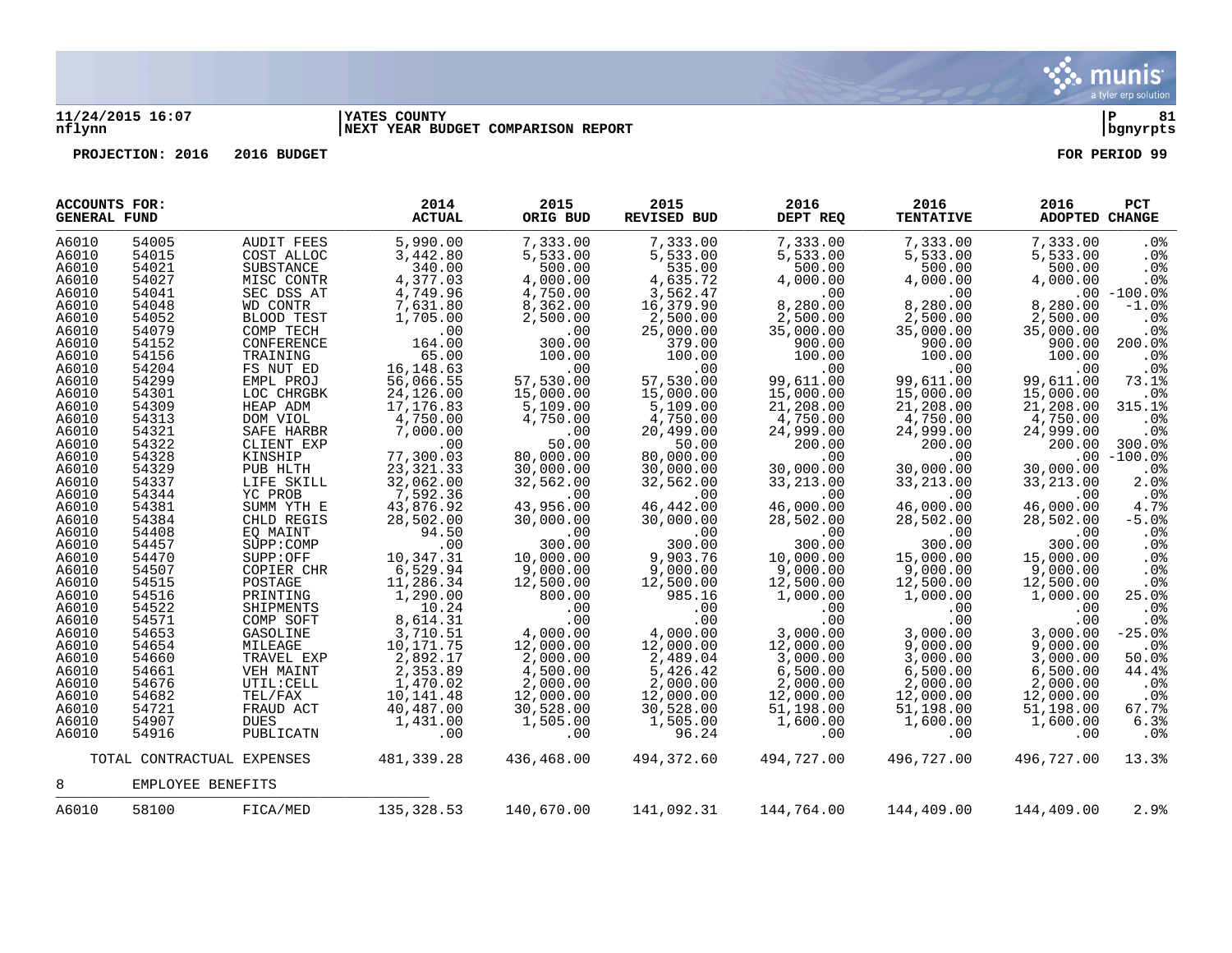**11/24/2015 16:07** | **YATES COUNTY** | **P 81**
**nflynn** | **NEXT YEAR BUDGET COMPARISON REPORT** | **bgnyrpts**

**PROJECTION: 2016 2016 BUDGET** **FOR PERIOD 99**

| ACCOUNTS FOR: GENERAL FUND | | | 2014 ACTUAL | 2015 ORIG BUD | 2015 REVISED BUD | 2016 DEPT REQ | 2016 TENTATIVE | 2016 ADOPTED | PCT CHANGE |
|---|---|---|---|---|---|---|---|---|---|
| A6010 | 54005 | AUDIT FEES | 5,990.00 | 7,333.00 | 7,333.00 | 7,333.00 | 7,333.00 | 7,333.00 | .0% |
| A6010 | 54015 | COST ALLOC | 3,442.80 | 5,533.00 | 5,533.00 | 5,533.00 | 5,533.00 | 5,533.00 | .0% |
| A6010 | 54021 | SUBSTANCE | 340.00 | 500.00 | 535.00 | 500.00 | 500.00 | 500.00 | .0% |
| A6010 | 54027 | MISC CONTR | 4,377.03 | 4,000.00 | 4,635.72 | 4,000.00 | 4,000.00 | 4,000.00 | .0% |
| A6010 | 54041 | SEC DSS AT | 4,749.96 | 4,750.00 | 3,562.47 | .00 | .00 | .00 | -100.0% |
| A6010 | 54048 | WD CONTR | 7,631.80 | 8,362.00 | 16,379.90 | 8,280.00 | 8,280.00 | 8,280.00 | -1.0% |
| A6010 | 54052 | BLOOD TEST | 1,705.00 | 2,500.00 | 2,500.00 | 2,500.00 | 2,500.00 | 2,500.00 | .0% |
| A6010 | 54079 | COMP TECH | .00 | .00 | 25,000.00 | 35,000.00 | 35,000.00 | 35,000.00 | .0% |
| A6010 | 54152 | CONFERENCE | 164.00 | 300.00 | 379.00 | 900.00 | 900.00 | 900.00 | 200.0% |
| A6010 | 54156 | TRAINING | 65.00 | 100.00 | 100.00 | 100.00 | 100.00 | 100.00 | .0% |
| A6010 | 54204 | FS NUT ED | 16,148.63 | .00 | .00 | .00 | .00 | .00 | .0% |
| A6010 | 54299 | EMPL PROJ | 56,066.55 | 57,530.00 | 57,530.00 | 99,611.00 | 99,611.00 | 99,611.00 | 73.1% |
| A6010 | 54301 | LOC CHRGBK | 24,126.00 | 15,000.00 | 15,000.00 | 15,000.00 | 15,000.00 | 15,000.00 | .0% |
| A6010 | 54309 | HEAP ADM | 17,176.83 | 5,109.00 | 5,109.00 | 21,208.00 | 21,208.00 | 21,208.00 | 315.1% |
| A6010 | 54313 | DOM VIOL | 4,750.00 | 4,750.00 | 4,750.00 | 4,750.00 | 4,750.00 | 4,750.00 | .0% |
| A6010 | 54321 | SAFE HARBR | 7,000.00 | .00 | 20,499.00 | 24,999.00 | 24,999.00 | 24,999.00 | .0% |
| A6010 | 54322 | CLIENT EXP | .00 | 50.00 | 50.00 | 200.00 | 200.00 | 200.00 | 300.0% |
| A6010 | 54328 | KINSHIP | 77,300.03 | 80,000.00 | 80,000.00 | .00 | .00 | .00 | -100.0% |
| A6010 | 54329 | PUB HLTH | 23,321.33 | 30,000.00 | 30,000.00 | 30,000.00 | 30,000.00 | 30,000.00 | .0% |
| A6010 | 54337 | LIFE SKILL | 32,062.00 | 32,562.00 | 32,562.00 | 33,213.00 | 33,213.00 | 33,213.00 | 2.0% |
| A6010 | 54344 | YC PROB | 7,592.36 | .00 | .00 | .00 | .00 | .00 | .0% |
| A6010 | 54381 | SUMM YTH E | 43,876.92 | 43,956.00 | 46,442.00 | 46,000.00 | 46,000.00 | 46,000.00 | 4.7% |
| A6010 | 54384 | CHLD REGIS | 28,502.00 | 30,000.00 | 30,000.00 | 28,502.00 | 28,502.00 | 28,502.00 | -5.0% |
| A6010 | 54408 | EQ MAINT | 94.50 | .00 | .00 | .00 | .00 | .00 | .0% |
| A6010 | 54457 | SUPP:COMP | .00 | 300.00 | 300.00 | 300.00 | 300.00 | 300.00 | .0% |
| A6010 | 54470 | SUPP:OFF | 10,347.31 | 10,000.00 | 9,903.76 | 10,000.00 | 15,000.00 | 15,000.00 | .0% |
| A6010 | 54507 | COPIER CHR | 6,529.94 | 9,000.00 | 9,000.00 | 9,000.00 | 9,000.00 | 9,000.00 | .0% |
| A6010 | 54515 | POSTAGE | 11,286.34 | 12,500.00 | 12,500.00 | 12,500.00 | 12,500.00 | 12,500.00 | .0% |
| A6010 | 54516 | PRINTING | 1,290.00 | 800.00 | 985.16 | 1,000.00 | 1,000.00 | 1,000.00 | 25.0% |
| A6010 | 54522 | SHIPMENTS | 10.24 | .00 | .00 | .00 | .00 | .00 | .0% |
| A6010 | 54571 | COMP SOFT | 8,614.31 | .00 | .00 | .00 | .00 | .00 | .0% |
| A6010 | 54653 | GASOLINE | 3,710.51 | 4,000.00 | 4,000.00 | 3,000.00 | 3,000.00 | 3,000.00 | -25.0% |
| A6010 | 54654 | MILEAGE | 10,171.75 | 12,000.00 | 12,000.00 | 12,000.00 | 9,000.00 | 9,000.00 | .0% |
| A6010 | 54660 | TRAVEL EXP | 2,892.17 | 2,000.00 | 2,489.04 | 3,000.00 | 3,000.00 | 3,000.00 | 50.0% |
| A6010 | 54661 | VEH MAINT | 2,353.89 | 4,500.00 | 5,426.42 | 6,500.00 | 6,500.00 | 6,500.00 | 44.4% |
| A6010 | 54676 | UTIL:CELL | 1,470.02 | 2,000.00 | 2,000.00 | 2,000.00 | 2,000.00 | 2,000.00 | .0% |
| A6010 | 54682 | TEL/FAX | 10,141.48 | 12,000.00 | 12,000.00 | 12,000.00 | 12,000.00 | 12,000.00 | .0% |
| A6010 | 54721 | FRAUD ACT | 40,487.00 | 30,528.00 | 30,528.00 | 51,198.00 | 51,198.00 | 51,198.00 | 67.7% |
| A6010 | 54907 | DUES | 1,431.00 | 1,505.00 | 1,505.00 | 1,600.00 | 1,600.00 | 1,600.00 | 6.3% |
| A6010 | 54916 | PUBLICATN | .00 | .00 | 96.24 | .00 | .00 | .00 | .0% |
| | TOTAL CONTRACTUAL EXPENSES | | 481,339.28 | 436,468.00 | 494,372.60 | 494,727.00 | 496,727.00 | 496,727.00 | 13.3% |
| 8 | EMPLOYEE BENEFITS | | | | | | | | |
| A6010 | 58100 | FICA/MED | 135,328.53 | 140,670.00 | 141,092.31 | 144,764.00 | 144,409.00 | 144,409.00 | 2.9% |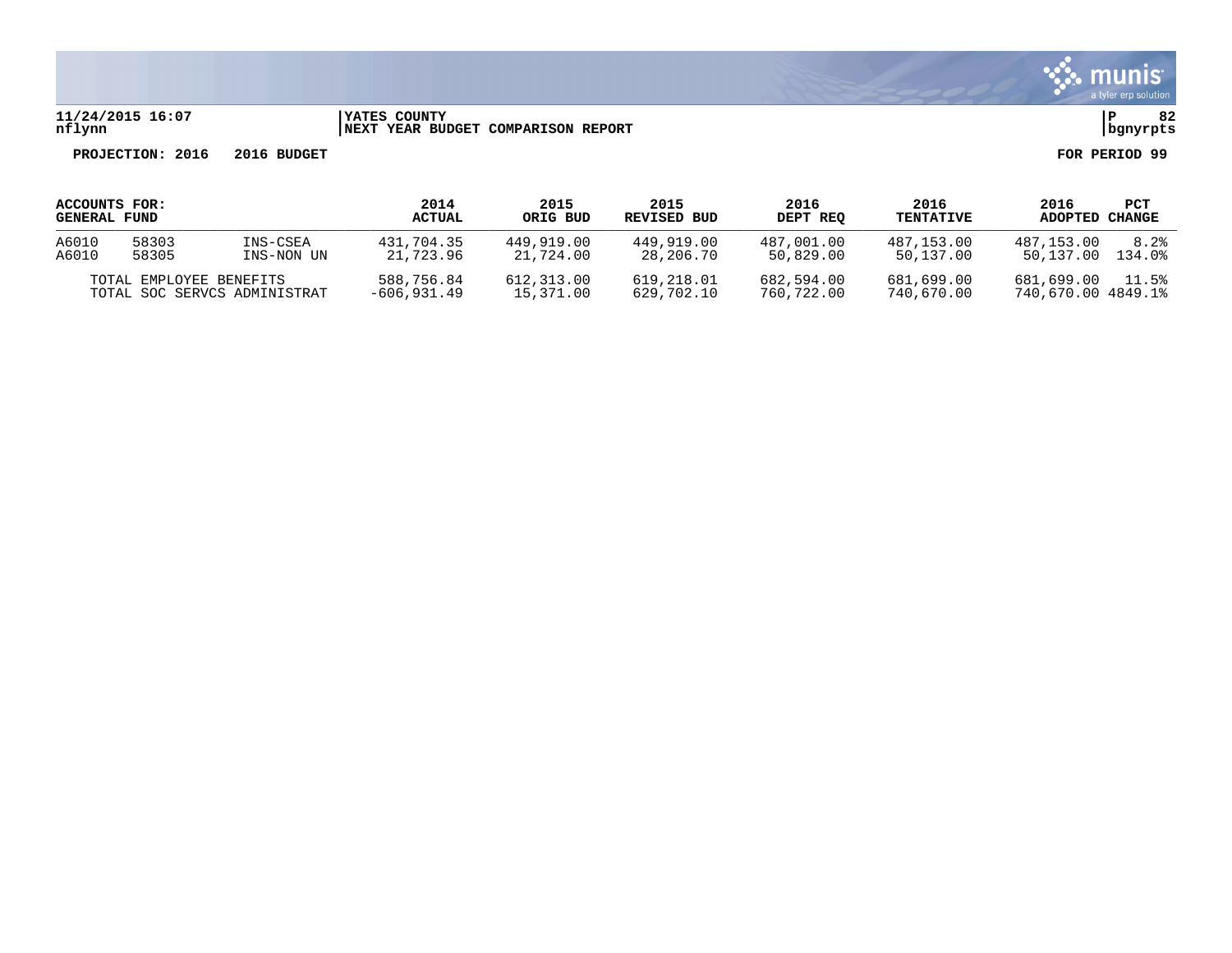**11/24/2015 16:07** | **YATES COUNTY** | **P 82**
**nflynn** | **NEXT YEAR BUDGET COMPARISON REPORT** | **bgnyrpts**

**PROJECTION: 2016 2016 BUDGET** | **FOR PERIOD 99**

| ACCOUNTS FOR: GENERAL FUND | | | 2014 ACTUAL | 2015 ORIG BUD | 2015 REVISED BUD | 2016 DEPT REQ | 2016 TENTATIVE | 2016 ADOPTED | PCT CHANGE |
|---|---|---|---|---|---|---|---|---|---|
| A6010 | 58303 | INS-CSEA | 431,704.35 | 449,919.00 | 449,919.00 | 487,001.00 | 487,153.00 | 487,153.00 | 8.2% |
| A6010 | 58305 | INS-NON UN | 21,723.96 | 21,724.00 | 28,206.70 | 50,829.00 | 50,137.00 | 50,137.00 | 134.0% |
| TOTAL EMPLOYEE BENEFITS | | | 588,756.84 | 612,313.00 | 619,218.01 | 682,594.00 | 681,699.00 | 681,699.00 | 11.5% |
| TOTAL SOC SERVCS ADMINISTRAT | | | -606,931.49 | 15,371.00 | 629,702.10 | 760,722.00 | 740,670.00 | 740,670.00 | 4849.1% |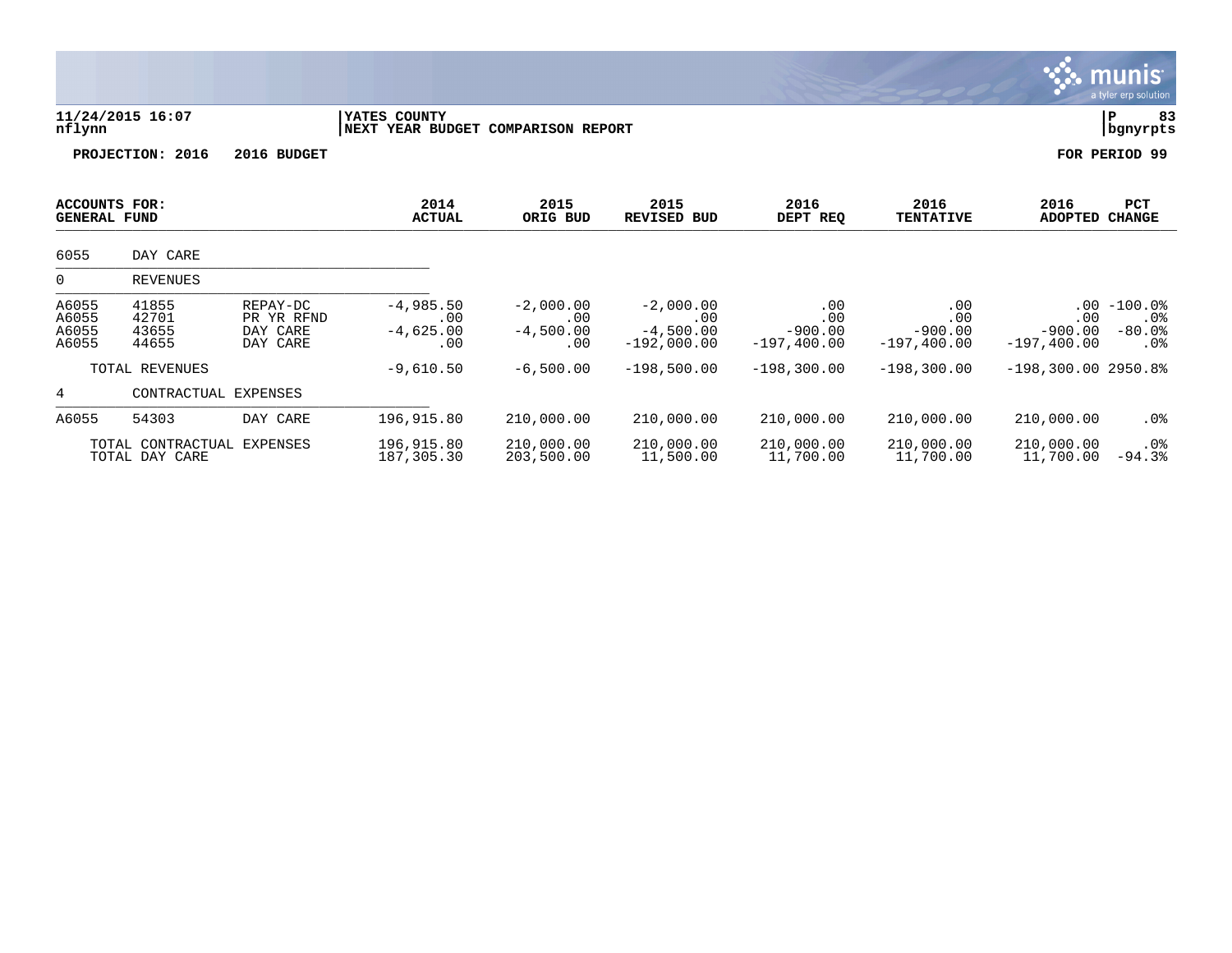11/24/2015 16:07 | YATES COUNTY
nflynn | NEXT YEAR BUDGET COMPARISON REPORT

**PROJECTION: 2016 2016 BUDGET** **FOR PERIOD 99**

| ACCOUNTS FOR: GENERAL FUND | | | 2014 ACTUAL | 2015 ORIG BUD | 2015 REVISED BUD | 2016 DEPT REQ | 2016 TENTATIVE | 2016 ADOPTED | PCT CHANGE |
|---|---|---|---|---|---|---|---|---|---|
| 6055 | DAY CARE | | | | | | | | |
| 0 | REVENUES | | | | | | | | |
| A6055 | 41855 | REPAY-DC | -4,985.50 | -2,000.00 | -2,000.00 | .00 | .00 | .00 | -100.0% |
| A6055 | 42701 | PR YR RFND | .00 | .00 | .00 | .00 | .00 | .00 | .0% |
| A6055 | 43655 | DAY CARE | -4,625.00 | -4,500.00 | -4,500.00 | -900.00 | -900.00 | -900.00 | -80.0% |
| A6055 | 44655 | DAY CARE | .00 | .00 | -192,000.00 | -197,400.00 | -197,400.00 | -197,400.00 | .0% |
| | TOTAL REVENUES | | -9,610.50 | -6,500.00 | -198,500.00 | -198,300.00 | -198,300.00 | -198,300.00 | 2950.8% |
| 4 | CONTRACTUAL EXPENSES | | | | | | | | |
| A6055 | 54303 | DAY CARE | 196,915.80 | 210,000.00 | 210,000.00 | 210,000.00 | 210,000.00 | 210,000.00 | .0% |
| | TOTAL CONTRACTUAL EXPENSES | | 196,915.80 | 210,000.00 | 210,000.00 | 210,000.00 | 210,000.00 | 210,000.00 | .0% |
| | TOTAL DAY CARE | | 187,305.30 | 203,500.00 | 11,500.00 | 11,700.00 | 11,700.00 | 11,700.00 | -94.3% |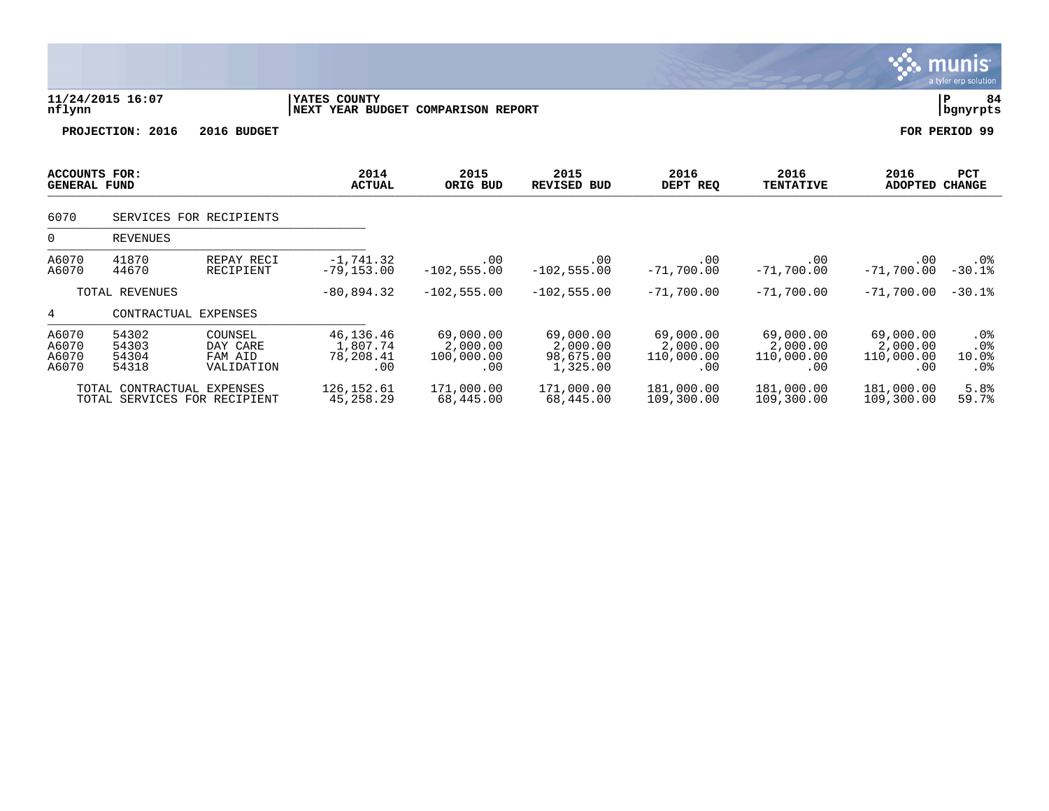**YATES COUNTY**
**NEXT YEAR BUDGET COMPARISON REPORT**

11/24/2015 16:07
nflynn

P 84
bgnyrpts

**PROJECTION: 2016 2016 BUDGET** — **FOR PERIOD 99**

| ACCOUNTS FOR: GENERAL FUND | | | 2014 ACTUAL | 2015 ORIG BUD | 2015 REVISED BUD | 2016 DEPT REQ | 2016 TENTATIVE | 2016 ADOPTED | PCT CHANGE |
|---|---|---|---|---|---|---|---|---|---|
| 6070 | SERVICES FOR RECIPIENTS | | | | | | | | |
| 0 | REVENUES | | | | | | | | |
| A6070 | 41870 | REPAY RECI | -1,741.32 | .00 | .00 | .00 | .00 | .00 | .0% |
| A6070 | 44670 | RECIPIENT | -79,153.00 | -102,555.00 | -102,555.00 | -71,700.00 | -71,700.00 | -71,700.00 | -30.1% |
| | TOTAL REVENUES | | -80,894.32 | -102,555.00 | -102,555.00 | -71,700.00 | -71,700.00 | -71,700.00 | -30.1% |
| 4 | CONTRACTUAL EXPENSES | | | | | | | | |
| A6070 | 54302 | COUNSEL | 46,136.46 | 69,000.00 | 69,000.00 | 69,000.00 | 69,000.00 | 69,000.00 | .0% |
| A6070 | 54303 | DAY CARE | 1,807.74 | 2,000.00 | 2,000.00 | 2,000.00 | 2,000.00 | 2,000.00 | .0% |
| A6070 | 54304 | FAM AID | 78,208.41 | 100,000.00 | 98,675.00 | 110,000.00 | 110,000.00 | 110,000.00 | 10.0% |
| A6070 | 54318 | VALIDATION | .00 | .00 | 1,325.00 | .00 | .00 | .00 | .0% |
| | TOTAL CONTRACTUAL EXPENSES | | 126,152.61 | 171,000.00 | 171,000.00 | 181,000.00 | 181,000.00 | 181,000.00 | 5.8% |
| | TOTAL SERVICES FOR RECIPIENT | | 45,258.29 | 68,445.00 | 68,445.00 | 109,300.00 | 109,300.00 | 109,300.00 | 59.7% |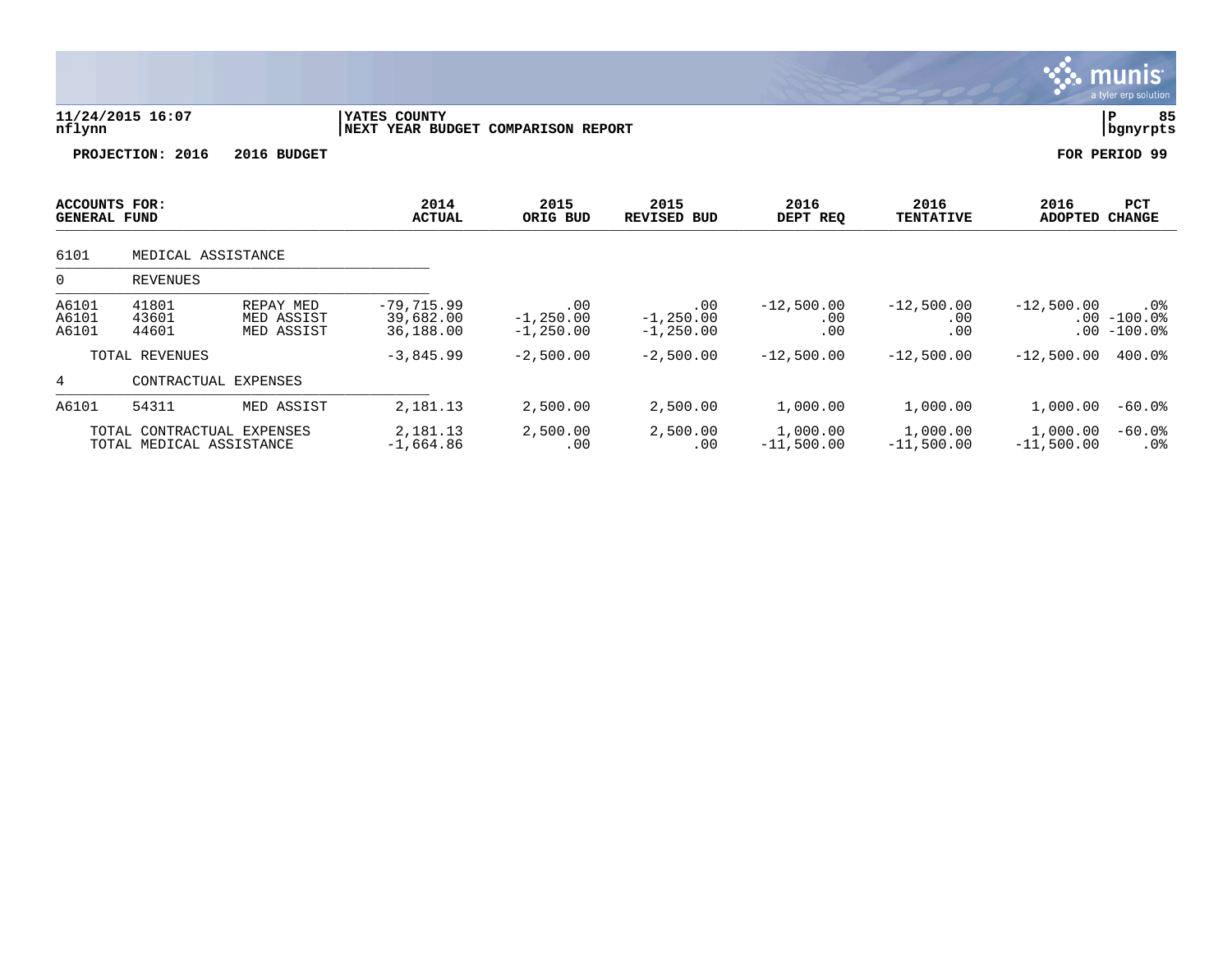**11/24/2015 16:07** | **YATES COUNTY** | **P 85**
**nflynn** | **NEXT YEAR BUDGET COMPARISON REPORT** | **bgnyrpts**

**PROJECTION: 2016 2016 BUDGET** **FOR PERIOD 99**

| ACCOUNTS FOR: GENERAL FUND | | | 2014 ACTUAL | 2015 ORIG BUD | 2015 REVISED BUD | 2016 DEPT REQ | 2016 TENTATIVE | 2016 ADOPTED | PCT CHANGE |
|---|---|---|---|---|---|---|---|---|---|
| 6101 | MEDICAL ASSISTANCE | | | | | | | | |
| 0 | REVENUES | | | | | | | | |
| A6101 | 41801 | REPAY MED | -79,715.99 | .00 | .00 | -12,500.00 | -12,500.00 | -12,500.00 | .0% |
| A6101 | 43601 | MED ASSIST | 39,682.00 | -1,250.00 | -1,250.00 | .00 | .00 | .00 | -100.0% |
| A6101 | 44601 | MED ASSIST | 36,188.00 | -1,250.00 | -1,250.00 | .00 | .00 | .00 | -100.0% |
| | TOTAL REVENUES | | -3,845.99 | -2,500.00 | -2,500.00 | -12,500.00 | -12,500.00 | -12,500.00 | 400.0% |
| 4 | CONTRACTUAL EXPENSES | | | | | | | | |
| A6101 | 54311 | MED ASSIST | 2,181.13 | 2,500.00 | 2,500.00 | 1,000.00 | 1,000.00 | 1,000.00 | -60.0% |
| | TOTAL CONTRACTUAL EXPENSES | | 2,181.13 | 2,500.00 | 2,500.00 | 1,000.00 | 1,000.00 | 1,000.00 | -60.0% |
| | TOTAL MEDICAL ASSISTANCE | | -1,664.86 | .00 | .00 | -11,500.00 | -11,500.00 | -11,500.00 | .0% |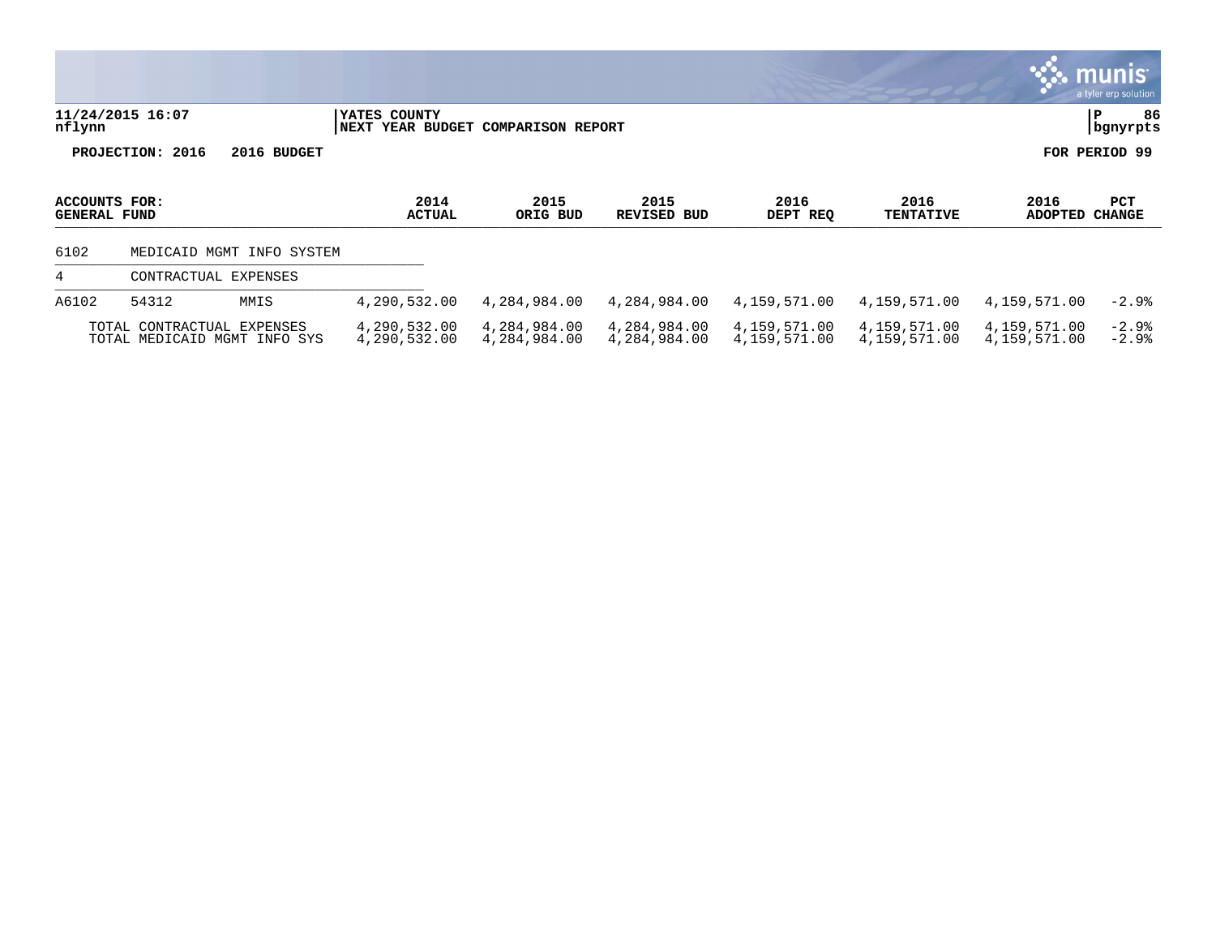**YATES COUNTY**
**NEXT YEAR BUDGET COMPARISON REPORT**

11/24/2015 16:07
nflynn

P 86
bgnyrpts

**PROJECTION: 2016 2016 BUDGET** **FOR PERIOD 99**

| ACCOUNTS FOR: GENERAL FUND | | | 2014 ACTUAL | 2015 ORIG BUD | 2015 REVISED BUD | 2016 DEPT REQ | 2016 TENTATIVE | 2016 ADOPTED | PCT CHANGE |
|---|---|---|---|---|---|---|---|---|---|
| 6102 | MEDICAID MGMT INFO SYSTEM | | | | | | | | |
| 4 | CONTRACTUAL EXPENSES | | | | | | | | |
| A6102 | 54312 | MMIS | 4,290,532.00 | 4,284,984.00 | 4,284,984.00 | 4,159,571.00 | 4,159,571.00 | 4,159,571.00 | -2.9% |
| TOTAL CONTRACTUAL EXPENSES | | | 4,290,532.00 | 4,284,984.00 | 4,284,984.00 | 4,159,571.00 | 4,159,571.00 | 4,159,571.00 | -2.9% |
| TOTAL MEDICAID MGMT INFO SYS | | | 4,290,532.00 | 4,284,984.00 | 4,284,984.00 | 4,159,571.00 | 4,159,571.00 | 4,159,571.00 | -2.9% |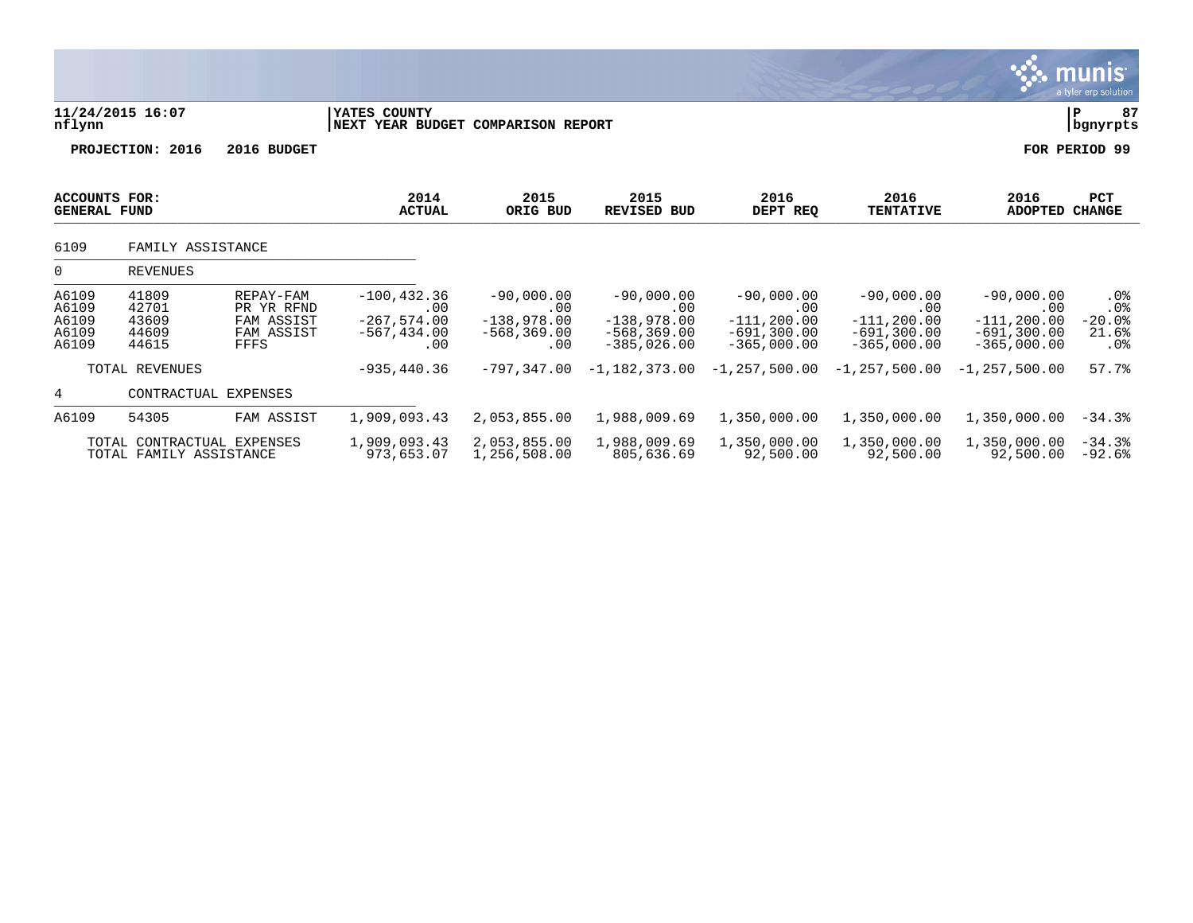11/24/2015 16:07 | YATES COUNTY | P 87
nflynn | NEXT YEAR BUDGET COMPARISON REPORT | bgnyrpts

**PROJECTION: 2016 2016 BUDGET** **FOR PERIOD 99**

| ACCOUNTS FOR: GENERAL FUND | | | 2014 ACTUAL | 2015 ORIG BUD | 2015 REVISED BUD | 2016 DEPT REQ | 2016 TENTATIVE | 2016 ADOPTED | PCT CHANGE |
|---|---|---|---|---|---|---|---|---|---|
| 6109 | FAMILY ASSISTANCE | | | | | | | | |
| 0 | REVENUES | | | | | | | | |
| A6109 | 41809 | REPAY-FAM | -100,432.36 | -90,000.00 | -90,000.00 | -90,000.00 | -90,000.00 | -90,000.00 | .0% |
| A6109 | 42701 | PR YR RFND | .00 | .00 | .00 | .00 | .00 | .00 | .0% |
| A6109 | 43609 | FAM ASSIST | -267,574.00 | -138,978.00 | -138,978.00 | -111,200.00 | -111,200.00 | -111,200.00 | -20.0% |
| A6109 | 44609 | FAM ASSIST | -567,434.00 | -568,369.00 | -568,369.00 | -691,300.00 | -691,300.00 | -691,300.00 | 21.6% |
| A6109 | 44615 | FFFS | .00 | .00 | -385,026.00 | -365,000.00 | -365,000.00 | -365,000.00 | .0% |
| | TOTAL REVENUES | | -935,440.36 | -797,347.00 | -1,182,373.00 | -1,257,500.00 | -1,257,500.00 | -1,257,500.00 | 57.7% |
| 4 | CONTRACTUAL EXPENSES | | | | | | | | |
| A6109 | 54305 | FAM ASSIST | 1,909,093.43 | 2,053,855.00 | 1,988,009.69 | 1,350,000.00 | 1,350,000.00 | 1,350,000.00 | -34.3% |
| | TOTAL CONTRACTUAL EXPENSES | | 1,909,093.43 | 2,053,855.00 | 1,988,009.69 | 1,350,000.00 | 1,350,000.00 | 1,350,000.00 | -34.3% |
| | TOTAL FAMILY ASSISTANCE | | 973,653.07 | 1,256,508.00 | 805,636.69 | 92,500.00 | 92,500.00 | 92,500.00 | -92.6% |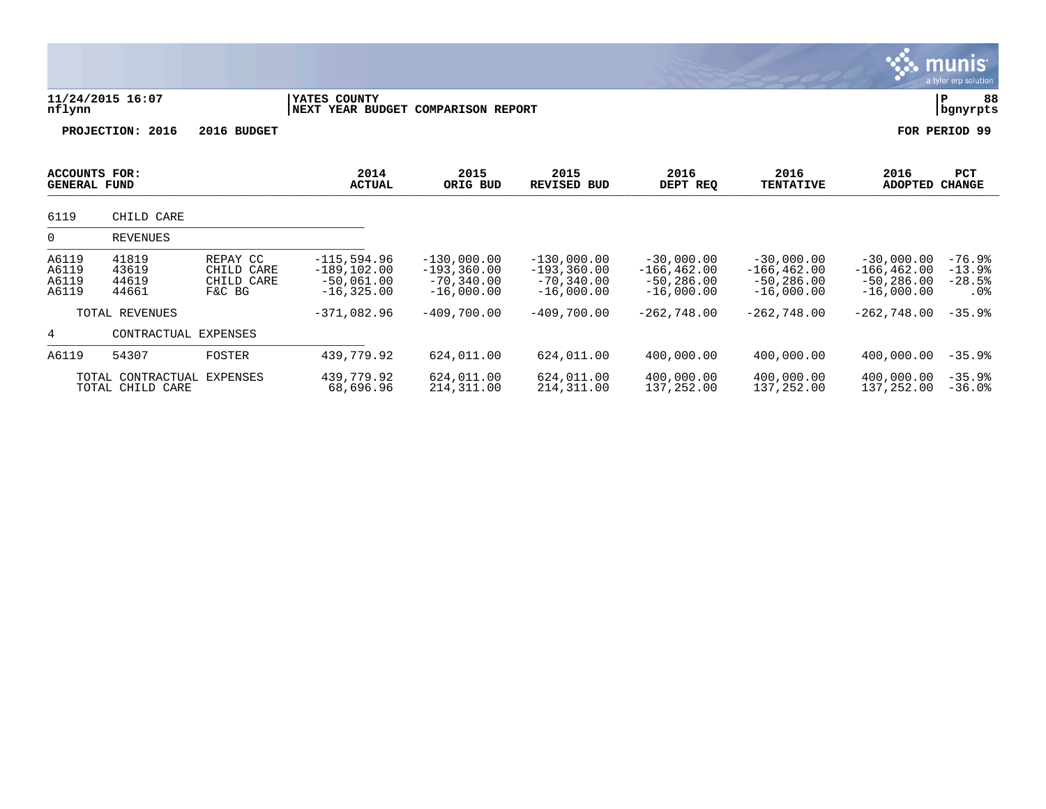**11/24/2015 16:07**
**nflynn**

**YATES COUNTY**
**NEXT YEAR BUDGET COMPARISON REPORT**

**P 88**
**bgnyrpts**

**PROJECTION: 2016 2016 BUDGET**

**FOR PERIOD 99**

| ACCOUNTS FOR: GENERAL FUND | | | 2014 ACTUAL | 2015 ORIG BUD | 2015 REVISED BUD | 2016 DEPT REQ | 2016 TENTATIVE | 2016 ADOPTED | PCT CHANGE |
|---|---|---|---|---|---|---|---|---|---|
| 6119 | CHILD CARE | | | | | | | | |
| 0 | REVENUES | | | | | | | | |
| A6119 | 41819 | REPAY CC | -115,594.96 | -130,000.00 | -130,000.00 | -30,000.00 | -30,000.00 | -30,000.00 | -76.9% |
| A6119 | 43619 | CHILD CARE | -189,102.00 | -193,360.00 | -193,360.00 | -166,462.00 | -166,462.00 | -166,462.00 | -13.9% |
| A6119 | 44619 | CHILD CARE | -50,061.00 | -70,340.00 | -70,340.00 | -50,286.00 | -50,286.00 | -50,286.00 | -28.5% |
| A6119 | 44661 | F&C BG | -16,325.00 | -16,000.00 | -16,000.00 | -16,000.00 | -16,000.00 | -16,000.00 | .0% |
| | TOTAL REVENUES | | -371,082.96 | -409,700.00 | -409,700.00 | -262,748.00 | -262,748.00 | -262,748.00 | -35.9% |
| 4 | CONTRACTUAL EXPENSES | | | | | | | | |
| A6119 | 54307 | FOSTER | 439,779.92 | 624,011.00 | 624,011.00 | 400,000.00 | 400,000.00 | 400,000.00 | -35.9% |
| | TOTAL CONTRACTUAL EXPENSES | | 439,779.92 | 624,011.00 | 624,011.00 | 400,000.00 | 400,000.00 | 400,000.00 | -35.9% |
| | TOTAL CHILD CARE | | 68,696.96 | 214,311.00 | 214,311.00 | 137,252.00 | 137,252.00 | 137,252.00 | -36.0% |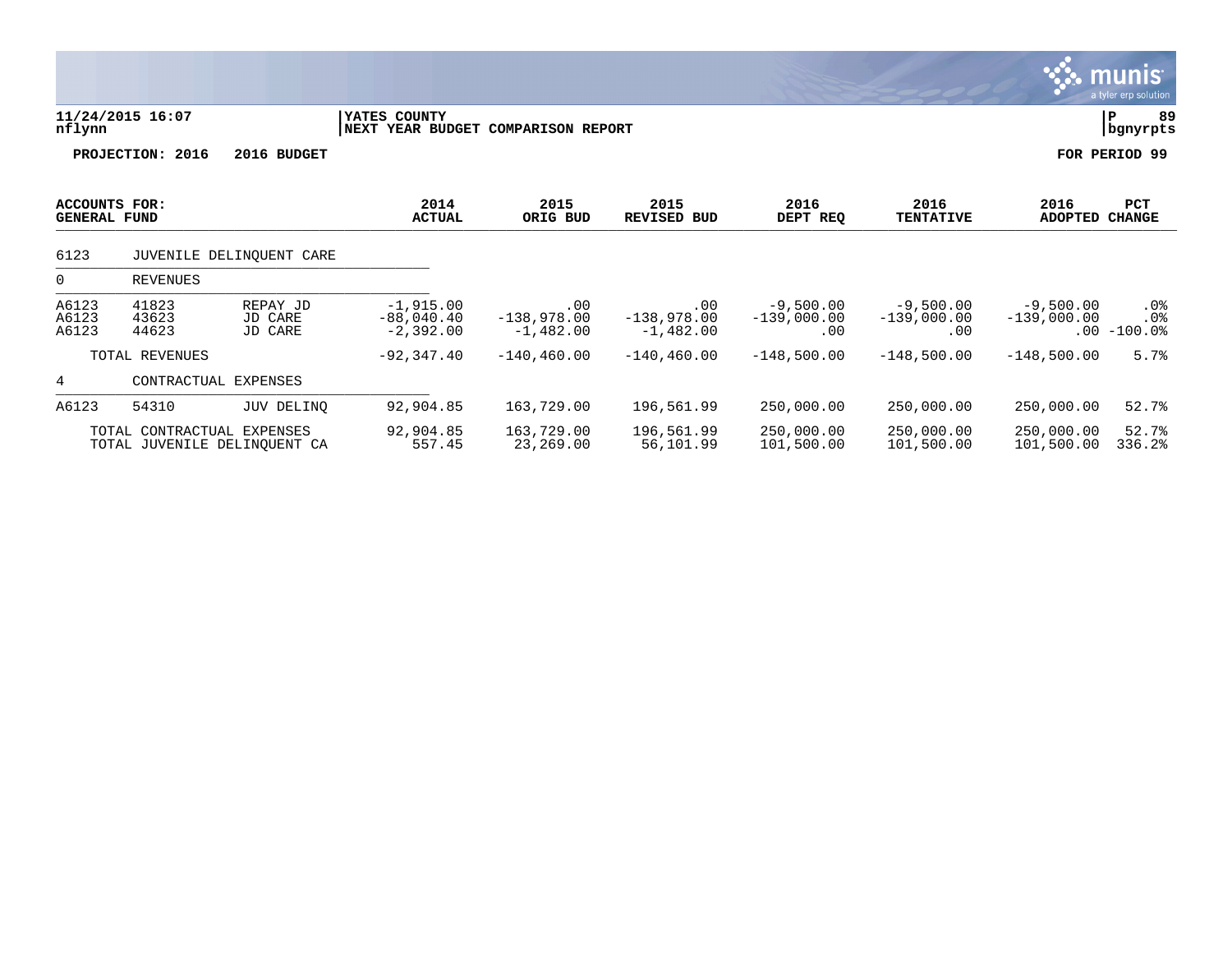**YATES COUNTY**
**NEXT YEAR BUDGET COMPARISON REPORT**

11/24/2015 16:07
nflynn

P 89
bgnyrpts

**PROJECTION: 2016 2016 BUDGET** | **FOR PERIOD 99**

| ACCOUNTS FOR: GENERAL FUND | | | 2014 ACTUAL | 2015 ORIG BUD | 2015 REVISED BUD | 2016 DEPT REQ | 2016 TENTATIVE | 2016 ADOPTED | PCT CHANGE |
|---|---|---|---|---|---|---|---|---|---|
| 6123 | JUVENILE DELINQUENT CARE | | | | | | | | |
| 0 | REVENUES | | | | | | | | |
| A6123 | 41823 | REPAY JD | -1,915.00 | .00 | .00 | -9,500.00 | -9,500.00 | -9,500.00 | .0% |
| A6123 | 43623 | JD CARE | -88,040.40 | -138,978.00 | -138,978.00 | -139,000.00 | -139,000.00 | -139,000.00 | .0% |
| A6123 | 44623 | JD CARE | -2,392.00 | -1,482.00 | -1,482.00 | .00 | .00 | .00 | -100.0% |
| | TOTAL REVENUES | | -92,347.40 | -140,460.00 | -140,460.00 | -148,500.00 | -148,500.00 | -148,500.00 | 5.7% |
| 4 | CONTRACTUAL EXPENSES | | | | | | | | |
| A6123 | 54310 | JUV DELINQ | 92,904.85 | 163,729.00 | 196,561.99 | 250,000.00 | 250,000.00 | 250,000.00 | 52.7% |
| | TOTAL CONTRACTUAL EXPENSES | | 92,904.85 | 163,729.00 | 196,561.99 | 250,000.00 | 250,000.00 | 250,000.00 | 52.7% |
| | TOTAL JUVENILE DELINQUENT CA | | 557.45 | 23,269.00 | 56,101.99 | 101,500.00 | 101,500.00 | 101,500.00 | 336.2% |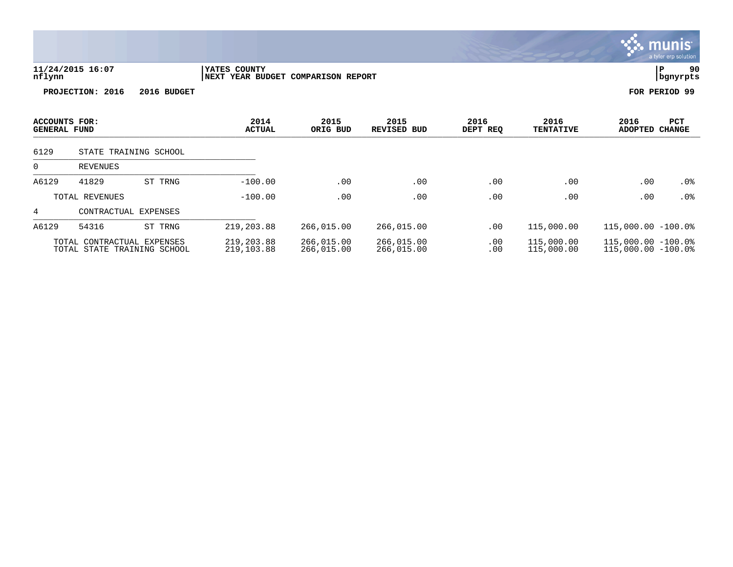11/24/2015 16:07 | YATES COUNTY
nflynn | NEXT YEAR BUDGET COMPARISON REPORT | P 90 bgnyrpts

**PROJECTION: 2016 2016 BUDGET** **FOR PERIOD 99**

| ACCOUNTS FOR: GENERAL FUND | | | 2014 ACTUAL | 2015 ORIG BUD | 2015 REVISED BUD | 2016 DEPT REQ | 2016 TENTATIVE | 2016 ADOPTED | PCT CHANGE |
|---|---|---|---|---|---|---|---|---|---|
| 6129 | STATE TRAINING SCHOOL | | | | | | | | |
| 0 | REVENUES | | | | | | | | |
| A6129 | 41829 | ST TRNG | -100.00 | .00 | .00 | .00 | .00 | .00 | .0% |
| | TOTAL REVENUES | | -100.00 | .00 | .00 | .00 | .00 | .00 | .0% |
| 4 | CONTRACTUAL EXPENSES | | | | | | | | |
| A6129 | 54316 | ST TRNG | 219,203.88 | 266,015.00 | 266,015.00 | .00 | 115,000.00 | 115,000.00 | -100.0% |
| | TOTAL CONTRACTUAL EXPENSES | | 219,203.88 | 266,015.00 | 266,015.00 | .00 | 115,000.00 | 115,000.00 | -100.0% |
| | TOTAL STATE TRAINING SCHOOL | | 219,103.88 | 266,015.00 | 266,015.00 | .00 | 115,000.00 | 115,000.00 | -100.0% |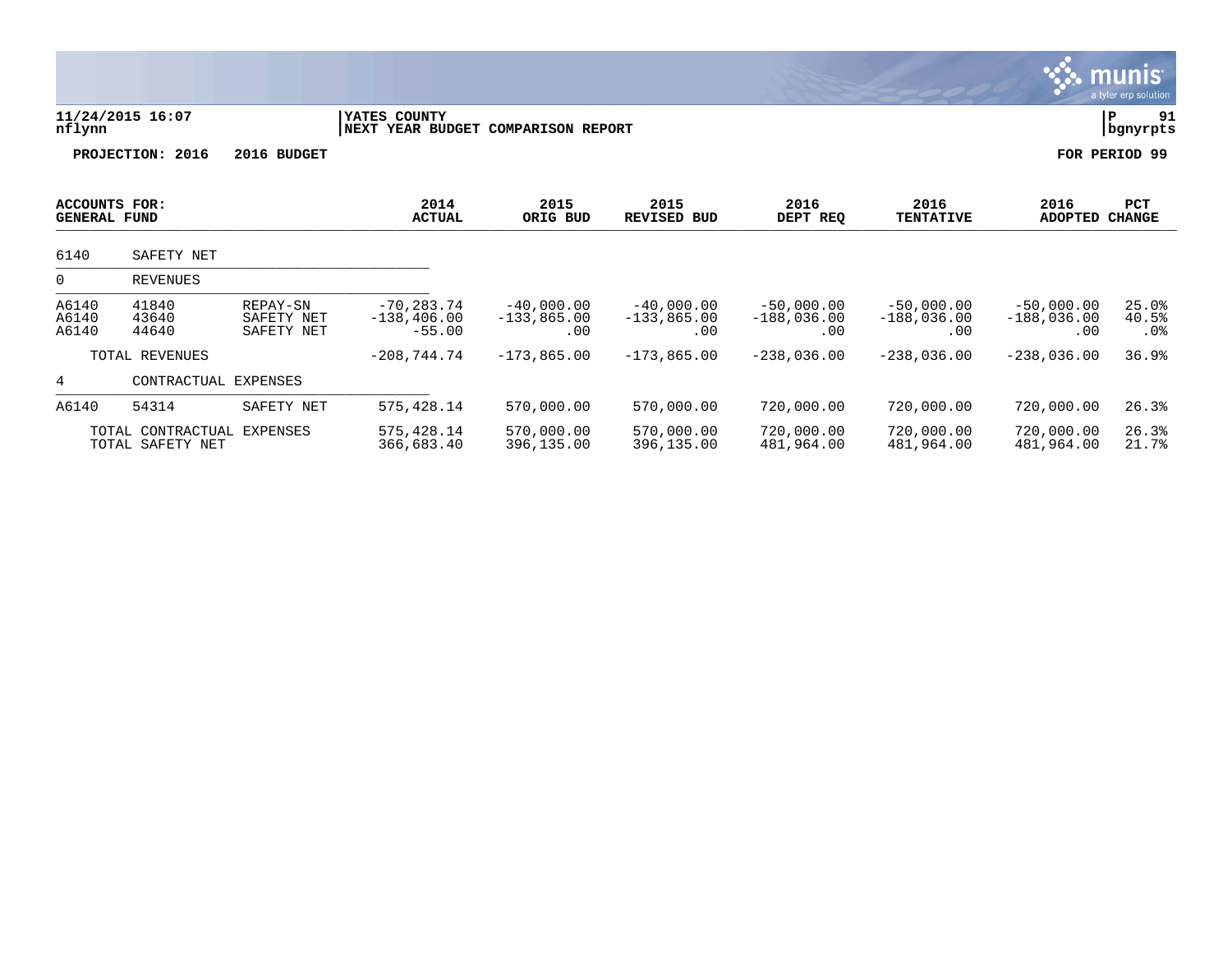**11/24/2015 16:07** | **YATES COUNTY**
**nflynn** | **NEXT YEAR BUDGET COMPARISON REPORT**

**PROJECTION: 2016 2016 BUDGET** | **FOR PERIOD 99**

| ACCOUNTS FOR: GENERAL FUND | | | 2014 ACTUAL | 2015 ORIG BUD | 2015 REVISED BUD | 2016 DEPT REQ | 2016 TENTATIVE | 2016 ADOPTED | PCT CHANGE |
|---|---|---|---|---|---|---|---|---|---|
| 6140 | SAFETY NET | | | | | | | | |
| 0 | REVENUES | | | | | | | | |
| A6140 | 41840 | REPAY-SN | -70,283.74 | -40,000.00 | -40,000.00 | -50,000.00 | -50,000.00 | -50,000.00 | 25.0% |
| A6140 | 43640 | SAFETY NET | -138,406.00 | -133,865.00 | -133,865.00 | -188,036.00 | -188,036.00 | -188,036.00 | 40.5% |
| A6140 | 44640 | SAFETY NET | -55.00 | .00 | .00 | .00 | .00 | .00 | .0% |
| | TOTAL REVENUES | | -208,744.74 | -173,865.00 | -173,865.00 | -238,036.00 | -238,036.00 | -238,036.00 | 36.9% |
| 4 | CONTRACTUAL EXPENSES | | | | | | | | |
| A6140 | 54314 | SAFETY NET | 575,428.14 | 570,000.00 | 570,000.00 | 720,000.00 | 720,000.00 | 720,000.00 | 26.3% |
| | TOTAL CONTRACTUAL EXPENSES | | 575,428.14 | 570,000.00 | 570,000.00 | 720,000.00 | 720,000.00 | 720,000.00 | 26.3% |
| | TOTAL SAFETY NET | | 366,683.40 | 396,135.00 | 396,135.00 | 481,964.00 | 481,964.00 | 481,964.00 | 21.7% |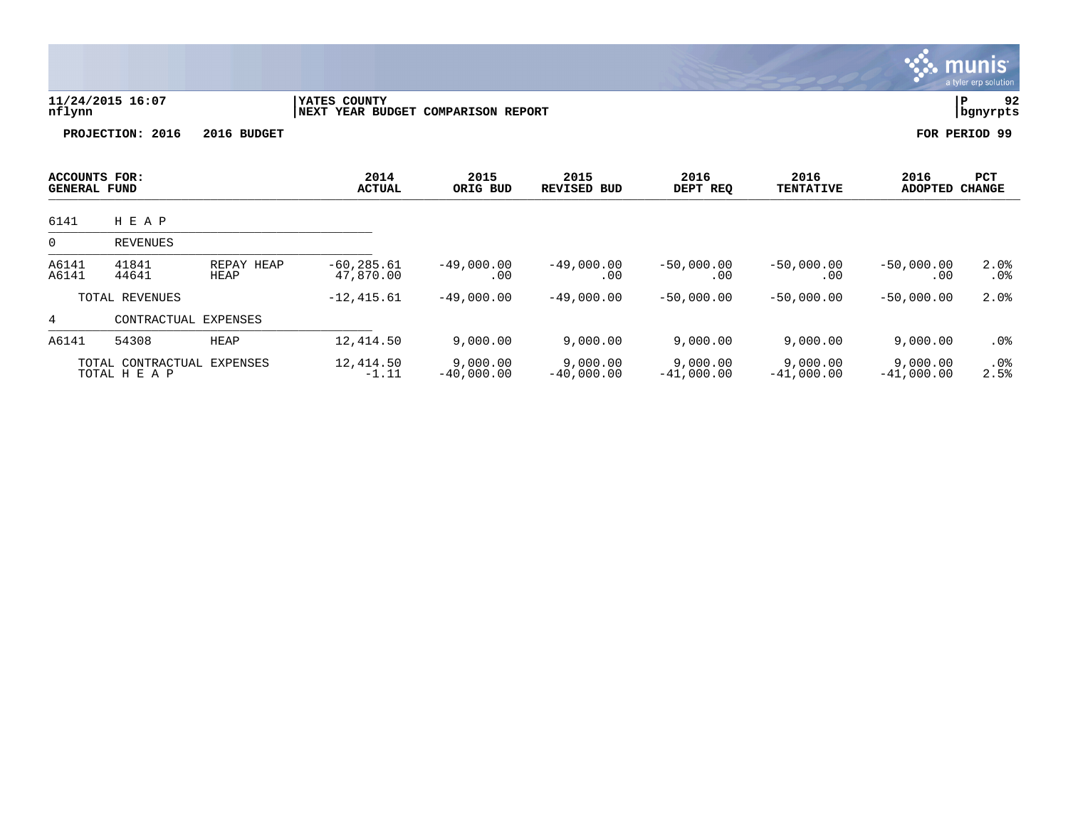**11/24/2015 16:07**
**nflynn**

**YATES COUNTY**
**NEXT YEAR BUDGET COMPARISON REPORT**

**P 92**
**bgnyrpts**

**PROJECTION: 2016 2016 BUDGET** **FOR PERIOD 99**

| ACCOUNTS FOR: GENERAL FUND | | | 2014 ACTUAL | 2015 ORIG BUD | 2015 REVISED BUD | 2016 DEPT REQ | 2016 TENTATIVE | 2016 ADOPTED | PCT CHANGE |
|---|---|---|---|---|---|---|---|---|---|
| 6141 | H E A P | | | | | | | | |
| 0 | REVENUES | | | | | | | | |
| A6141 | 41841 | REPAY HEAP | -60,285.61 | -49,000.00 | -49,000.00 | -50,000.00 | -50,000.00 | -50,000.00 | 2.0% |
| A6141 | 44641 | HEAP | 47,870.00 | .00 | .00 | .00 | .00 | .00 | .0% |
| | TOTAL REVENUES | | -12,415.61 | -49,000.00 | -49,000.00 | -50,000.00 | -50,000.00 | -50,000.00 | 2.0% |
| 4 | CONTRACTUAL EXPENSES | | | | | | | | |
| A6141 | 54308 | HEAP | 12,414.50 | 9,000.00 | 9,000.00 | 9,000.00 | 9,000.00 | 9,000.00 | .0% |
| | TOTAL CONTRACTUAL EXPENSES | | 12,414.50 | 9,000.00 | 9,000.00 | 9,000.00 | 9,000.00 | 9,000.00 | .0% |
| | TOTAL H E A P | | -1.11 | -40,000.00 | -40,000.00 | -41,000.00 | -41,000.00 | -41,000.00 | 2.5% |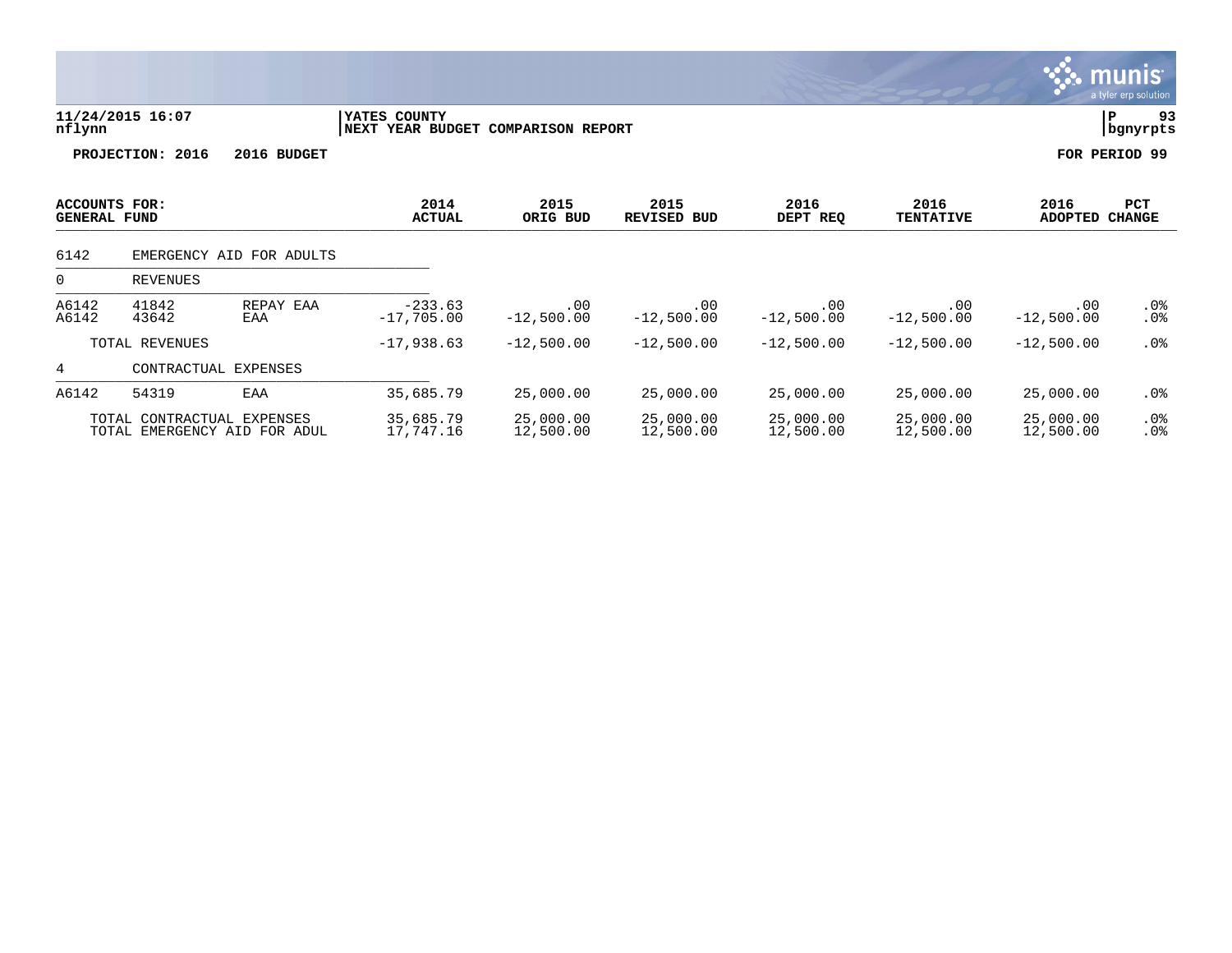**11/24/2015 16:07** | **YATES COUNTY**
**nflynn** | **NEXT YEAR BUDGET COMPARISON REPORT** | **P 93** | **bgnyrpts**

**PROJECTION: 2016 2016 BUDGET** **FOR PERIOD 99**

| ACCOUNTS FOR: GENERAL FUND | | | 2014 ACTUAL | 2015 ORIG BUD | 2015 REVISED BUD | 2016 DEPT REQ | 2016 TENTATIVE | 2016 ADOPTED | PCT CHANGE |
|---|---|---|---|---|---|---|---|---|---|
| 6142 | EMERGENCY AID FOR ADULTS | | | | | | | | |
| 0 | REVENUES | | | | | | | | |
| A6142 | 41842 | REPAY EAA | -233.63 | .00 | .00 | .00 | .00 | .00 | .0% |
| A6142 | 43642 | EAA | -17,705.00 | -12,500.00 | -12,500.00 | -12,500.00 | -12,500.00 | -12,500.00 | .0% |
| | TOTAL REVENUES | | -17,938.63 | -12,500.00 | -12,500.00 | -12,500.00 | -12,500.00 | -12,500.00 | .0% |
| 4 | CONTRACTUAL EXPENSES | | | | | | | | |
| A6142 | 54319 | EAA | 35,685.79 | 25,000.00 | 25,000.00 | 25,000.00 | 25,000.00 | 25,000.00 | .0% |
| | TOTAL CONTRACTUAL EXPENSES | | 35,685.79 | 25,000.00 | 25,000.00 | 25,000.00 | 25,000.00 | 25,000.00 | .0% |
| | TOTAL EMERGENCY AID FOR ADUL | | 17,747.16 | 12,500.00 | 12,500.00 | 12,500.00 | 12,500.00 | 12,500.00 | .0% |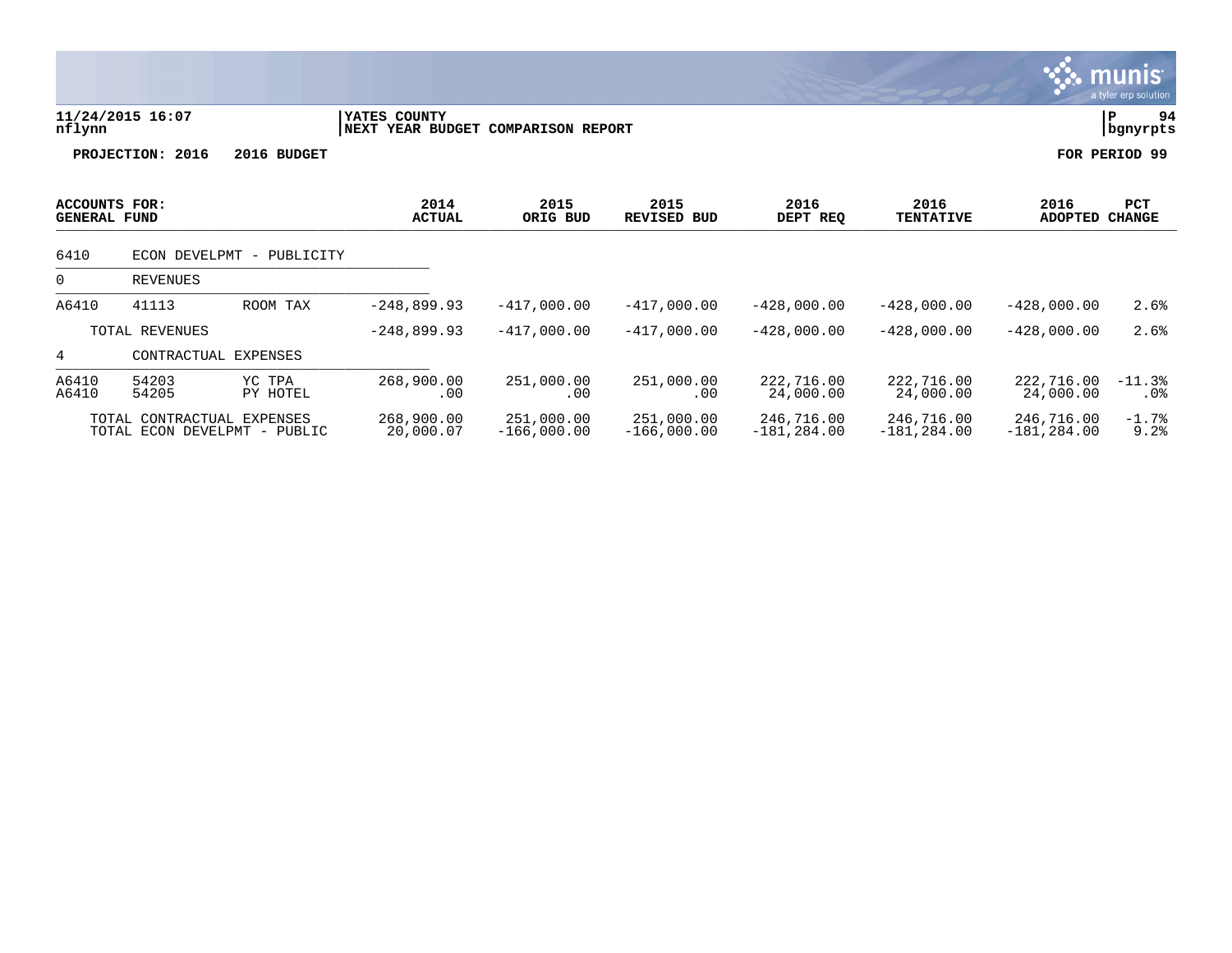**YATES COUNTY**
**NEXT YEAR BUDGET COMPARISON REPORT**

11/24/2015 16:07
nflynn

P 94
bgnyrpts

**PROJECTION: 2016 2016 BUDGET**

**FOR PERIOD 99**

| ACCOUNTS FOR: GENERAL FUND | | | 2014 ACTUAL | 2015 ORIG BUD | 2015 REVISED BUD | 2016 DEPT REQ | 2016 TENTATIVE | 2016 ADOPTED | PCT CHANGE |
|---|---|---|---|---|---|---|---|---|---|
| 6410 | ECON DEVELPMT - PUBLICITY | | | | | | | | |
| 0 | REVENUES | | | | | | | | |
| A6410 | 41113 | ROOM TAX | -248,899.93 | -417,000.00 | -417,000.00 | -428,000.00 | -428,000.00 | -428,000.00 | 2.6% |
| | TOTAL REVENUES | | -248,899.93 | -417,000.00 | -417,000.00 | -428,000.00 | -428,000.00 | -428,000.00 | 2.6% |
| 4 | CONTRACTUAL EXPENSES | | | | | | | | |
| A6410 | 54203 | YC TPA | 268,900.00 | 251,000.00 | 251,000.00 | 222,716.00 | 222,716.00 | 222,716.00 | -11.3% |
| A6410 | 54205 | PY HOTEL | .00 | .00 | .00 | 24,000.00 | 24,000.00 | 24,000.00 | .0% |
| | TOTAL CONTRACTUAL EXPENSES | | 268,900.00 | 251,000.00 | 251,000.00 | 246,716.00 | 246,716.00 | 246,716.00 | -1.7% |
| | TOTAL ECON DEVELPMT - PUBLIC | | 20,000.07 | -166,000.00 | -166,000.00 | -181,284.00 | -181,284.00 | -181,284.00 | 9.2% |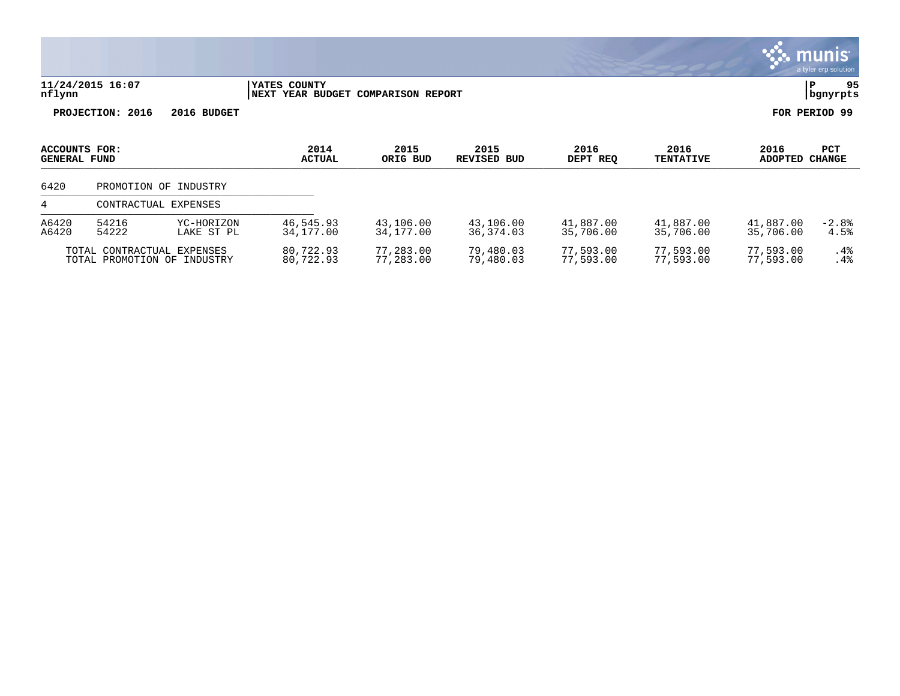**YATES COUNTY**
**NEXT YEAR BUDGET COMPARISON REPORT**

**PROJECTION: 2016    2016 BUDGET**    **FOR PERIOD 99**

| ACCOUNTS FOR: GENERAL FUND | | | 2014 ACTUAL | 2015 ORIG BUD | 2015 REVISED BUD | 2016 DEPT REQ | 2016 TENTATIVE | 2016 ADOPTED | PCT CHANGE |
|---|---|---|---|---|---|---|---|---|---|
| 6420 | PROMOTION OF INDUSTRY | | | | | | | | |
| 4 | CONTRACTUAL EXPENSES | | | | | | | | |
| A6420 | 54216 | YC-HORIZON | 46,545.93 | 43,106.00 | 43,106.00 | 41,887.00 | 41,887.00 | 41,887.00 | -2.8% |
| A6420 | 54222 | LAKE ST PL | 34,177.00 | 34,177.00 | 36,374.03 | 35,706.00 | 35,706.00 | 35,706.00 | 4.5% |
| | TOTAL CONTRACTUAL EXPENSES | | 80,722.93 | 77,283.00 | 79,480.03 | 77,593.00 | 77,593.00 | 77,593.00 | .4% |
| | TOTAL PROMOTION OF INDUSTRY | | 80,722.93 | 77,283.00 | 79,480.03 | 77,593.00 | 77,593.00 | 77,593.00 | .4% |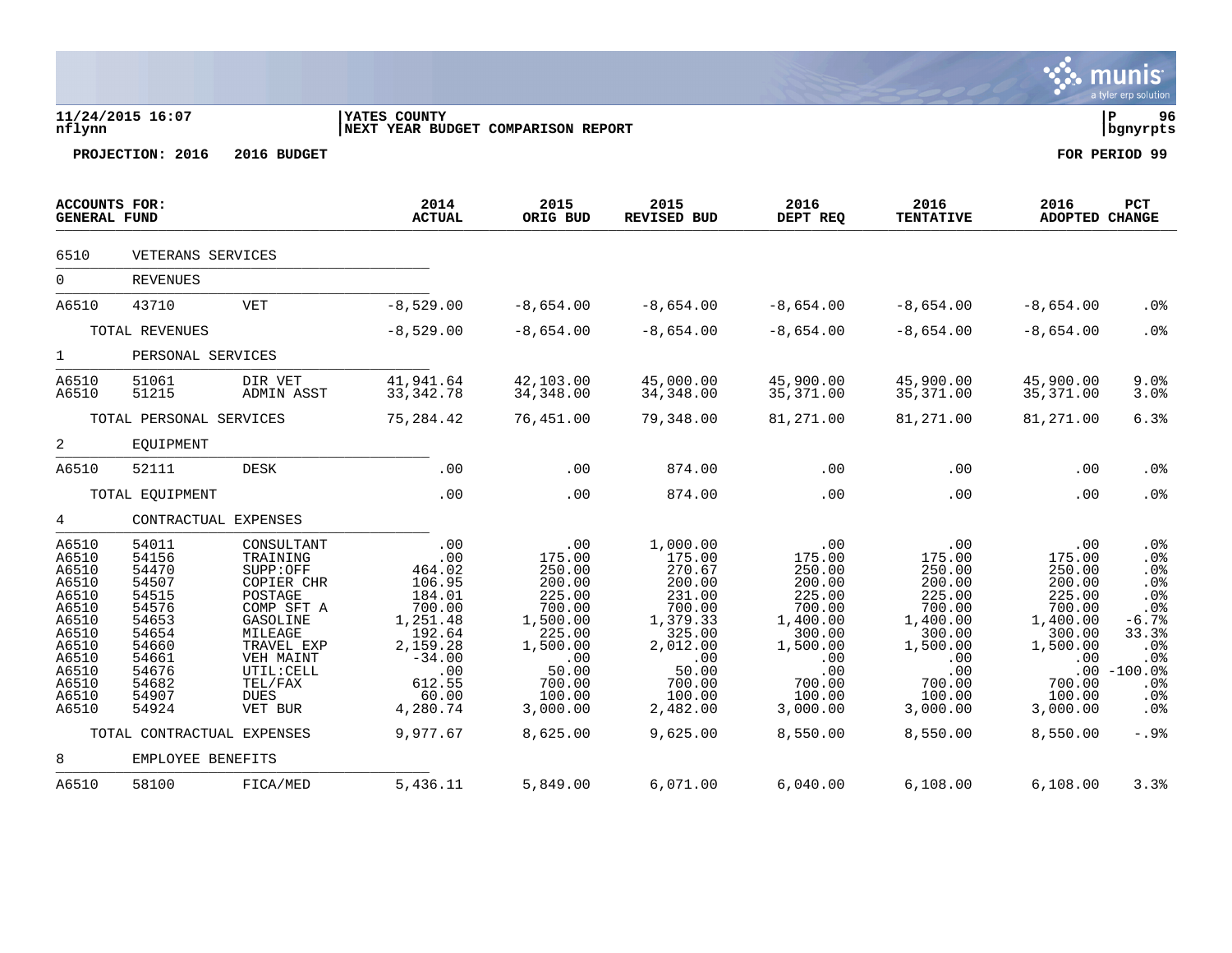**YATES COUNTY**
**NEXT YEAR BUDGET COMPARISON REPORT**

11/24/2015 16:07
nflynn

P 96
bgnyrpts

**PROJECTION: 2016 2016 BUDGET**

**FOR PERIOD 99**

| ACCOUNTS FOR: GENERAL FUND | | | 2014 ACTUAL | 2015 ORIG BUD | 2015 REVISED BUD | 2016 DEPT REQ | 2016 TENTATIVE | 2016 ADOPTED | PCT CHANGE |
|---|---|---|---|---|---|---|---|---|---|
| 6510 | VETERANS SERVICES | | | | | | | | |
| 0 | REVENUES | | | | | | | | |
| A6510 | 43710 | VET | -8,529.00 | -8,654.00 | -8,654.00 | -8,654.00 | -8,654.00 | -8,654.00 | .0% |
| | TOTAL REVENUES | | -8,529.00 | -8,654.00 | -8,654.00 | -8,654.00 | -8,654.00 | -8,654.00 | .0% |
| 1 | PERSONAL SERVICES | | | | | | | | |
| A6510 | 51061 | DIR VET | 41,941.64 | 42,103.00 | 45,000.00 | 45,900.00 | 45,900.00 | 45,900.00 | 9.0% |
| A6510 | 51215 | ADMIN ASST | 33,342.78 | 34,348.00 | 34,348.00 | 35,371.00 | 35,371.00 | 35,371.00 | 3.0% |
| | TOTAL PERSONAL SERVICES | | 75,284.42 | 76,451.00 | 79,348.00 | 81,271.00 | 81,271.00 | 81,271.00 | 6.3% |
| 2 | EQUIPMENT | | | | | | | | |
| A6510 | 52111 | DESK | .00 | .00 | 874.00 | .00 | .00 | .00 | .0% |
| | TOTAL EQUIPMENT | | .00 | .00 | 874.00 | .00 | .00 | .00 | .0% |
| 4 | CONTRACTUAL EXPENSES | | | | | | | | |
| A6510 | 54011 | CONSULTANT | .00 | .00 | 1,000.00 | .00 | .00 | .00 | .0% |
| A6510 | 54156 | TRAINING | .00 | 175.00 | 175.00 | 175.00 | 175.00 | 175.00 | .0% |
| A6510 | 54470 | SUPP:OFF | 464.02 | 250.00 | 270.67 | 250.00 | 250.00 | 250.00 | .0% |
| A6510 | 54507 | COPIER CHR | 106.95 | 200.00 | 200.00 | 200.00 | 200.00 | 200.00 | .0% |
| A6510 | 54515 | POSTAGE | 184.01 | 225.00 | 231.00 | 225.00 | 225.00 | 225.00 | .0% |
| A6510 | 54576 | COMP SFT A | 700.00 | 700.00 | 700.00 | 700.00 | 700.00 | 700.00 | .0% |
| A6510 | 54653 | GASOLINE | 1,251.48 | 1,500.00 | 1,379.33 | 1,400.00 | 1,400.00 | 1,400.00 | -6.7% |
| A6510 | 54654 | MILEAGE | 192.64 | 225.00 | 325.00 | 300.00 | 300.00 | 300.00 | 33.3% |
| A6510 | 54660 | TRAVEL EXP | 2,159.28 | 1,500.00 | 2,012.00 | 1,500.00 | 1,500.00 | 1,500.00 | .0% |
| A6510 | 54661 | VEH MAINT | -34.00 | .00 | .00 | .00 | .00 | .00 | .0% |
| A6510 | 54676 | UTIL:CELL | .00 | 50.00 | 50.00 | .00 | .00 | .00 | -100.0% |
| A6510 | 54682 | TEL/FAX | 612.55 | 700.00 | 700.00 | 700.00 | 700.00 | 700.00 | .0% |
| A6510 | 54907 | DUES | 60.00 | 100.00 | 100.00 | 100.00 | 100.00 | 100.00 | .0% |
| A6510 | 54924 | VET BUR | 4,280.74 | 3,000.00 | 2,482.00 | 3,000.00 | 3,000.00 | 3,000.00 | .0% |
| | TOTAL CONTRACTUAL EXPENSES | | 9,977.67 | 8,625.00 | 9,625.00 | 8,550.00 | 8,550.00 | 8,550.00 | -.9% |
| 8 | EMPLOYEE BENEFITS | | | | | | | | |
| A6510 | 58100 | FICA/MED | 5,436.11 | 5,849.00 | 6,071.00 | 6,040.00 | 6,108.00 | 6,108.00 | 3.3% |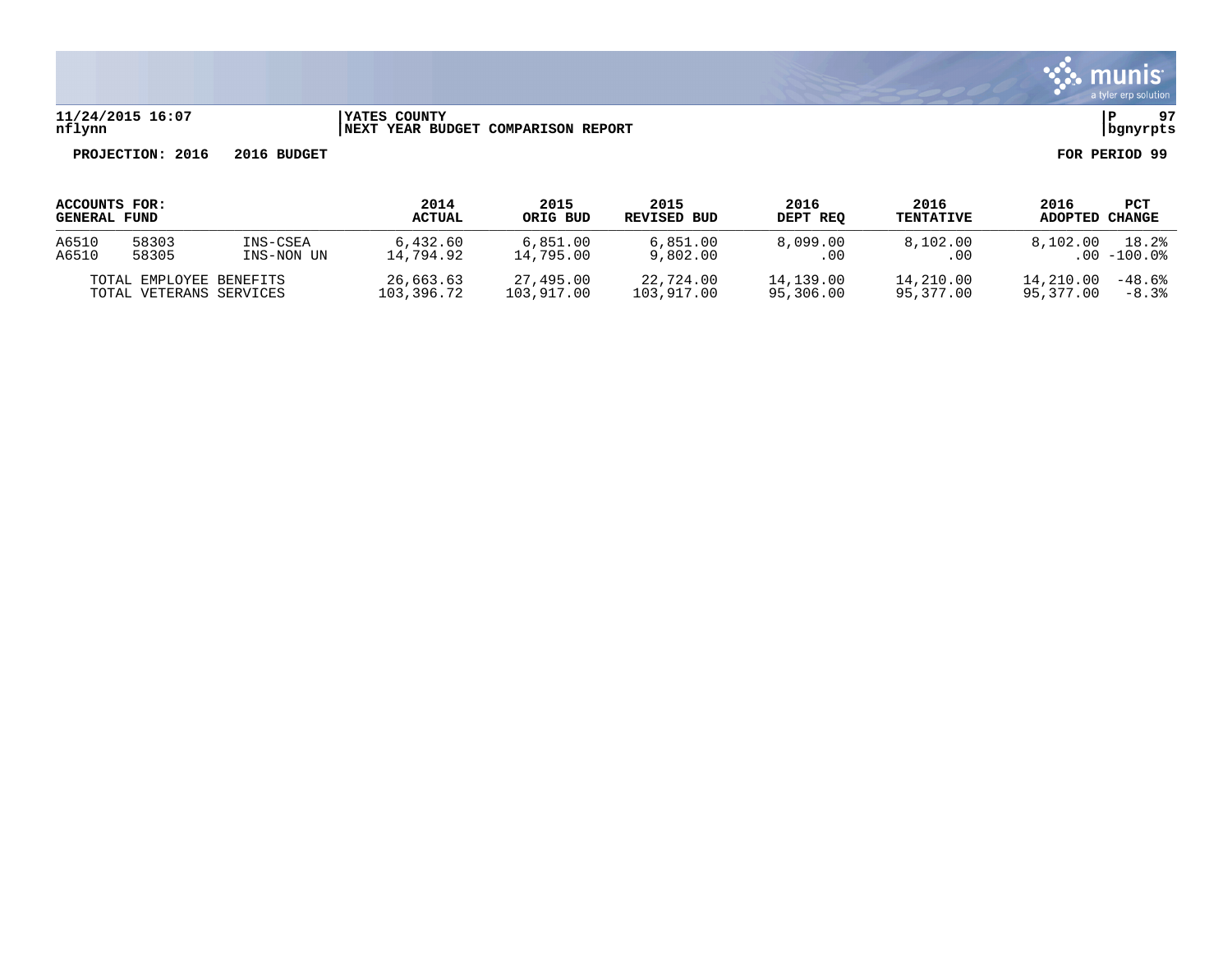**11/24/2015 16:07** | **YATES COUNTY** | **P 97**
**nflynn** | **NEXT YEAR BUDGET COMPARISON REPORT** | **bgnyrpts**

**PROJECTION: 2016 2016 BUDGET** **FOR PERIOD 99**

| ACCOUNTS FOR: GENERAL FUND | | | 2014 ACTUAL | 2015 ORIG BUD | 2015 REVISED BUD | 2016 DEPT REQ | 2016 TENTATIVE | 2016 ADOPTED | PCT CHANGE |
|---|---|---|---|---|---|---|---|---|---|
| A6510 | 58303 | INS-CSEA | 6,432.60 | 6,851.00 | 6,851.00 | 8,099.00 | 8,102.00 | 8,102.00 | 18.2% |
| A6510 | 58305 | INS-NON UN | 14,794.92 | 14,795.00 | 9,802.00 | .00 | .00 | .00 | -100.0% |
| TOTAL EMPLOYEE BENEFITS | | | 26,663.63 | 27,495.00 | 22,724.00 | 14,139.00 | 14,210.00 | 14,210.00 | -48.6% |
| TOTAL VETERANS SERVICES | | | 103,396.72 | 103,917.00 | 103,917.00 | 95,306.00 | 95,377.00 | 95,377.00 | -8.3% |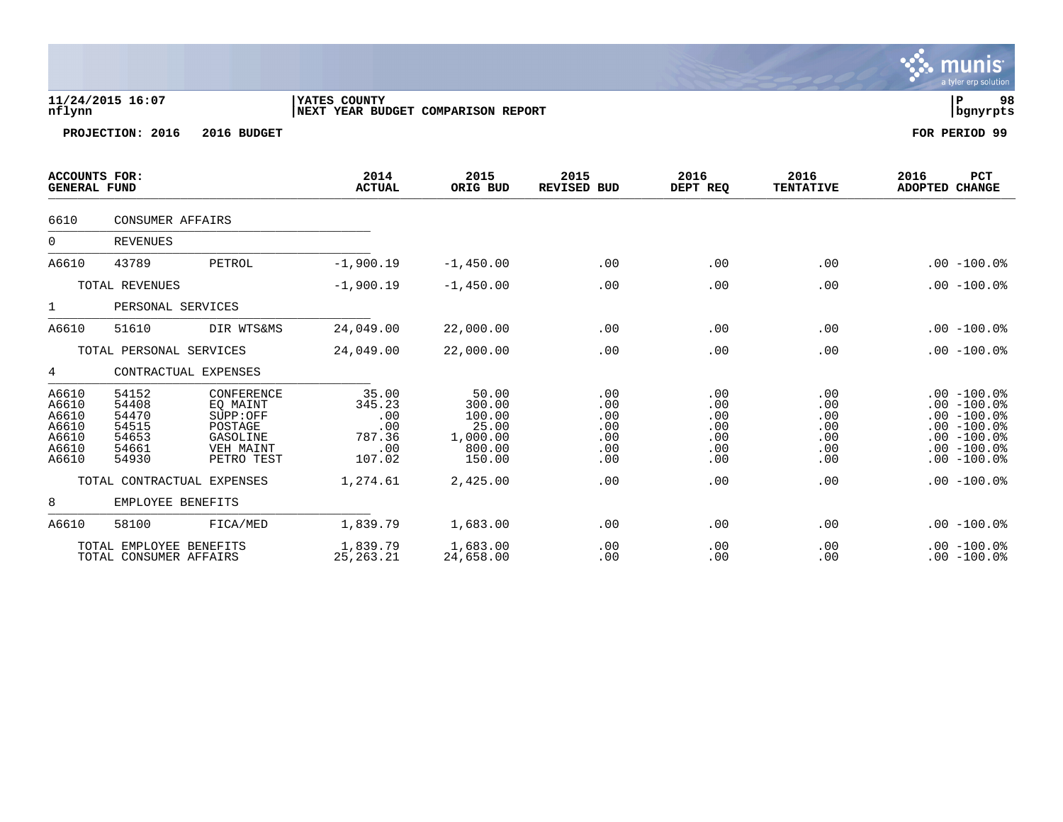**11/24/2015 16:07**
**nflynn**

**YATES COUNTY**
**NEXT YEAR BUDGET COMPARISON REPORT**

**P 98**
**bgnyrpts**

**PROJECTION: 2016 2016 BUDGET**

**FOR PERIOD 99**

| ACCOUNTS FOR: GENERAL FUND | | | 2014 ACTUAL | 2015 ORIG BUD | 2015 REVISED BUD | 2016 DEPT REQ | 2016 TENTATIVE | 2016 ADOPTED | PCT CHANGE |
|---|---|---|---|---|---|---|---|---|---|
| 6610 | CONSUMER AFFAIRS | | | | | | | | |
| 0 | REVENUES | | | | | | | | |
| A6610 | 43789 | PETROL | -1,900.19 | -1,450.00 | .00 | .00 | .00 | .00 | -100.0% |
| | TOTAL REVENUES | | -1,900.19 | -1,450.00 | .00 | .00 | .00 | .00 | -100.0% |
| 1 | PERSONAL SERVICES | | | | | | | | |
| A6610 | 51610 | DIR WTS&MS | 24,049.00 | 22,000.00 | .00 | .00 | .00 | .00 | -100.0% |
| | TOTAL PERSONAL SERVICES | | 24,049.00 | 22,000.00 | .00 | .00 | .00 | .00 | -100.0% |
| 4 | CONTRACTUAL EXPENSES | | | | | | | | |
| A6610 | 54152 | CONFERENCE | 35.00 | 50.00 | .00 | .00 | .00 | .00 | -100.0% |
| A6610 | 54408 | EQ MAINT | 345.23 | 300.00 | .00 | .00 | .00 | .00 | -100.0% |
| A6610 | 54470 | SUPP:OFF | .00 | 100.00 | .00 | .00 | .00 | .00 | -100.0% |
| A6610 | 54515 | POSTAGE | .00 | 25.00 | .00 | .00 | .00 | .00 | -100.0% |
| A6610 | 54653 | GASOLINE | 787.36 | 1,000.00 | .00 | .00 | .00 | .00 | -100.0% |
| A6610 | 54661 | VEH MAINT | .00 | 800.00 | .00 | .00 | .00 | .00 | -100.0% |
| A6610 | 54930 | PETRO TEST | 107.02 | 150.00 | .00 | .00 | .00 | .00 | -100.0% |
| | TOTAL CONTRACTUAL EXPENSES | | 1,274.61 | 2,425.00 | .00 | .00 | .00 | .00 | -100.0% |
| 8 | EMPLOYEE BENEFITS | | | | | | | | |
| A6610 | 58100 | FICA/MED | 1,839.79 | 1,683.00 | .00 | .00 | .00 | .00 | -100.0% |
| | TOTAL EMPLOYEE BENEFITS | | 1,839.79 | 1,683.00 | .00 | .00 | .00 | .00 | -100.0% |
| | TOTAL CONSUMER AFFAIRS | | 25,263.21 | 24,658.00 | .00 | .00 | .00 | .00 | -100.0% |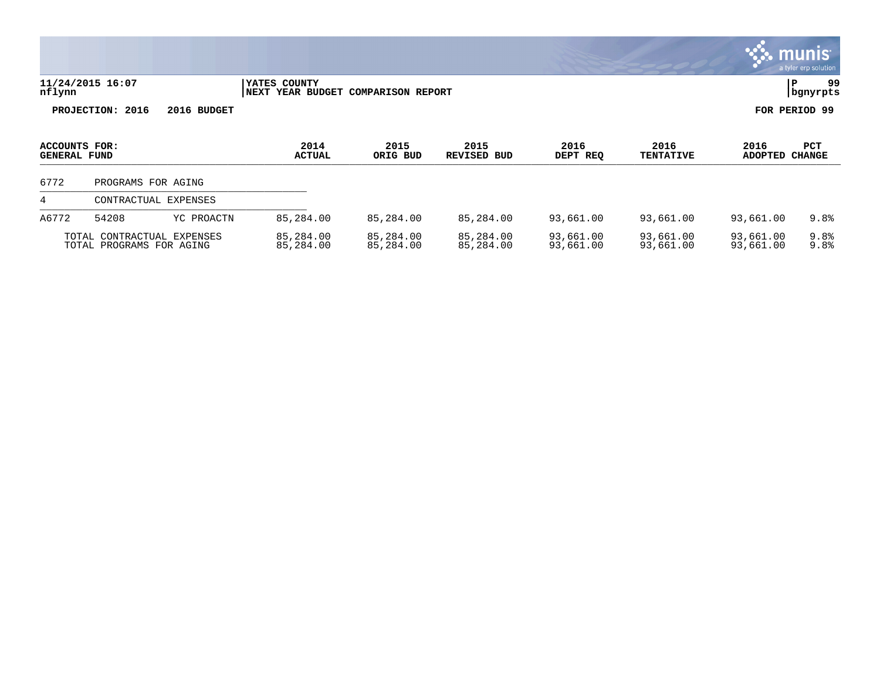11/24/2015 16:07 | YATES COUNTY | P 99
nflynn | NEXT YEAR BUDGET COMPARISON REPORT | bgnyrpts

**PROJECTION: 2016 2016 BUDGET** **FOR PERIOD 99**

| ACCOUNTS FOR: GENERAL FUND | | | 2014 ACTUAL | 2015 ORIG BUD | 2015 REVISED BUD | 2016 DEPT REQ | 2016 TENTATIVE | 2016 ADOPTED | PCT CHANGE |
|---|---|---|---|---|---|---|---|---|---|
| 6772 | PROGRAMS FOR AGING | | | | | | | | |
| 4 | CONTRACTUAL EXPENSES | | | | | | | | |
| A6772 | 54208 | YC PROACTN | 85,284.00 | 85,284.00 | 85,284.00 | 93,661.00 | 93,661.00 | 93,661.00 | 9.8% |
| TOTAL CONTRACTUAL EXPENSES | | | 85,284.00 | 85,284.00 | 85,284.00 | 93,661.00 | 93,661.00 | 93,661.00 | 9.8% |
| TOTAL PROGRAMS FOR AGING | | | 85,284.00 | 85,284.00 | 85,284.00 | 93,661.00 | 93,661.00 | 93,661.00 | 9.8% |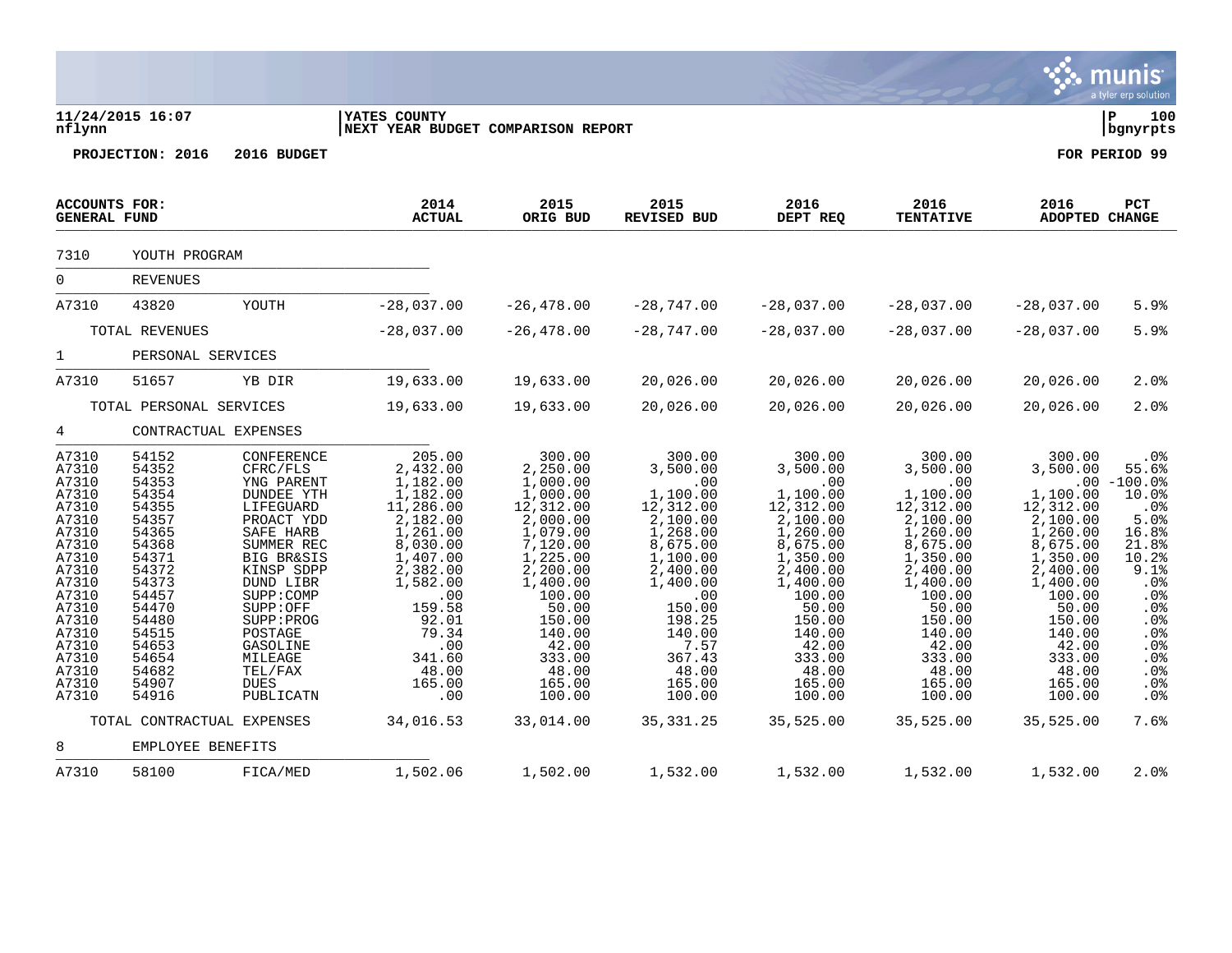YATES COUNTY
NEXT YEAR BUDGET COMPARISON REPORT

PROJECTION: 2016 2016 BUDGET

FOR PERIOD 99

| ACCOUNTS FOR: GENERAL FUND | | | 2014 ACTUAL | 2015 ORIG BUD | 2015 REVISED BUD | 2016 DEPT REQ | 2016 TENTATIVE | 2016 ADOPTED | PCT CHANGE |
|---|---|---|---|---|---|---|---|---|---|
| 7310 | YOUTH PROGRAM | | | | | | | | |
| 0 | REVENUES | | | | | | | | |
| A7310 | 43820 | YOUTH | -28,037.00 | -26,478.00 | -28,747.00 | -28,037.00 | -28,037.00 | -28,037.00 | 5.9% |
| | TOTAL REVENUES | | -28,037.00 | -26,478.00 | -28,747.00 | -28,037.00 | -28,037.00 | -28,037.00 | 5.9% |
| 1 | PERSONAL SERVICES | | | | | | | | |
| A7310 | 51657 | YB DIR | 19,633.00 | 19,633.00 | 20,026.00 | 20,026.00 | 20,026.00 | 20,026.00 | 2.0% |
| | TOTAL PERSONAL SERVICES | | 19,633.00 | 19,633.00 | 20,026.00 | 20,026.00 | 20,026.00 | 20,026.00 | 2.0% |
| 4 | CONTRACTUAL EXPENSES | | | | | | | | |
| A7310 | 54152 | CONFERENCE | 205.00 | 300.00 | 300.00 | 300.00 | 300.00 | 300.00 | .0% |
| A7310 | 54352 | CFRC/FLS | 2,432.00 | 2,250.00 | 3,500.00 | 3,500.00 | 3,500.00 | 3,500.00 | 55.6% |
| A7310 | 54353 | YNG PARENT | 1,182.00 | 1,000.00 | .00 | .00 | .00 | .00 | -100.0% |
| A7310 | 54354 | DUNDEE YTH | 1,182.00 | 1,000.00 | 1,100.00 | 1,100.00 | 1,100.00 | 1,100.00 | 10.0% |
| A7310 | 54355 | LIFEGUARD | 11,286.00 | 12,312.00 | 12,312.00 | 12,312.00 | 12,312.00 | 12,312.00 | .0% |
| A7310 | 54357 | PROACT YDD | 2,182.00 | 2,000.00 | 2,100.00 | 2,100.00 | 2,100.00 | 2,100.00 | 5.0% |
| A7310 | 54365 | SAFE HARB | 1,261.00 | 1,079.00 | 1,268.00 | 1,260.00 | 1,260.00 | 1,260.00 | 16.8% |
| A7310 | 54368 | SUMMER REC | 8,030.00 | 7,120.00 | 8,675.00 | 8,675.00 | 8,675.00 | 8,675.00 | 21.8% |
| A7310 | 54371 | BIG BR&SIS | 1,407.00 | 1,225.00 | 1,100.00 | 1,350.00 | 1,350.00 | 1,350.00 | 10.2% |
| A7310 | 54372 | KINSP SDPP | 2,382.00 | 2,200.00 | 2,400.00 | 2,400.00 | 2,400.00 | 2,400.00 | 9.1% |
| A7310 | 54373 | DUND LIBR | 1,582.00 | 1,400.00 | 1,400.00 | 1,400.00 | 1,400.00 | 1,400.00 | .0% |
| A7310 | 54457 | SUPP:COMP | .00 | 100.00 | .00 | 100.00 | 100.00 | 100.00 | .0% |
| A7310 | 54470 | SUPP:OFF | 159.58 | 50.00 | 150.00 | 50.00 | 50.00 | 50.00 | .0% |
| A7310 | 54480 | SUPP:PROG | 92.01 | 150.00 | 198.25 | 150.00 | 150.00 | 150.00 | .0% |
| A7310 | 54515 | POSTAGE | 79.34 | 140.00 | 140.00 | 140.00 | 140.00 | 140.00 | .0% |
| A7310 | 54653 | GASOLINE | .00 | 42.00 | 7.57 | 42.00 | 42.00 | 42.00 | .0% |
| A7310 | 54654 | MILEAGE | 341.60 | 333.00 | 367.43 | 333.00 | 333.00 | 333.00 | .0% |
| A7310 | 54682 | TEL/FAX | 48.00 | 48.00 | 48.00 | 48.00 | 48.00 | 48.00 | .0% |
| A7310 | 54907 | DUES | 165.00 | 165.00 | 165.00 | 165.00 | 165.00 | 165.00 | .0% |
| A7310 | 54916 | PUBLICATN | .00 | 100.00 | 100.00 | 100.00 | 100.00 | 100.00 | .0% |
| | TOTAL CONTRACTUAL EXPENSES | | 34,016.53 | 33,014.00 | 35,331.25 | 35,525.00 | 35,525.00 | 35,525.00 | 7.6% |
| 8 | EMPLOYEE BENEFITS | | | | | | | | |
| A7310 | 58100 | FICA/MED | 1,502.06 | 1,502.00 | 1,532.00 | 1,532.00 | 1,532.00 | 1,532.00 | 2.0% |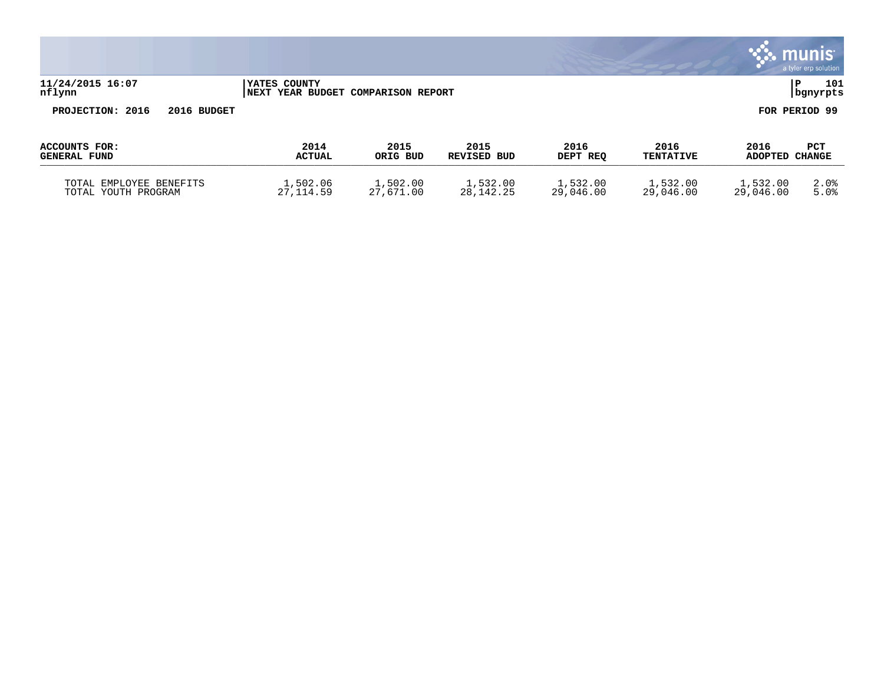**PROJECTION: 2016 2016 BUDGET** **FOR PERIOD 99**

| ACCOUNTS FOR: GENERAL FUND | 2014 ACTUAL | 2015 ORIG BUD | 2015 REVISED BUD | 2016 DEPT REQ | 2016 TENTATIVE | 2016 ADOPTED | PCT CHANGE |
|---|---|---|---|---|---|---|---|
| TOTAL EMPLOYEE BENEFITS | 1,502.06 | 1,502.00 | 1,532.00 | 1,532.00 | 1,532.00 | 1,532.00 | 2.0% |
| TOTAL YOUTH PROGRAM | 27,114.59 | 27,671.00 | 28,142.25 | 29,046.00 | 29,046.00 | 29,046.00 | 5.0% |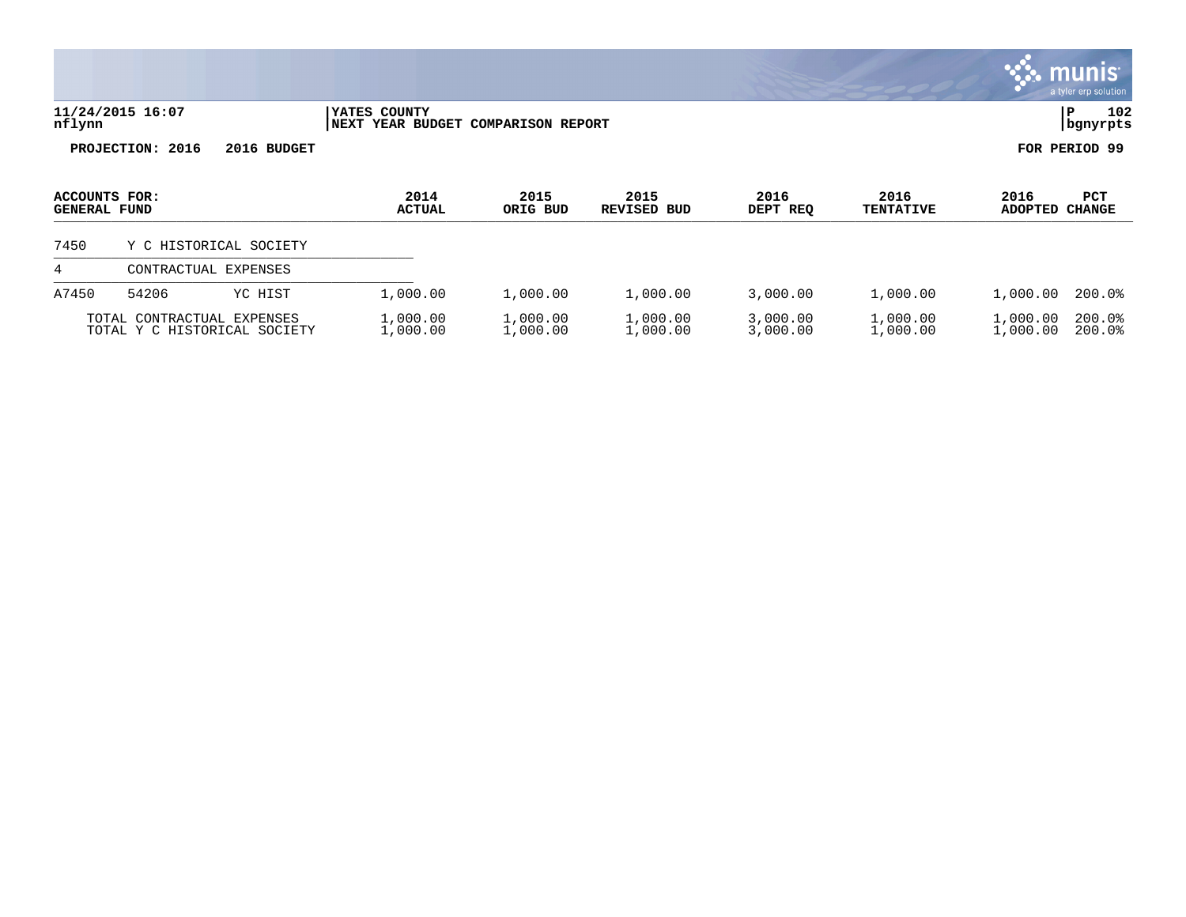**YATES COUNTY**
**NEXT YEAR BUDGET COMPARISON REPORT**

11/24/2015 16:07
nflynn

P 102
bgnyrpts

**PROJECTION: 2016 2016 BUDGET** **FOR PERIOD 99**

| ACCOUNTS FOR: GENERAL FUND | | | 2014 ACTUAL | 2015 ORIG BUD | 2015 REVISED BUD | 2016 DEPT REQ | 2016 TENTATIVE | 2016 ADOPTED | PCT CHANGE |
|---|---|---|---|---|---|---|---|---|---|
| 7450 | Y C HISTORICAL SOCIETY | | | | | | | | |
| 4 | CONTRACTUAL EXPENSES | | | | | | | | |
| A7450 | 54206 | YC HIST | 1,000.00 | 1,000.00 | 1,000.00 | 3,000.00 | 1,000.00 | 1,000.00 | 200.0% |
| TOTAL CONTRACTUAL EXPENSES | | | 1,000.00 | 1,000.00 | 1,000.00 | 3,000.00 | 1,000.00 | 1,000.00 | 200.0% |
| TOTAL Y C HISTORICAL SOCIETY | | | 1,000.00 | 1,000.00 | 1,000.00 | 3,000.00 | 1,000.00 | 1,000.00 | 200.0% |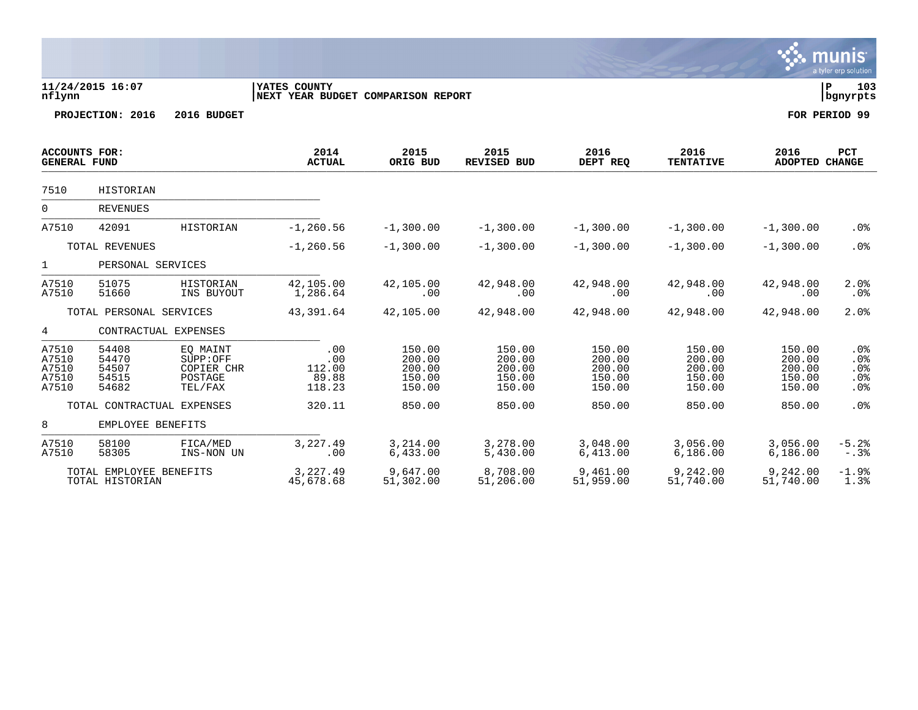11/24/2015 16:07 | YATES COUNTY | P 103
nflynn | NEXT YEAR BUDGET COMPARISON REPORT | bgnyrpts

**PROJECTION: 2016 2016 BUDGET** **FOR PERIOD 99**

| ACCOUNTS FOR: GENERAL FUND | | | 2014 ACTUAL | 2015 ORIG BUD | 2015 REVISED BUD | 2016 DEPT REQ | 2016 TENTATIVE | 2016 ADOPTED | PCT CHANGE |
|---|---|---|---|---|---|---|---|---|---|
| 7510 | HISTORIAN | | | | | | | | |
| 0 | REVENUES | | | | | | | | |
| A7510 | 42091 | HISTORIAN | -1,260.56 | -1,300.00 | -1,300.00 | -1,300.00 | -1,300.00 | -1,300.00 | .0% |
| | TOTAL REVENUES | | -1,260.56 | -1,300.00 | -1,300.00 | -1,300.00 | -1,300.00 | -1,300.00 | .0% |
| 1 | PERSONAL SERVICES | | | | | | | | |
| A7510 | 51075 | HISTORIAN | 42,105.00 | 42,105.00 | 42,948.00 | 42,948.00 | 42,948.00 | 42,948.00 | 2.0% |
| A7510 | 51660 | INS BUYOUT | 1,286.64 | .00 | .00 | .00 | .00 | .00 | .0% |
| | TOTAL PERSONAL SERVICES | | 43,391.64 | 42,105.00 | 42,948.00 | 42,948.00 | 42,948.00 | 42,948.00 | 2.0% |
| 4 | CONTRACTUAL EXPENSES | | | | | | | | |
| A7510 | 54408 | EQ MAINT | .00 | 150.00 | 150.00 | 150.00 | 150.00 | 150.00 | .0% |
| A7510 | 54470 | SUPP:OFF | .00 | 200.00 | 200.00 | 200.00 | 200.00 | 200.00 | .0% |
| A7510 | 54507 | COPIER CHR | 112.00 | 200.00 | 200.00 | 200.00 | 200.00 | 200.00 | .0% |
| A7510 | 54515 | POSTAGE | 89.88 | 150.00 | 150.00 | 150.00 | 150.00 | 150.00 | .0% |
| A7510 | 54682 | TEL/FAX | 118.23 | 150.00 | 150.00 | 150.00 | 150.00 | 150.00 | .0% |
| | TOTAL CONTRACTUAL EXPENSES | | 320.11 | 850.00 | 850.00 | 850.00 | 850.00 | 850.00 | .0% |
| 8 | EMPLOYEE BENEFITS | | | | | | | | |
| A7510 | 58100 | FICA/MED | 3,227.49 | 3,214.00 | 3,278.00 | 3,048.00 | 3,056.00 | 3,056.00 | -5.2% |
| A7510 | 58305 | INS-NON UN | .00 | 6,433.00 | 5,430.00 | 6,413.00 | 6,186.00 | 6,186.00 | -.3% |
| | TOTAL EMPLOYEE BENEFITS | | 3,227.49 | 9,647.00 | 8,708.00 | 9,461.00 | 9,242.00 | 9,242.00 | -1.9% |
| | TOTAL HISTORIAN | | 45,678.68 | 51,302.00 | 51,206.00 | 51,959.00 | 51,740.00 | 51,740.00 | 1.3% |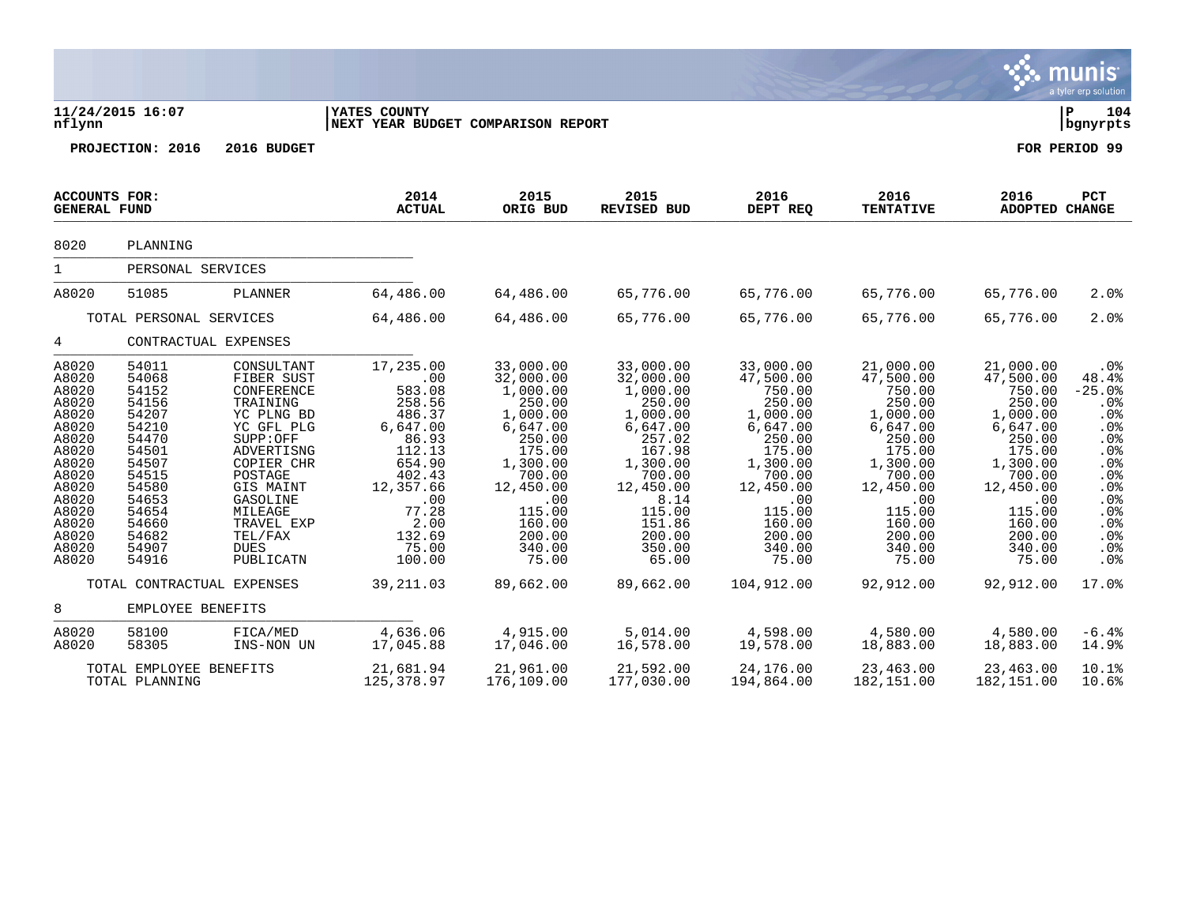**11/24/2015 16:07** | **YATES COUNTY** | **P 104**
**nflynn** | **NEXT YEAR BUDGET COMPARISON REPORT** | **bgnyrpts**

**PROJECTION: 2016 2016 BUDGET** **FOR PERIOD 99**

| ACCOUNTS FOR: GENERAL FUND | | | 2014 ACTUAL | 2015 ORIG BUD | 2015 REVISED BUD | 2016 DEPT REQ | 2016 TENTATIVE | 2016 ADOPTED | PCT CHANGE |
|---|---|---|---|---|---|---|---|---|---|
| 8020 | PLANNING | | | | | | | | |
| 1 | PERSONAL SERVICES | | | | | | | | |
| A8020 | 51085 | PLANNER | 64,486.00 | 64,486.00 | 65,776.00 | 65,776.00 | 65,776.00 | 65,776.00 | 2.0% |
| | TOTAL PERSONAL SERVICES | | 64,486.00 | 64,486.00 | 65,776.00 | 65,776.00 | 65,776.00 | 65,776.00 | 2.0% |
| 4 | CONTRACTUAL EXPENSES | | | | | | | | |
| A8020 | 54011 | CONSULTANT | 17,235.00 | 33,000.00 | 33,000.00 | 33,000.00 | 21,000.00 | 21,000.00 | .0% |
| A8020 | 54068 | FIBER SUST | .00 | 32,000.00 | 32,000.00 | 47,500.00 | 47,500.00 | 47,500.00 | 48.4% |
| A8020 | 54152 | CONFERENCE | 583.08 | 1,000.00 | 1,000.00 | 750.00 | 750.00 | 750.00 | -25.0% |
| A8020 | 54156 | TRAINING | 258.56 | 250.00 | 250.00 | 250.00 | 250.00 | 250.00 | .0% |
| A8020 | 54207 | YC PLNG BD | 486.37 | 1,000.00 | 1,000.00 | 1,000.00 | 1,000.00 | 1,000.00 | .0% |
| A8020 | 54210 | YC GFL PLG | 6,647.00 | 6,647.00 | 6,647.00 | 6,647.00 | 6,647.00 | 6,647.00 | .0% |
| A8020 | 54470 | SUPP:OFF | 86.93 | 250.00 | 257.02 | 250.00 | 250.00 | 250.00 | .0% |
| A8020 | 54501 | ADVERTISNG | 112.13 | 175.00 | 167.98 | 175.00 | 175.00 | 175.00 | .0% |
| A8020 | 54507 | COPIER CHR | 654.90 | 1,300.00 | 1,300.00 | 1,300.00 | 1,300.00 | 1,300.00 | .0% |
| A8020 | 54515 | POSTAGE | 402.43 | 700.00 | 700.00 | 700.00 | 700.00 | 700.00 | .0% |
| A8020 | 54580 | GIS MAINT | 12,357.66 | 12,450.00 | 12,450.00 | 12,450.00 | 12,450.00 | 12,450.00 | .0% |
| A8020 | 54653 | GASOLINE | .00 | .00 | 8.14 | .00 | .00 | .00 | .0% |
| A8020 | 54654 | MILEAGE | 77.28 | 115.00 | 115.00 | 115.00 | 115.00 | 115.00 | .0% |
| A8020 | 54660 | TRAVEL EXP | 2.00 | 160.00 | 151.86 | 160.00 | 160.00 | 160.00 | .0% |
| A8020 | 54682 | TEL/FAX | 132.69 | 200.00 | 200.00 | 200.00 | 200.00 | 200.00 | .0% |
| A8020 | 54907 | DUES | 75.00 | 340.00 | 350.00 | 340.00 | 340.00 | 340.00 | .0% |
| A8020 | 54916 | PUBLICATN | 100.00 | 75.00 | 65.00 | 75.00 | 75.00 | 75.00 | .0% |
| | TOTAL CONTRACTUAL EXPENSES | | 39,211.03 | 89,662.00 | 89,662.00 | 104,912.00 | 92,912.00 | 92,912.00 | 17.0% |
| 8 | EMPLOYEE BENEFITS | | | | | | | | |
| A8020 | 58100 | FICA/MED | 4,636.06 | 4,915.00 | 5,014.00 | 4,598.00 | 4,580.00 | 4,580.00 | -6.4% |
| A8020 | 58305 | INS-NON UN | 17,045.88 | 17,046.00 | 16,578.00 | 19,578.00 | 18,883.00 | 18,883.00 | 14.9% |
| | TOTAL EMPLOYEE BENEFITS | | 21,681.94 | 21,961.00 | 21,592.00 | 24,176.00 | 23,463.00 | 23,463.00 | 10.1% |
| | TOTAL PLANNING | | 125,378.97 | 176,109.00 | 177,030.00 | 194,864.00 | 182,151.00 | 182,151.00 | 10.6% |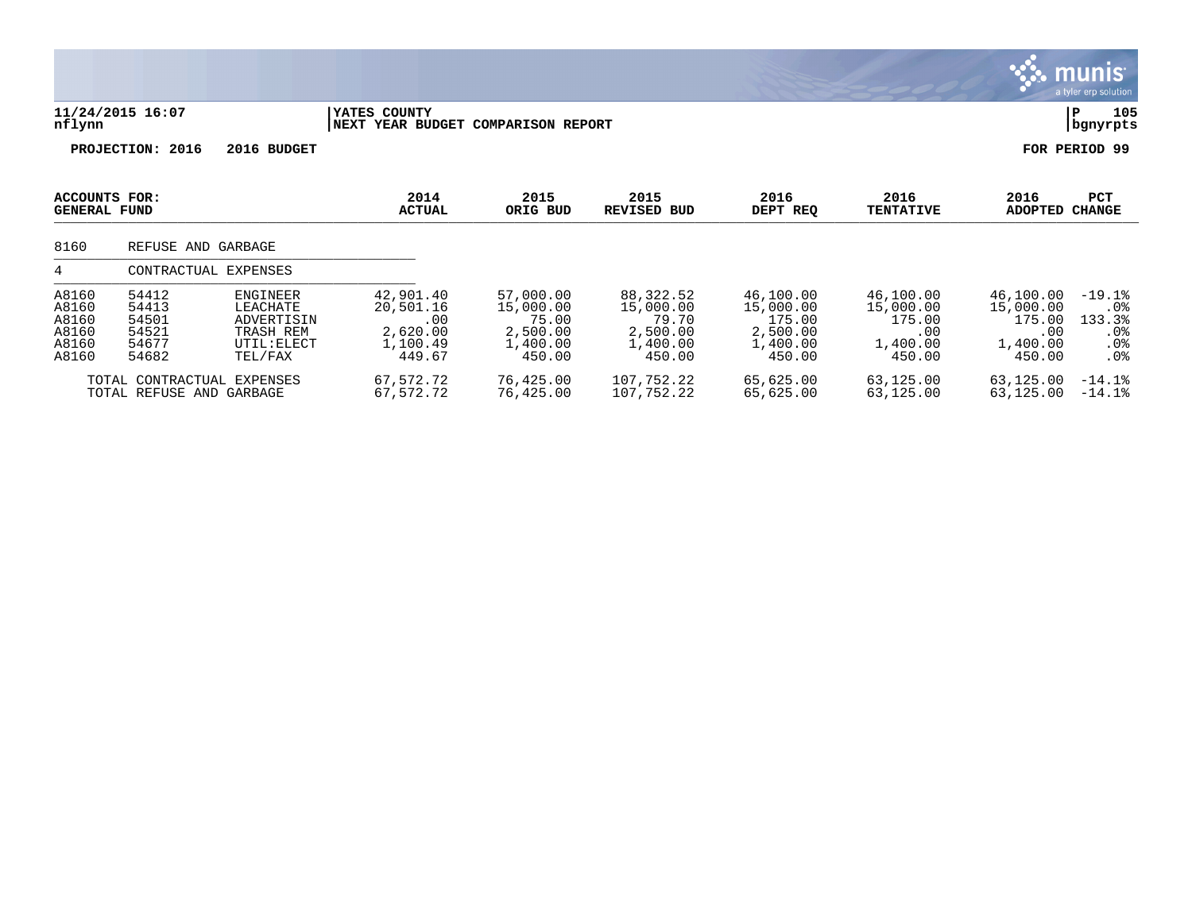**11/24/2015 16:07** | **YATES COUNTY** | **P 105**
**nflynn** | **NEXT YEAR BUDGET COMPARISON REPORT** | **bgnyrpts**

**PROJECTION: 2016 2016 BUDGET** | **FOR PERIOD 99**

| ACCOUNTS FOR: GENERAL FUND | | | 2014 ACTUAL | 2015 ORIG BUD | 2015 REVISED BUD | 2016 DEPT REQ | 2016 TENTATIVE | 2016 ADOPTED | PCT CHANGE |
|---|---|---|---|---|---|---|---|---|---|
| 8160 | REFUSE AND GARBAGE | | | | | | | | |
| 4 | CONTRACTUAL EXPENSES | | | | | | | | |
| A8160 | 54412 | ENGINEER | 42,901.40 | 57,000.00 | 88,322.52 | 46,100.00 | 46,100.00 | 46,100.00 | -19.1% |
| A8160 | 54413 | LEACHATE | 20,501.16 | 15,000.00 | 15,000.00 | 15,000.00 | 15,000.00 | 15,000.00 | .0% |
| A8160 | 54501 | ADVERTISIN | .00 | 75.00 | 79.70 | 175.00 | 175.00 | 175.00 | 133.3% |
| A8160 | 54521 | TRASH REM | 2,620.00 | 2,500.00 | 2,500.00 | 2,500.00 | .00 | .00 | .0% |
| A8160 | 54677 | UTIL:ELECT | 1,100.49 | 1,400.00 | 1,400.00 | 1,400.00 | 1,400.00 | 1,400.00 | .0% |
| A8160 | 54682 | TEL/FAX | 449.67 | 450.00 | 450.00 | 450.00 | 450.00 | 450.00 | .0% |
| TOTAL CONTRACTUAL EXPENSES | | | 67,572.72 | 76,425.00 | 107,752.22 | 65,625.00 | 63,125.00 | 63,125.00 | -14.1% |
| TOTAL REFUSE AND GARBAGE | | | 67,572.72 | 76,425.00 | 107,752.22 | 65,625.00 | 63,125.00 | 63,125.00 | -14.1% |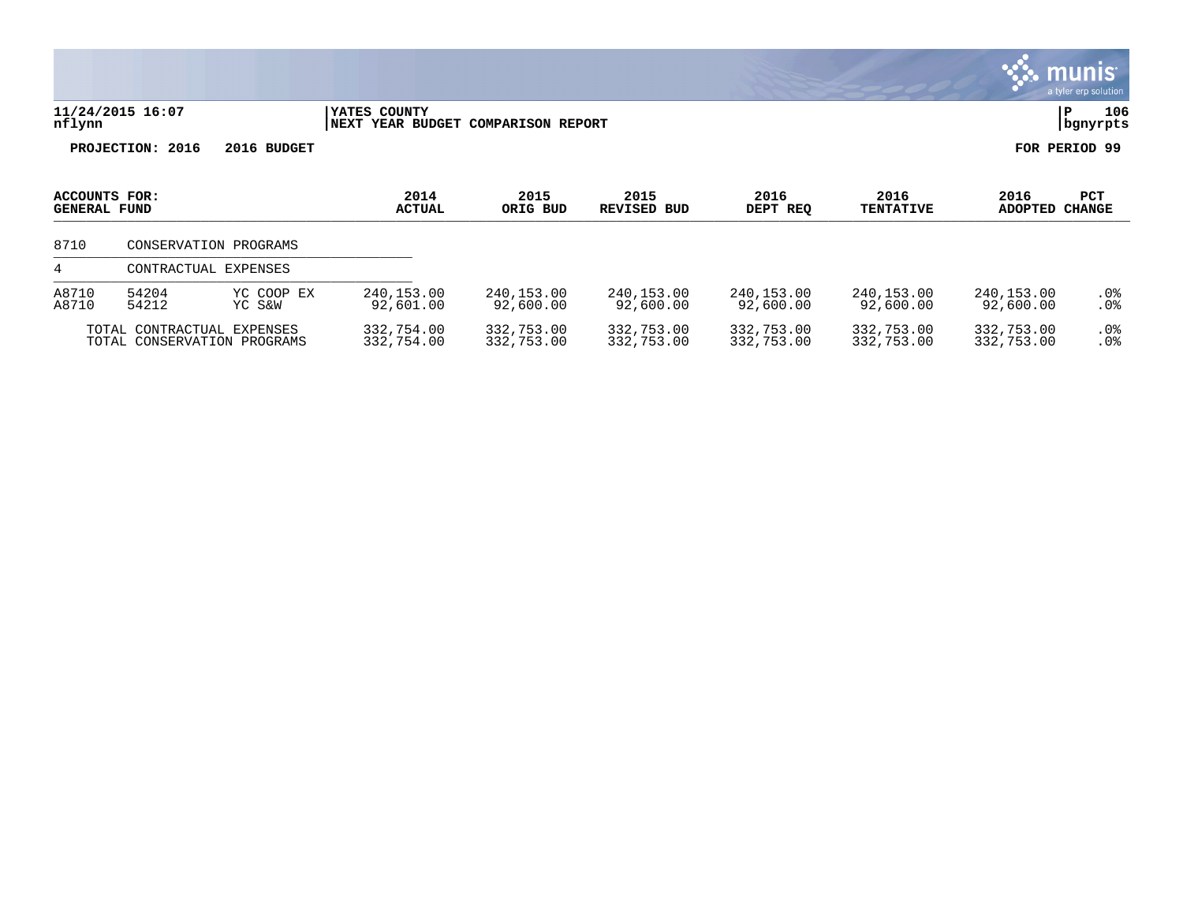11/24/2015 16:07 | YATES COUNTY | P 106
nflynn | NEXT YEAR BUDGET COMPARISON REPORT | bgnyrpts

**PROJECTION: 2016 2016 BUDGET** | **FOR PERIOD 99**

| ACCOUNTS FOR: GENERAL FUND | | | 2014 ACTUAL | 2015 ORIG BUD | 2015 REVISED BUD | 2016 DEPT REQ | 2016 TENTATIVE | 2016 ADOPTED | PCT CHANGE |
|---|---|---|---|---|---|---|---|---|---|
| 8710 | CONSERVATION PROGRAMS | | | | | | | | |
| 4 | CONTRACTUAL EXPENSES | | | | | | | | |
| A8710 | 54204 | YC COOP EX | 240,153.00 | 240,153.00 | 240,153.00 | 240,153.00 | 240,153.00 | 240,153.00 | .0% |
| A8710 | 54212 | YC S&W | 92,601.00 | 92,600.00 | 92,600.00 | 92,600.00 | 92,600.00 | 92,600.00 | .0% |
| TOTAL CONTRACTUAL EXPENSES | | | 332,754.00 | 332,753.00 | 332,753.00 | 332,753.00 | 332,753.00 | 332,753.00 | .0% |
| TOTAL CONSERVATION PROGRAMS | | | 332,754.00 | 332,753.00 | 332,753.00 | 332,753.00 | 332,753.00 | 332,753.00 | .0% |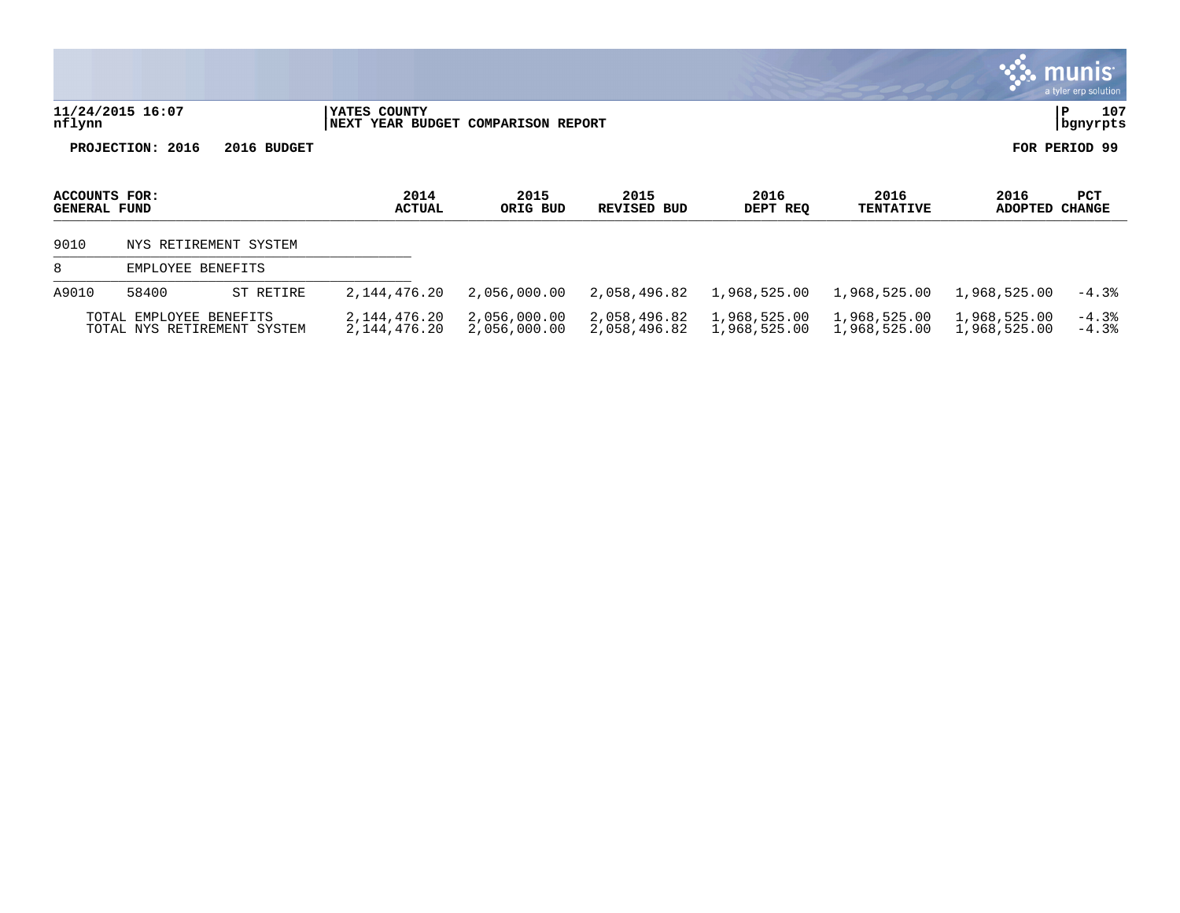**YATES COUNTY**
**NEXT YEAR BUDGET COMPARISON REPORT**

**PROJECTION: 2016 2016 BUDGET** **FOR PERIOD 99**

| ACCOUNTS FOR: GENERAL FUND | | | 2014 ACTUAL | 2015 ORIG BUD | 2015 REVISED BUD | 2016 DEPT REQ | 2016 TENTATIVE | 2016 ADOPTED | PCT CHANGE |
|---|---|---|---|---|---|---|---|---|---|
| 9010 | NYS RETIREMENT SYSTEM | | | | | | | | |
| 8 | EMPLOYEE BENEFITS | | | | | | | | |
| A9010 | 58400 | ST RETIRE | 2,144,476.20 | 2,056,000.00 | 2,058,496.82 | 1,968,525.00 | 1,968,525.00 | 1,968,525.00 | -4.3% |
| TOTAL EMPLOYEE BENEFITS | | | 2,144,476.20 | 2,056,000.00 | 2,058,496.82 | 1,968,525.00 | 1,968,525.00 | 1,968,525.00 | -4.3% |
| TOTAL NYS RETIREMENT SYSTEM | | | 2,144,476.20 | 2,056,000.00 | 2,058,496.82 | 1,968,525.00 | 1,968,525.00 | 1,968,525.00 | -4.3% |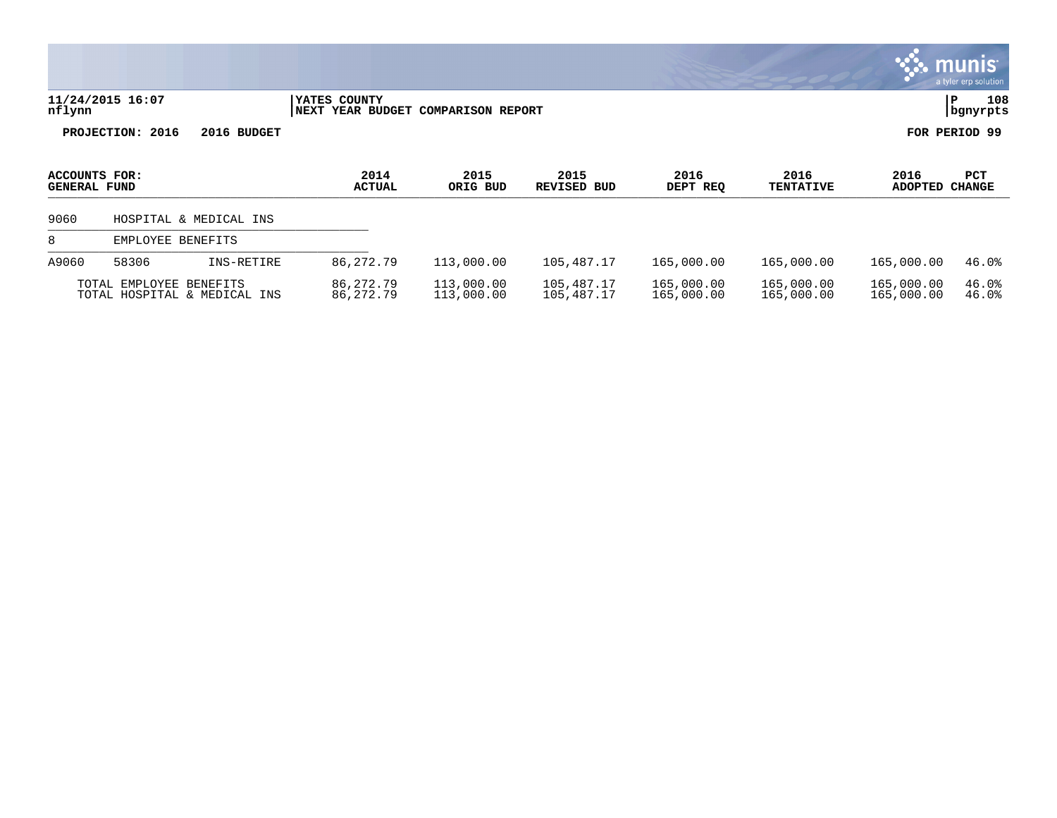**11/24/2015 16:07**
**nflynn**

**YATES COUNTY**
**NEXT YEAR BUDGET COMPARISON REPORT**

**P 108**
**bgnyrpts**

**PROJECTION: 2016 2016 BUDGET**

**FOR PERIOD 99**

| ACCOUNTS FOR: GENERAL FUND | | | 2014 ACTUAL | 2015 ORIG BUD | 2015 REVISED BUD | 2016 DEPT REQ | 2016 TENTATIVE | 2016 ADOPTED | PCT CHANGE |
|---|---|---|---|---|---|---|---|---|---|
| 9060 | HOSPITAL & MEDICAL INS | | | | | | | | |
| 8 | EMPLOYEE BENEFITS | | | | | | | | |
| A9060 | 58306 | INS-RETIRE | 86,272.79 | 113,000.00 | 105,487.17 | 165,000.00 | 165,000.00 | 165,000.00 | 46.0% |
| | TOTAL EMPLOYEE BENEFITS | | 86,272.79 | 113,000.00 | 105,487.17 | 165,000.00 | 165,000.00 | 165,000.00 | 46.0% |
| | TOTAL HOSPITAL & MEDICAL INS | | 86,272.79 | 113,000.00 | 105,487.17 | 165,000.00 | 165,000.00 | 165,000.00 | 46.0% |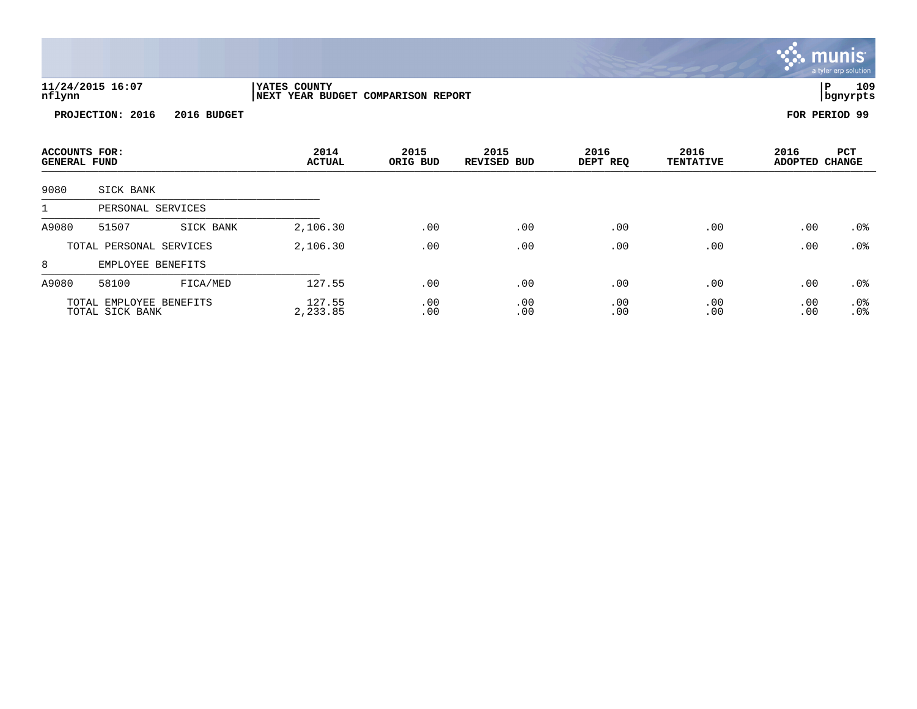**YATES COUNTY**
**NEXT YEAR BUDGET COMPARISON REPORT**

11/24/2015 16:07
nflynn

P 109
bgnyrpts

**PROJECTION: 2016 2016 BUDGET**

**FOR PERIOD 99**

| ACCOUNTS FOR: GENERAL FUND | | | 2014 ACTUAL | 2015 ORIG BUD | 2015 REVISED BUD | 2016 DEPT REQ | 2016 TENTATIVE | 2016 ADOPTED | PCT CHANGE |
|---|---|---|---|---|---|---|---|---|---|
| 9080 | SICK BANK | | | | | | | | |
| 1 | PERSONAL SERVICES | | | | | | | | |
| A9080 | 51507 | SICK BANK | 2,106.30 | .00 | .00 | .00 | .00 | .00 | .0% |
| | TOTAL PERSONAL SERVICES | | 2,106.30 | .00 | .00 | .00 | .00 | .00 | .0% |
| 8 | EMPLOYEE BENEFITS | | | | | | | | |
| A9080 | 58100 | FICA/MED | 127.55 | .00 | .00 | .00 | .00 | .00 | .0% |
| | TOTAL EMPLOYEE BENEFITS | | 127.55 | .00 | .00 | .00 | .00 | .00 | .0% |
| | TOTAL SICK BANK | | 2,233.85 | .00 | .00 | .00 | .00 | .00 | .0% |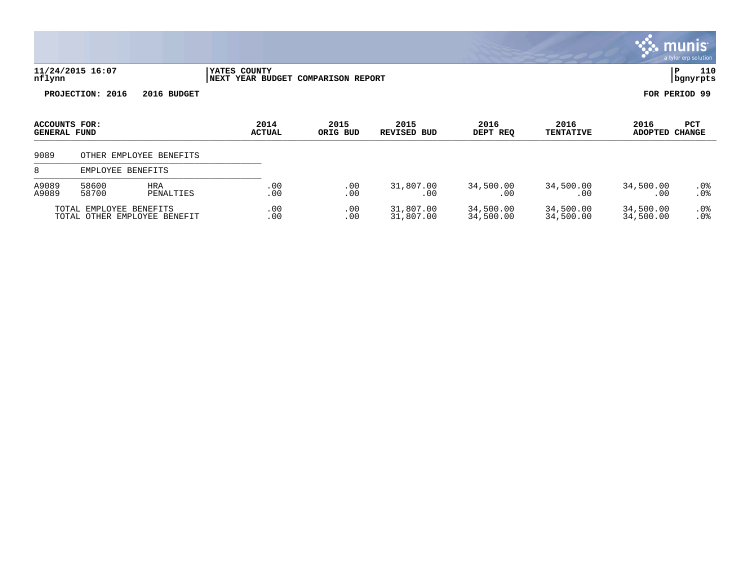**11/24/2015 16:07** | **YATES COUNTY** | **P 110**
**nflynn** | **NEXT YEAR BUDGET COMPARISON REPORT** | **bgnyrpts**

**PROJECTION: 2016 2016 BUDGET** **FOR PERIOD 99**

| ACCOUNTS FOR: GENERAL FUND | | | 2014 ACTUAL | 2015 ORIG BUD | 2015 REVISED BUD | 2016 DEPT REQ | 2016 TENTATIVE | 2016 ADOPTED | PCT CHANGE |
|---|---|---|---|---|---|---|---|---|---|
| 9089 | OTHER EMPLOYEE BENEFITS | | | | | | | | |
| 8 | EMPLOYEE BENEFITS | | | | | | | | |
| A9089 | 58600 | HRA | .00 | .00 | 31,807.00 | 34,500.00 | 34,500.00 | 34,500.00 | .0% |
| A9089 | 58700 | PENALTIES | .00 | .00 | .00 | .00 | .00 | .00 | .0% |
| TOTAL EMPLOYEE BENEFITS | | | .00 | .00 | 31,807.00 | 34,500.00 | 34,500.00 | 34,500.00 | .0% |
| TOTAL OTHER EMPLOYEE BENEFIT | | | .00 | .00 | 31,807.00 | 34,500.00 | 34,500.00 | 34,500.00 | .0% |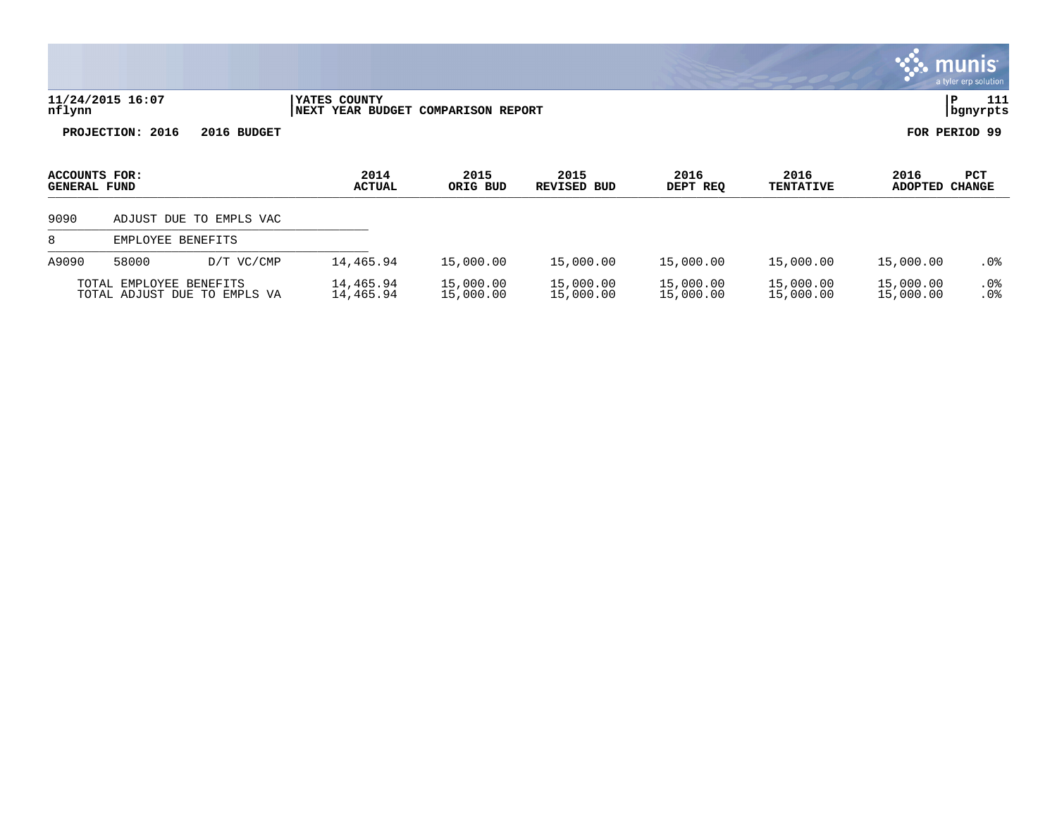11/24/2015 16:07
nflynn

YATES COUNTY
NEXT YEAR BUDGET COMPARISON REPORT

P 111
bgnyrpts

**PROJECTION: 2016 2016 BUDGET** **FOR PERIOD 99**

| ACCOUNTS FOR: GENERAL FUND | | | 2014 ACTUAL | 2015 ORIG BUD | 2015 REVISED BUD | 2016 DEPT REQ | 2016 TENTATIVE | 2016 ADOPTED | PCT CHANGE |
|---|---|---|---|---|---|---|---|---|---|
| 9090 | ADJUST DUE TO EMPLS VAC | | | | | | | | |
| 8 | EMPLOYEE BENEFITS | | | | | | | | |
| A9090 | 58000 | D/T VC/CMP | 14,465.94 | 15,000.00 | 15,000.00 | 15,000.00 | 15,000.00 | 15,000.00 | .0% |
| | TOTAL EMPLOYEE BENEFITS | | 14,465.94 | 15,000.00 | 15,000.00 | 15,000.00 | 15,000.00 | 15,000.00 | .0% |
| | TOTAL ADJUST DUE TO EMPLS VA | | 14,465.94 | 15,000.00 | 15,000.00 | 15,000.00 | 15,000.00 | 15,000.00 | .0% |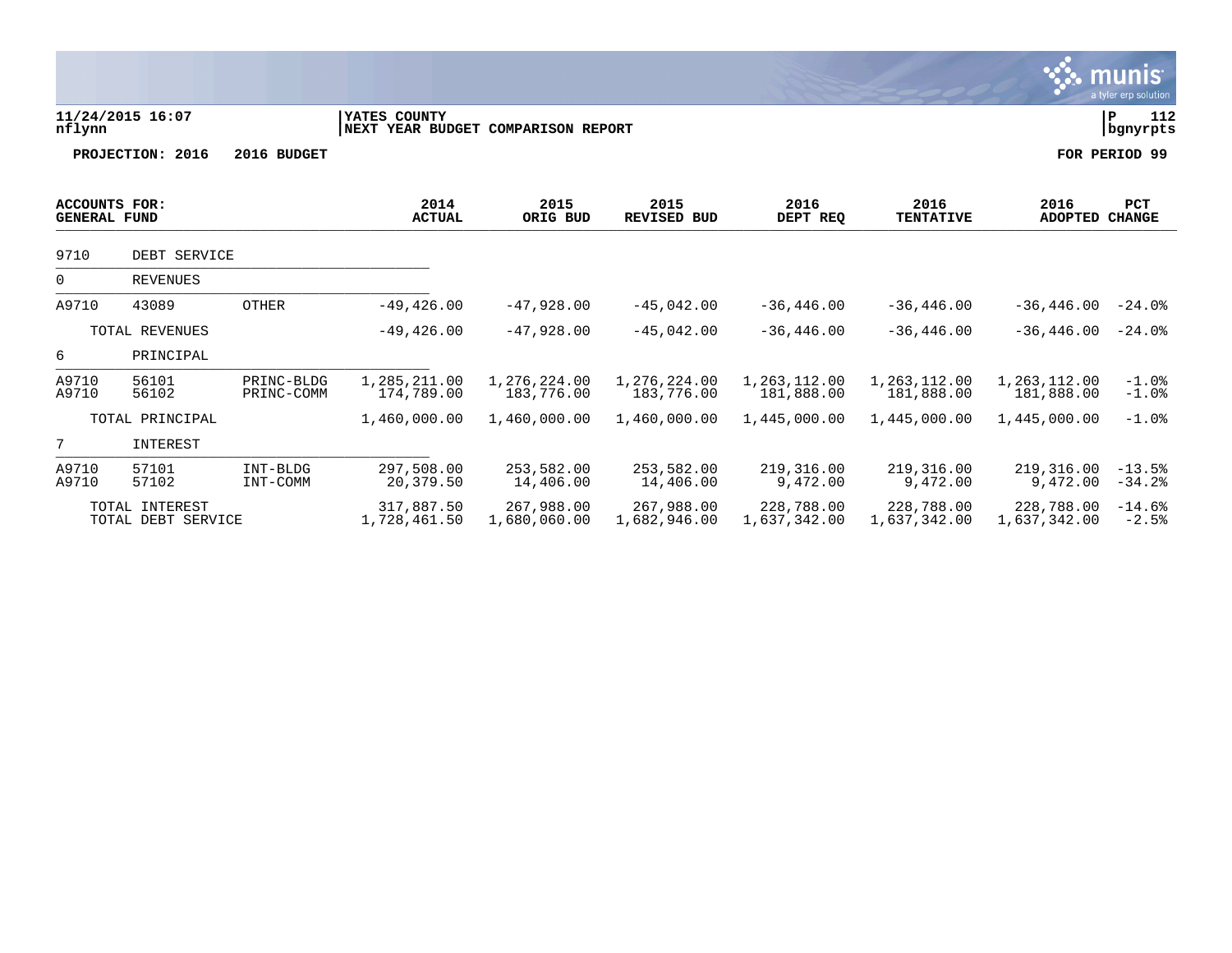11/24/2015 16:07
nflynn

YATES COUNTY
NEXT YEAR BUDGET COMPARISON REPORT

P 112
bgnyrpts

**PROJECTION: 2016 2016 BUDGET** **FOR PERIOD 99**

| ACCOUNTS FOR: GENERAL FUND | | | 2014 ACTUAL | 2015 ORIG BUD | 2015 REVISED BUD | 2016 DEPT REQ | 2016 TENTATIVE | 2016 ADOPTED | PCT CHANGE |
|---|---|---|---|---|---|---|---|---|---|
| 9710 | DEBT SERVICE | | | | | | | | |
| 0 | REVENUES | | | | | | | | |
| A9710 | 43089 | OTHER | -49,426.00 | -47,928.00 | -45,042.00 | -36,446.00 | -36,446.00 | -36,446.00 | -24.0% |
| | TOTAL REVENUES | | -49,426.00 | -47,928.00 | -45,042.00 | -36,446.00 | -36,446.00 | -36,446.00 | -24.0% |
| 6 | PRINCIPAL | | | | | | | | |
| A9710 | 56101 | PRINC-BLDG | 1,285,211.00 | 1,276,224.00 | 1,276,224.00 | 1,263,112.00 | 1,263,112.00 | 1,263,112.00 | -1.0% |
| A9710 | 56102 | PRINC-COMM | 174,789.00 | 183,776.00 | 183,776.00 | 181,888.00 | 181,888.00 | 181,888.00 | -1.0% |
| | TOTAL PRINCIPAL | | 1,460,000.00 | 1,460,000.00 | 1,460,000.00 | 1,445,000.00 | 1,445,000.00 | 1,445,000.00 | -1.0% |
| 7 | INTEREST | | | | | | | | |
| A9710 | 57101 | INT-BLDG | 297,508.00 | 253,582.00 | 253,582.00 | 219,316.00 | 219,316.00 | 219,316.00 | -13.5% |
| A9710 | 57102 | INT-COMM | 20,379.50 | 14,406.00 | 14,406.00 | 9,472.00 | 9,472.00 | 9,472.00 | -34.2% |
| | TOTAL INTEREST | | 317,887.50 | 267,988.00 | 267,988.00 | 228,788.00 | 228,788.00 | 228,788.00 | -14.6% |
| | TOTAL DEBT SERVICE | | 1,728,461.50 | 1,680,060.00 | 1,682,946.00 | 1,637,342.00 | 1,637,342.00 | 1,637,342.00 | -2.5% |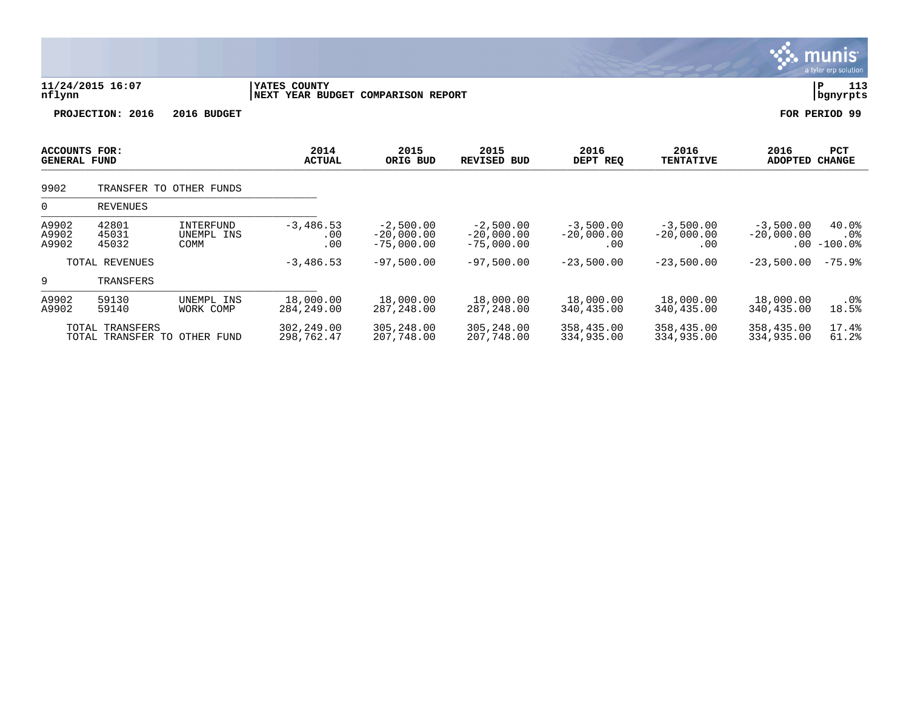**YATES COUNTY**
**NEXT YEAR BUDGET COMPARISON REPORT**

11/24/2015 16:07
nflynn

P 113
bgnyrpts

**PROJECTION: 2016 2016 BUDGET** **FOR PERIOD 99**

| ACCOUNTS FOR: GENERAL FUND | | | 2014 ACTUAL | 2015 ORIG BUD | 2015 REVISED BUD | 2016 DEPT REQ | 2016 TENTATIVE | 2016 ADOPTED | PCT CHANGE |
|---|---|---|---|---|---|---|---|---|---|
| 9902 | TRANSFER TO OTHER FUNDS | | | | | | | | |
| 0 | REVENUES | | | | | | | | |
| A9902 | 42801 | INTERFUND | -3,486.53 | -2,500.00 | -2,500.00 | -3,500.00 | -3,500.00 | -3,500.00 | 40.0% |
| A9902 | 45031 | UNEMPL INS | .00 | -20,000.00 | -20,000.00 | -20,000.00 | -20,000.00 | -20,000.00 | .0% |
| A9902 | 45032 | COMM | .00 | -75,000.00 | -75,000.00 | .00 | .00 | .00 | -100.0% |
| | TOTAL REVENUES | | -3,486.53 | -97,500.00 | -97,500.00 | -23,500.00 | -23,500.00 | -23,500.00 | -75.9% |
| 9 | TRANSFERS | | | | | | | | |
| A9902 | 59130 | UNEMPL INS | 18,000.00 | 18,000.00 | 18,000.00 | 18,000.00 | 18,000.00 | 18,000.00 | .0% |
| A9902 | 59140 | WORK COMP | 284,249.00 | 287,248.00 | 287,248.00 | 340,435.00 | 340,435.00 | 340,435.00 | 18.5% |
| | TOTAL TRANSFERS | | 302,249.00 | 305,248.00 | 305,248.00 | 358,435.00 | 358,435.00 | 358,435.00 | 17.4% |
| | TOTAL TRANSFER TO OTHER FUND | | 298,762.47 | 207,748.00 | 207,748.00 | 334,935.00 | 334,935.00 | 334,935.00 | 61.2% |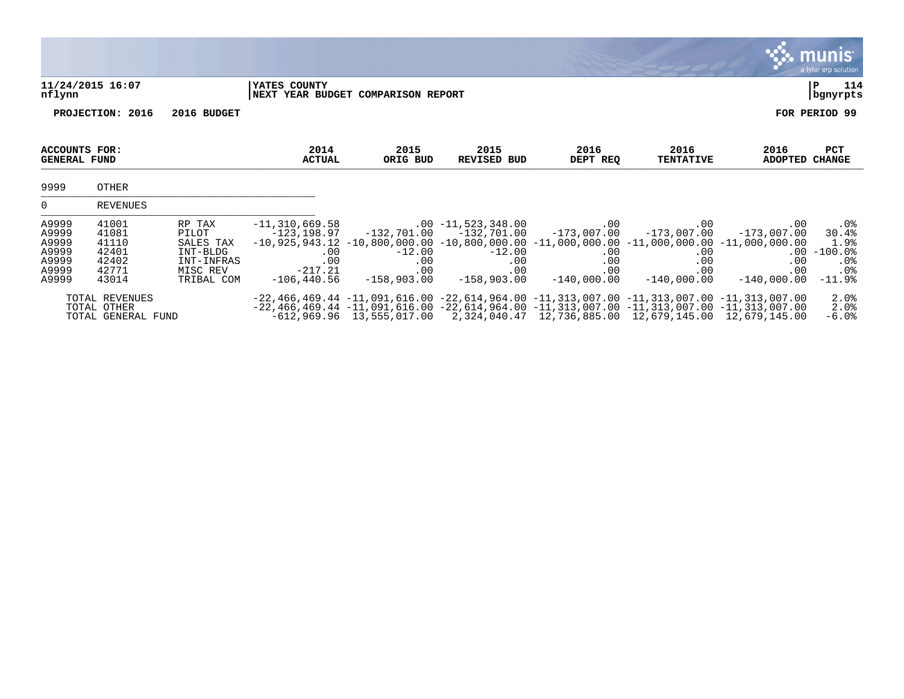11/24/2015 16:07 | YATES COUNTY | P 114
nflynn | NEXT YEAR BUDGET COMPARISON REPORT | bgnyrpts

PROJECTION: 2016 2016 BUDGET FOR PERIOD 99

| ACCOUNTS FOR: GENERAL FUND | | | 2014 ACTUAL | 2015 ORIG BUD | 2015 REVISED BUD | 2016 DEPT REQ | 2016 TENTATIVE | 2016 ADOPTED | PCT CHANGE |
|---|---|---|---|---|---|---|---|---|---|
| 9999 | OTHER | | | | | | | | |
| 0 | REVENUES | | | | | | | | |
| A9999 | 41001 | RP TAX | -11,310,669.58 | .00 | -11,523,348.00 | .00 | .00 | .00 | .0% |
| A9999 | 41081 | PILOT | -123,198.97 | -132,701.00 | -132,701.00 | -173,007.00 | -173,007.00 | -173,007.00 | 30.4% |
| A9999 | 41110 | SALES TAX | -10,925,943.12 | -10,800,000.00 | -10,800,000.00 | -11,000,000.00 | -11,000,000.00 | -11,000,000.00 | 1.9% |
| A9999 | 42401 | INT-BLDG | .00 | -12.00 | -12.00 | .00 | .00 | .00 | -100.0% |
| A9999 | 42402 | INT-INFRAS | .00 | .00 | .00 | .00 | .00 | .00 | .0% |
| A9999 | 42771 | MISC REV | -217.21 | .00 | .00 | .00 | .00 | .00 | .0% |
| A9999 | 43014 | TRIBAL COM | -106,440.56 | -158,903.00 | -158,903.00 | -140,000.00 | -140,000.00 | -140,000.00 | -11.9% |
| | TOTAL REVENUES | | -22,466,469.44 | -11,091,616.00 | -22,614,964.00 | -11,313,007.00 | -11,313,007.00 | -11,313,007.00 | 2.0% |
| | TOTAL OTHER | | -22,466,469.44 | -11,091,616.00 | -22,614,964.00 | -11,313,007.00 | -11,313,007.00 | -11,313,007.00 | 2.0% |
| | TOTAL GENERAL FUND | | -612,969.96 | 13,555,017.00 | 2,324,040.47 | 12,736,885.00 | 12,679,145.00 | 12,679,145.00 | -6.0% |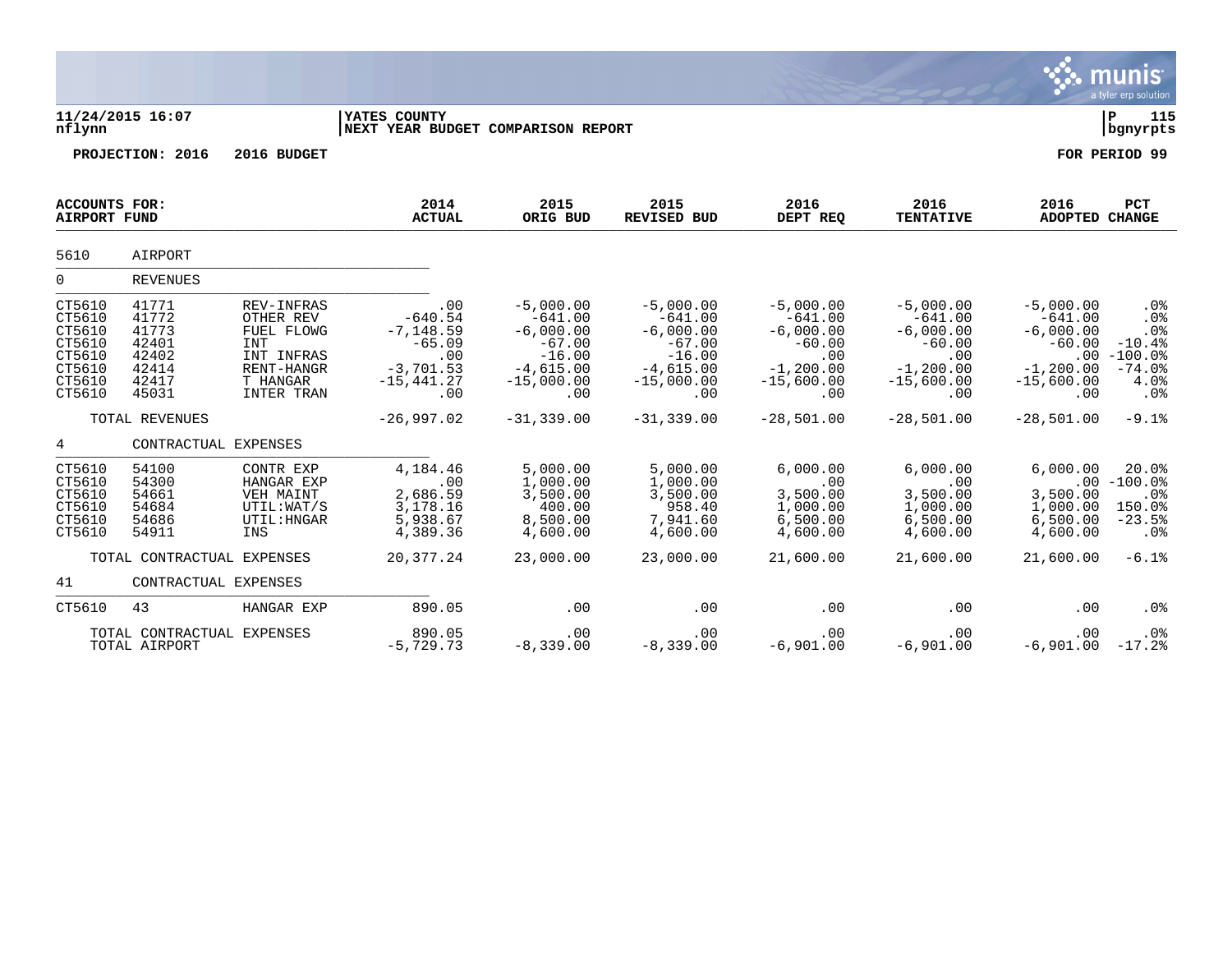**11/24/2015 16:07** | **YATES COUNTY** | **P 115**
**nflynn** | **NEXT YEAR BUDGET COMPARISON REPORT** | **bgnyrpts**

**PROJECTION: 2016 2016 BUDGET** | **FOR PERIOD 99**

| ACCOUNTS FOR: AIRPORT FUND | | | 2014 ACTUAL | 2015 ORIG BUD | 2015 REVISED BUD | 2016 DEPT REQ | 2016 TENTATIVE | 2016 ADOPTED | PCT CHANGE |
|---|---|---|---|---|---|---|---|---|---|
| 5610 | AIRPORT | | | | | | | | |
| 0 | REVENUES | | | | | | | | |
| CT5610 | 41771 | REV-INFRAS | .00 | -5,000.00 | -5,000.00 | -5,000.00 | -5,000.00 | -5,000.00 | .0% |
| CT5610 | 41772 | OTHER REV | -640.54 | -641.00 | -641.00 | -641.00 | -641.00 | -641.00 | .0% |
| CT5610 | 41773 | FUEL FLOWG | -7,148.59 | -6,000.00 | -6,000.00 | -6,000.00 | -6,000.00 | -6,000.00 | .0% |
| CT5610 | 42401 | INT | -65.09 | -67.00 | -67.00 | -60.00 | -60.00 | -60.00 | -10.4% |
| CT5610 | 42402 | INT INFRAS | .00 | -16.00 | -16.00 | .00 | .00 | .00 | -100.0% |
| CT5610 | 42414 | RENT-HANGR | -3,701.53 | -4,615.00 | -4,615.00 | -1,200.00 | -1,200.00 | -1,200.00 | -74.0% |
| CT5610 | 42417 | T HANGAR | -15,441.27 | -15,000.00 | -15,000.00 | -15,600.00 | -15,600.00 | -15,600.00 | 4.0% |
| CT5610 | 45031 | INTER TRAN | .00 | .00 | .00 | .00 | .00 | .00 | .0% |
| | TOTAL REVENUES | | -26,997.02 | -31,339.00 | -31,339.00 | -28,501.00 | -28,501.00 | -28,501.00 | -9.1% |
| 4 | CONTRACTUAL EXPENSES | | | | | | | | |
| CT5610 | 54100 | CONTR EXP | 4,184.46 | 5,000.00 | 5,000.00 | 6,000.00 | 6,000.00 | 6,000.00 | 20.0% |
| CT5610 | 54300 | HANGAR EXP | .00 | 1,000.00 | 1,000.00 | .00 | .00 | .00 | -100.0% |
| CT5610 | 54661 | VEH MAINT | 2,686.59 | 3,500.00 | 3,500.00 | 3,500.00 | 3,500.00 | 3,500.00 | .0% |
| CT5610 | 54684 | UTIL:WAT/S | 3,178.16 | 400.00 | 958.40 | 1,000.00 | 1,000.00 | 1,000.00 | 150.0% |
| CT5610 | 54686 | UTIL:HNGAR | 5,938.67 | 8,500.00 | 7,941.60 | 6,500.00 | 6,500.00 | 6,500.00 | -23.5% |
| CT5610 | 54911 | INS | 4,389.36 | 4,600.00 | 4,600.00 | 4,600.00 | 4,600.00 | 4,600.00 | .0% |
| | TOTAL CONTRACTUAL EXPENSES | | 20,377.24 | 23,000.00 | 23,000.00 | 21,600.00 | 21,600.00 | 21,600.00 | -6.1% |
| 41 | CONTRACTUAL EXPENSES | | | | | | | | |
| CT5610 | 43 | HANGAR EXP | 890.05 | .00 | .00 | .00 | .00 | .00 | .0% |
| | TOTAL CONTRACTUAL EXPENSES | | 890.05 | .00 | .00 | .00 | .00 | .00 | .0% |
| | TOTAL AIRPORT | | -5,729.73 | -8,339.00 | -8,339.00 | -6,901.00 | -6,901.00 | -6,901.00 | -17.2% |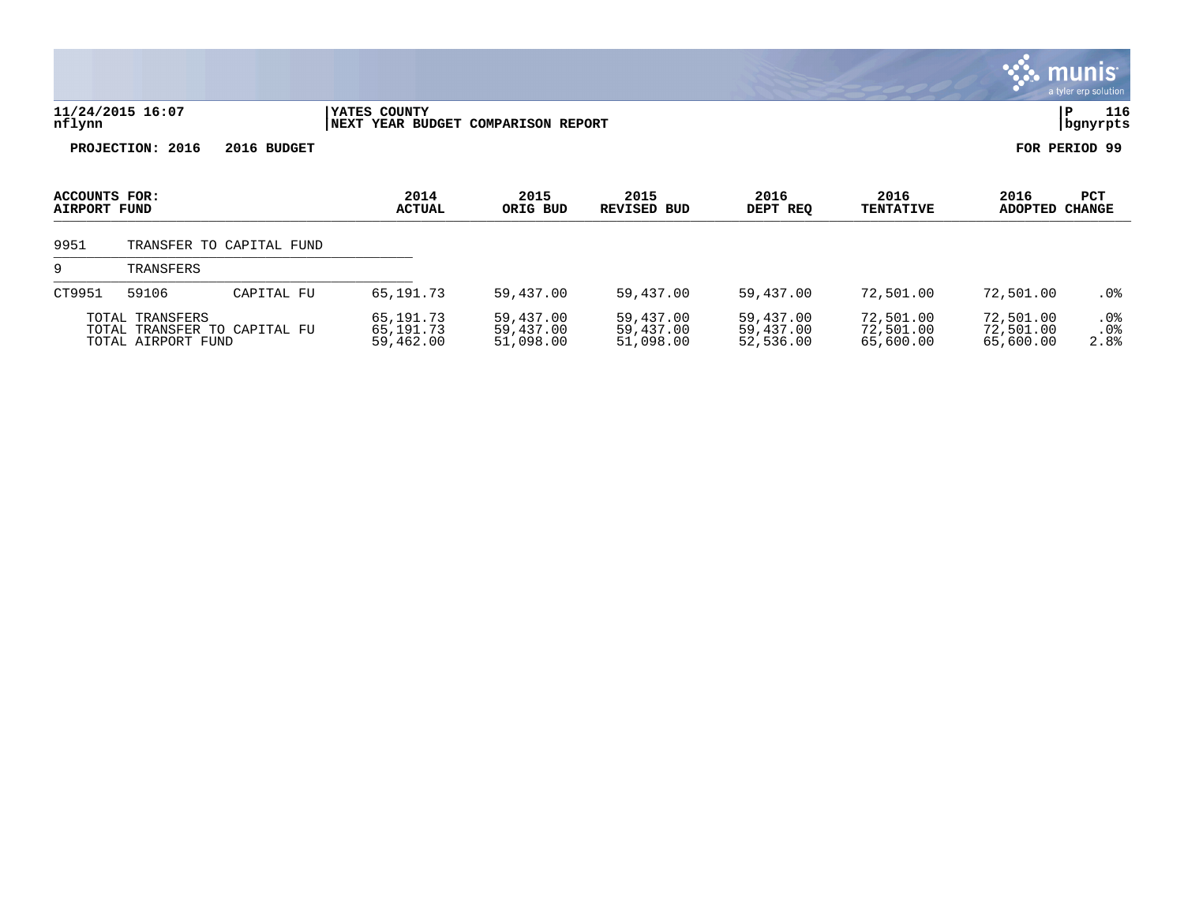11/24/2015 16:07 | YATES COUNTY | P 116
nflynn | NEXT YEAR BUDGET COMPARISON REPORT | bgnyrpts

**PROJECTION: 2016 2016 BUDGET** **FOR PERIOD 99**

| ACCOUNTS FOR: AIRPORT FUND | | | 2014 ACTUAL | 2015 ORIG BUD | 2015 REVISED BUD | 2016 DEPT REQ | 2016 TENTATIVE | 2016 ADOPTED | PCT CHANGE |
|---|---|---|---|---|---|---|---|---|---|
| 9951 | TRANSFER TO CAPITAL FUND | | | | | | | | |
| 9 | TRANSFERS | | | | | | | | |
| CT9951 | 59106 | CAPITAL FU | 65,191.73 | 59,437.00 | 59,437.00 | 59,437.00 | 72,501.00 | 72,501.00 | .0% |
| TOTAL TRANSFERS | | | 65,191.73 | 59,437.00 | 59,437.00 | 59,437.00 | 72,501.00 | 72,501.00 | .0% |
| TOTAL TRANSFER TO CAPITAL FU | | | 65,191.73 | 59,437.00 | 59,437.00 | 59,437.00 | 72,501.00 | 72,501.00 | .0% |
| TOTAL AIRPORT FUND | | | 59,462.00 | 51,098.00 | 51,098.00 | 52,536.00 | 65,600.00 | 65,600.00 | 2.8% |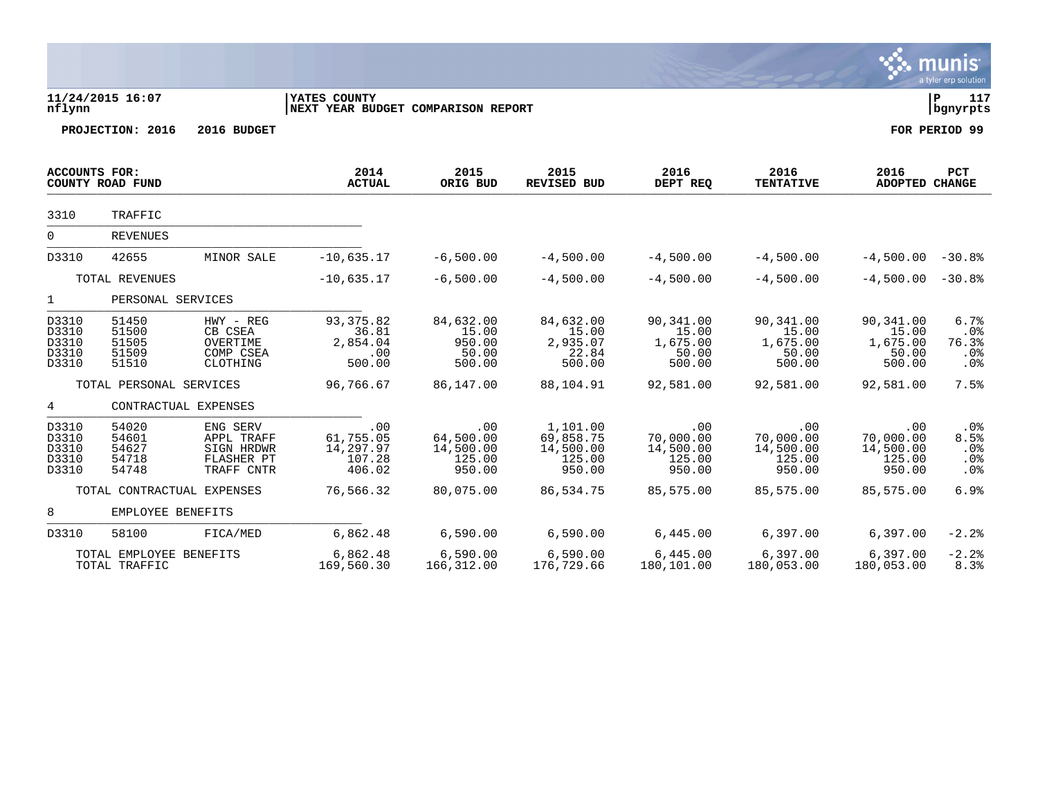11/24/2015 16:07 | YATES COUNTY
nflynn | NEXT YEAR BUDGET COMPARISON REPORT

**PROJECTION: 2016 2016 BUDGET** **FOR PERIOD 99**

| ACCOUNTS FOR: COUNTY ROAD FUND | | | 2014 ACTUAL | 2015 ORIG BUD | 2015 REVISED BUD | 2016 DEPT REQ | 2016 TENTATIVE | 2016 ADOPTED | PCT CHANGE |
|---|---|---|---|---|---|---|---|---|---|
| 3310 | TRAFFIC | | | | | | | | |
| 0 | REVENUES | | | | | | | | |
| D3310 | 42655 | MINOR SALE | -10,635.17 | -6,500.00 | -4,500.00 | -4,500.00 | -4,500.00 | -4,500.00 | -30.8% |
| | TOTAL REVENUES | | -10,635.17 | -6,500.00 | -4,500.00 | -4,500.00 | -4,500.00 | -4,500.00 | -30.8% |
| 1 | PERSONAL SERVICES | | | | | | | | |
| D3310 | 51450 | HWY - REG | 93,375.82 | 84,632.00 | 84,632.00 | 90,341.00 | 90,341.00 | 90,341.00 | 6.7% |
| D3310 | 51500 | CB CSEA | 36.81 | 15.00 | 15.00 | 15.00 | 15.00 | 15.00 | .0% |
| D3310 | 51505 | OVERTIME | 2,854.04 | 950.00 | 2,935.07 | 1,675.00 | 1,675.00 | 1,675.00 | 76.3% |
| D3310 | 51509 | COMP CSEA | .00 | 50.00 | 22.84 | 50.00 | 50.00 | 50.00 | .0% |
| D3310 | 51510 | CLOTHING | 500.00 | 500.00 | 500.00 | 500.00 | 500.00 | 500.00 | .0% |
| | TOTAL PERSONAL SERVICES | | 96,766.67 | 86,147.00 | 88,104.91 | 92,581.00 | 92,581.00 | 92,581.00 | 7.5% |
| 4 | CONTRACTUAL EXPENSES | | | | | | | | |
| D3310 | 54020 | ENG SERV | .00 | .00 | 1,101.00 | .00 | .00 | .00 | .0% |
| D3310 | 54601 | APPL TRAFF | 61,755.05 | 64,500.00 | 69,858.75 | 70,000.00 | 70,000.00 | 70,000.00 | 8.5% |
| D3310 | 54627 | SIGN HRDWR | 14,297.97 | 14,500.00 | 14,500.00 | 14,500.00 | 14,500.00 | 14,500.00 | .0% |
| D3310 | 54718 | FLASHER PT | 107.28 | 125.00 | 125.00 | 125.00 | 125.00 | 125.00 | .0% |
| D3310 | 54748 | TRAFF CNTR | 406.02 | 950.00 | 950.00 | 950.00 | 950.00 | 950.00 | .0% |
| | TOTAL CONTRACTUAL EXPENSES | | 76,566.32 | 80,075.00 | 86,534.75 | 85,575.00 | 85,575.00 | 85,575.00 | 6.9% |
| 8 | EMPLOYEE BENEFITS | | | | | | | | |
| D3310 | 58100 | FICA/MED | 6,862.48 | 6,590.00 | 6,590.00 | 6,445.00 | 6,397.00 | 6,397.00 | -2.2% |
| | TOTAL EMPLOYEE BENEFITS | | 6,862.48 | 6,590.00 | 6,590.00 | 6,445.00 | 6,397.00 | 6,397.00 | -2.2% |
| | TOTAL TRAFFIC | | 169,560.30 | 166,312.00 | 176,729.66 | 180,101.00 | 180,053.00 | 180,053.00 | 8.3% |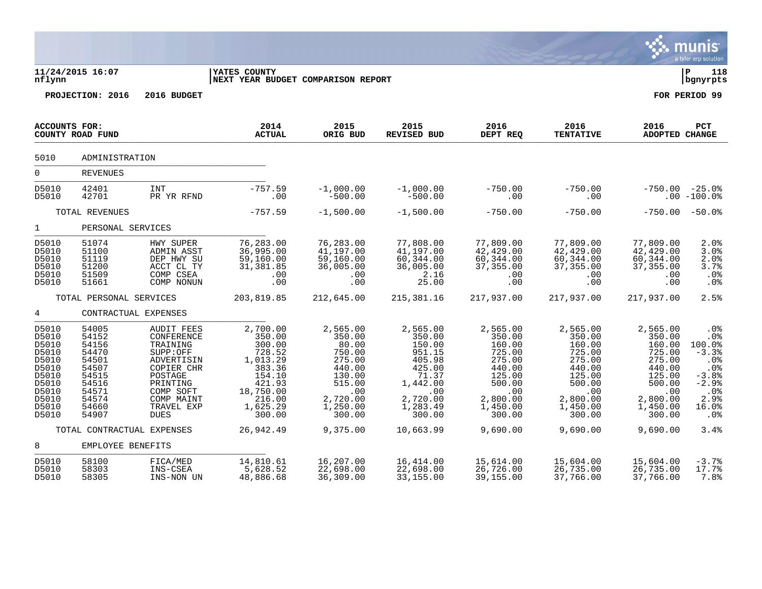**11/24/2015 16:07** | **YATES COUNTY** | **P 118**
**nflynn** | **NEXT YEAR BUDGET COMPARISON REPORT** | **bgnyrpts**

**PROJECTION: 2016 2016 BUDGET** — **FOR PERIOD 99**

| ACCOUNTS FOR: COUNTY ROAD FUND | | | 2014 ACTUAL | 2015 ORIG BUD | 2015 REVISED BUD | 2016 DEPT REQ | 2016 TENTATIVE | 2016 ADOPTED | PCT CHANGE |
|---|---|---|---|---|---|---|---|---|---|
| 5010 | ADMINISTRATION | | | | | | | | |
| 0 | REVENUES | | | | | | | | |
| D5010 | 42401 | INT | -757.59 | -1,000.00 | -1,000.00 | -750.00 | -750.00 | -750.00 | -25.0% |
| D5010 | 42701 | PR YR RFND | .00 | -500.00 | -500.00 | .00 | .00 | .00 | -100.0% |
| | TOTAL REVENUES | | -757.59 | -1,500.00 | -1,500.00 | -750.00 | -750.00 | -750.00 | -50.0% |
| 1 | PERSONAL SERVICES | | | | | | | | |
| D5010 | 51074 | HWY SUPER | 76,283.00 | 76,283.00 | 77,808.00 | 77,809.00 | 77,809.00 | 77,809.00 | 2.0% |
| D5010 | 51100 | ADMIN ASST | 36,995.00 | 41,197.00 | 41,197.00 | 42,429.00 | 42,429.00 | 42,429.00 | 3.0% |
| D5010 | 51119 | DEP HWY SU | 59,160.00 | 59,160.00 | 60,344.00 | 60,344.00 | 60,344.00 | 60,344.00 | 2.0% |
| D5010 | 51200 | ACCT CL TY | 31,381.85 | 36,005.00 | 36,005.00 | 37,355.00 | 37,355.00 | 37,355.00 | 3.7% |
| D5010 | 51509 | COMP CSEA | .00 | .00 | 2.16 | .00 | .00 | .00 | .0% |
| D5010 | 51661 | COMP NONUN | .00 | .00 | 25.00 | .00 | .00 | .00 | .0% |
| | TOTAL PERSONAL SERVICES | | 203,819.85 | 212,645.00 | 215,381.16 | 217,937.00 | 217,937.00 | 217,937.00 | 2.5% |
| 4 | CONTRACTUAL EXPENSES | | | | | | | | |
| D5010 | 54005 | AUDIT FEES | 2,700.00 | 2,565.00 | 2,565.00 | 2,565.00 | 2,565.00 | 2,565.00 | .0% |
| D5010 | 54152 | CONFERENCE | 350.00 | 350.00 | 350.00 | 350.00 | 350.00 | 350.00 | .0% |
| D5010 | 54156 | TRAINING | 300.00 | 80.00 | 150.00 | 160.00 | 160.00 | 160.00 | 100.0% |
| D5010 | 54470 | SUPP:OFF | 728.52 | 750.00 | 951.15 | 725.00 | 725.00 | 725.00 | -3.3% |
| D5010 | 54501 | ADVERTISIN | 1,013.29 | 275.00 | 405.98 | 275.00 | 275.00 | 275.00 | .0% |
| D5010 | 54507 | COPIER CHR | 383.36 | 440.00 | 425.00 | 440.00 | 440.00 | 440.00 | .0% |
| D5010 | 54515 | POSTAGE | 154.10 | 130.00 | 71.37 | 125.00 | 125.00 | 125.00 | -3.8% |
| D5010 | 54516 | PRINTING | 421.93 | 515.00 | 1,442.00 | 500.00 | 500.00 | 500.00 | -2.9% |
| D5010 | 54571 | COMP SOFT | 18,750.00 | .00 | .00 | .00 | .00 | .00 | .0% |
| D5010 | 54574 | COMP MAINT | 216.00 | 2,720.00 | 2,720.00 | 2,800.00 | 2,800.00 | 2,800.00 | 2.9% |
| D5010 | 54660 | TRAVEL EXP | 1,625.29 | 1,250.00 | 1,283.49 | 1,450.00 | 1,450.00 | 1,450.00 | 16.0% |
| D5010 | 54907 | DUES | 300.00 | 300.00 | 300.00 | 300.00 | 300.00 | 300.00 | .0% |
| | TOTAL CONTRACTUAL EXPENSES | | 26,942.49 | 9,375.00 | 10,663.99 | 9,690.00 | 9,690.00 | 9,690.00 | 3.4% |
| 8 | EMPLOYEE BENEFITS | | | | | | | | |
| D5010 | 58100 | FICA/MED | 14,810.61 | 16,207.00 | 16,414.00 | 15,614.00 | 15,604.00 | 15,604.00 | -3.7% |
| D5010 | 58303 | INS-CSEA | 5,628.52 | 22,698.00 | 22,698.00 | 26,726.00 | 26,735.00 | 26,735.00 | 17.7% |
| D5010 | 58305 | INS-NON UN | 48,886.68 | 36,309.00 | 33,155.00 | 39,155.00 | 37,766.00 | 37,766.00 | 7.8% |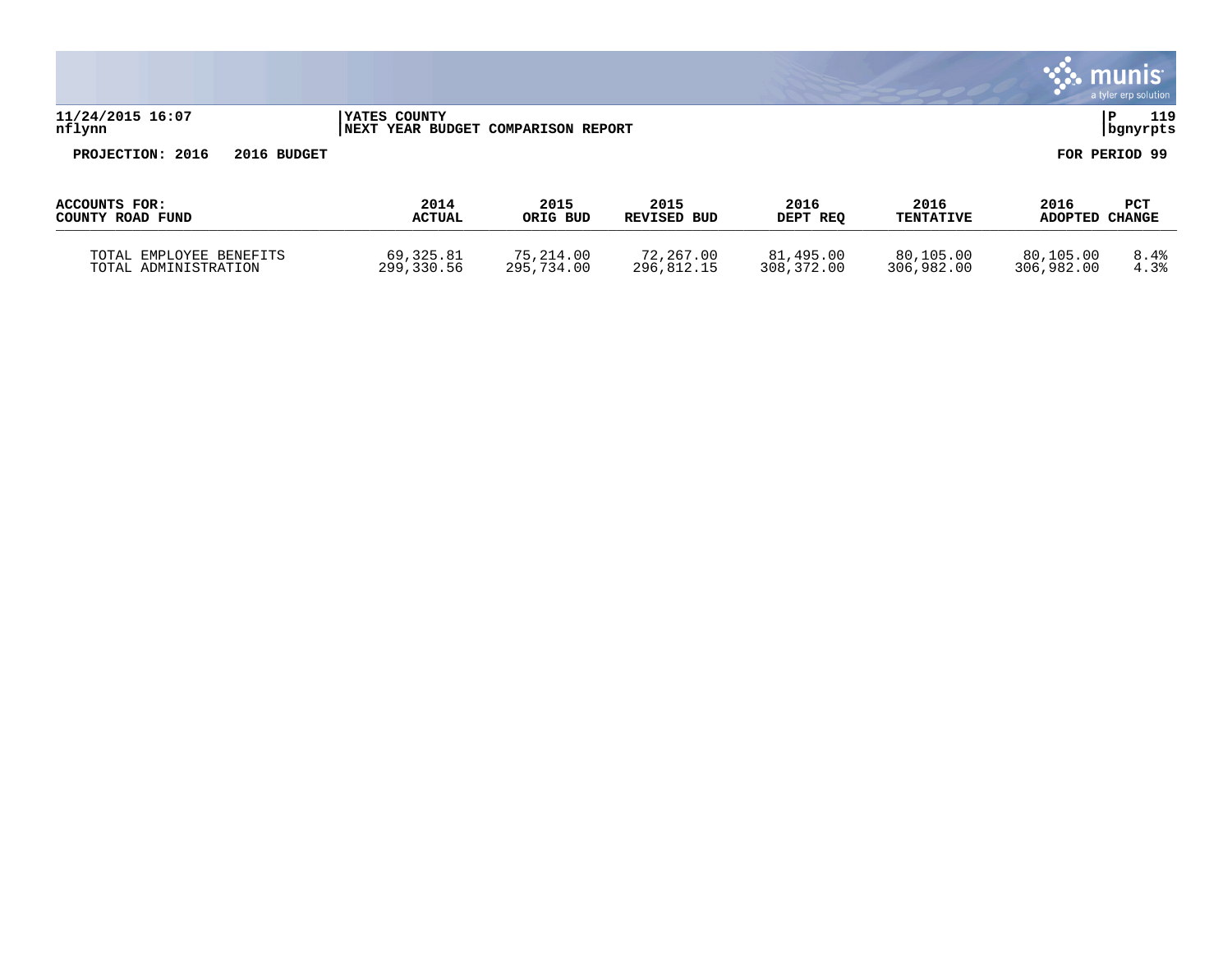11/24/2015 16:07 | YATES COUNTY | P 119
nflynn | NEXT YEAR BUDGET COMPARISON REPORT | bgnyrpts

**PROJECTION: 2016 2016 BUDGET** **FOR PERIOD 99**

| ACCOUNTS FOR: COUNTY ROAD FUND | 2014 ACTUAL | 2015 ORIG BUD | 2015 REVISED BUD | 2016 DEPT REQ | 2016 TENTATIVE | 2016 ADOPTED | PCT CHANGE |
|---|---|---|---|---|---|---|---|
| TOTAL EMPLOYEE BENEFITS | 69,325.81 | 75,214.00 | 72,267.00 | 81,495.00 | 80,105.00 | 80,105.00 | 8.4% |
| TOTAL ADMINISTRATION | 299,330.56 | 295,734.00 | 296,812.15 | 308,372.00 | 306,982.00 | 306,982.00 | 4.3% |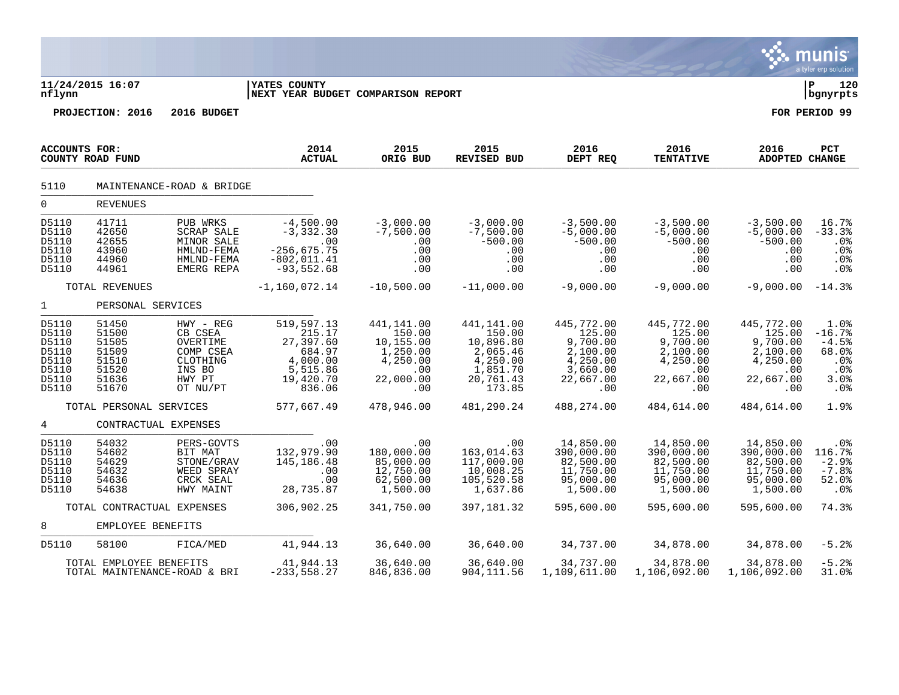**11/24/2015 16:07** | **YATES COUNTY** | **P 120**
**nflynn** | **NEXT YEAR BUDGET COMPARISON REPORT** | **bgnyrpts**

**PROJECTION: 2016 2016 BUDGET** | **FOR PERIOD 99**

| ACCOUNTS FOR: COUNTY ROAD FUND | | | 2014 ACTUAL | 2015 ORIG BUD | 2015 REVISED BUD | 2016 DEPT REQ | 2016 TENTATIVE | 2016 ADOPTED | PCT CHANGE |
|---|---|---|---|---|---|---|---|---|---|
| 5110 | MAINTENANCE-ROAD & BRIDGE | | | | | | | | |
| 0 | REVENUES | | | | | | | | |
| D5110 | 41711 | PUB WRKS | -4,500.00 | -3,000.00 | -3,000.00 | -3,500.00 | -3,500.00 | -3,500.00 | 16.7% |
| D5110 | 42650 | SCRAP SALE | -3,332.30 | -7,500.00 | -7,500.00 | -5,000.00 | -5,000.00 | -5,000.00 | -33.3% |
| D5110 | 42655 | MINOR SALE | .00 | .00 | -500.00 | -500.00 | -500.00 | -500.00 | .0% |
| D5110 | 43960 | HMLND-FEMA | -256,675.75 | .00 | .00 | .00 | .00 | .00 | .0% |
| D5110 | 44960 | HMLND-FEMA | -802,011.41 | .00 | .00 | .00 | .00 | .00 | .0% |
| D5110 | 44961 | EMERG REPA | -93,552.68 | .00 | .00 | .00 | .00 | .00 | .0% |
| | TOTAL REVENUES | | -1,160,072.14 | -10,500.00 | -11,000.00 | -9,000.00 | -9,000.00 | -9,000.00 | -14.3% |
| 1 | PERSONAL SERVICES | | | | | | | | |
| D5110 | 51450 | HWY - REG | 519,597.13 | 441,141.00 | 441,141.00 | 445,772.00 | 445,772.00 | 445,772.00 | 1.0% |
| D5110 | 51500 | CB CSEA | 215.17 | 150.00 | 150.00 | 125.00 | 125.00 | 125.00 | -16.7% |
| D5110 | 51505 | OVERTIME | 27,397.60 | 10,155.00 | 10,896.80 | 9,700.00 | 9,700.00 | 9,700.00 | -4.5% |
| D5110 | 51509 | COMP CSEA | 684.97 | 1,250.00 | 2,065.46 | 2,100.00 | 2,100.00 | 2,100.00 | 68.0% |
| D5110 | 51510 | CLOTHING | 4,000.00 | 4,250.00 | 4,250.00 | 4,250.00 | 4,250.00 | 4,250.00 | .0% |
| D5110 | 51520 | INS BO | 5,515.86 | .00 | 1,851.70 | 3,660.00 | .00 | .00 | .0% |
| D5110 | 51636 | HWY PT | 19,420.70 | 22,000.00 | 20,761.43 | 22,667.00 | 22,667.00 | 22,667.00 | 3.0% |
| D5110 | 51670 | OT NU/PT | 836.06 | .00 | 173.85 | .00 | .00 | .00 | .0% |
| | TOTAL PERSONAL SERVICES | | 577,667.49 | 478,946.00 | 481,290.24 | 488,274.00 | 484,614.00 | 484,614.00 | 1.9% |
| 4 | CONTRACTUAL EXPENSES | | | | | | | | |
| D5110 | 54032 | PERS-GOVTS | .00 | .00 | .00 | 14,850.00 | 14,850.00 | 14,850.00 | .0% |
| D5110 | 54602 | BIT MAT | 132,979.90 | 180,000.00 | 163,014.63 | 390,000.00 | 390,000.00 | 390,000.00 | 116.7% |
| D5110 | 54629 | STONE/GRAV | 145,186.48 | 85,000.00 | 117,000.00 | 82,500.00 | 82,500.00 | 82,500.00 | -2.9% |
| D5110 | 54632 | WEED SPRAY | .00 | 12,750.00 | 10,008.25 | 11,750.00 | 11,750.00 | 11,750.00 | -7.8% |
| D5110 | 54636 | CRCK SEAL | .00 | 62,500.00 | 105,520.58 | 95,000.00 | 95,000.00 | 95,000.00 | 52.0% |
| D5110 | 54638 | HWY MAINT | 28,735.87 | 1,500.00 | 1,637.86 | 1,500.00 | 1,500.00 | 1,500.00 | .0% |
| | TOTAL CONTRACTUAL EXPENSES | | 306,902.25 | 341,750.00 | 397,181.32 | 595,600.00 | 595,600.00 | 595,600.00 | 74.3% |
| 8 | EMPLOYEE BENEFITS | | | | | | | | |
| D5110 | 58100 | FICA/MED | 41,944.13 | 36,640.00 | 36,640.00 | 34,737.00 | 34,878.00 | 34,878.00 | -5.2% |
| | TOTAL EMPLOYEE BENEFITS | | 41,944.13 | 36,640.00 | 36,640.00 | 34,737.00 | 34,878.00 | 34,878.00 | -5.2% |
| | TOTAL MAINTENANCE-ROAD & BRI | | -233,558.27 | 846,836.00 | 904,111.56 | 1,109,611.00 | 1,106,092.00 | 1,106,092.00 | 31.0% |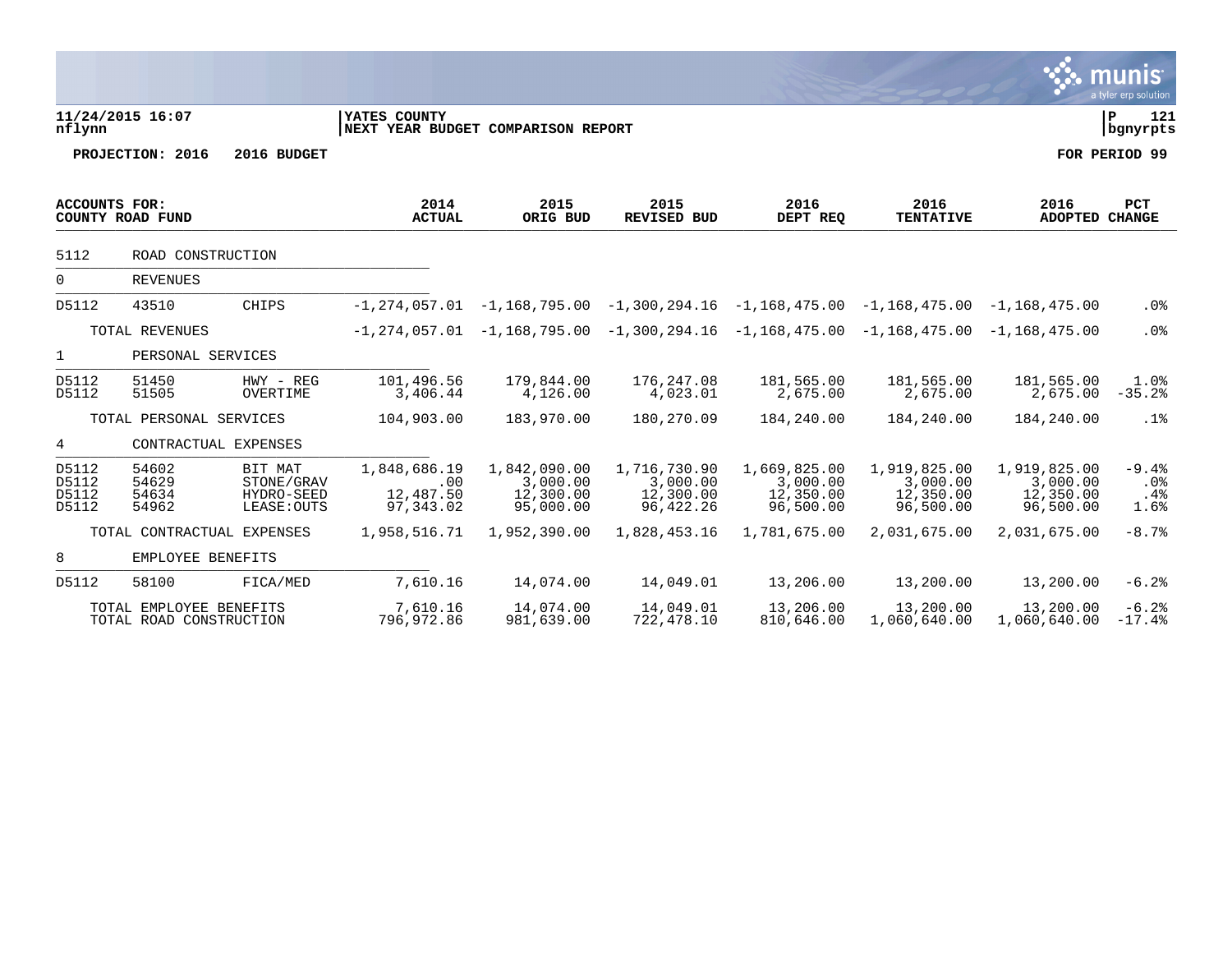**11/24/2015 16:07** | **YATES COUNTY** | **P 121**
nflynn | **NEXT YEAR BUDGET COMPARISON REPORT** | **bgnyrpts**

**PROJECTION: 2016 2016 BUDGET** **FOR PERIOD 99**

| ACCOUNTS FOR: COUNTY ROAD FUND | | | 2014 ACTUAL | 2015 ORIG BUD | 2015 REVISED BUD | 2016 DEPT REQ | 2016 TENTATIVE | 2016 ADOPTED | PCT CHANGE |
|---|---|---|---|---|---|---|---|---|---|
| 5112 | ROAD CONSTRUCTION | | | | | | | | |
| 0 | REVENUES | | | | | | | | |
| D5112 | 43510 | CHIPS | -1,274,057.01 | -1,168,795.00 | -1,300,294.16 | -1,168,475.00 | -1,168,475.00 | -1,168,475.00 | .0% |
| | TOTAL REVENUES | | -1,274,057.01 | -1,168,795.00 | -1,300,294.16 | -1,168,475.00 | -1,168,475.00 | -1,168,475.00 | .0% |
| 1 | PERSONAL SERVICES | | | | | | | | |
| D5112 | 51450 | HWY - REG | 101,496.56 | 179,844.00 | 176,247.08 | 181,565.00 | 181,565.00 | 181,565.00 | 1.0% |
| D5112 | 51505 | OVERTIME | 3,406.44 | 4,126.00 | 4,023.01 | 2,675.00 | 2,675.00 | 2,675.00 | -35.2% |
| | TOTAL PERSONAL SERVICES | | 104,903.00 | 183,970.00 | 180,270.09 | 184,240.00 | 184,240.00 | 184,240.00 | .1% |
| 4 | CONTRACTUAL EXPENSES | | | | | | | | |
| D5112 | 54602 | BIT MAT | 1,848,686.19 | 1,842,090.00 | 1,716,730.90 | 1,669,825.00 | 1,919,825.00 | 1,919,825.00 | -9.4% |
| D5112 | 54629 | STONE/GRAV | .00 | 3,000.00 | 3,000.00 | 3,000.00 | 3,000.00 | 3,000.00 | .0% |
| D5112 | 54634 | HYDRO-SEED | 12,487.50 | 12,300.00 | 12,300.00 | 12,350.00 | 12,350.00 | 12,350.00 | .4% |
| D5112 | 54962 | LEASE:OUTS | 97,343.02 | 95,000.00 | 96,422.26 | 96,500.00 | 96,500.00 | 96,500.00 | 1.6% |
| | TOTAL CONTRACTUAL EXPENSES | | 1,958,516.71 | 1,952,390.00 | 1,828,453.16 | 1,781,675.00 | 2,031,675.00 | 2,031,675.00 | -8.7% |
| 8 | EMPLOYEE BENEFITS | | | | | | | | |
| D5112 | 58100 | FICA/MED | 7,610.16 | 14,074.00 | 14,049.01 | 13,206.00 | 13,200.00 | 13,200.00 | -6.2% |
| | TOTAL EMPLOYEE BENEFITS | | 7,610.16 | 14,074.00 | 14,049.01 | 13,206.00 | 13,200.00 | 13,200.00 | -6.2% |
| | TOTAL ROAD CONSTRUCTION | | 796,972.86 | 981,639.00 | 722,478.10 | 810,646.00 | 1,060,640.00 | 1,060,640.00 | -17.4% |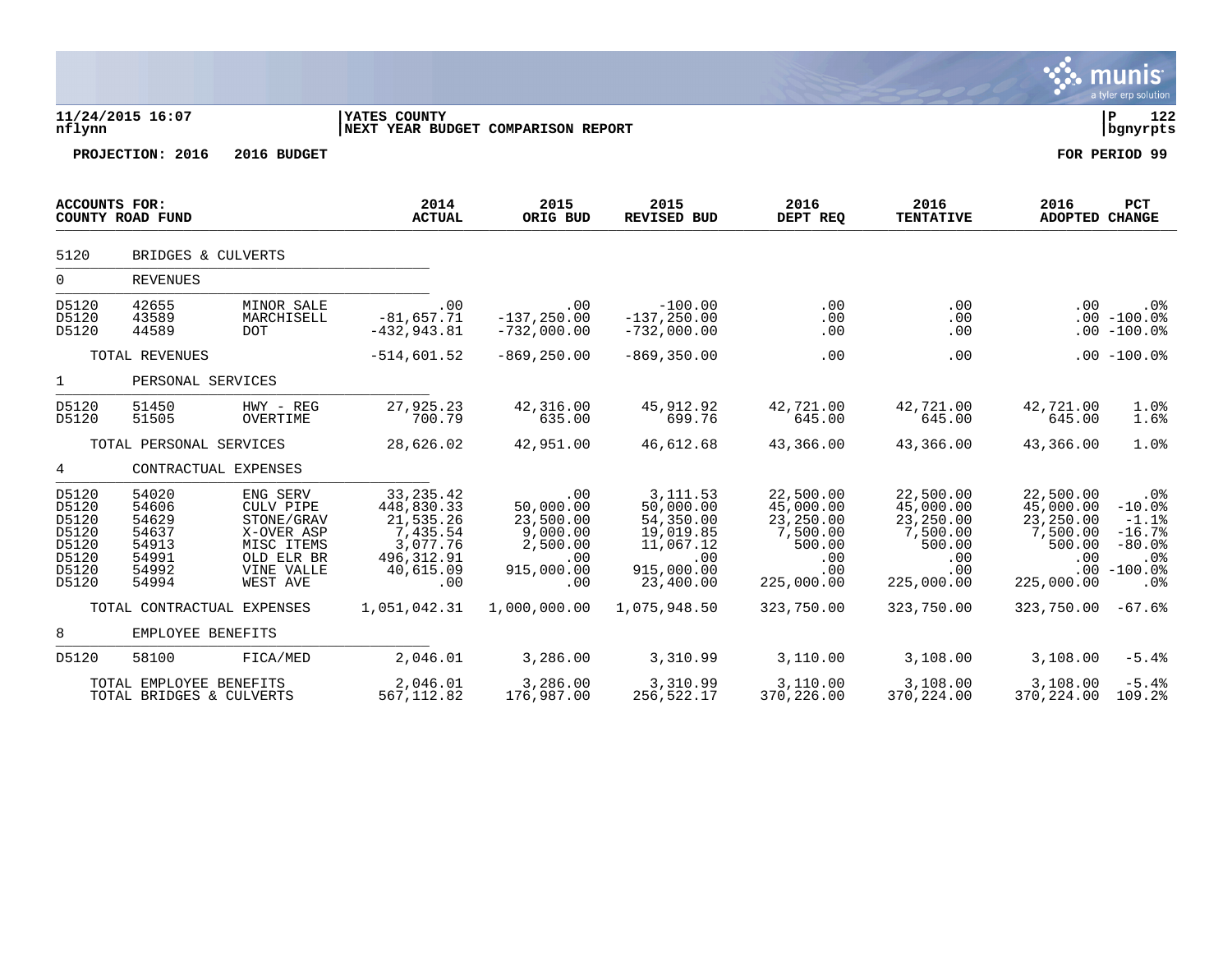11/24/2015 16:07 | YATES COUNTY | P 122
nflynn | NEXT YEAR BUDGET COMPARISON REPORT | bgnyrpts

**PROJECTION: 2016 2016 BUDGET** **FOR PERIOD 99**

| ACCOUNTS FOR: COUNTY ROAD FUND | | | 2014 ACTUAL | 2015 ORIG BUD | 2015 REVISED BUD | 2016 DEPT REQ | 2016 TENTATIVE | 2016 ADOPTED | PCT CHANGE |
|---|---|---|---|---|---|---|---|---|---|
| 5120 | BRIDGES & CULVERTS | | | | | | | | |
| 0 | REVENUES | | | | | | | | |
| D5120 | 42655 | MINOR SALE | .00 | .00 | -100.00 | .00 | .00 | .00 | .0% |
| D5120 | 43589 | MARCHISELL | -81,657.71 | -137,250.00 | -137,250.00 | .00 | .00 | .00 | -100.0% |
| D5120 | 44589 | DOT | -432,943.81 | -732,000.00 | -732,000.00 | .00 | .00 | .00 | -100.0% |
| | TOTAL REVENUES | | -514,601.52 | -869,250.00 | -869,350.00 | .00 | .00 | .00 | -100.0% |
| 1 | PERSONAL SERVICES | | | | | | | | |
| D5120 | 51450 | HWY - REG | 27,925.23 | 42,316.00 | 45,912.92 | 42,721.00 | 42,721.00 | 42,721.00 | 1.0% |
| D5120 | 51505 | OVERTIME | 700.79 | 635.00 | 699.76 | 645.00 | 645.00 | 645.00 | 1.6% |
| | TOTAL PERSONAL SERVICES | | 28,626.02 | 42,951.00 | 46,612.68 | 43,366.00 | 43,366.00 | 43,366.00 | 1.0% |
| 4 | CONTRACTUAL EXPENSES | | | | | | | | |
| D5120 | 54020 | ENG SERV | 33,235.42 | .00 | 3,111.53 | 22,500.00 | 22,500.00 | 22,500.00 | .0% |
| D5120 | 54606 | CULV PIPE | 448,830.33 | 50,000.00 | 50,000.00 | 45,000.00 | 45,000.00 | 45,000.00 | -10.0% |
| D5120 | 54629 | STONE/GRAV | 21,535.26 | 23,500.00 | 54,350.00 | 23,250.00 | 23,250.00 | 23,250.00 | -1.1% |
| D5120 | 54637 | X-OVER ASP | 7,435.54 | 9,000.00 | 19,019.85 | 7,500.00 | 7,500.00 | 7,500.00 | -16.7% |
| D5120 | 54913 | MISC ITEMS | 3,077.76 | 2,500.00 | 11,067.12 | 500.00 | 500.00 | 500.00 | -80.0% |
| D5120 | 54991 | OLD ELR BR | 496,312.91 | .00 | .00 | .00 | .00 | .00 | .0% |
| D5120 | 54992 | VINE VALLE | 40,615.09 | 915,000.00 | 915,000.00 | .00 | .00 | .00 | -100.0% |
| D5120 | 54994 | WEST AVE | .00 | .00 | 23,400.00 | 225,000.00 | 225,000.00 | 225,000.00 | .0% |
| | TOTAL CONTRACTUAL EXPENSES | | 1,051,042.31 | 1,000,000.00 | 1,075,948.50 | 323,750.00 | 323,750.00 | 323,750.00 | -67.6% |
| 8 | EMPLOYEE BENEFITS | | | | | | | | |
| D5120 | 58100 | FICA/MED | 2,046.01 | 3,286.00 | 3,310.99 | 3,110.00 | 3,108.00 | 3,108.00 | -5.4% |
| | TOTAL EMPLOYEE BENEFITS | | 2,046.01 | 3,286.00 | 3,310.99 | 3,110.00 | 3,108.00 | 3,108.00 | -5.4% |
| | TOTAL BRIDGES & CULVERTS | | 567,112.82 | 176,987.00 | 256,522.17 | 370,226.00 | 370,224.00 | 370,224.00 | 109.2% |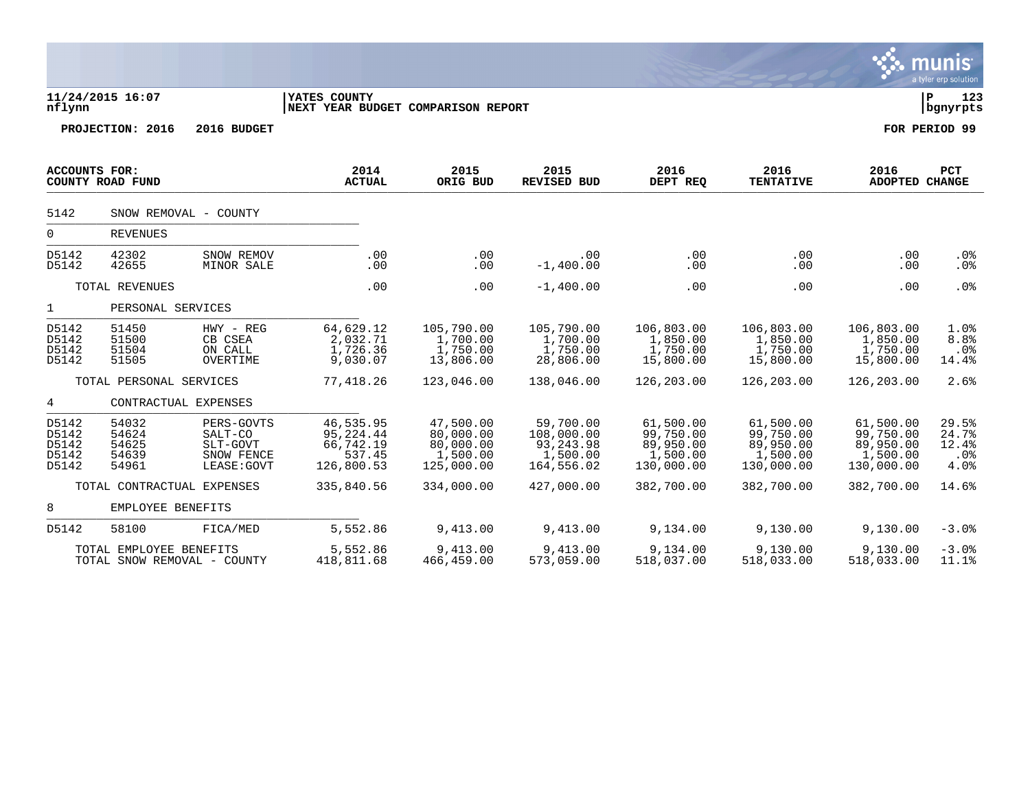11/24/2015 16:07 | YATES COUNTY | P 123
nflynn | NEXT YEAR BUDGET COMPARISON REPORT | bgnyrpts

**PROJECTION: 2016 2016 BUDGET** **FOR PERIOD 99**

| ACCOUNTS FOR: COUNTY ROAD FUND | | | 2014 ACTUAL | 2015 ORIG BUD | 2015 REVISED BUD | 2016 DEPT REQ | 2016 TENTATIVE | 2016 ADOPTED | PCT CHANGE |
|---|---|---|---|---|---|---|---|---|---|
| 5142 | SNOW REMOVAL - COUNTY | | | | | | | | |
| 0 | REVENUES | | | | | | | | |
| D5142 | 42302 | SNOW REMOV | .00 | .00 | .00 | .00 | .00 | .00 | .0% |
| D5142 | 42655 | MINOR SALE | .00 | .00 | -1,400.00 | .00 | .00 | .00 | .0% |
| | TOTAL REVENUES | | .00 | .00 | -1,400.00 | .00 | .00 | .00 | .0% |
| 1 | PERSONAL SERVICES | | | | | | | | |
| D5142 | 51450 | HWY - REG | 64,629.12 | 105,790.00 | 105,790.00 | 106,803.00 | 106,803.00 | 106,803.00 | 1.0% |
| D5142 | 51500 | CB CSEA | 2,032.71 | 1,700.00 | 1,700.00 | 1,850.00 | 1,850.00 | 1,850.00 | 8.8% |
| D5142 | 51504 | ON CALL | 1,726.36 | 1,750.00 | 1,750.00 | 1,750.00 | 1,750.00 | 1,750.00 | .0% |
| D5142 | 51505 | OVERTIME | 9,030.07 | 13,806.00 | 28,806.00 | 15,800.00 | 15,800.00 | 15,800.00 | 14.4% |
| | TOTAL PERSONAL SERVICES | | 77,418.26 | 123,046.00 | 138,046.00 | 126,203.00 | 126,203.00 | 126,203.00 | 2.6% |
| 4 | CONTRACTUAL EXPENSES | | | | | | | | |
| D5142 | 54032 | PERS-GOVTS | 46,535.95 | 47,500.00 | 59,700.00 | 61,500.00 | 61,500.00 | 61,500.00 | 29.5% |
| D5142 | 54624 | SALT-CO | 95,224.44 | 80,000.00 | 108,000.00 | 99,750.00 | 99,750.00 | 99,750.00 | 24.7% |
| D5142 | 54625 | SLT-GOVT | 66,742.19 | 80,000.00 | 93,243.98 | 89,950.00 | 89,950.00 | 89,950.00 | 12.4% |
| D5142 | 54639 | SNOW FENCE | 537.45 | 1,500.00 | 1,500.00 | 1,500.00 | 1,500.00 | 1,500.00 | .0% |
| D5142 | 54961 | LEASE:GOVT | 126,800.53 | 125,000.00 | 164,556.02 | 130,000.00 | 130,000.00 | 130,000.00 | 4.0% |
| | TOTAL CONTRACTUAL EXPENSES | | 335,840.56 | 334,000.00 | 427,000.00 | 382,700.00 | 382,700.00 | 382,700.00 | 14.6% |
| 8 | EMPLOYEE BENEFITS | | | | | | | | |
| D5142 | 58100 | FICA/MED | 5,552.86 | 9,413.00 | 9,413.00 | 9,134.00 | 9,130.00 | 9,130.00 | -3.0% |
| | TOTAL EMPLOYEE BENEFITS | | 5,552.86 | 9,413.00 | 9,413.00 | 9,134.00 | 9,130.00 | 9,130.00 | -3.0% |
| | TOTAL SNOW REMOVAL - COUNTY | | 418,811.68 | 466,459.00 | 573,059.00 | 518,037.00 | 518,033.00 | 518,033.00 | 11.1% |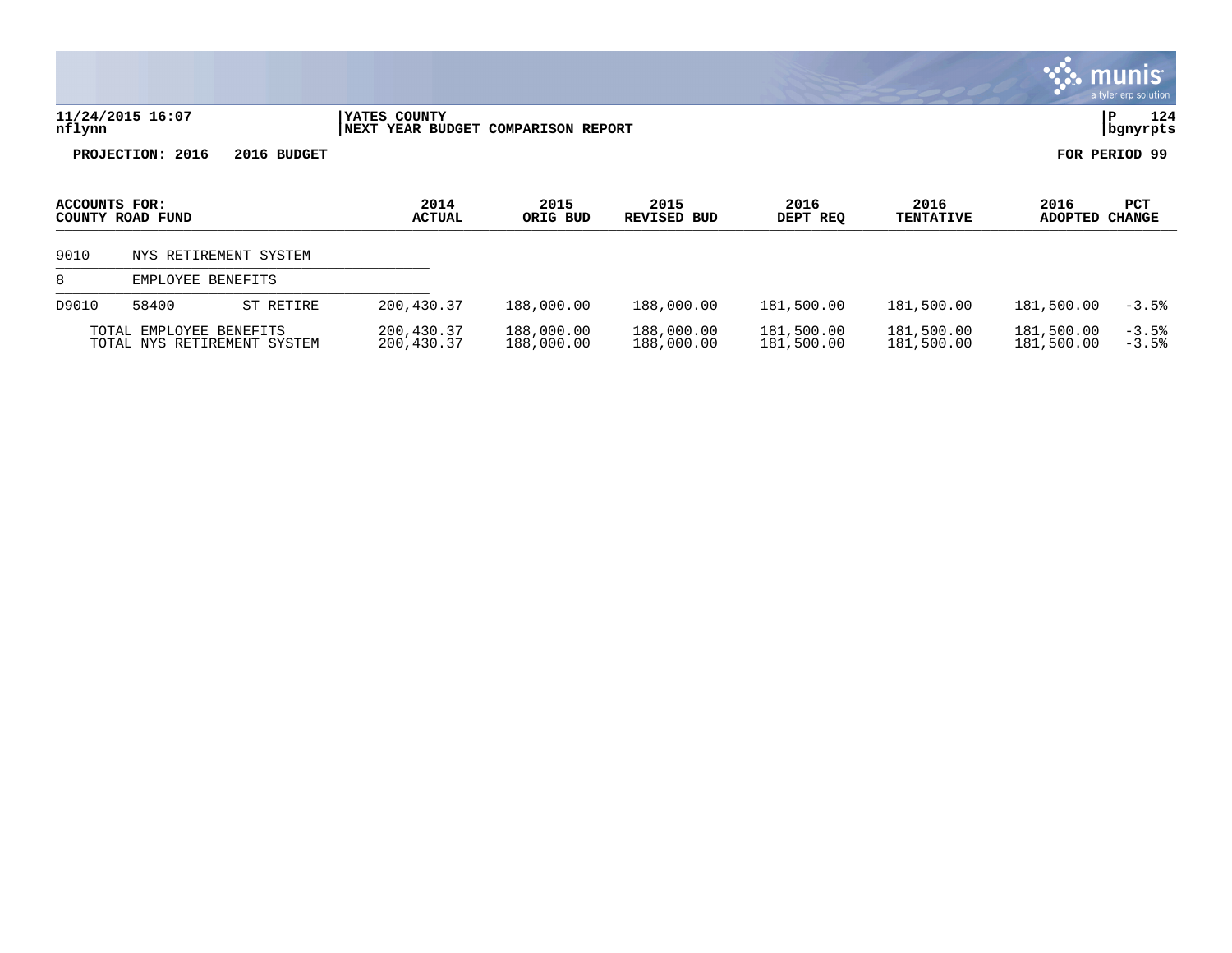**YATES COUNTY**
**NEXT YEAR BUDGET COMPARISON REPORT**

11/24/2015 16:07
nflynn

**PROJECTION: 2016    2016 BUDGET**

**FOR PERIOD 99**

| ACCOUNTS FOR: COUNTY ROAD FUND | | | 2014 ACTUAL | 2015 ORIG BUD | 2015 REVISED BUD | 2016 DEPT REQ | 2016 TENTATIVE | 2016 ADOPTED | PCT CHANGE |
|---|---|---|---|---|---|---|---|---|---|
| 9010 | NYS RETIREMENT SYSTEM | | | | | | | | |
| 8 | EMPLOYEE BENEFITS | | | | | | | | |
| D9010 | 58400 | ST RETIRE | 200,430.37 | 188,000.00 | 188,000.00 | 181,500.00 | 181,500.00 | 181,500.00 | -3.5% |
| | TOTAL EMPLOYEE BENEFITS | | 200,430.37 | 188,000.00 | 188,000.00 | 181,500.00 | 181,500.00 | 181,500.00 | -3.5% |
| | TOTAL NYS RETIREMENT SYSTEM | | 200,430.37 | 188,000.00 | 188,000.00 | 181,500.00 | 181,500.00 | 181,500.00 | -3.5% |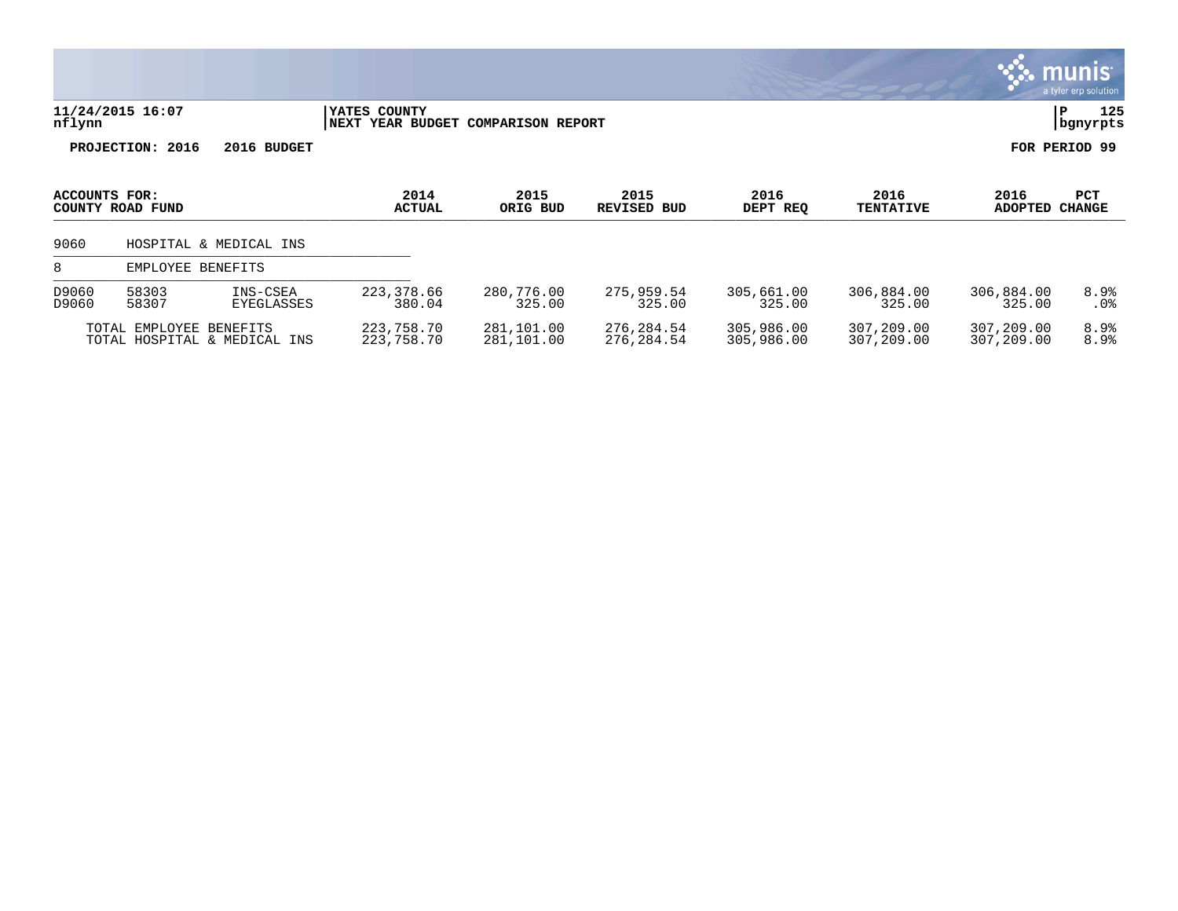11/24/2015 16:07 | YATES COUNTY | P 125
nflynn | NEXT YEAR BUDGET COMPARISON REPORT | bgnyrpts

**PROJECTION: 2016 2016 BUDGET** **FOR PERIOD 99**

| ACCOUNTS FOR: COUNTY ROAD FUND | | | 2014 ACTUAL | 2015 ORIG BUD | 2015 REVISED BUD | 2016 DEPT REQ | 2016 TENTATIVE | 2016 ADOPTED | PCT CHANGE |
|---|---|---|---|---|---|---|---|---|---|
| 9060 | HOSPITAL & MEDICAL INS | | | | | | | | |
| 8 | EMPLOYEE BENEFITS | | | | | | | | |
| D9060 | 58303 | INS-CSEA | 223,378.66 | 280,776.00 | 275,959.54 | 305,661.00 | 306,884.00 | 306,884.00 | 8.9% |
| D9060 | 58307 | EYEGLASSES | 380.04 | 325.00 | 325.00 | 325.00 | 325.00 | 325.00 | .0% |
| | TOTAL EMPLOYEE BENEFITS | | 223,758.70 | 281,101.00 | 276,284.54 | 305,986.00 | 307,209.00 | 307,209.00 | 8.9% |
| | TOTAL HOSPITAL & MEDICAL INS | | 223,758.70 | 281,101.00 | 276,284.54 | 305,986.00 | 307,209.00 | 307,209.00 | 8.9% |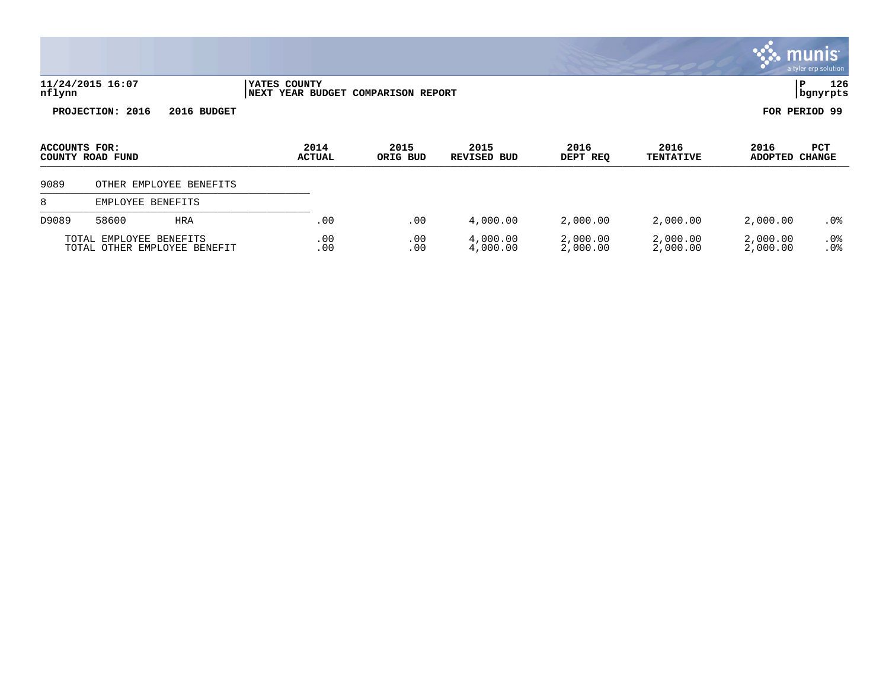**YATES COUNTY**
**NEXT YEAR BUDGET COMPARISON REPORT**

11/24/2015 16:07
nflynn

P 126
bgnyrpts

**PROJECTION: 2016 2016 BUDGET**

**FOR PERIOD 99**

| ACCOUNTS FOR: COUNTY ROAD FUND | | | 2014 ACTUAL | 2015 ORIG BUD | 2015 REVISED BUD | 2016 DEPT REQ | 2016 TENTATIVE | 2016 ADOPTED | PCT CHANGE |
|---|---|---|---|---|---|---|---|---|---|
| 9089 | OTHER EMPLOYEE BENEFITS | | | | | | | | |
| 8 | EMPLOYEE BENEFITS | | | | | | | | |
| D9089 | 58600 | HRA | .00 | .00 | 4,000.00 | 2,000.00 | 2,000.00 | 2,000.00 | .0% |
| | TOTAL EMPLOYEE BENEFITS | | .00 | .00 | 4,000.00 | 2,000.00 | 2,000.00 | 2,000.00 | .0% |
| | TOTAL OTHER EMPLOYEE BENEFIT | | .00 | .00 | 4,000.00 | 2,000.00 | 2,000.00 | 2,000.00 | .0% |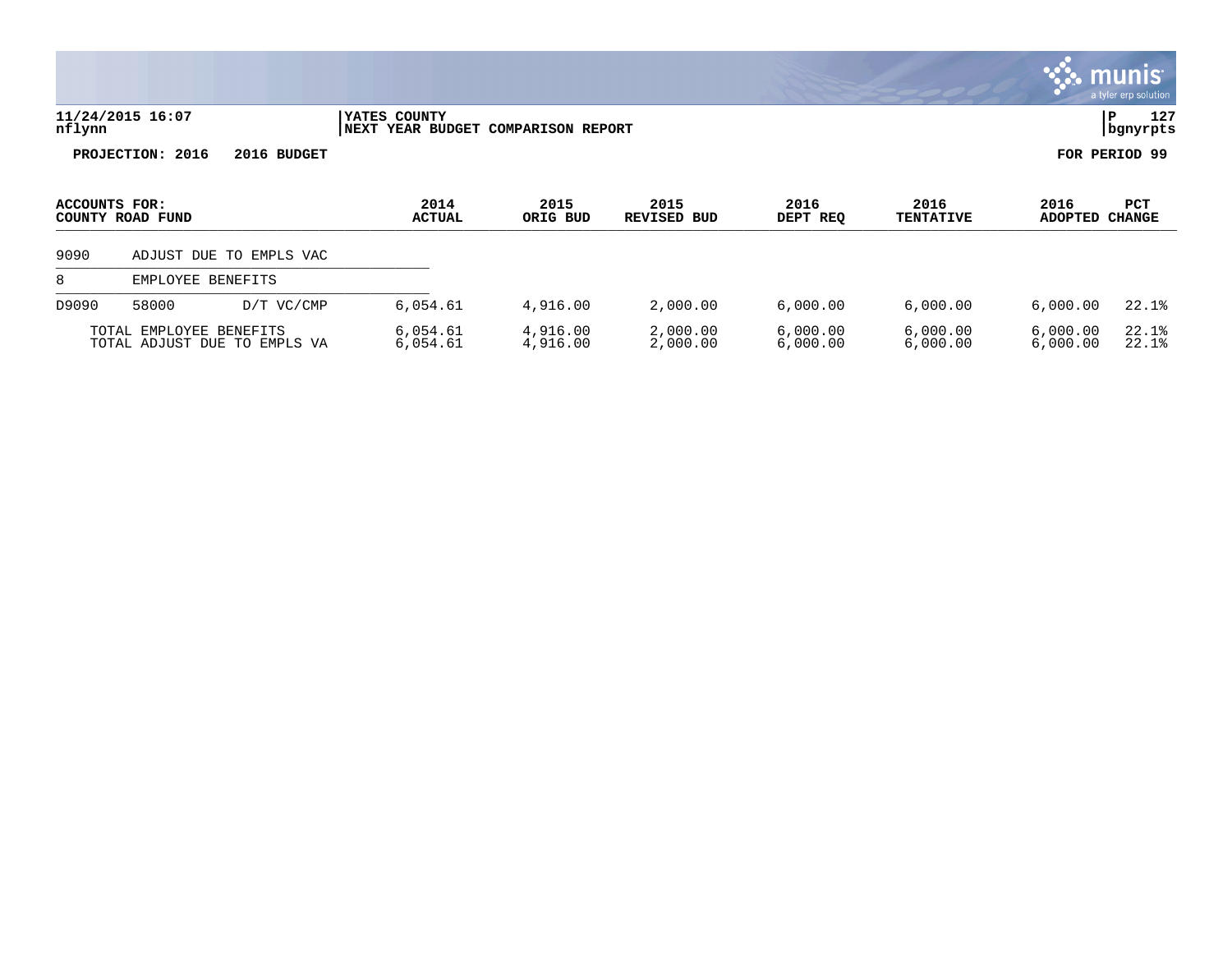11/24/2015 16:07
nflynn

YATES COUNTY
NEXT YEAR BUDGET COMPARISON REPORT

P 127
bgnyrpts

**PROJECTION: 2016    2016 BUDGET**

**FOR PERIOD 99**

| ACCOUNTS FOR: COUNTY ROAD FUND | | | 2014 ACTUAL | 2015 ORIG BUD | 2015 REVISED BUD | 2016 DEPT REQ | 2016 TENTATIVE | 2016 ADOPTED | PCT CHANGE |
|---|---|---|---|---|---|---|---|---|---|
| 9090 | ADJUST DUE TO EMPLS VAC | | | | | | | | |
| 8 | EMPLOYEE BENEFITS | | | | | | | | |
| D9090 | 58000 | D/T VC/CMP | 6,054.61 | 4,916.00 | 2,000.00 | 6,000.00 | 6,000.00 | 6,000.00 | 22.1% |
| | TOTAL EMPLOYEE BENEFITS | | 6,054.61 | 4,916.00 | 2,000.00 | 6,000.00 | 6,000.00 | 6,000.00 | 22.1% |
| | TOTAL ADJUST DUE TO EMPLS VA | | 6,054.61 | 4,916.00 | 2,000.00 | 6,000.00 | 6,000.00 | 6,000.00 | 22.1% |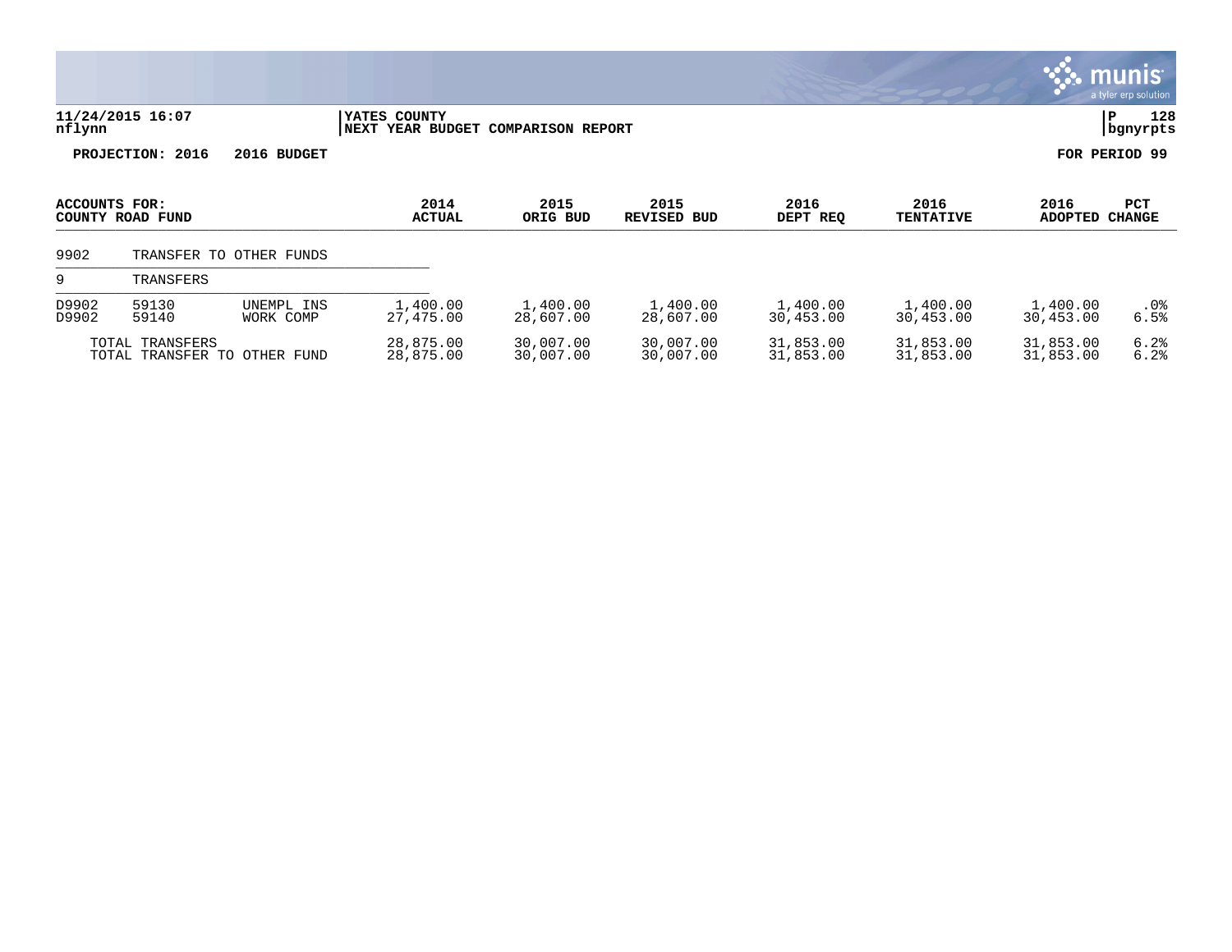**YATES COUNTY**
**NEXT YEAR BUDGET COMPARISON REPORT**

11/24/2015 16:07
nflynn

P 128
bgnyrpts

**PROJECTION: 2016    2016 BUDGET**

**FOR PERIOD 99**

| ACCOUNTS FOR: COUNTY ROAD FUND | | | 2014 ACTUAL | 2015 ORIG BUD | 2015 REVISED BUD | 2016 DEPT REQ | 2016 TENTATIVE | 2016 ADOPTED | PCT CHANGE |
|---|---|---|---|---|---|---|---|---|---|
| 9902 | TRANSFER TO OTHER FUNDS | | | | | | | | |
| 9 | TRANSFERS | | | | | | | | |
| D9902 | 59130 | UNEMPL INS | 1,400.00 | 1,400.00 | 1,400.00 | 1,400.00 | 1,400.00 | 1,400.00 | .0% |
| D9902 | 59140 | WORK COMP | 27,475.00 | 28,607.00 | 28,607.00 | 30,453.00 | 30,453.00 | 30,453.00 | 6.5% |
| | TOTAL TRANSFERS | | 28,875.00 | 30,007.00 | 30,007.00 | 31,853.00 | 31,853.00 | 31,853.00 | 6.2% |
| | TOTAL TRANSFER TO OTHER FUND | | 28,875.00 | 30,007.00 | 30,007.00 | 31,853.00 | 31,853.00 | 31,853.00 | 6.2% |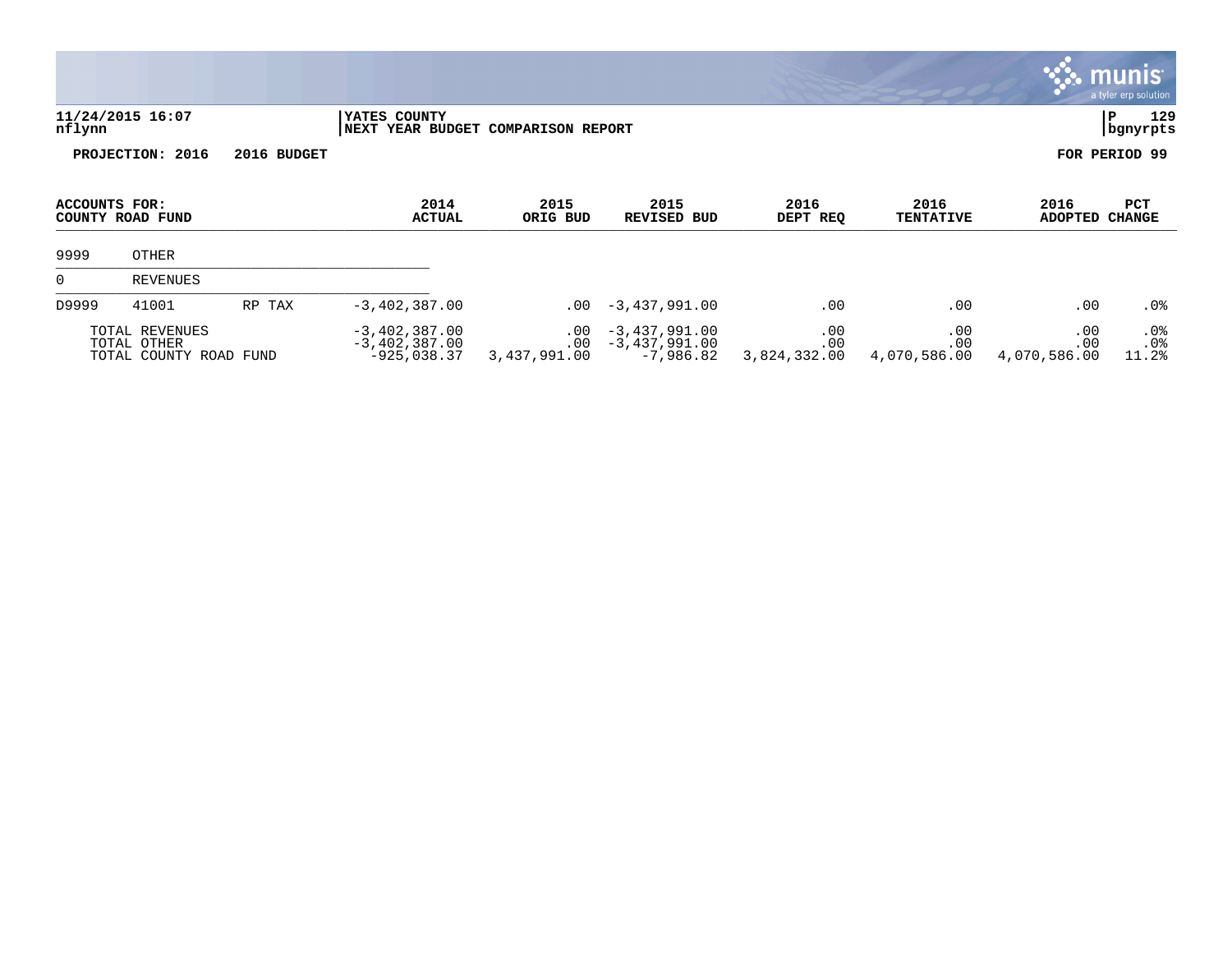**11/24/2015 16:07** | **YATES COUNTY** | **P 129**
**nflynn** | **NEXT YEAR BUDGET COMPARISON REPORT** | **bgnyrpts**

**PROJECTION: 2016  2016 BUDGET**  **FOR PERIOD 99**

| ACCOUNTS FOR: COUNTY ROAD FUND | | | 2014 ACTUAL | 2015 ORIG BUD | 2015 REVISED BUD | 2016 DEPT REQ | 2016 TENTATIVE | 2016 ADOPTED | PCT CHANGE |
|---|---|---|---|---|---|---|---|---|---|
| 9999 | OTHER | | | | | | | | |
| 0 | REVENUES | | | | | | | | |
| D9999 | 41001 | RP TAX | -3,402,387.00 | .00 | -3,437,991.00 | .00 | .00 | .00 | .0% |
| TOTAL REVENUES | | | -3,402,387.00 | .00 | -3,437,991.00 | .00 | .00 | .00 | .0% |
| TOTAL OTHER | | | -3,402,387.00 | .00 | -3,437,991.00 | .00 | .00 | .00 | .0% |
| TOTAL COUNTY ROAD FUND | | | -925,038.37 | 3,437,991.00 | -7,986.82 | 3,824,332.00 | 4,070,586.00 | 4,070,586.00 | 11.2% |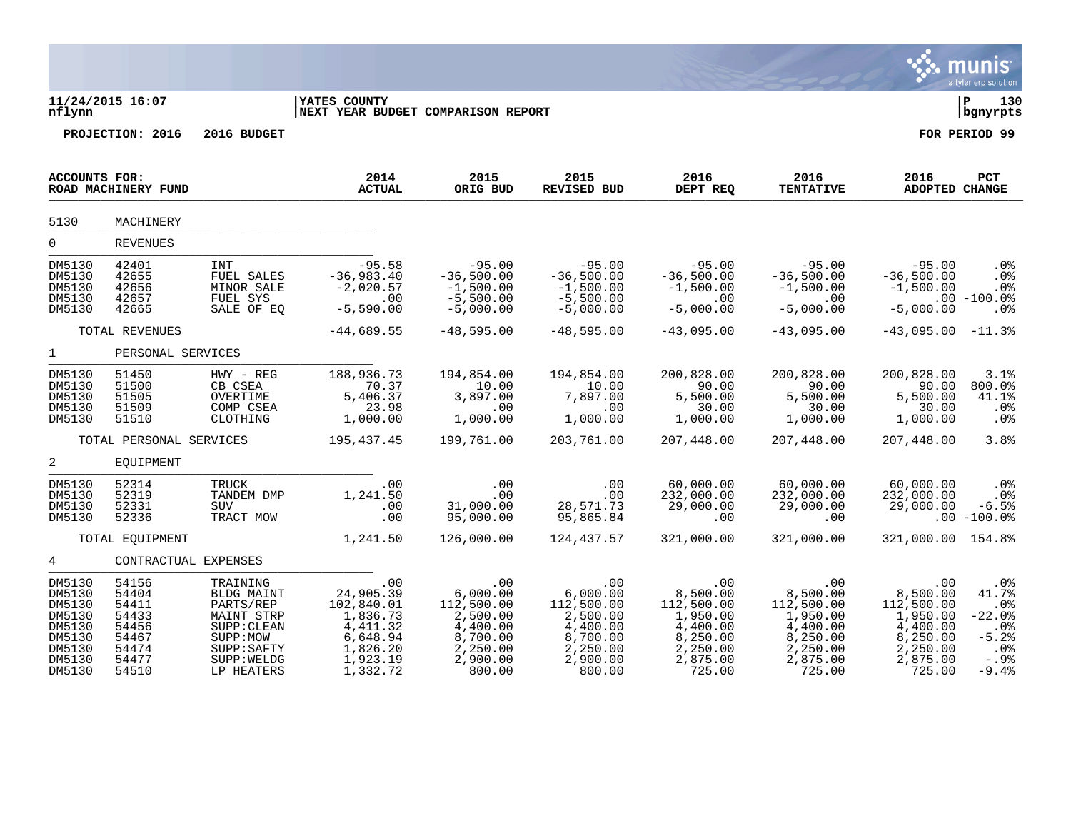11/24/2015 16:07
nflynn

**YATES COUNTY**
**NEXT YEAR BUDGET COMPARISON REPORT**

P 130
bgnyrpts

**PROJECTION: 2016 2016 BUDGET**

**FOR PERIOD 99**

| ACCOUNTS FOR: ROAD MACHINERY FUND | | | 2014 ACTUAL | 2015 ORIG BUD | 2015 REVISED BUD | 2016 DEPT REQ | 2016 TENTATIVE | 2016 ADOPTED | PCT CHANGE |
|---|---|---|---|---|---|---|---|---|---|
| 5130 | MACHINERY | | | | | | | | |
| 0 | REVENUES | | | | | | | | |
| DM5130 | 42401 | INT | -95.58 | -95.00 | -95.00 | -95.00 | -95.00 | -95.00 | .0% |
| DM5130 | 42655 | FUEL SALES | -36,983.40 | -36,500.00 | -36,500.00 | -36,500.00 | -36,500.00 | -36,500.00 | .0% |
| DM5130 | 42656 | MINOR SALE | -2,020.57 | -1,500.00 | -1,500.00 | -1,500.00 | -1,500.00 | -1,500.00 | .0% |
| DM5130 | 42657 | FUEL SYS | .00 | -5,500.00 | -5,500.00 | .00 | .00 | .00 | -100.0% |
| DM5130 | 42665 | SALE OF EQ | -5,590.00 | -5,000.00 | -5,000.00 | -5,000.00 | -5,000.00 | -5,000.00 | .0% |
| | TOTAL REVENUES | | -44,689.55 | -48,595.00 | -48,595.00 | -43,095.00 | -43,095.00 | -43,095.00 | -11.3% |
| 1 | PERSONAL SERVICES | | | | | | | | |
| DM5130 | 51450 | HWY - REG | 188,936.73 | 194,854.00 | 194,854.00 | 200,828.00 | 200,828.00 | 200,828.00 | 3.1% |
| DM5130 | 51500 | CB CSEA | 70.37 | 10.00 | 10.00 | 90.00 | 90.00 | 90.00 | 800.0% |
| DM5130 | 51505 | OVERTIME | 5,406.37 | 3,897.00 | 7,897.00 | 5,500.00 | 5,500.00 | 5,500.00 | 41.1% |
| DM5130 | 51509 | COMP CSEA | 23.98 | .00 | .00 | 30.00 | 30.00 | 30.00 | .0% |
| DM5130 | 51510 | CLOTHING | 1,000.00 | 1,000.00 | 1,000.00 | 1,000.00 | 1,000.00 | 1,000.00 | .0% |
| | TOTAL PERSONAL SERVICES | | 195,437.45 | 199,761.00 | 203,761.00 | 207,448.00 | 207,448.00 | 207,448.00 | 3.8% |
| 2 | EQUIPMENT | | | | | | | | |
| DM5130 | 52314 | TRUCK | .00 | .00 | .00 | 60,000.00 | 60,000.00 | 60,000.00 | .0% |
| DM5130 | 52319 | TANDEM DMP | 1,241.50 | .00 | .00 | 232,000.00 | 232,000.00 | 232,000.00 | .0% |
| DM5130 | 52331 | SUV | .00 | 31,000.00 | 28,571.73 | 29,000.00 | 29,000.00 | 29,000.00 | -6.5% |
| DM5130 | 52336 | TRACT MOW | .00 | 95,000.00 | 95,865.84 | .00 | .00 | .00 | -100.0% |
| | TOTAL EQUIPMENT | | 1,241.50 | 126,000.00 | 124,437.57 | 321,000.00 | 321,000.00 | 321,000.00 | 154.8% |
| 4 | CONTRACTUAL EXPENSES | | | | | | | | |
| DM5130 | 54156 | TRAINING | .00 | .00 | .00 | .00 | .00 | .00 | .0% |
| DM5130 | 54404 | BLDG MAINT | 24,905.39 | 6,000.00 | 6,000.00 | 8,500.00 | 8,500.00 | 8,500.00 | 41.7% |
| DM5130 | 54411 | PARTS/REP | 102,840.01 | 112,500.00 | 112,500.00 | 112,500.00 | 112,500.00 | 112,500.00 | .0% |
| DM5130 | 54433 | MAINT STRP | 1,836.73 | 2,500.00 | 2,500.00 | 1,950.00 | 1,950.00 | 1,950.00 | -22.0% |
| DM5130 | 54456 | SUPP:CLEAN | 4,411.32 | 4,400.00 | 4,400.00 | 4,400.00 | 4,400.00 | 4,400.00 | .0% |
| DM5130 | 54467 | SUPP:MOW | 6,648.94 | 8,700.00 | 8,700.00 | 8,250.00 | 8,250.00 | 8,250.00 | -5.2% |
| DM5130 | 54474 | SUPP:SAFTY | 1,826.20 | 2,250.00 | 2,250.00 | 2,250.00 | 2,250.00 | 2,250.00 | .0% |
| DM5130 | 54477 | SUPP:WELDG | 1,923.19 | 2,900.00 | 2,900.00 | 2,875.00 | 2,875.00 | 2,875.00 | -.9% |
| DM5130 | 54510 | LP HEATERS | 1,332.72 | 800.00 | 800.00 | 725.00 | 725.00 | 725.00 | -9.4% |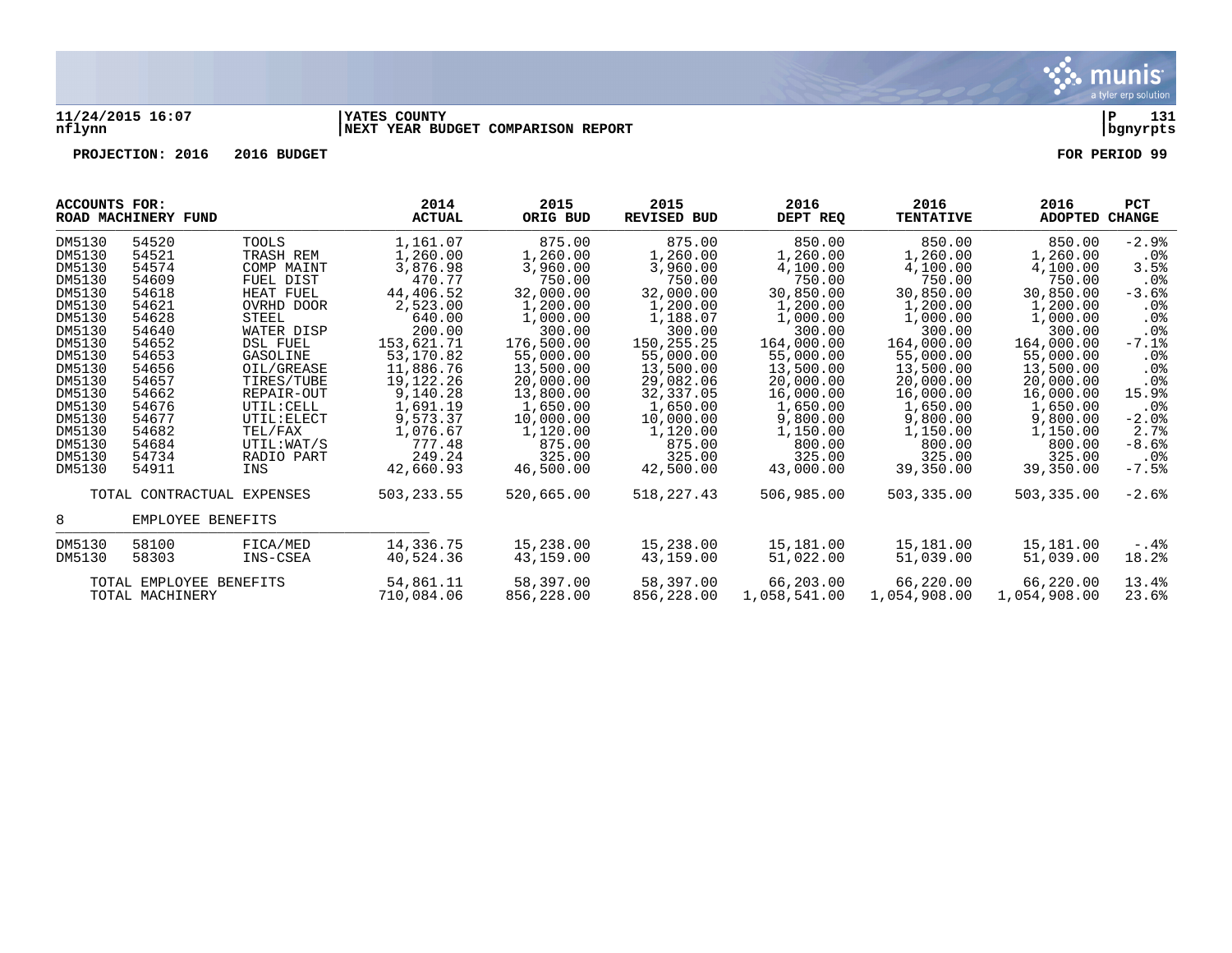11/24/2015 16:07 | YATES COUNTY | P 131
nflynn | NEXT YEAR BUDGET COMPARISON REPORT | bgnyrpts

**PROJECTION: 2016 2016 BUDGET** **FOR PERIOD 99**

| ACCOUNTS FOR: ROAD MACHINERY FUND | | | 2014 ACTUAL | 2015 ORIG BUD | 2015 REVISED BUD | 2016 DEPT REQ | 2016 TENTATIVE | 2016 ADOPTED | PCT CHANGE |
|---|---|---|---|---|---|---|---|---|---|
| DM5130 | 54520 | TOOLS | 1,161.07 | 875.00 | 875.00 | 850.00 | 850.00 | 850.00 | -2.9% |
| DM5130 | 54521 | TRASH REM | 1,260.00 | 1,260.00 | 1,260.00 | 1,260.00 | 1,260.00 | 1,260.00 | .0% |
| DM5130 | 54574 | COMP MAINT | 3,876.98 | 3,960.00 | 3,960.00 | 4,100.00 | 4,100.00 | 4,100.00 | 3.5% |
| DM5130 | 54609 | FUEL DIST | 470.77 | 750.00 | 750.00 | 750.00 | 750.00 | 750.00 | .0% |
| DM5130 | 54618 | HEAT FUEL | 44,406.52 | 32,000.00 | 32,000.00 | 30,850.00 | 30,850.00 | 30,850.00 | -3.6% |
| DM5130 | 54621 | OVRHD DOOR | 2,523.00 | 1,200.00 | 1,200.00 | 1,200.00 | 1,200.00 | 1,200.00 | .0% |
| DM5130 | 54628 | STEEL | 640.00 | 1,000.00 | 1,188.07 | 1,000.00 | 1,000.00 | 1,000.00 | .0% |
| DM5130 | 54640 | WATER DISP | 200.00 | 300.00 | 300.00 | 300.00 | 300.00 | 300.00 | .0% |
| DM5130 | 54652 | DSL FUEL | 153,621.71 | 176,500.00 | 150,255.25 | 164,000.00 | 164,000.00 | 164,000.00 | -7.1% |
| DM5130 | 54653 | GASOLINE | 53,170.82 | 55,000.00 | 55,000.00 | 55,000.00 | 55,000.00 | 55,000.00 | .0% |
| DM5130 | 54656 | OIL/GREASE | 11,886.76 | 13,500.00 | 13,500.00 | 13,500.00 | 13,500.00 | 13,500.00 | .0% |
| DM5130 | 54657 | TIRES/TUBE | 19,122.26 | 20,000.00 | 29,082.06 | 20,000.00 | 20,000.00 | 20,000.00 | .0% |
| DM5130 | 54662 | REPAIR-OUT | 9,140.28 | 13,800.00 | 32,337.05 | 16,000.00 | 16,000.00 | 16,000.00 | 15.9% |
| DM5130 | 54676 | UTIL:CELL | 1,691.19 | 1,650.00 | 1,650.00 | 1,650.00 | 1,650.00 | 1,650.00 | .0% |
| DM5130 | 54677 | UTIL:ELECT | 9,573.37 | 10,000.00 | 10,000.00 | 9,800.00 | 9,800.00 | 9,800.00 | -2.0% |
| DM5130 | 54682 | TEL/FAX | 1,076.67 | 1,120.00 | 1,120.00 | 1,150.00 | 1,150.00 | 1,150.00 | 2.7% |
| DM5130 | 54684 | UTIL:WAT/S | 777.48 | 875.00 | 875.00 | 800.00 | 800.00 | 800.00 | -8.6% |
| DM5130 | 54734 | RADIO PART | 249.24 | 325.00 | 325.00 | 325.00 | 325.00 | 325.00 | .0% |
| DM5130 | 54911 | INS | 42,660.93 | 46,500.00 | 42,500.00 | 43,000.00 | 39,350.00 | 39,350.00 | -7.5% |
| | TOTAL CONTRACTUAL EXPENSES | | 503,233.55 | 520,665.00 | 518,227.43 | 506,985.00 | 503,335.00 | 503,335.00 | -2.6% |
| 8 | EMPLOYEE BENEFITS | | | | | | | | |
| DM5130 | 58100 | FICA/MED | 14,336.75 | 15,238.00 | 15,238.00 | 15,181.00 | 15,181.00 | 15,181.00 | -.4% |
| DM5130 | 58303 | INS-CSEA | 40,524.36 | 43,159.00 | 43,159.00 | 51,022.00 | 51,039.00 | 51,039.00 | 18.2% |
| | TOTAL EMPLOYEE BENEFITS | | 54,861.11 | 58,397.00 | 58,397.00 | 66,203.00 | 66,220.00 | 66,220.00 | 13.4% |
| | TOTAL MACHINERY | | 710,084.06 | 856,228.00 | 856,228.00 | 1,058,541.00 | 1,054,908.00 | 1,054,908.00 | 23.6% |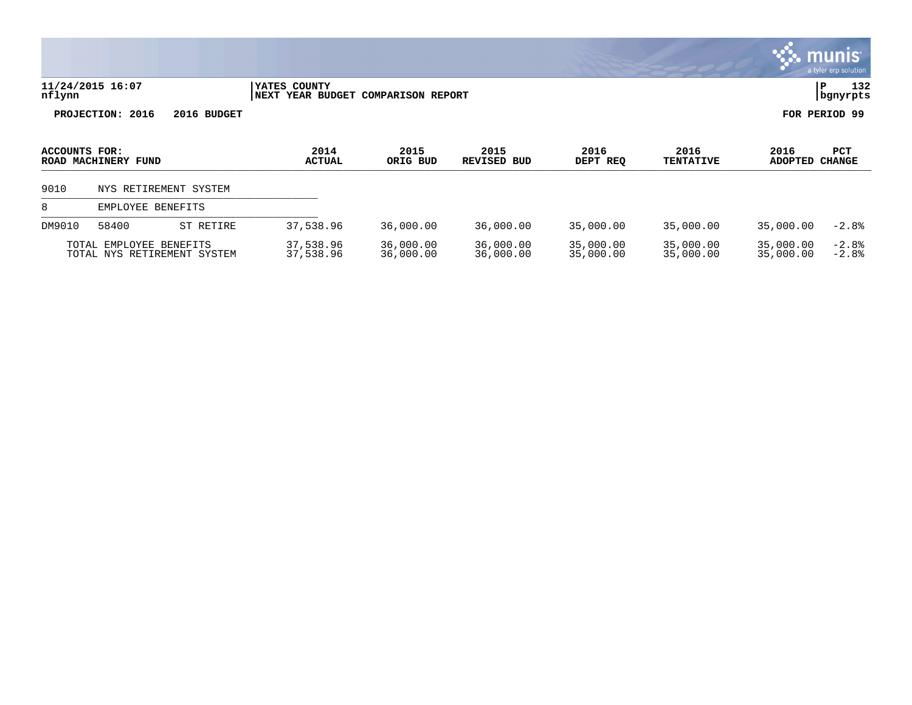**11/24/2015 16:07** | **YATES COUNTY** | **P 132**
**nflynn** | **NEXT YEAR BUDGET COMPARISON REPORT** | **bgnyrpts**

**PROJECTION: 2016 2016 BUDGET** — **FOR PERIOD 99**

| ACCOUNTS FOR: ROAD MACHINERY FUND | | | 2014 ACTUAL | 2015 ORIG BUD | 2015 REVISED BUD | 2016 DEPT REQ | 2016 TENTATIVE | 2016 ADOPTED | PCT CHANGE |
|---|---|---|---|---|---|---|---|---|---|
| 9010 | NYS RETIREMENT SYSTEM | | | | | | | | |
| 8 | EMPLOYEE BENEFITS | | | | | | | | |
| DM9010 | 58400 | ST RETIRE | 37,538.96 | 36,000.00 | 36,000.00 | 35,000.00 | 35,000.00 | 35,000.00 | -2.8% |
| | TOTAL EMPLOYEE BENEFITS | | 37,538.96 | 36,000.00 | 36,000.00 | 35,000.00 | 35,000.00 | 35,000.00 | -2.8% |
| | TOTAL NYS RETIREMENT SYSTEM | | 37,538.96 | 36,000.00 | 36,000.00 | 35,000.00 | 35,000.00 | 35,000.00 | -2.8% |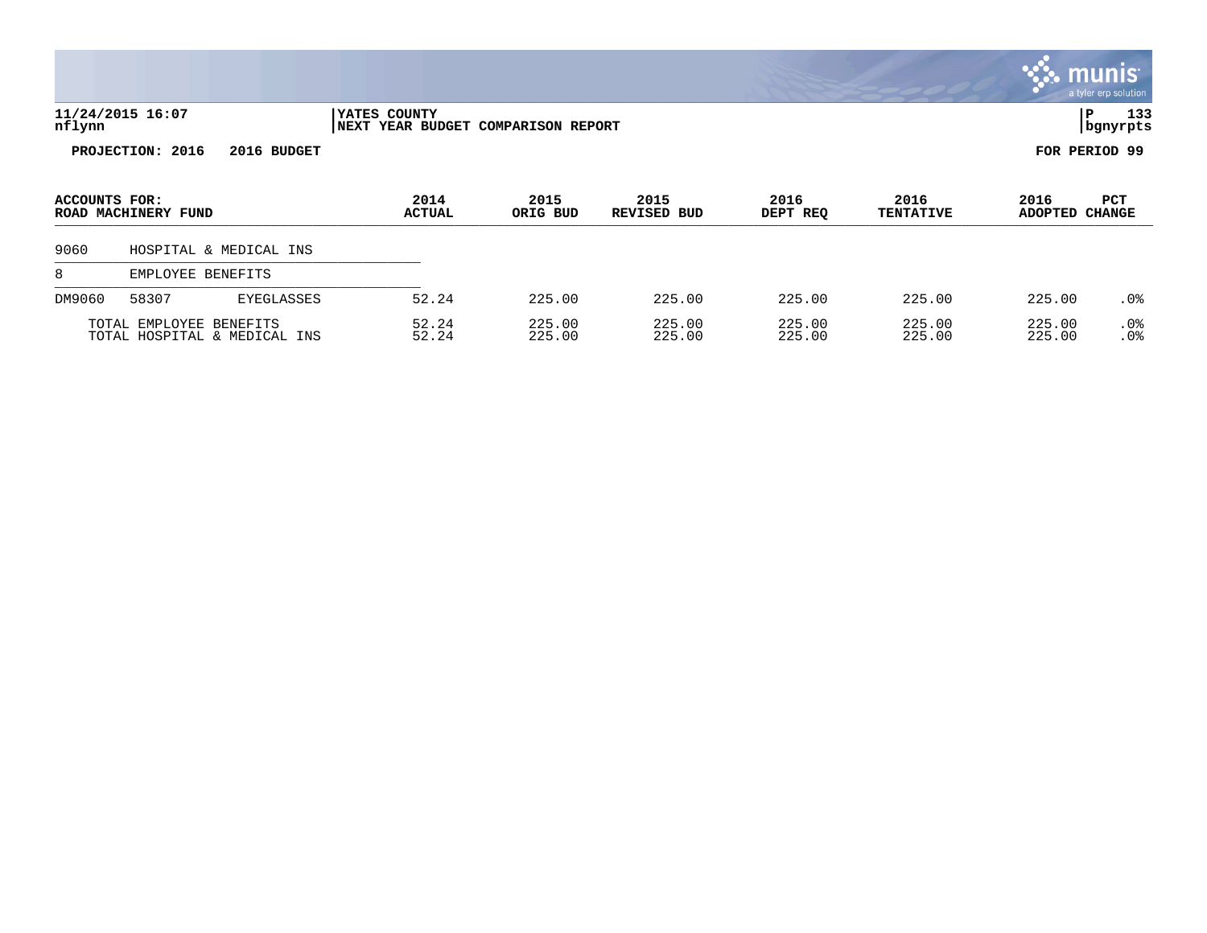**YATES COUNTY**
**NEXT YEAR BUDGET COMPARISON REPORT**

**PROJECTION: 2016 2016 BUDGET** — **FOR PERIOD 99**

| ACCOUNTS FOR: ROAD MACHINERY FUND | | | 2014 ACTUAL | 2015 ORIG BUD | 2015 REVISED BUD | 2016 DEPT REQ | 2016 TENTATIVE | 2016 ADOPTED | PCT CHANGE |
|---|---|---|---|---|---|---|---|---|---|
| 9060 | HOSPITAL & MEDICAL INS | | | | | | | | |
| 8 | EMPLOYEE BENEFITS | | | | | | | | |
| DM9060 | 58307 | EYEGLASSES | 52.24 | 225.00 | 225.00 | 225.00 | 225.00 | 225.00 | .0% |
| TOTAL EMPLOYEE BENEFITS | | | 52.24 | 225.00 | 225.00 | 225.00 | 225.00 | 225.00 | .0% |
| TOTAL HOSPITAL & MEDICAL INS | | | 52.24 | 225.00 | 225.00 | 225.00 | 225.00 | 225.00 | .0% |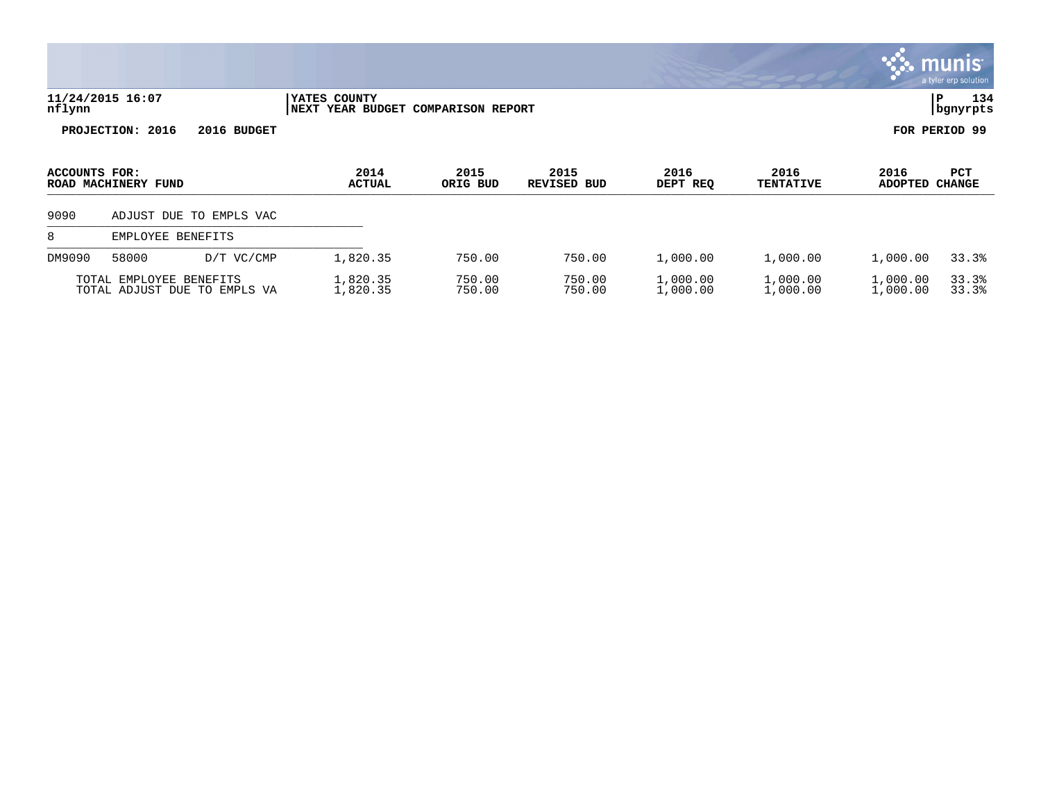**11/24/2015 16:07** | **YATES COUNTY** | **P 134**
**nflynn** | **NEXT YEAR BUDGET COMPARISON REPORT** | **bgnyrpts**

**PROJECTION: 2016 2016 BUDGET** | **FOR PERIOD 99**

| ACCOUNTS FOR: ROAD MACHINERY FUND | | | 2014 ACTUAL | 2015 ORIG BUD | 2015 REVISED BUD | 2016 DEPT REQ | 2016 TENTATIVE | 2016 ADOPTED | PCT CHANGE |
|---|---|---|---|---|---|---|---|---|---|
| 9090 | ADJUST DUE TO EMPLS VAC | | | | | | | | |
| 8 | EMPLOYEE BENEFITS | | | | | | | | |
| DM9090 | 58000 | D/T VC/CMP | 1,820.35 | 750.00 | 750.00 | 1,000.00 | 1,000.00 | 1,000.00 | 33.3% |
| | TOTAL EMPLOYEE BENEFITS | | 1,820.35 | 750.00 | 750.00 | 1,000.00 | 1,000.00 | 1,000.00 | 33.3% |
| | TOTAL ADJUST DUE TO EMPLS VA | | 1,820.35 | 750.00 | 750.00 | 1,000.00 | 1,000.00 | 1,000.00 | 33.3% |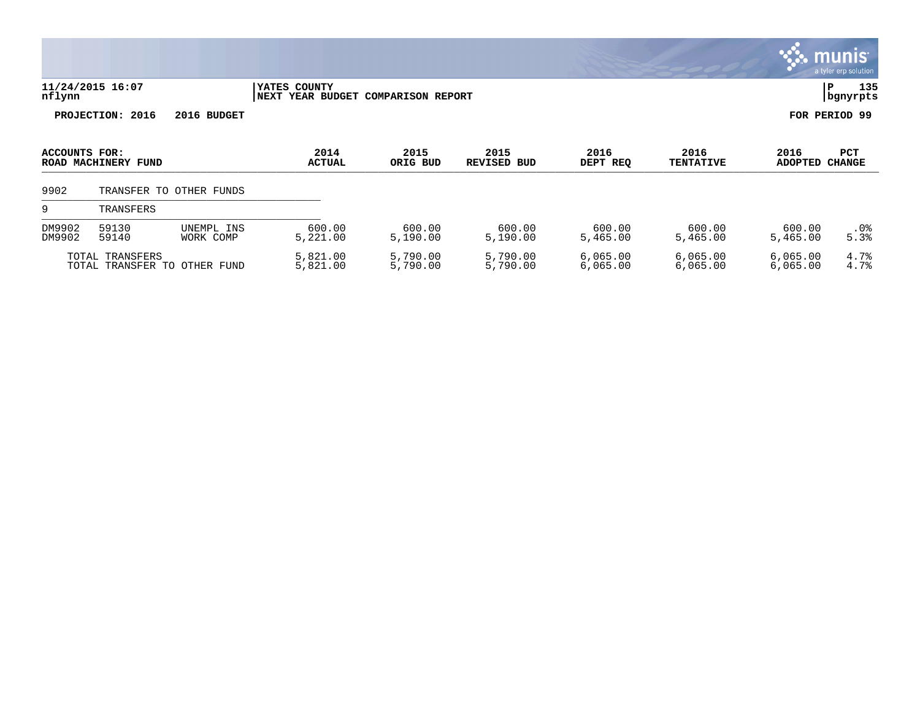**YATES COUNTY**
**NEXT YEAR BUDGET COMPARISON REPORT**

**PROJECTION: 2016    2016 BUDGET**    **FOR PERIOD 99**

| ACCOUNTS FOR: ROAD MACHINERY FUND | | | 2014 ACTUAL | 2015 ORIG BUD | 2015 REVISED BUD | 2016 DEPT REQ | 2016 TENTATIVE | 2016 ADOPTED | PCT CHANGE |
|---|---|---|---|---|---|---|---|---|---|
| 9902 | TRANSFER TO OTHER FUNDS | | | | | | | | |
| 9 | TRANSFERS | | | | | | | | |
| DM9902 | 59130 | UNEMPL INS | 600.00 | 600.00 | 600.00 | 600.00 | 600.00 | 600.00 | .0% |
| DM9902 | 59140 | WORK COMP | 5,221.00 | 5,190.00 | 5,190.00 | 5,465.00 | 5,465.00 | 5,465.00 | 5.3% |
| | TOTAL TRANSFERS | | 5,821.00 | 5,790.00 | 5,790.00 | 6,065.00 | 6,065.00 | 6,065.00 | 4.7% |
| | TOTAL TRANSFER TO OTHER FUND | | 5,821.00 | 5,790.00 | 5,790.00 | 6,065.00 | 6,065.00 | 6,065.00 | 4.7% |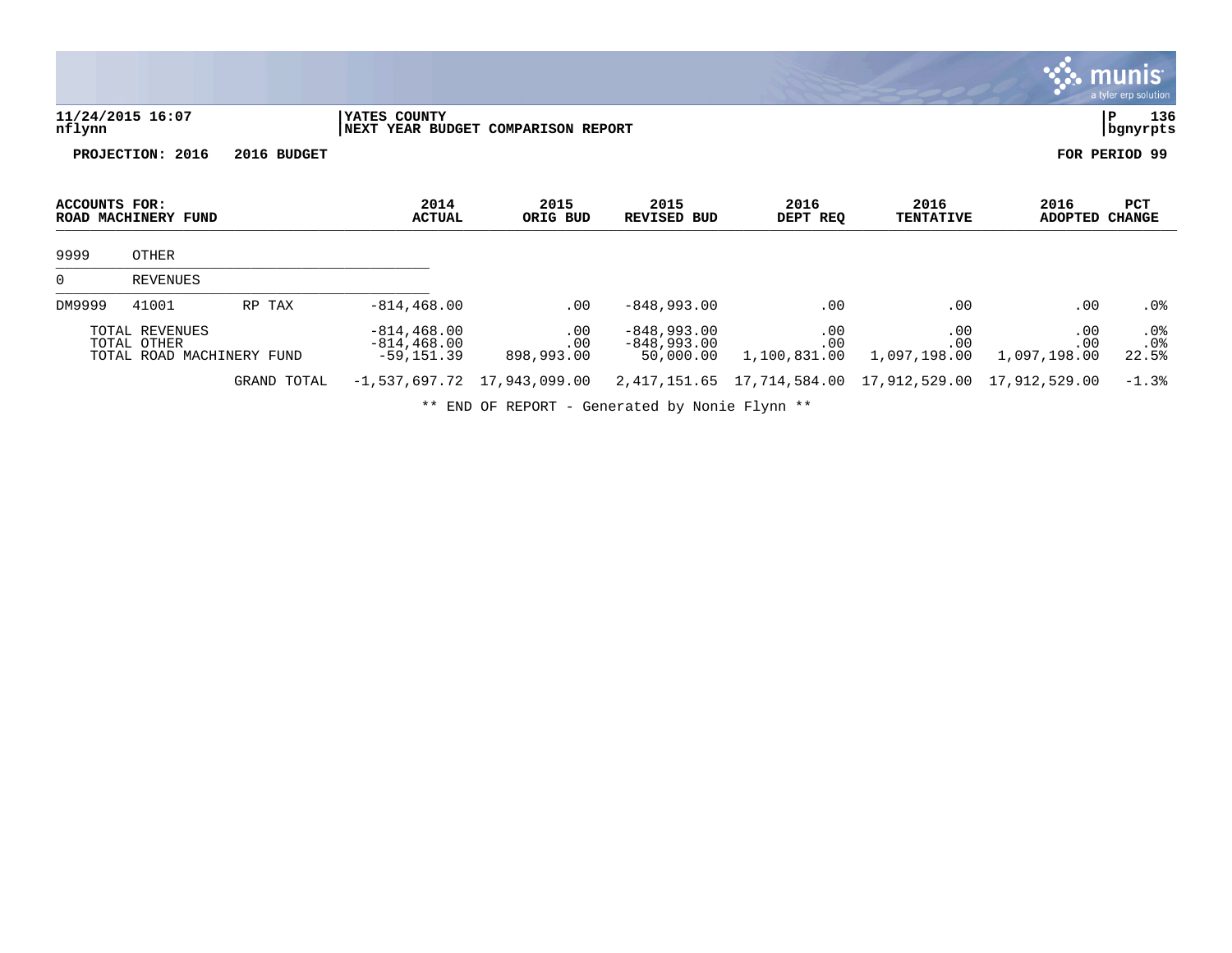YATES COUNTY
NEXT YEAR BUDGET COMPARISON REPORT

11/24/2015 16:07
nflynn

P 136
bgnyrpts

PROJECTION: 2016 2016 BUDGET

FOR PERIOD 99

| ACCOUNTS FOR: ROAD MACHINERY FUND | | | 2014 ACTUAL | 2015 ORIG BUD | 2015 REVISED BUD | 2016 DEPT REQ | 2016 TENTATIVE | 2016 ADOPTED | PCT CHANGE |
|---|---|---|---|---|---|---|---|---|---|
| 9999 | OTHER | | | | | | | | |
| 0 | REVENUES | | | | | | | | |
| DM9999 | 41001 | RP TAX | -814,468.00 | .00 | -848,993.00 | .00 | .00 | .00 | .0% |
| | TOTAL REVENUES | | -814,468.00 | .00 | -848,993.00 | .00 | .00 | .00 | .0% |
| | TOTAL OTHER | | -814,468.00 | .00 | -848,993.00 | .00 | .00 | .00 | .0% |
| | TOTAL ROAD MACHINERY FUND | | -59,151.39 | 898,993.00 | 50,000.00 | 1,100,831.00 | 1,097,198.00 | 1,097,198.00 | 22.5% |
| | | GRAND TOTAL | -1,537,697.72 | 17,943,099.00 | 2,417,151.65 | 17,714,584.00 | 17,912,529.00 | 17,912,529.00 | -1.3% |

** END OF REPORT - Generated by Nonie Flynn **